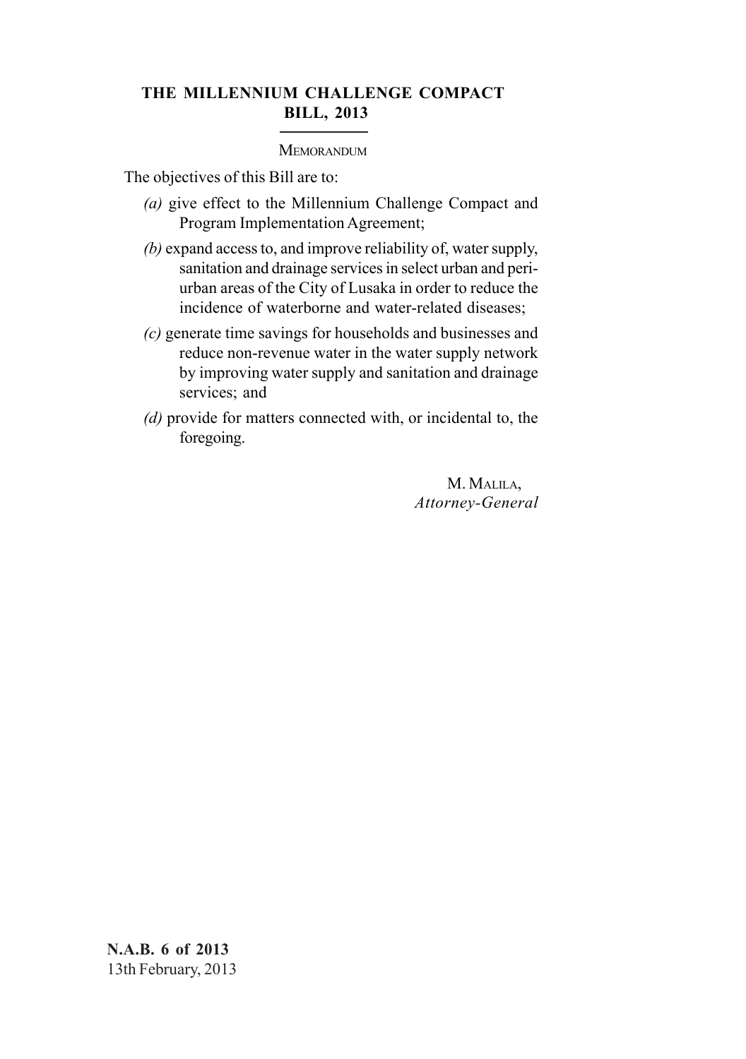# THE MILLENNIUM CHALLENGE COMPACT BILL, 2013

MEMORANDUM

The objectives of this Bill are to:

*(a)* give effect to the Millennium Challenge Compact and Program Implementation Agreement;

*(b)* expand access to, and improve reliability of, water supply, sanitation and drainage services in select urban and peri-urban areas of the City of Lusaka in order to reduce the incidence of waterborne and water-related diseases;

*(c)* generate time savings for households and businesses and reduce non-revenue water in the water supply network by improving water supply and sanitation and drainage services; and

*(d)* provide for matters connected with, or incidental to, the foregoing.

M. MALILA,
*Attorney-General*

**N.A.B. 6 of 2013**
13th February, 2013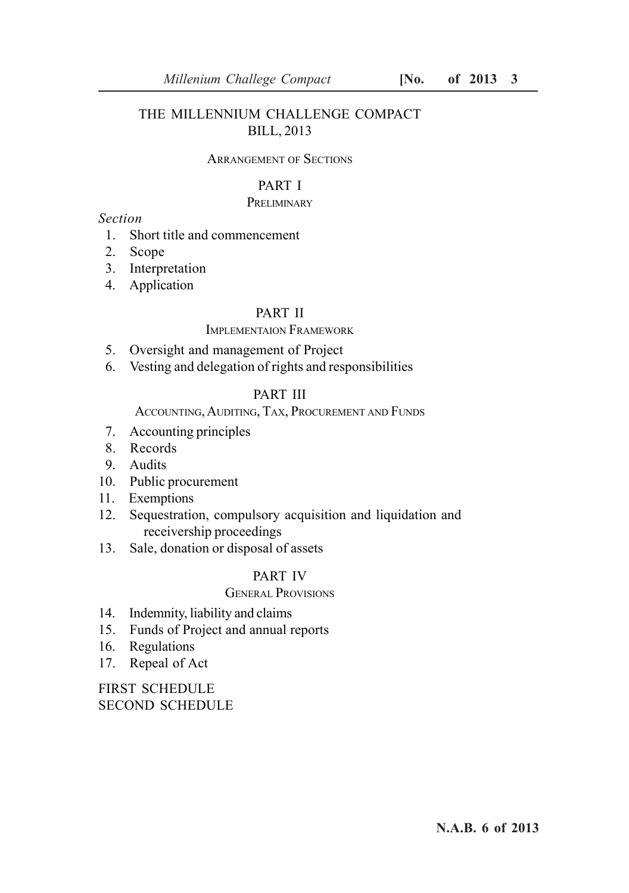# THE MILLENNIUM CHALLENGE COMPACT BILL, 2013

## ARRANGEMENT OF SECTIONS

### PART I

PRELIMINARY

*Section*

1. Short title and commencement
2. Scope
3. Interpretation
4. Application

### PART II

IMPLEMENTAION FRAMEWORK

5. Oversight and management of Project
6. Vesting and delegation of rights and responsibilities

### PART III

ACCOUNTING, AUDITING, TAX, PROCUREMENT AND FUNDS

7. Accounting principles
8. Records
9. Audits
10. Public procurement
11. Exemptions
12. Sequestration, compulsory acquisition and liquidation and receivership proceedings
13. Sale, donation or disposal of assets

### PART IV

GENERAL PROVISIONS

14. Indemnity, liability and claims
15. Funds of Project and annual reports
16. Regulations
17. Repeal of Act

FIRST SCHEDULE

SECOND SCHEDULE

**N.A.B. 6 of 2013**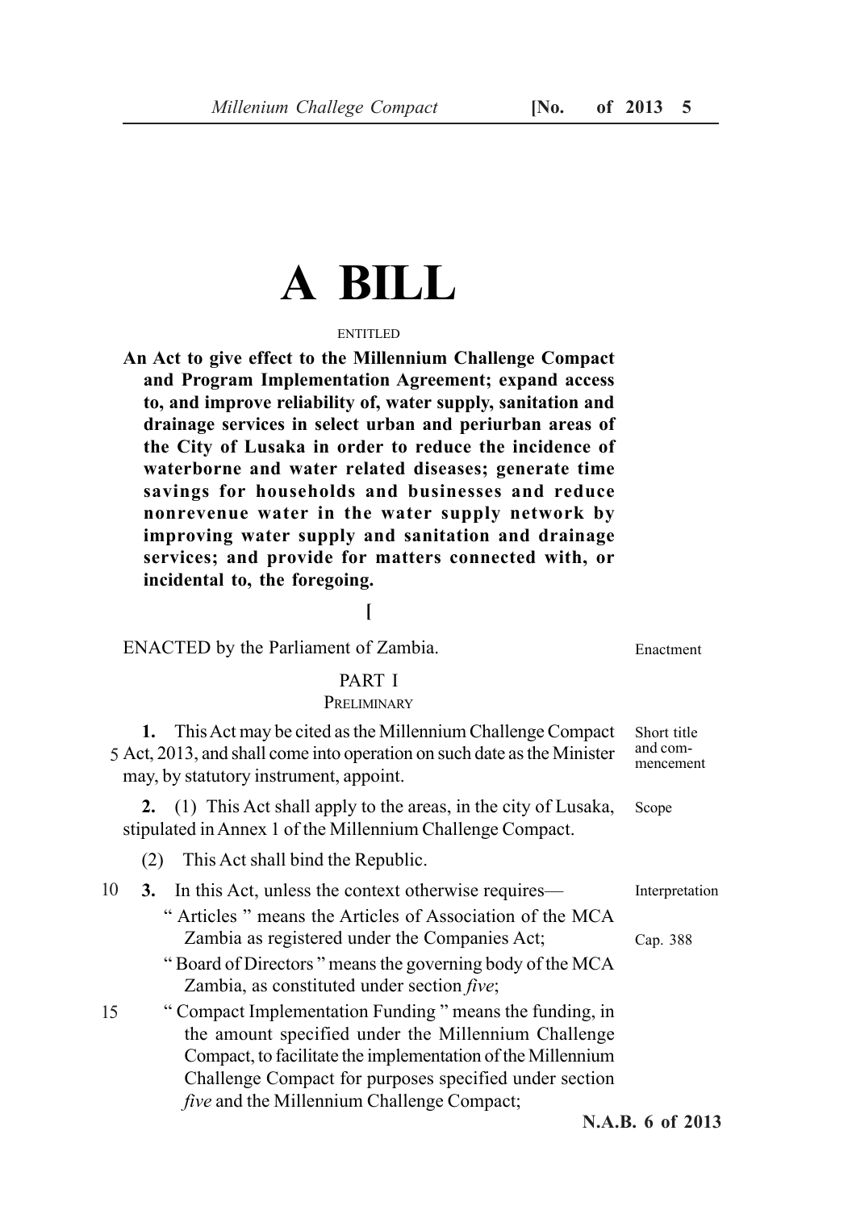# A BILL

ENTITLED

**An Act to give effect to the Millennium Challenge Compact and Program Implementation Agreement; expand access to, and improve reliability of, water supply, sanitation and drainage services in select urban and periurban areas of the City of Lusaka in order to reduce the incidence of waterborne and water related diseases; generate time savings for households and businesses and reduce nonrevenue water in the water supply network by improving water supply and sanitation and drainage services; and provide for matters connected with, or incidental to, the foregoing.**

[

ENACTED by the Parliament of Zambia. — Enactment

## PART I

### PRELIMINARY

**1.** This Act may be cited as the Millennium Challenge Compact Act, 2013, and shall come into operation on such date as the Minister may, by statutory instrument, appoint. — Short title and commencement

**2.** (1) This Act shall apply to the areas, in the city of Lusaka, stipulated in Annex 1 of the Millennium Challenge Compact. — Scope

(2) This Act shall bind the Republic.

**3.** In this Act, unless the context otherwise requires— — Interpretation

" Articles " means the Articles of Association of the MCA Zambia as registered under the Companies Act; — Cap. 388

" Board of Directors " means the governing body of the MCA Zambia, as constituted under section *five*;

" Compact Implementation Funding " means the funding, in the amount specified under the Millennium Challenge Compact, to facilitate the implementation of the Millennium Challenge Compact for purposes specified under section *five* and the Millennium Challenge Compact;

**N.A.B. 6 of 2013**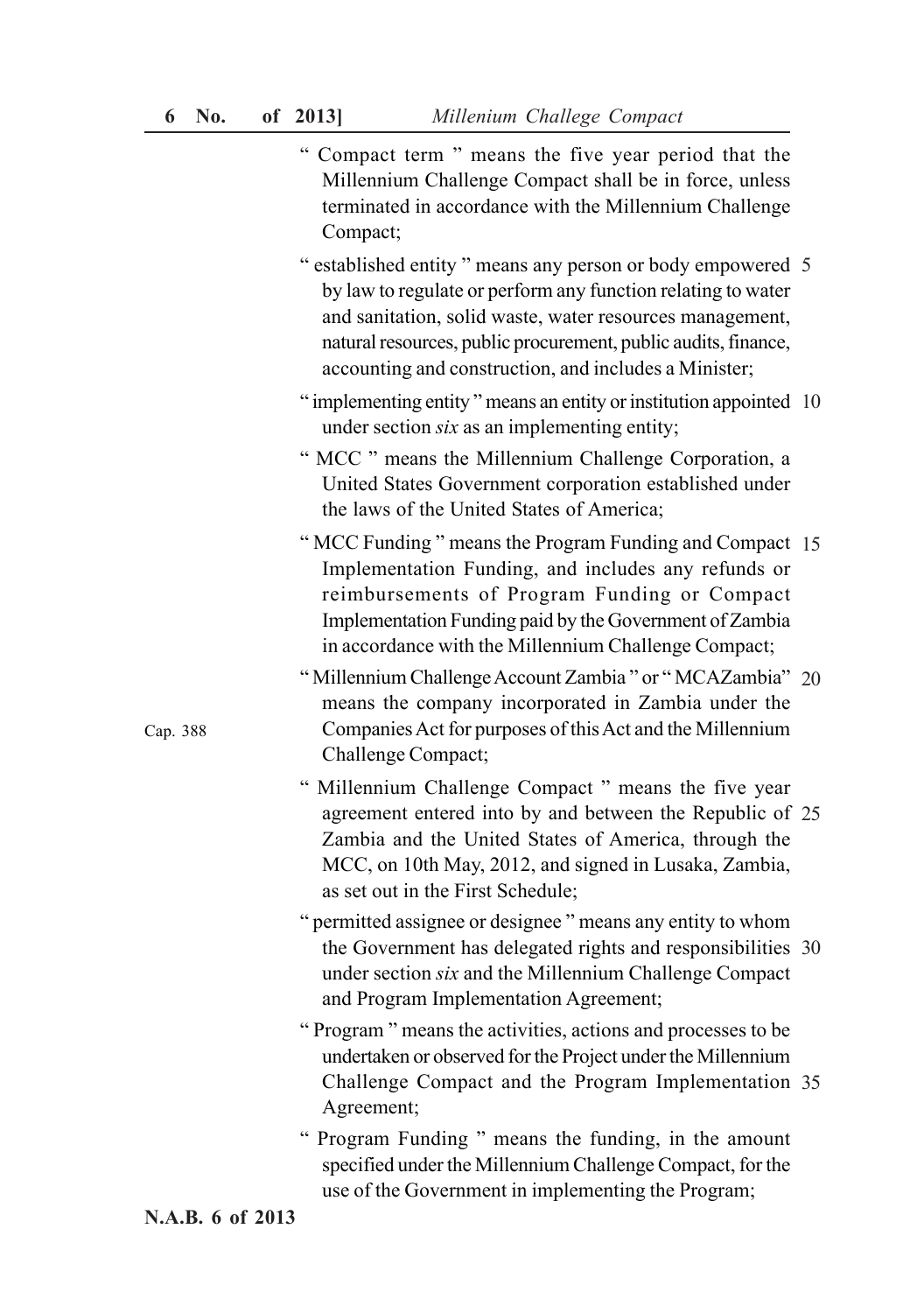" Compact term " means the five year period that the Millennium Challenge Compact shall be in force, unless terminated in accordance with the Millennium Challenge Compact;

" established entity " means any person or body empowered by law to regulate or perform any function relating to water and sanitation, solid waste, water resources management, natural resources, public procurement, public audits, finance, accounting and construction, and includes a Minister;

" implementing entity " means an entity or institution appointed under section *six* as an implementing entity;

" MCC " means the Millennium Challenge Corporation, a United States Government corporation established under the laws of the United States of America;

" MCC Funding " means the Program Funding and Compact Implementation Funding, and includes any refunds or reimbursements of Program Funding or Compact Implementation Funding paid by the Government of Zambia in accordance with the Millennium Challenge Compact;

" Millennium Challenge Account Zambia " or " MCAZambia " means the company incorporated in Zambia under the Companies Act for purposes of this Act and the Millennium Challenge Compact;

Cap. 388

" Millennium Challenge Compact " means the five year agreement entered into by and between the Republic of Zambia and the United States of America, through the MCC, on 10th May, 2012, and signed in Lusaka, Zambia, as set out in the First Schedule;

" permitted assignee or designee " means any entity to whom the Government has delegated rights and responsibilities under section *six* and the Millennium Challenge Compact and Program Implementation Agreement;

" Program " means the activities, actions and processes to be undertaken or observed for the Project under the Millennium Challenge Compact and the Program Implementation Agreement;

" Program Funding " means the funding, in the amount specified under the Millennium Challenge Compact, for the use of the Government in implementing the Program;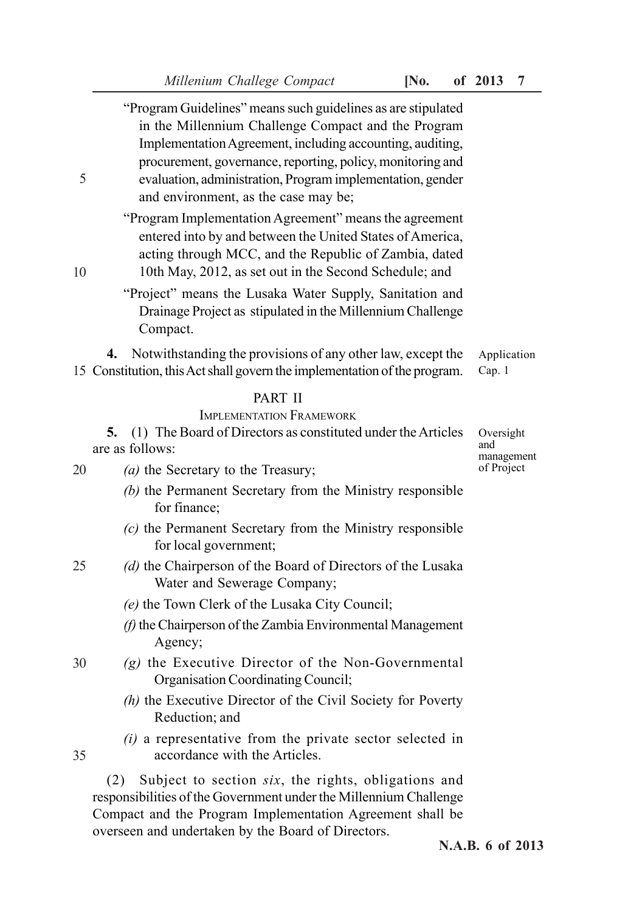"Program Guidelines" means such guidelines as are stipulated in the Millennium Challenge Compact and the Program Implementation Agreement, including accounting, auditing, procurement, governance, reporting, policy, monitoring and evaluation, administration, Program implementation, gender and environment, as the case may be;

"Program Implementation Agreement" means the agreement entered into by and between the United States of America, acting through MCC, and the Republic of Zambia, dated 10th May, 2012, as set out in the Second Schedule; and

"Project" means the Lusaka Water Supply, Sanitation and Drainage Project as stipulated in the Millennium Challenge Compact.

Application
Cap. 1

**4.** Notwithstanding the provisions of any other law, except the Constitution, this Act shall govern the implementation of the program.

## PART II

### IMPLEMENTATION FRAMEWORK

Oversight and management of Project

**5.** (1) The Board of Directors as constituted under the Articles are as follows:

*(a)* the Secretary to the Treasury;

*(b)* the Permanent Secretary from the Ministry responsible for finance;

*(c)* the Permanent Secretary from the Ministry responsible for local government;

*(d)* the Chairperson of the Board of Directors of the Lusaka Water and Sewerage Company;

*(e)* the Town Clerk of the Lusaka City Council;

*(f)* the Chairperson of the Zambia Environmental Management Agency;

*(g)* the Executive Director of the Non-Governmental Organisation Coordinating Council;

*(h)* the Executive Director of the Civil Society for Poverty Reduction; and

*(i)* a representative from the private sector selected in accordance with the Articles.

(2) Subject to section *six*, the rights, obligations and responsibilities of the Government under the Millennium Challenge Compact and the Program Implementation Agreement shall be overseen and undertaken by the Board of Directors.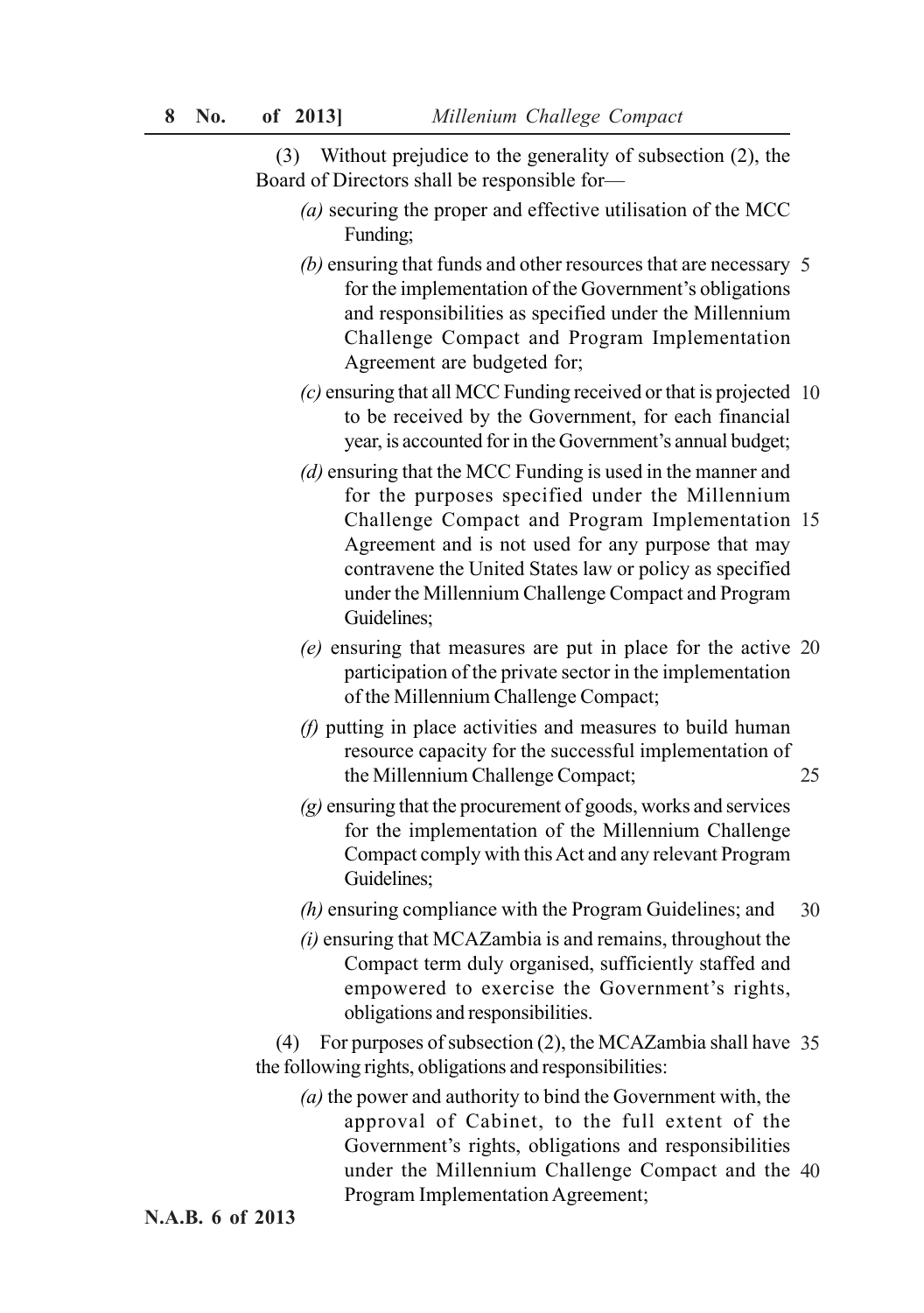(3) Without prejudice to the generality of subsection (2), the Board of Directors shall be responsible for—

*(a)* securing the proper and effective utilisation of the MCC Funding;

*(b)* ensuring that funds and other resources that are necessary for the implementation of the Government's obligations and responsibilities as specified under the Millennium Challenge Compact and Program Implementation Agreement are budgeted for;

*(c)* ensuring that all MCC Funding received or that is projected to be received by the Government, for each financial year, is accounted for in the Government's annual budget;

*(d)* ensuring that the MCC Funding is used in the manner and for the purposes specified under the Millennium Challenge Compact and Program Implementation Agreement and is not used for any purpose that may contravene the United States law or policy as specified under the Millennium Challenge Compact and Program Guidelines;

*(e)* ensuring that measures are put in place for the active participation of the private sector in the implementation of the Millennium Challenge Compact;

*(f)* putting in place activities and measures to build human resource capacity for the successful implementation of the Millennium Challenge Compact;

*(g)* ensuring that the procurement of goods, works and services for the implementation of the Millennium Challenge Compact comply with this Act and any relevant Program Guidelines;

*(h)* ensuring compliance with the Program Guidelines; and

*(i)* ensuring that MCAZambia is and remains, throughout the Compact term duly organised, sufficiently staffed and empowered to exercise the Government's rights, obligations and responsibilities.

(4) For purposes of subsection (2), the MCAZambia shall have the following rights, obligations and responsibilities:

*(a)* the power and authority to bind the Government with, the approval of Cabinet, to the full extent of the Government's rights, obligations and responsibilities under the Millennium Challenge Compact and the Program Implementation Agreement;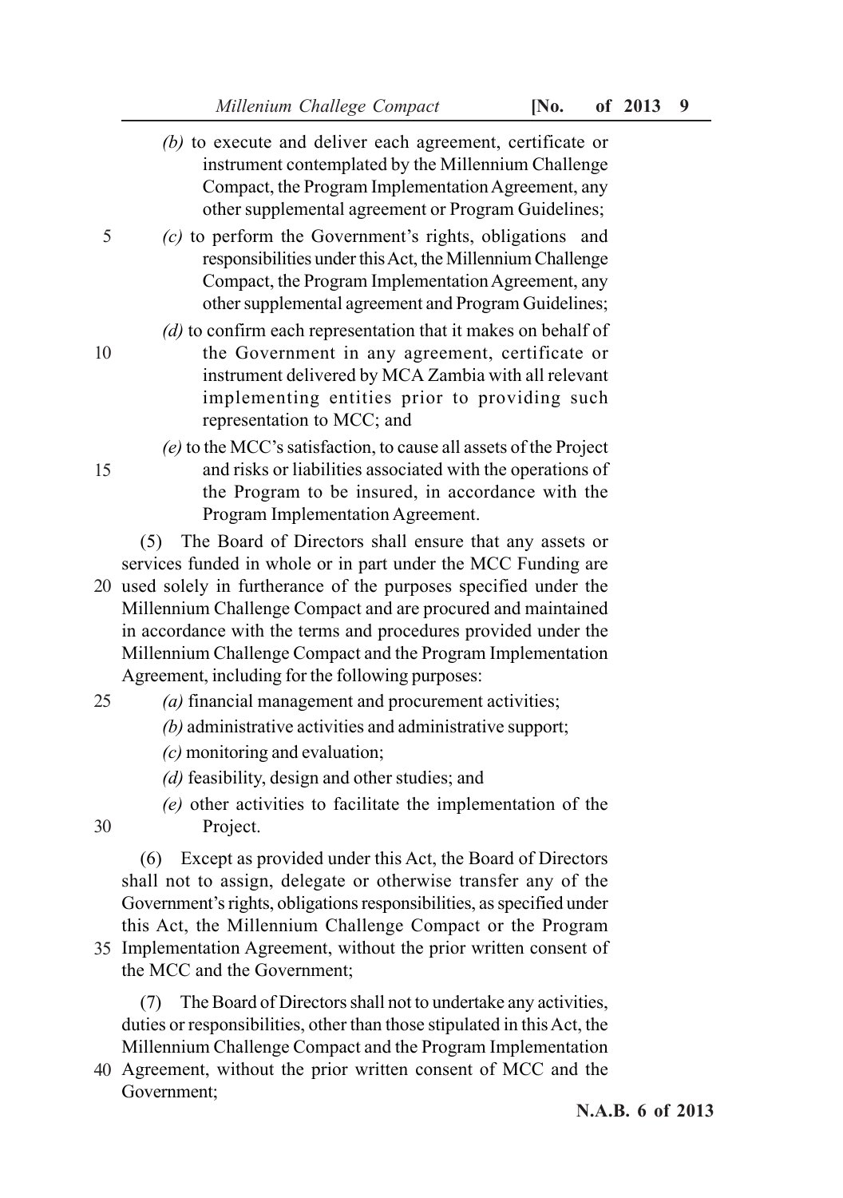*(b)* to execute and deliver each agreement, certificate or instrument contemplated by the Millennium Challenge Compact, the Program Implementation Agreement, any other supplemental agreement or Program Guidelines;

*(c)* to perform the Government's rights, obligations and responsibilities under this Act, the Millennium Challenge Compact, the Program Implementation Agreement, any other supplemental agreement and Program Guidelines;

*(d)* to confirm each representation that it makes on behalf of the Government in any agreement, certificate or instrument delivered by MCA Zambia with all relevant implementing entities prior to providing such representation to MCC; and

*(e)* to the MCC's satisfaction, to cause all assets of the Project and risks or liabilities associated with the operations of the Program to be insured, in accordance with the Program Implementation Agreement.

(5) The Board of Directors shall ensure that any assets or services funded in whole or in part under the MCC Funding are used solely in furtherance of the purposes specified under the Millennium Challenge Compact and are procured and maintained in accordance with the terms and procedures provided under the Millennium Challenge Compact and the Program Implementation Agreement, including for the following purposes:

*(a)* financial management and procurement activities;

*(b)* administrative activities and administrative support;

*(c)* monitoring and evaluation;

*(d)* feasibility, design and other studies; and

*(e)* other activities to facilitate the implementation of the Project.

(6) Except as provided under this Act, the Board of Directors shall not to assign, delegate or otherwise transfer any of the Government's rights, obligations responsibilities, as specified under this Act, the Millennium Challenge Compact or the Program Implementation Agreement, without the prior written consent of the MCC and the Government;

(7) The Board of Directors shall not to undertake any activities, duties or responsibilities, other than those stipulated in this Act, the Millennium Challenge Compact and the Program Implementation Agreement, without the prior written consent of MCC and the Government;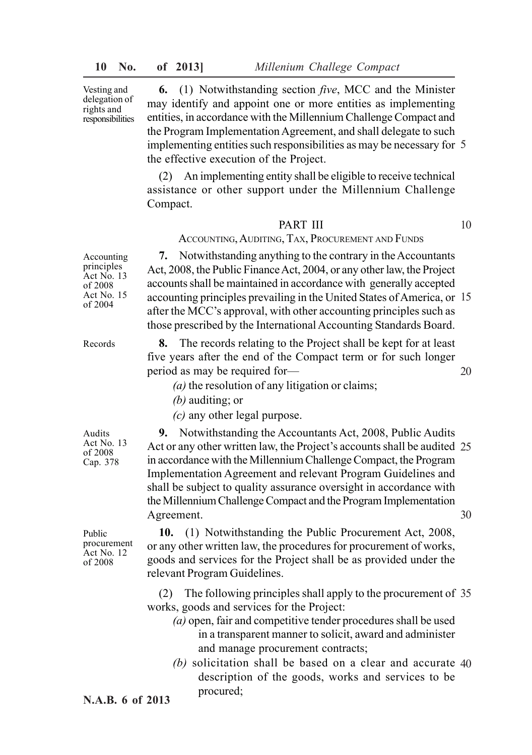Vesting and delegation of rights and responsibilities

**6.** (1) Notwithstanding section *five*, MCC and the Minister may identify and appoint one or more entities as implementing entities, in accordance with the Millennium Challenge Compact and the Program Implementation Agreement, and shall delegate to such implementing entities such responsibilities as may be necessary for the effective execution of the Project.

(2) An implementing entity shall be eligible to receive technical assistance or other support under the Millennium Challenge Compact.

## PART III

### ACCOUNTING, AUDITING, TAX, PROCUREMENT AND FUNDS

Accounting principles Act No. 13 of 2008 Act No. 15 of 2004

**7.** Notwithstanding anything to the contrary in the Accountants Act, 2008, the Public Finance Act, 2004, or any other law, the Project accounts shall be maintained in accordance with generally accepted accounting principles prevailing in the United States of America, or after the MCC's approval, with other accounting principles such as those prescribed by the International Accounting Standards Board.

Records

**8.** The records relating to the Project shall be kept for at least five years after the end of the Compact term or for such longer period as may be required for—

*(a)* the resolution of any litigation or claims;

*(b)* auditing; or

*(c)* any other legal purpose.

Audits Act No. 13 of 2008 Cap. 378

**9.** Notwithstanding the Accountants Act, 2008, Public Audits Act or any other written law, the Project's accounts shall be audited in accordance with the Millennium Challenge Compact, the Program Implementation Agreement and relevant Program Guidelines and shall be subject to quality assurance oversight in accordance with the Millennium Challenge Compact and the Program Implementation Agreement.

Public procurement Act No. 12 of 2008

**10.** (1) Notwithstanding the Public Procurement Act, 2008, or any other written law, the procedures for procurement of works, goods and services for the Project shall be as provided under the relevant Program Guidelines.

(2) The following principles shall apply to the procurement of works, goods and services for the Project:

*(a)* open, fair and competitive tender procedures shall be used in a transparent manner to solicit, award and administer and manage procurement contracts;

*(b)* solicitation shall be based on a clear and accurate description of the goods, works and services to be procured;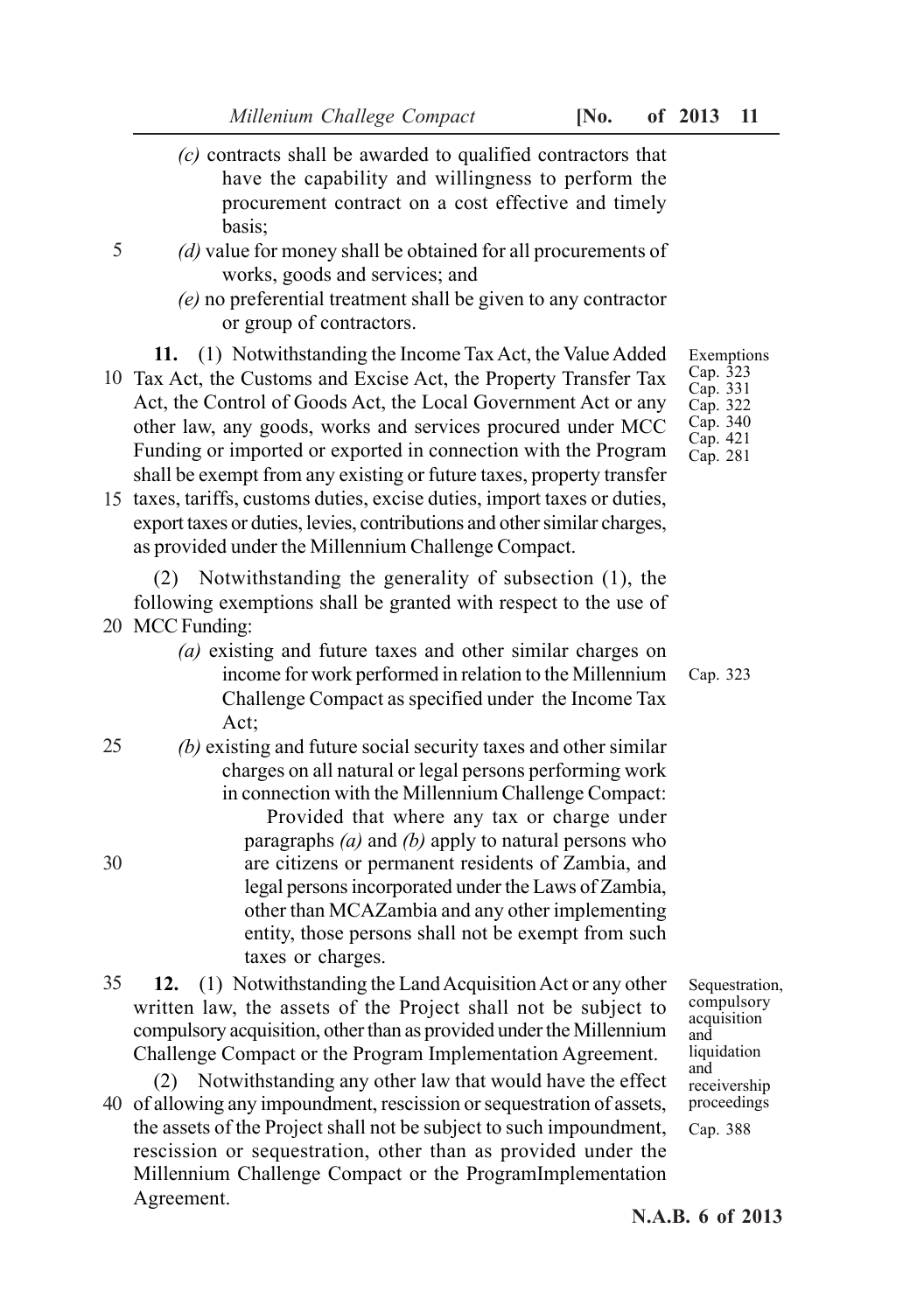*(c)* contracts shall be awarded to qualified contractors that have the capability and willingness to perform the procurement contract on a cost effective and timely basis;

*(d)* value for money shall be obtained for all procurements of works, goods and services; and

*(e)* no preferential treatment shall be given to any contractor or group of contractors.

Exemptions
Cap. 323
Cap. 331
Cap. 322
Cap. 340
Cap. 421
Cap. 281

**11.** (1) Notwithstanding the Income Tax Act, the Value Added Tax Act, the Customs and Excise Act, the Property Transfer Tax Act, the Control of Goods Act, the Local Government Act or any other law, any goods, works and services procured under MCC Funding or imported or exported in connection with the Program shall be exempt from any existing or future taxes, property transfer taxes, tariffs, customs duties, excise duties, import taxes or duties, export taxes or duties, levies, contributions and other similar charges, as provided under the Millennium Challenge Compact.

(2) Notwithstanding the generality of subsection (1), the following exemptions shall be granted with respect to the use of MCC Funding:

*(a)* existing and future taxes and other similar charges on income for work performed in relation to the Millennium Challenge Compact as specified under the Income Tax Act;

Cap. 323

*(b)* existing and future social security taxes and other similar charges on all natural or legal persons performing work in connection with the Millennium Challenge Compact:

Provided that where any tax or charge under paragraphs *(a)* and *(b)* apply to natural persons who are citizens or permanent residents of Zambia, and legal persons incorporated under the Laws of Zambia, other than MCAZambia and any other implementing entity, those persons shall not be exempt from such taxes or charges.

Sequestration, compulsory acquisition and liquidation and receivership proceedings
Cap. 388

**12.** (1) Notwithstanding the Land Acquisition Act or any other written law, the assets of the Project shall not be subject to compulsory acquisition, other than as provided under the Millennium Challenge Compact or the Program Implementation Agreement.

(2) Notwithstanding any other law that would have the effect of allowing any impoundment, rescission or sequestration of assets, the assets of the Project shall not be subject to such impoundment, rescission or sequestration, other than as provided under the Millennium Challenge Compact or the ProgramImplementation Agreement.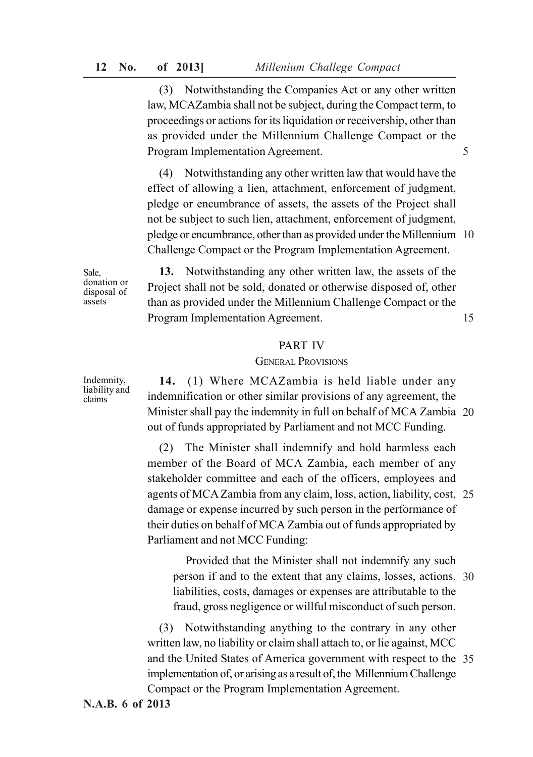(3) Notwithstanding the Companies Act or any other written law, MCAZambia shall not be subject, during the Compact term, to proceedings or actions for its liquidation or receivership, other than as provided under the Millennium Challenge Compact or the Program Implementation Agreement.

(4) Notwithstanding any other written law that would have the effect of allowing a lien, attachment, enforcement of judgment, pledge or encumbrance of assets, the assets of the Project shall not be subject to such lien, attachment, enforcement of judgment, pledge or encumbrance, other than as provided under the Millennium Challenge Compact or the Program Implementation Agreement.

*Sale, donation or disposal of assets*

**13.** Notwithstanding any other written law, the assets of the Project shall not be sold, donated or otherwise disposed of, other than as provided under the Millennium Challenge Compact or the Program Implementation Agreement.

## PART IV

### GENERAL PROVISIONS

*Indemnity, liability and claims*

**14.** (1) Where MCAZambia is held liable under any indemnification or other similar provisions of any agreement, the Minister shall pay the indemnity in full on behalf of MCA Zambia out of funds appropriated by Parliament and not MCC Funding.

(2) The Minister shall indemnify and hold harmless each member of the Board of MCA Zambia, each member of any stakeholder committee and each of the officers, employees and agents of MCA Zambia from any claim, loss, action, liability, cost, damage or expense incurred by such person in the performance of their duties on behalf of MCA Zambia out of funds appropriated by Parliament and not MCC Funding:

Provided that the Minister shall not indemnify any such person if and to the extent that any claims, losses, actions, liabilities, costs, damages or expenses are attributable to the fraud, gross negligence or willful misconduct of such person.

(3) Notwithstanding anything to the contrary in any other written law, no liability or claim shall attach to, or lie against, MCC and the United States of America government with respect to the implementation of, or arising as a result of, the Millennium Challenge Compact or the Program Implementation Agreement.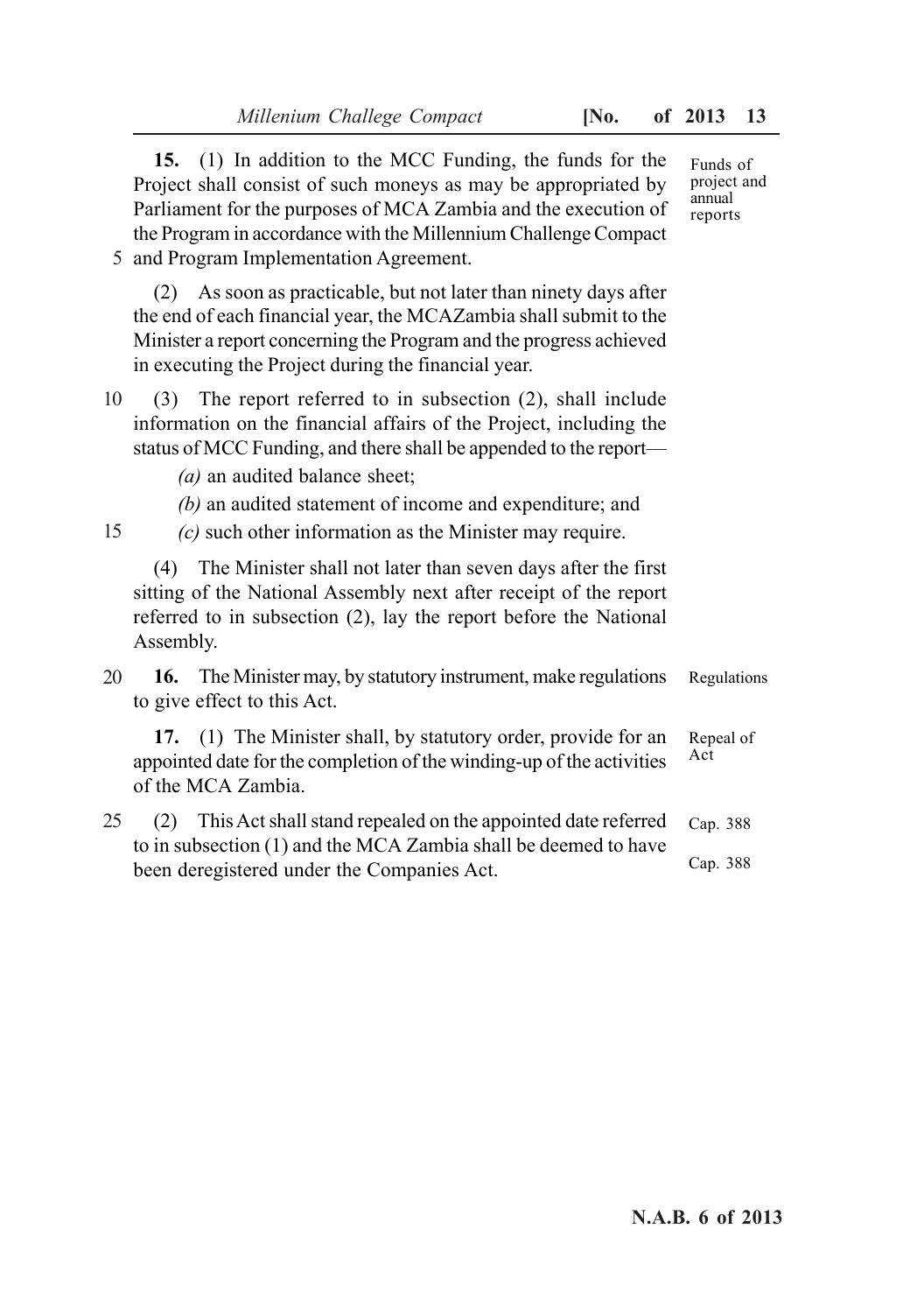**15.** (1) In addition to the MCC Funding, the funds for the Project shall consist of such moneys as may be appropriated by Parliament for the purposes of MCA Zambia and the execution of the Program in accordance with the Millennium Challenge Compact and Program Implementation Agreement.

*Funds of project and annual reports*

(2) As soon as practicable, but not later than ninety days after the end of each financial year, the MCAZambia shall submit to the Minister a report concerning the Program and the progress achieved in executing the Project during the financial year.

(3) The report referred to in subsection (2), shall include information on the financial affairs of the Project, including the status of MCC Funding, and there shall be appended to the report—

*(a)* an audited balance sheet;

*(b)* an audited statement of income and expenditure; and

*(c)* such other information as the Minister may require.

(4) The Minister shall not later than seven days after the first sitting of the National Assembly next after receipt of the report referred to in subsection (2), lay the report before the National Assembly.

**16.** The Minister may, by statutory instrument, make regulations to give effect to this Act.

*Regulations*

**17.** (1) The Minister shall, by statutory order, provide for an appointed date for the completion of the winding-up of the activities of the MCA Zambia.

*Repeal of Act*

(2) This Act shall stand repealed on the appointed date referred to in subsection (1) and the MCA Zambia shall be deemed to have been deregistered under the Companies Act.

*Cap. 388*

*Cap. 388*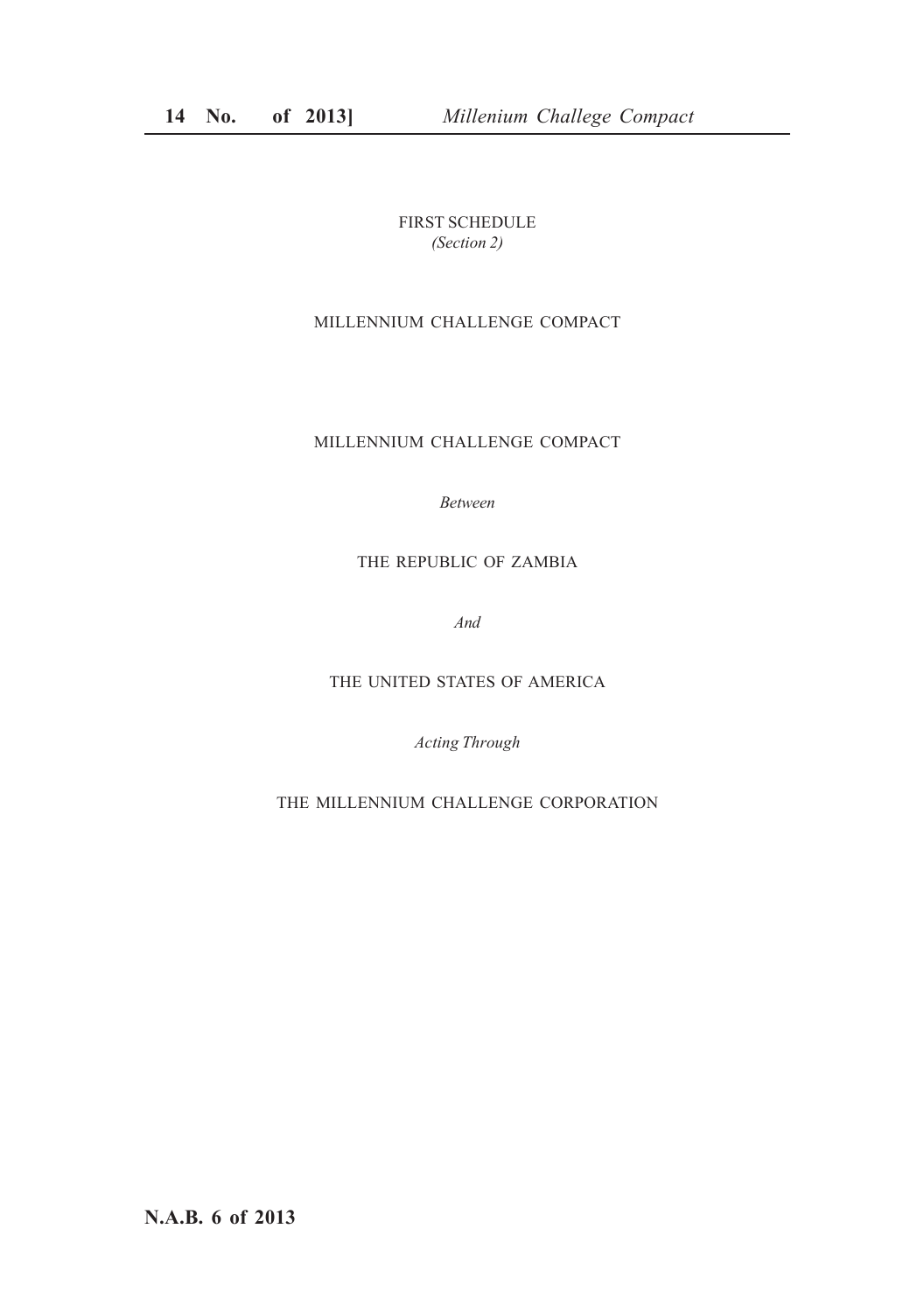FIRST SCHEDULE
*(Section 2)*

MILLENNIUM CHALLENGE COMPACT

# MILLENNIUM CHALLENGE COMPACT

*Between*

THE REPUBLIC OF ZAMBIA

*And*

THE UNITED STATES OF AMERICA

*Acting Through*

THE MILLENNIUM CHALLENGE CORPORATION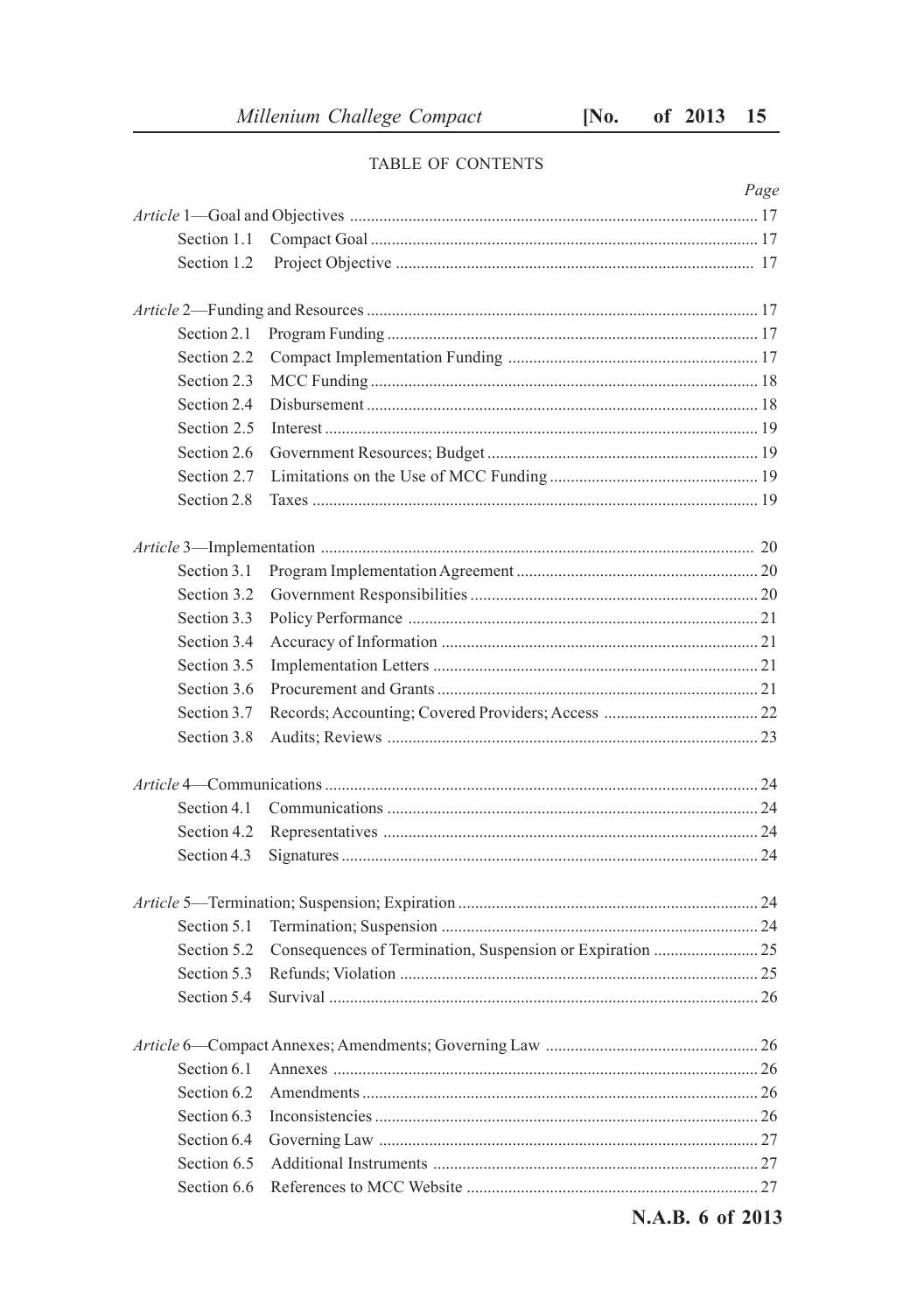TABLE OF CONTENTS

| | | Page |
|---|---|---|
| *Article* 1—Goal and Objectives | | 17 |
| Section 1.1 | Compact Goal | 17 |
| Section 1.2 | Project Objective | 17 |
| *Article* 2—Funding and Resources | | 17 |
| Section 2.1 | Program Funding | 17 |
| Section 2.2 | Compact Implementation Funding | 17 |
| Section 2.3 | MCC Funding | 18 |
| Section 2.4 | Disbursement | 18 |
| Section 2.5 | Interest | 19 |
| Section 2.6 | Government Resources; Budget | 19 |
| Section 2.7 | Limitations on the Use of MCC Funding | 19 |
| Section 2.8 | Taxes | 19 |
| *Article* 3—Implementation | | 20 |
| Section 3.1 | Program Implementation Agreement | 20 |
| Section 3.2 | Government Responsibilities | 20 |
| Section 3.3 | Policy Performance | 21 |
| Section 3.4 | Accuracy of Information | 21 |
| Section 3.5 | Implementation Letters | 21 |
| Section 3.6 | Procurement and Grants | 21 |
| Section 3.7 | Records; Accounting; Covered Providers; Access | 22 |
| Section 3.8 | Audits; Reviews | 23 |
| *Article* 4—Communications | | 24 |
| Section 4.1 | Communications | 24 |
| Section 4.2 | Representatives | 24 |
| Section 4.3 | Signatures | 24 |
| *Article* 5—Termination; Suspension; Expiration | | 24 |
| Section 5.1 | Termination; Suspension | 24 |
| Section 5.2 | Consequences of Termination, Suspension or Expiration | 25 |
| Section 5.3 | Refunds; Violation | 25 |
| Section 5.4 | Survival | 26 |
| *Article* 6—Compact Annexes; Amendments; Governing Law | | 26 |
| Section 6.1 | Annexes | 26 |
| Section 6.2 | Amendments | 26 |
| Section 6.3 | Inconsistencies | 26 |
| Section 6.4 | Governing Law | 27 |
| Section 6.5 | Additional Instruments | 27 |
| Section 6.6 | References to MCC Website | 27 |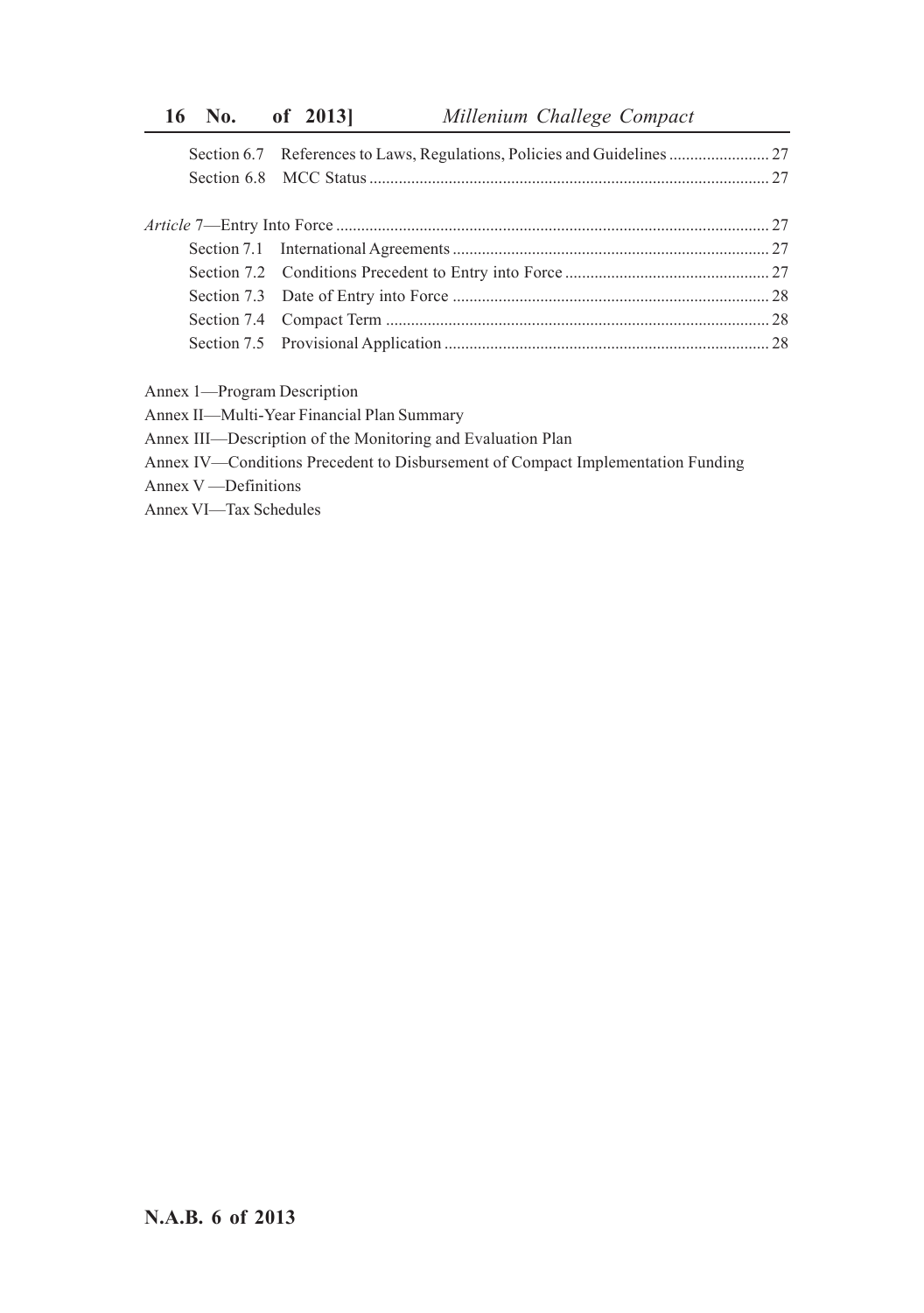Section 6.7 References to Laws, Regulations, Policies and Guidelines ........................ 27

Section 6.8 MCC Status ............................................................................................... 27

*Article* 7—Entry Into Force ....................................................................................................... 27

Section 7.1 International Agreements ........................................................................... 27

Section 7.2 Conditions Precedent to Entry into Force ................................................. 27

Section 7.3 Date of Entry into Force ........................................................................... 28

Section 7.4 Compact Term ........................................................................................... 28

Section 7.5 Provisional Application ............................................................................. 28

Annex 1—Program Description

Annex II—Multi-Year Financial Plan Summary

Annex III—Description of the Monitoring and Evaluation Plan

Annex IV—Conditions Precedent to Disbursement of Compact Implementation Funding

Annex V —Definitions

Annex VI—Tax Schedules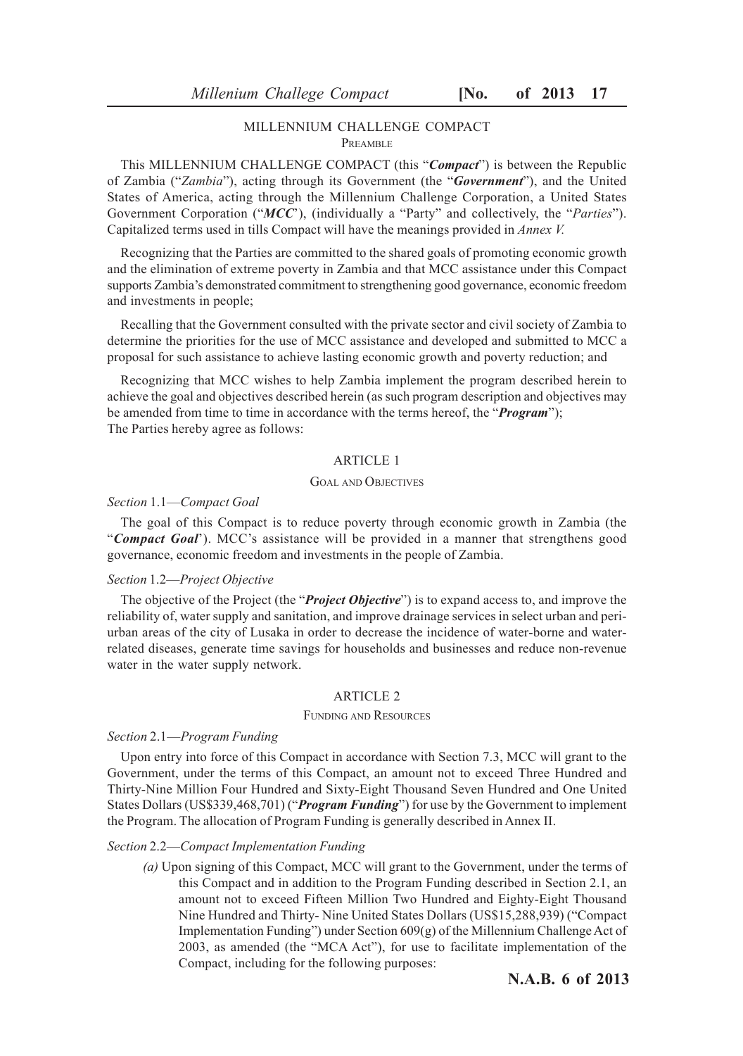## MILLENNIUM CHALLENGE COMPACT

### PREAMBLE

This MILLENNIUM CHALLENGE COMPACT (this "***Compact***") is between the Republic of Zambia ("*Zambia*"), acting through its Government (the "***Government***"), and the United States of America, acting through the Millennium Challenge Corporation, a United States Government Corporation ("***MCC***"), (individually a "Party" and collectively, the "*Parties*"). Capitalized terms used in tills Compact will have the meanings provided in *Annex V.*

Recognizing that the Parties are committed to the shared goals of promoting economic growth and the elimination of extreme poverty in Zambia and that MCC assistance under this Compact supports Zambia's demonstrated commitment to strengthening good governance, economic freedom and investments in people;

Recalling that the Government consulted with the private sector and civil society of Zambia to determine the priorities for the use of MCC assistance and developed and submitted to MCC a proposal for such assistance to achieve lasting economic growth and poverty reduction; and

Recognizing that MCC wishes to help Zambia implement the program described herein to achieve the goal and objectives described herein (as such program description and objectives may be amended from time to time in accordance with the terms hereof, the "***Program***");
The Parties hereby agree as follows:

## ARTICLE 1

### GOAL AND OBJECTIVES

*Section* 1.1—*Compact Goal*

The goal of this Compact is to reduce poverty through economic growth in Zambia (the "***Compact Goal***"). MCC's assistance will be provided in a manner that strengthens good governance, economic freedom and investments in the people of Zambia.

*Section* 1.2—*Project Objective*

The objective of the Project (the "***Project Objective***") is to expand access to, and improve the reliability of, water supply and sanitation, and improve drainage services in select urban and peri-urban areas of the city of Lusaka in order to decrease the incidence of water-borne and water-related diseases, generate time savings for households and businesses and reduce non-revenue water in the water supply network.

## ARTICLE 2

### FUNDING AND RESOURCES

*Section* 2.1—*Program Funding*

Upon entry into force of this Compact in accordance with Section 7.3, MCC will grant to the Government, under the terms of this Compact, an amount not to exceed Three Hundred and Thirty-Nine Million Four Hundred and Sixty-Eight Thousand Seven Hundred and One United States Dollars (US$339,468,701) ("***Program Funding***") for use by the Government to implement the Program. The allocation of Program Funding is generally described in Annex II.

*Section* 2.2—*Compact Implementation Funding*

*(a)* Upon signing of this Compact, MCC will grant to the Government, under the terms of this Compact and in addition to the Program Funding described in Section 2.1, an amount not to exceed Fifteen Million Two Hundred and Eighty-Eight Thousand Nine Hundred and Thirty- Nine United States Dollars (US$15,288,939) ("Compact Implementation Funding") under Section 609(g) of the Millennium Challenge Act of 2003, as amended (the "MCA Act"), for use to facilitate implementation of the Compact, including for the following purposes: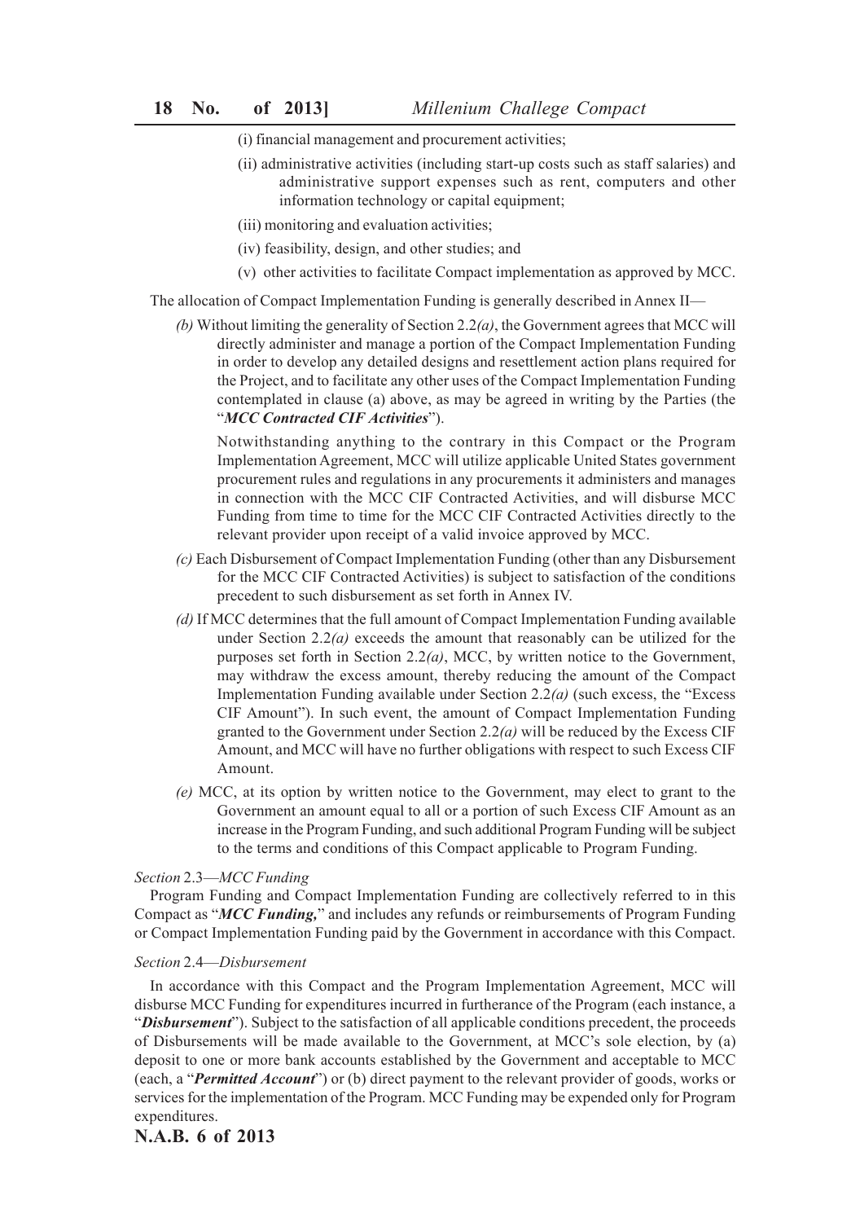(i) financial management and procurement activities;

(ii) administrative activities (including start-up costs such as staff salaries) and administrative support expenses such as rent, computers and other information technology or capital equipment;

(iii) monitoring and evaluation activities;

(iv) feasibility, design, and other studies; and

(v) other activities to facilitate Compact implementation as approved by MCC.

The allocation of Compact Implementation Funding is generally described in Annex II—

*(b)* Without limiting the generality of Section 2.2*(a)*, the Government agrees that MCC will directly administer and manage a portion of the Compact Implementation Funding in order to develop any detailed designs and resettlement action plans required for the Project, and to facilitate any other uses of the Compact Implementation Funding contemplated in clause (a) above, as may be agreed in writing by the Parties (the "***MCC Contracted CIF Activities***").

Notwithstanding anything to the contrary in this Compact or the Program Implementation Agreement, MCC will utilize applicable United States government procurement rules and regulations in any procurements it administers and manages in connection with the MCC CIF Contracted Activities, and will disburse MCC Funding from time to time for the MCC CIF Contracted Activities directly to the relevant provider upon receipt of a valid invoice approved by MCC.

*(c)* Each Disbursement of Compact Implementation Funding (other than any Disbursement for the MCC CIF Contracted Activities) is subject to satisfaction of the conditions precedent to such disbursement as set forth in Annex IV.

*(d)* If MCC determines that the full amount of Compact Implementation Funding available under Section 2.2*(a)* exceeds the amount that reasonably can be utilized for the purposes set forth in Section 2.2*(a)*, MCC, by written notice to the Government, may withdraw the excess amount, thereby reducing the amount of the Compact Implementation Funding available under Section 2.2*(a)* (such excess, the "Excess CIF Amount"). In such event, the amount of Compact Implementation Funding granted to the Government under Section 2.2*(a)* will be reduced by the Excess CIF Amount, and MCC will have no further obligations with respect to such Excess CIF Amount.

*(e)* MCC, at its option by written notice to the Government, may elect to grant to the Government an amount equal to all or a portion of such Excess CIF Amount as an increase in the Program Funding, and such additional Program Funding will be subject to the terms and conditions of this Compact applicable to Program Funding.

*Section* 2.3—*MCC Funding*

Program Funding and Compact Implementation Funding are collectively referred to in this Compact as "***MCC Funding,***" and includes any refunds or reimbursements of Program Funding or Compact Implementation Funding paid by the Government in accordance with this Compact.

*Section* 2.4—*Disbursement*

In accordance with this Compact and the Program Implementation Agreement, MCC will disburse MCC Funding for expenditures incurred in furtherance of the Program (each instance, a "***Disbursement***"). Subject to the satisfaction of all applicable conditions precedent, the proceeds of Disbursements will be made available to the Government, at MCC's sole election, by (a) deposit to one or more bank accounts established by the Government and acceptable to MCC (each, a "***Permitted Account***") or (b) direct payment to the relevant provider of goods, works or services for the implementation of the Program. MCC Funding may be expended only for Program expenditures.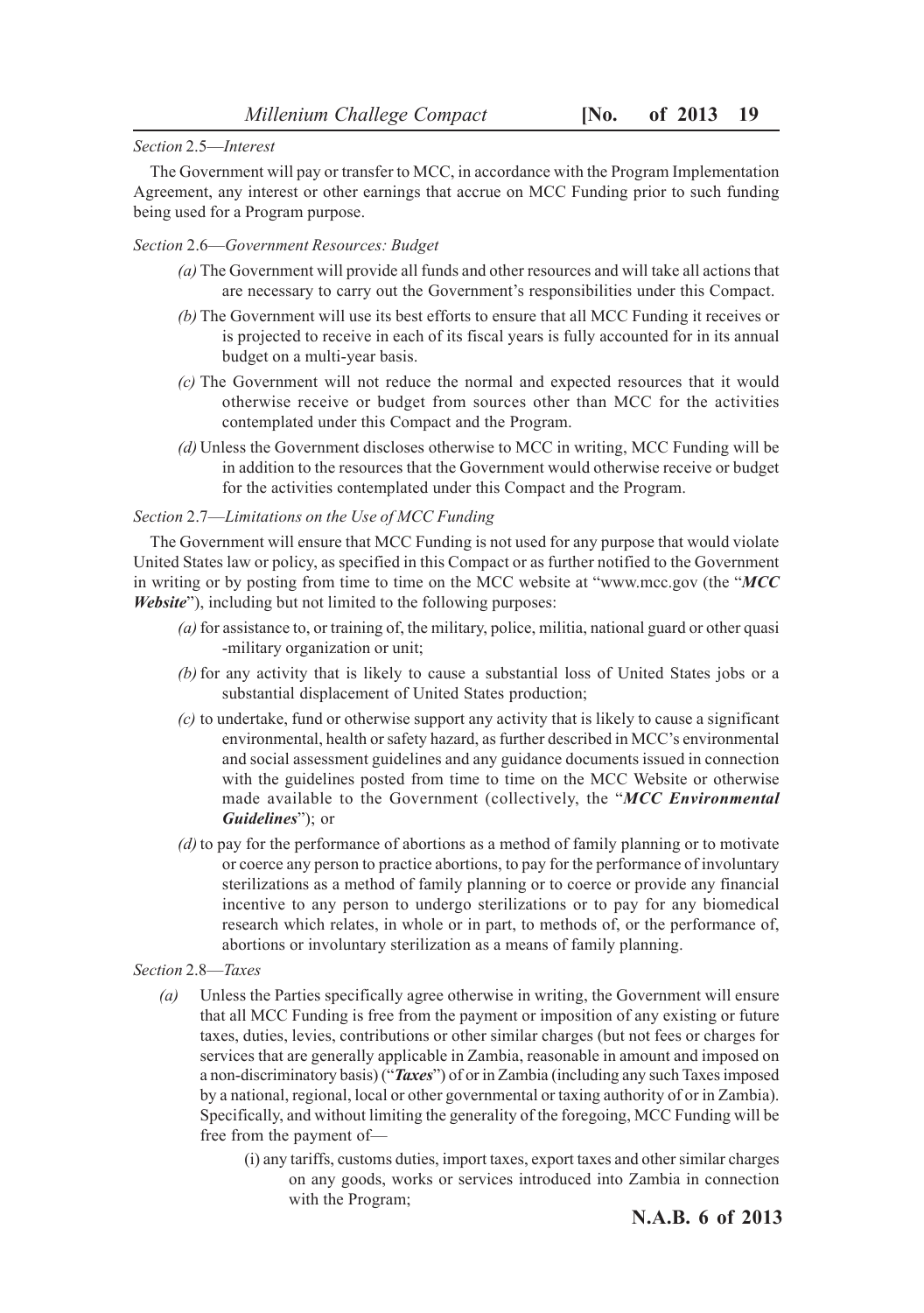*Section* 2.5—*Interest*

The Government will pay or transfer to MCC, in accordance with the Program Implementation Agreement, any interest or other earnings that accrue on MCC Funding prior to such funding being used for a Program purpose.

*Section* 2.6—*Government Resources: Budget*

- *(a)* The Government will provide all funds and other resources and will take all actions that are necessary to carry out the Government's responsibilities under this Compact.
- *(b)* The Government will use its best efforts to ensure that all MCC Funding it receives or is projected to receive in each of its fiscal years is fully accounted for in its annual budget on a multi-year basis.
- *(c)* The Government will not reduce the normal and expected resources that it would otherwise receive or budget from sources other than MCC for the activities contemplated under this Compact and the Program.
- *(d)* Unless the Government discloses otherwise to MCC in writing, MCC Funding will be in addition to the resources that the Government would otherwise receive or budget for the activities contemplated under this Compact and the Program.

*Section* 2.7—*Limitations on the Use of MCC Funding*

The Government will ensure that MCC Funding is not used for any purpose that would violate United States law or policy, as specified in this Compact or as further notified to the Government in writing or by posting from time to time on the MCC website at "www.mcc.gov (the "***MCC Website***"), including but not limited to the following purposes:

- *(a)* for assistance to, or training of, the military, police, militia, national guard or other quasi -military organization or unit;
- *(b)* for any activity that is likely to cause a substantial loss of United States jobs or a substantial displacement of United States production;
- *(c)* to undertake, fund or otherwise support any activity that is likely to cause a significant environmental, health or safety hazard, as further described in MCC's environmental and social assessment guidelines and any guidance documents issued in connection with the guidelines posted from time to time on the MCC Website or otherwise made available to the Government (collectively, the "***MCC Environmental Guidelines***"); or
- *(d)* to pay for the performance of abortions as a method of family planning or to motivate or coerce any person to practice abortions, to pay for the performance of involuntary sterilizations as a method of family planning or to coerce or provide any financial incentive to any person to undergo sterilizations or to pay for any biomedical research which relates, in whole or in part, to methods of, or the performance of, abortions or involuntary sterilization as a means of family planning.

*Section* 2.8—*Taxes*

- *(a)* Unless the Parties specifically agree otherwise in writing, the Government will ensure that all MCC Funding is free from the payment or imposition of any existing or future taxes, duties, levies, contributions or other similar charges (but not fees or charges for services that are generally applicable in Zambia, reasonable in amount and imposed on a non-discriminatory basis) ("***Taxes***") of or in Zambia (including any such Taxes imposed by a national, regional, local or other governmental or taxing authority of or in Zambia). Specifically, and without limiting the generality of the foregoing, MCC Funding will be free from the payment of—
    - (i) any tariffs, customs duties, import taxes, export taxes and other similar charges on any goods, works or services introduced into Zambia in connection with the Program;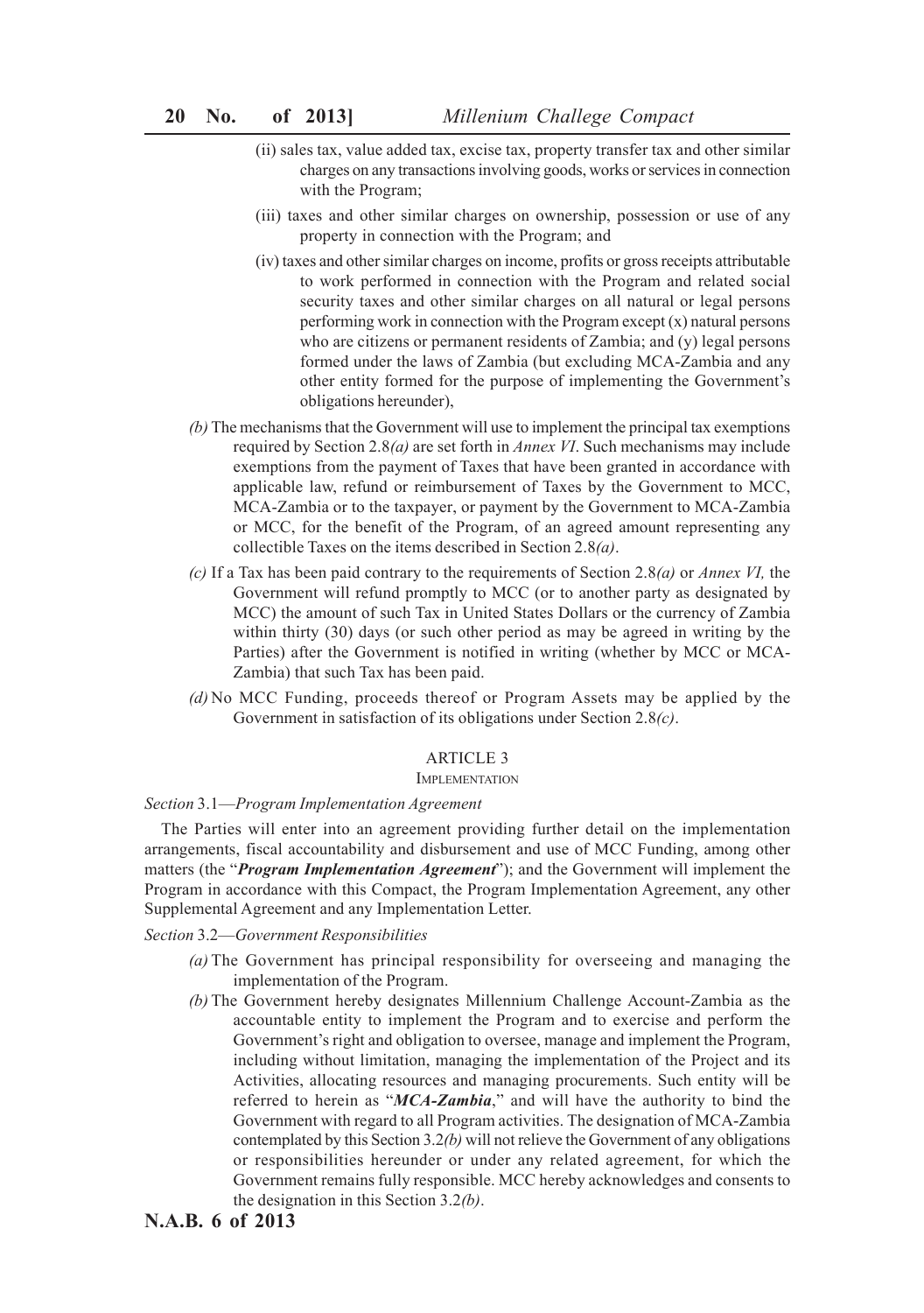(ii) sales tax, value added tax, excise tax, property transfer tax and other similar charges on any transactions involving goods, works or services in connection with the Program;

(iii) taxes and other similar charges on ownership, possession or use of any property in connection with the Program; and

(iv) taxes and other similar charges on income, profits or gross receipts attributable to work performed in connection with the Program and related social security taxes and other similar charges on all natural or legal persons performing work in connection with the Program except (x) natural persons who are citizens or permanent residents of Zambia; and (y) legal persons formed under the laws of Zambia (but excluding MCA-Zambia and any other entity formed for the purpose of implementing the Government's obligations hereunder),

*(b)* The mechanisms that the Government will use to implement the principal tax exemptions required by Section 2.8*(a)* are set forth in *Annex VI*. Such mechanisms may include exemptions from the payment of Taxes that have been granted in accordance with applicable law, refund or reimbursement of Taxes by the Government to MCC, MCA-Zambia or to the taxpayer, or payment by the Government to MCA-Zambia or MCC, for the benefit of the Program, of an agreed amount representing any collectible Taxes on the items described in Section 2.8*(a)*.

*(c)* If a Tax has been paid contrary to the requirements of Section 2.8*(a)* or *Annex VI,* the Government will refund promptly to MCC (or to another party as designated by MCC) the amount of such Tax in United States Dollars or the currency of Zambia within thirty (30) days (or such other period as may be agreed in writing by the Parties) after the Government is notified in writing (whether by MCC or MCA-Zambia) that such Tax has been paid.

*(d)* No MCC Funding, proceeds thereof or Program Assets may be applied by the Government in satisfaction of its obligations under Section 2.8*(c)*.

## ARTICLE 3

### IMPLEMENTATION

*Section* 3.1—*Program Implementation Agreement*

The Parties will enter into an agreement providing further detail on the implementation arrangements, fiscal accountability and disbursement and use of MCC Funding, among other matters (the "***Program Implementation Agreement***"); and the Government will implement the Program in accordance with this Compact, the Program Implementation Agreement, any other Supplemental Agreement and any Implementation Letter.

*Section* 3.2—*Government Responsibilities*

*(a)* The Government has principal responsibility for overseeing and managing the implementation of the Program.

*(b)* The Government hereby designates Millennium Challenge Account-Zambia as the accountable entity to implement the Program and to exercise and perform the Government's right and obligation to oversee, manage and implement the Program, including without limitation, managing the implementation of the Project and its Activities, allocating resources and managing procurements. Such entity will be referred to herein as "***MCA-Zambia***," and will have the authority to bind the Government with regard to all Program activities. The designation of MCA-Zambia contemplated by this Section 3.2*(b)* will not relieve the Government of any obligations or responsibilities hereunder or under any related agreement, for which the Government remains fully responsible. MCC hereby acknowledges and consents to the designation in this Section 3.2*(b)*.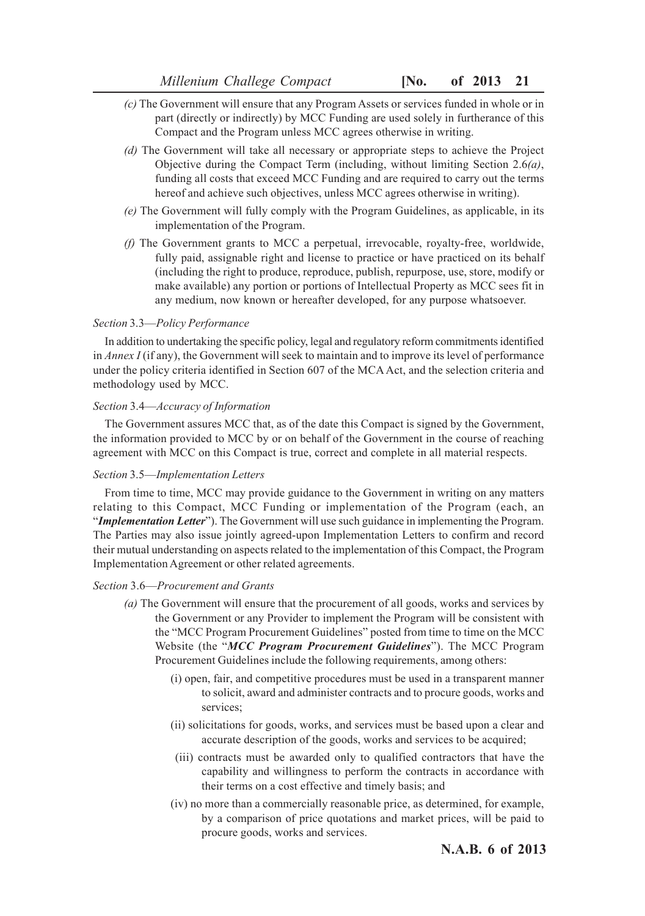*(c)* The Government will ensure that any Program Assets or services funded in whole or in part (directly or indirectly) by MCC Funding are used solely in furtherance of this Compact and the Program unless MCC agrees otherwise in writing.

*(d)* The Government will take all necessary or appropriate steps to achieve the Project Objective during the Compact Term (including, without limiting Section 2.6*(a)*, funding all costs that exceed MCC Funding and are required to carry out the terms hereof and achieve such objectives, unless MCC agrees otherwise in writing).

*(e)* The Government will fully comply with the Program Guidelines, as applicable, in its implementation of the Program.

*(f)* The Government grants to MCC a perpetual, irrevocable, royalty-free, worldwide, fully paid, assignable right and license to practice or have practiced on its behalf (including the right to produce, reproduce, publish, repurpose, use, store, modify or make available) any portion or portions of Intellectual Property as MCC sees fit in any medium, now known or hereafter developed, for any purpose whatsoever.

*Section* 3.3—*Policy Performance*

In addition to undertaking the specific policy, legal and regulatory reform commitments identified in *Annex I* (if any), the Government will seek to maintain and to improve its level of performance under the policy criteria identified in Section 607 of the MCA Act, and the selection criteria and methodology used by MCC.

*Section* 3.4—*Accuracy of Information*

The Government assures MCC that, as of the date this Compact is signed by the Government, the information provided to MCC by or on behalf of the Government in the course of reaching agreement with MCC on this Compact is true, correct and complete in all material respects.

*Section* 3.5—*Implementation Letters*

From time to time, MCC may provide guidance to the Government in writing on any matters relating to this Compact, MCC Funding or implementation of the Program (each, an "***Implementation Letter***"). The Government will use such guidance in implementing the Program. The Parties may also issue jointly agreed-upon Implementation Letters to confirm and record their mutual understanding on aspects related to the implementation of this Compact, the Program Implementation Agreement or other related agreements.

*Section* 3.6—*Procurement and Grants*

*(a)* The Government will ensure that the procurement of all goods, works and services by the Government or any Provider to implement the Program will be consistent with the "MCC Program Procurement Guidelines" posted from time to time on the MCC Website (the "***MCC Program Procurement Guidelines***"). The MCC Program Procurement Guidelines include the following requirements, among others:

(i) open, fair, and competitive procedures must be used in a transparent manner to solicit, award and administer contracts and to procure goods, works and services;

(ii) solicitations for goods, works, and services must be based upon a clear and accurate description of the goods, works and services to be acquired;

(iii) contracts must be awarded only to qualified contractors that have the capability and willingness to perform the contracts in accordance with their terms on a cost effective and timely basis; and

(iv) no more than a commercially reasonable price, as determined, for example, by a comparison of price quotations and market prices, will be paid to procure goods, works and services.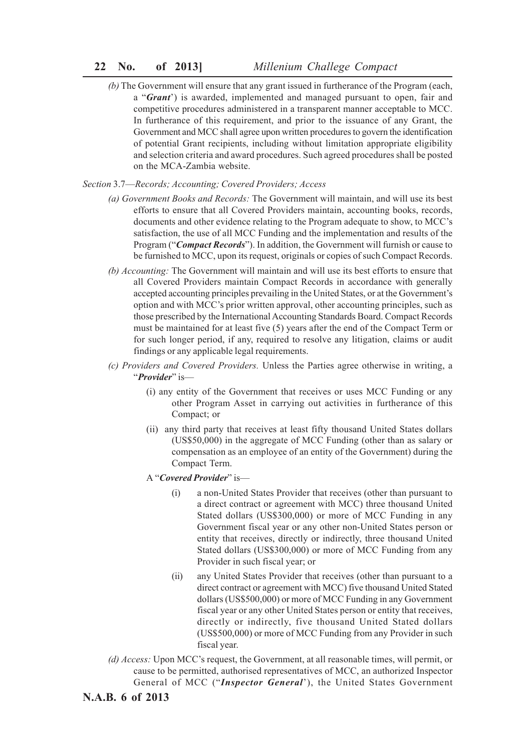*(b)* The Government will ensure that any grant issued in furtherance of the Program (each, a "***Grant***') is awarded, implemented and managed pursuant to open, fair and competitive procedures administered in a transparent manner acceptable to MCC. In furtherance of this requirement, and prior to the issuance of any Grant, the Government and MCC shall agree upon written procedures to govern the identification of potential Grant recipients, including without limitation appropriate eligibility and selection criteria and award procedures. Such agreed procedures shall be posted on the MCA-Zambia website.

*Section* 3.7—*Records; Accounting; Covered Providers; Access*

*(a) Government Books and Records:* The Government will maintain, and will use its best efforts to ensure that all Covered Providers maintain, accounting books, records, documents and other evidence relating to the Program adequate to show, to MCC's satisfaction, the use of all MCC Funding and the implementation and results of the Program ("***Compact Records***"). In addition, the Government will furnish or cause to be furnished to MCC, upon its request, originals or copies of such Compact Records.

*(b) Accounting:* The Government will maintain and will use its best efforts to ensure that all Covered Providers maintain Compact Records in accordance with generally accepted accounting principles prevailing in the United States, or at the Government's option and with MCC's prior written approval, other accounting principles, such as those prescribed by the International Accounting Standards Board. Compact Records must be maintained for at least five (5) years after the end of the Compact Term or for such longer period, if any, required to resolve any litigation, claims or audit findings or any applicable legal requirements.

*(c) Providers and Covered Providers.* Unless the Parties agree otherwise in writing, a "***Provider***" is—

(i) any entity of the Government that receives or uses MCC Funding or any other Program Asset in carrying out activities in furtherance of this Compact; or

(ii) any third party that receives at least fifty thousand United States dollars (US$50,000) in the aggregate of MCC Funding (other than as salary or compensation as an employee of an entity of the Government) during the Compact Term.

A "***Covered Provider***" is—

(i) a non-United States Provider that receives (other than pursuant to a direct contract or agreement with MCC) three thousand United Stated dollars (US$300,000) or more of MCC Funding in any Government fiscal year or any other non-United States person or entity that receives, directly or indirectly, three thousand United Stated dollars (US$300,000) or more of MCC Funding from any Provider in such fiscal year; or

(ii) any United States Provider that receives (other than pursuant to a direct contract or agreement with MCC) five thousand United Stated dollars (US$500,000) or more of MCC Funding in any Government fiscal year or any other United States person or entity that receives, directly or indirectly, five thousand United Stated dollars (US$500,000) or more of MCC Funding from any Provider in such fiscal year.

*(d) Access:* Upon MCC's request, the Government, at all reasonable times, will permit, or cause to be permitted, authorised representatives of MCC, an authorized Inspector General of MCC ("***Inspector General***'), the United States Government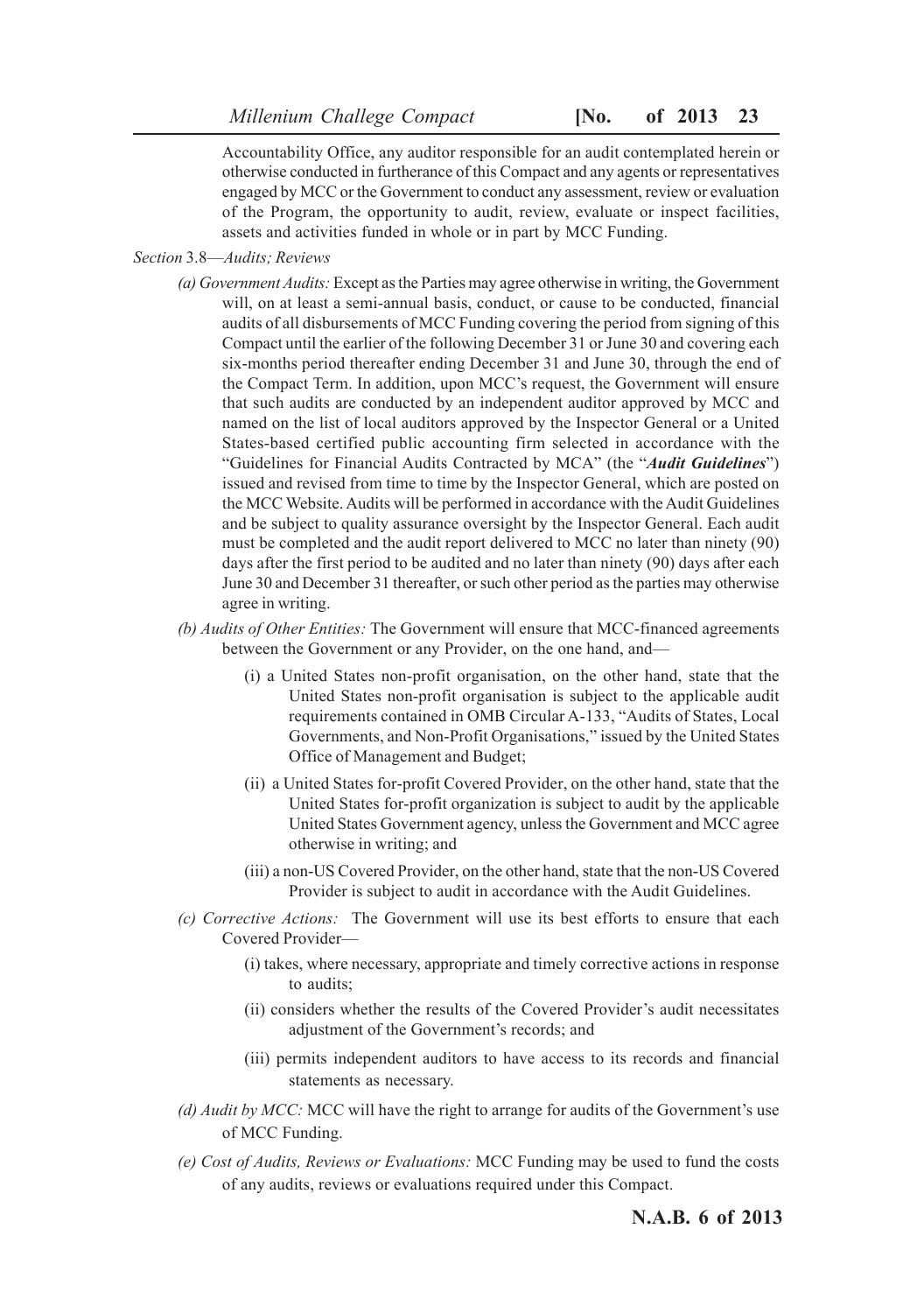Accountability Office, any auditor responsible for an audit contemplated herein or otherwise conducted in furtherance of this Compact and any agents or representatives engaged by MCC or the Government to conduct any assessment, review or evaluation of the Program, the opportunity to audit, review, evaluate or inspect facilities, assets and activities funded in whole or in part by MCC Funding.

*Section* 3.8—*Audits; Reviews*

*(a) Government Audits:* Except as the Parties may agree otherwise in writing, the Government will, on at least a semi-annual basis, conduct, or cause to be conducted, financial audits of all disbursements of MCC Funding covering the period from signing of this Compact until the earlier of the following December 31 or June 30 and covering each six-months period thereafter ending December 31 and June 30, through the end of the Compact Term. In addition, upon MCC's request, the Government will ensure that such audits are conducted by an independent auditor approved by MCC and named on the list of local auditors approved by the Inspector General or a United States-based certified public accounting firm selected in accordance with the "Guidelines for Financial Audits Contracted by MCA" (the "***Audit Guidelines***") issued and revised from time to time by the Inspector General, which are posted on the MCC Website. Audits will be performed in accordance with the Audit Guidelines and be subject to quality assurance oversight by the Inspector General. Each audit must be completed and the audit report delivered to MCC no later than ninety (90) days after the first period to be audited and no later than ninety (90) days after each June 30 and December 31 thereafter, or such other period as the parties may otherwise agree in writing.

*(b) Audits of Other Entities:* The Government will ensure that MCC-financed agreements between the Government or any Provider, on the one hand, and—

(i) a United States non-profit organisation, on the other hand, state that the United States non-profit organisation is subject to the applicable audit requirements contained in OMB Circular A-133, "Audits of States, Local Governments, and Non-Profit Organisations," issued by the United States Office of Management and Budget;

(ii) a United States for-profit Covered Provider, on the other hand, state that the United States for-profit organization is subject to audit by the applicable United States Government agency, unless the Government and MCC agree otherwise in writing; and

(iii) a non-US Covered Provider, on the other hand, state that the non-US Covered Provider is subject to audit in accordance with the Audit Guidelines.

*(c) Corrective Actions:* The Government will use its best efforts to ensure that each Covered Provider—

(i) takes, where necessary, appropriate and timely corrective actions in response to audits;

(ii) considers whether the results of the Covered Provider's audit necessitates adjustment of the Government's records; and

(iii) permits independent auditors to have access to its records and financial statements as necessary.

*(d) Audit by MCC:* MCC will have the right to arrange for audits of the Government's use of MCC Funding.

*(e) Cost of Audits, Reviews or Evaluations:* MCC Funding may be used to fund the costs of any audits, reviews or evaluations required under this Compact.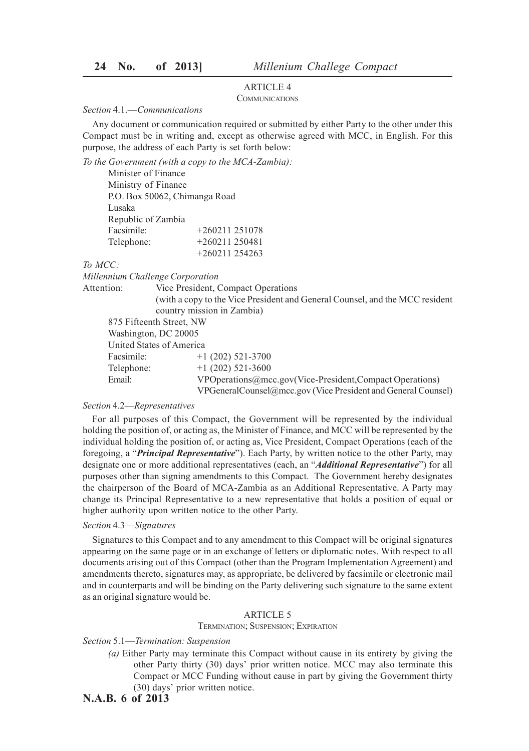## ARTICLE 4
### COMMUNICATIONS

*Section* 4.1.—*Communications*

Any document or communication required or submitted by either Party to the other under this Compact must be in writing and, except as otherwise agreed with MCC, in English. For this purpose, the address of each Party is set forth below:

*To the Government (with a copy to the MCA-Zambia):*

Minister of Finance
Ministry of Finance
P.O. Box 50062, Chimanga Road
Lusaka
Republic of Zambia
Facsimile: +260211 251078
Telephone: +260211 250481
+260211 254263

*To MCC:*

*Millennium Challenge Corporation*

Attention: Vice President, Compact Operations
(with a copy to the Vice President and General Counsel, and the MCC resident country mission in Zambia)

875 Fifteenth Street, NW
Washington, DC 20005
United States of America
Facsimile: +1 (202) 521-3700
Telephone: +1 (202) 521-3600
Email: VPOperations@mcc.gov(Vice-President,Compact Operations)
VPGeneralCounsel@mcc.gov (Vice President and General Counsel)

*Section* 4.2—*Representatives*

For all purposes of this Compact, the Government will be represented by the individual holding the position of, or acting as, the Minister of Finance, and MCC will be represented by the individual holding the position of, or acting as, Vice President, Compact Operations (each of the foregoing, a "***Principal Representative***"). Each Party, by written notice to the other Party, may designate one or more additional representatives (each, an "***Additional Representative***") for all purposes other than signing amendments to this Compact. The Government hereby designates the chairperson of the Board of MCA-Zambia as an Additional Representative. A Party may change its Principal Representative to a new representative that holds a position of equal or higher authority upon written notice to the other Party.

*Section* 4.3—*Signatures*

Signatures to this Compact and to any amendment to this Compact will be original signatures appearing on the same page or in an exchange of letters or diplomatic notes. With respect to all documents arising out of this Compact (other than the Program Implementation Agreement) and amendments thereto, signatures may, as appropriate, be delivered by facsimile or electronic mail and in counterparts and will be binding on the Party delivering such signature to the same extent as an original signature would be.

## ARTICLE 5
### TERMINATION; SUSPENSION; EXPIRATION

*Section* 5.1—*Termination: Suspension*

*(a)* Either Party may terminate this Compact without cause in its entirety by giving the other Party thirty (30) days' prior written notice. MCC may also terminate this Compact or MCC Funding without cause in part by giving the Government thirty (30) days' prior written notice.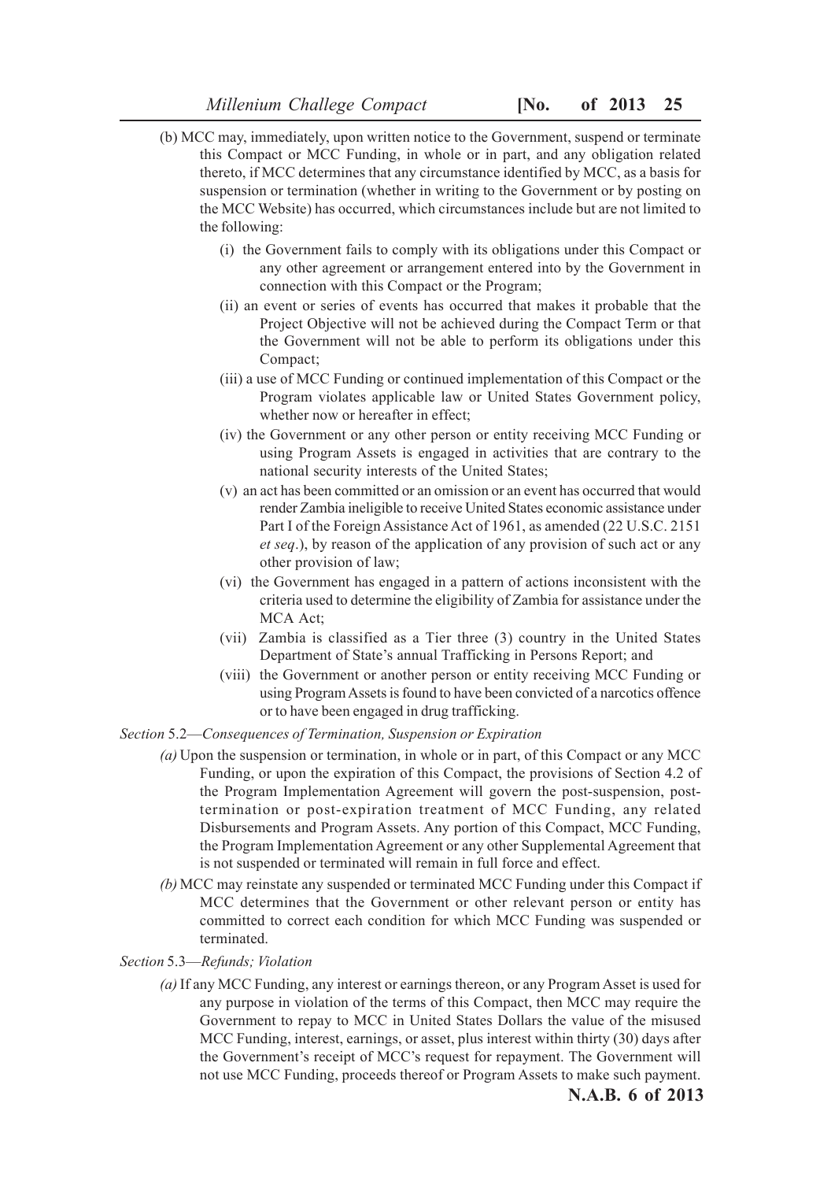(b) MCC may, immediately, upon written notice to the Government, suspend or terminate this Compact or MCC Funding, in whole or in part, and any obligation related thereto, if MCC determines that any circumstance identified by MCC, as a basis for suspension or termination (whether in writing to the Government or by posting on the MCC Website) has occurred, which circumstances include but are not limited to the following:

(i) the Government fails to comply with its obligations under this Compact or any other agreement or arrangement entered into by the Government in connection with this Compact or the Program;

(ii) an event or series of events has occurred that makes it probable that the Project Objective will not be achieved during the Compact Term or that the Government will not be able to perform its obligations under this Compact;

(iii) a use of MCC Funding or continued implementation of this Compact or the Program violates applicable law or United States Government policy, whether now or hereafter in effect;

(iv) the Government or any other person or entity receiving MCC Funding or using Program Assets is engaged in activities that are contrary to the national security interests of the United States;

(v) an act has been committed or an omission or an event has occurred that would render Zambia ineligible to receive United States economic assistance under Part I of the Foreign Assistance Act of 1961, as amended (22 U.S.C. 2151 *et seq*.), by reason of the application of any provision of such act or any other provision of law;

(vi) the Government has engaged in a pattern of actions inconsistent with the criteria used to determine the eligibility of Zambia for assistance under the MCA Act;

(vii) Zambia is classified as a Tier three (3) country in the United States Department of State's annual Trafficking in Persons Report; and

(viii) the Government or another person or entity receiving MCC Funding or using Program Assets is found to have been convicted of a narcotics offence or to have been engaged in drug trafficking.

*Section* 5.2—*Consequences of Termination, Suspension or Expiration*

*(a)* Upon the suspension or termination, in whole or in part, of this Compact or any MCC Funding, or upon the expiration of this Compact, the provisions of Section 4.2 of the Program Implementation Agreement will govern the post-suspension, post-termination or post-expiration treatment of MCC Funding, any related Disbursements and Program Assets. Any portion of this Compact, MCC Funding, the Program Implementation Agreement or any other Supplemental Agreement that is not suspended or terminated will remain in full force and effect.

*(b)* MCC may reinstate any suspended or terminated MCC Funding under this Compact if MCC determines that the Government or other relevant person or entity has committed to correct each condition for which MCC Funding was suspended or terminated.

*Section* 5.3—*Refunds; Violation*

*(a)* If any MCC Funding, any interest or earnings thereon, or any Program Asset is used for any purpose in violation of the terms of this Compact, then MCC may require the Government to repay to MCC in United States Dollars the value of the misused MCC Funding, interest, earnings, or asset, plus interest within thirty (30) days after the Government's receipt of MCC's request for repayment. The Government will not use MCC Funding, proceeds thereof or Program Assets to make such payment.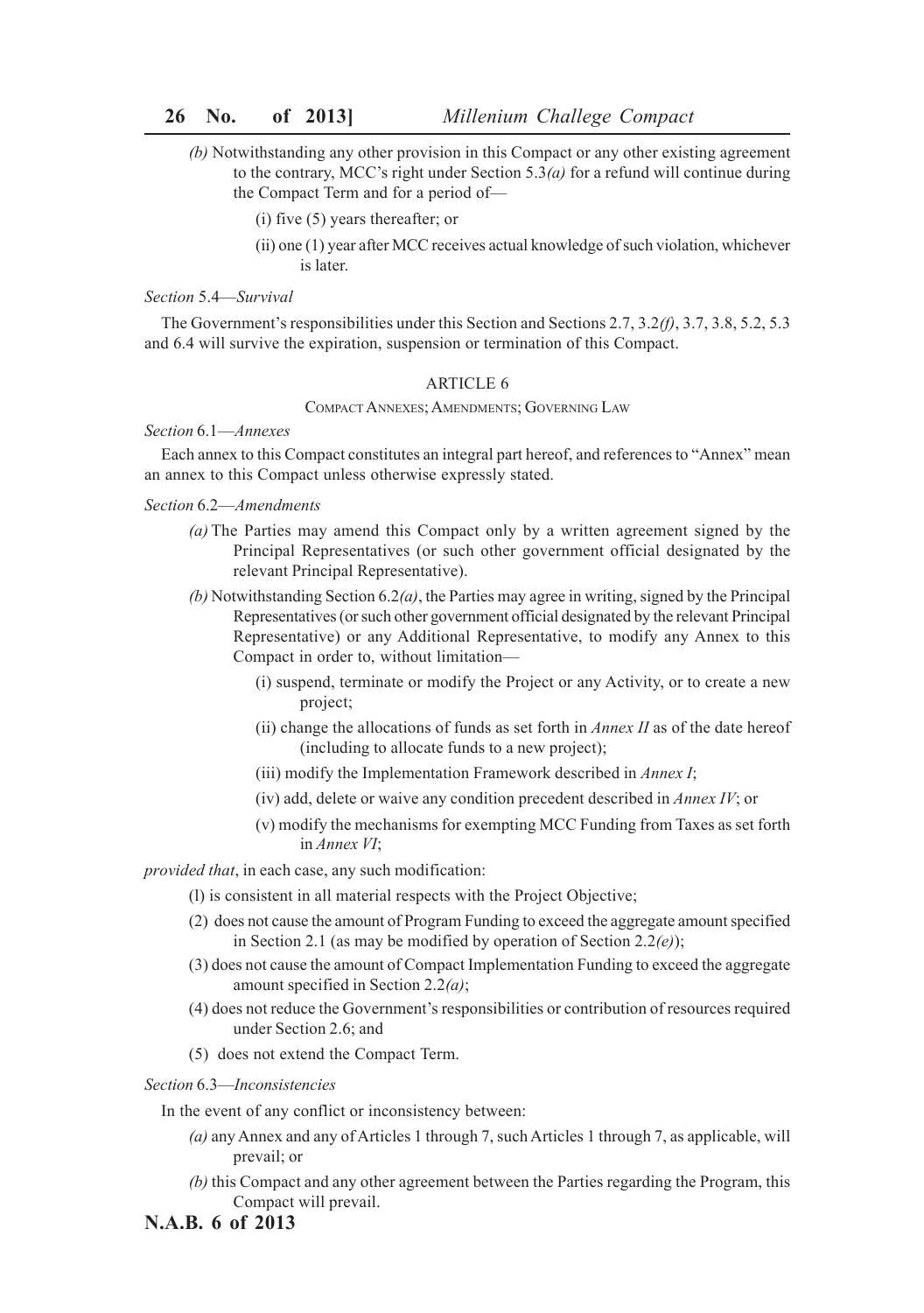*(b)* Notwithstanding any other provision in this Compact or any other existing agreement to the contrary, MCC's right under Section 5.3*(a)* for a refund will continue during the Compact Term and for a period of—

(i) five (5) years thereafter; or

(ii) one (1) year after MCC receives actual knowledge of such violation, whichever is later.

*Section* 5.4—*Survival*

The Government's responsibilities under this Section and Sections 2.7, 3.2*(f)*, 3.7, 3.8, 5.2, 5.3 and 6.4 will survive the expiration, suspension or termination of this Compact.

## ARTICLE 6

### Compact Annexes; Amendments; Governing Law

*Section* 6.1—*Annexes*

Each annex to this Compact constitutes an integral part hereof, and references to "Annex" mean an annex to this Compact unless otherwise expressly stated.

*Section* 6.2—*Amendments*

*(a)* The Parties may amend this Compact only by a written agreement signed by the Principal Representatives (or such other government official designated by the relevant Principal Representative).

*(b)* Notwithstanding Section 6.2*(a)*, the Parties may agree in writing, signed by the Principal Representatives (or such other government official designated by the relevant Principal Representative) or any Additional Representative, to modify any Annex to this Compact in order to, without limitation—

(i) suspend, terminate or modify the Project or any Activity, or to create a new project;

(ii) change the allocations of funds as set forth in *Annex II* as of the date hereof (including to allocate funds to a new project);

(iii) modify the Implementation Framework described in *Annex I*;

(iv) add, delete or waive any condition precedent described in *Annex IV*; or

(v) modify the mechanisms for exempting MCC Funding from Taxes as set forth in *Annex VI*;

*provided that*, in each case, any such modification:

(l) is consistent in all material respects with the Project Objective;

(2) does not cause the amount of Program Funding to exceed the aggregate amount specified in Section 2.1 (as may be modified by operation of Section 2.2*(e)*);

(3) does not cause the amount of Compact Implementation Funding to exceed the aggregate amount specified in Section 2.2*(a)*;

(4) does not reduce the Government's responsibilities or contribution of resources required under Section 2.6; and

(5) does not extend the Compact Term.

*Section* 6.3—*Inconsistencies*

In the event of any conflict or inconsistency between:

*(a)* any Annex and any of Articles 1 through 7, such Articles 1 through 7, as applicable, will prevail; or

*(b)* this Compact and any other agreement between the Parties regarding the Program, this Compact will prevail.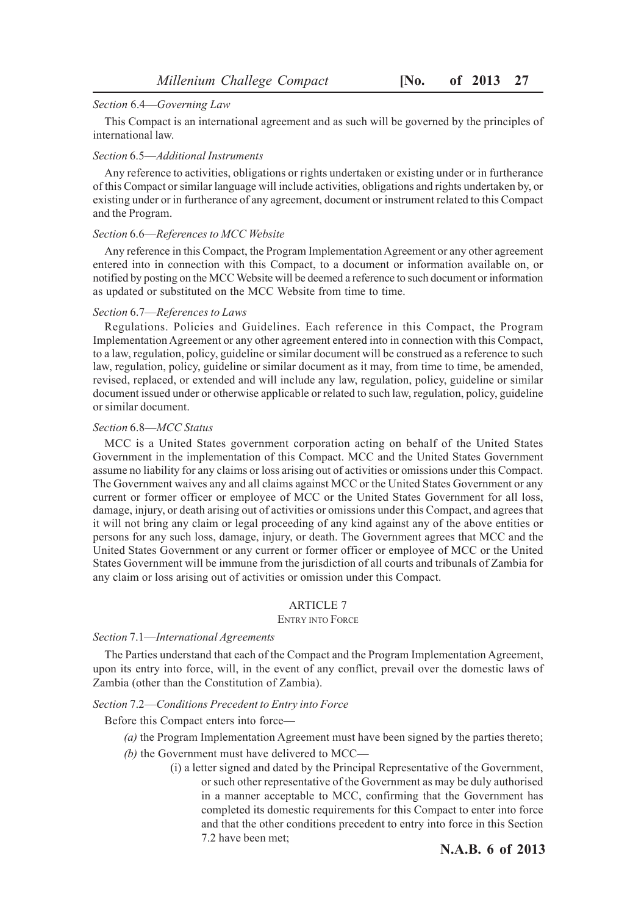*Section* 6.4—*Governing Law*

This Compact is an international agreement and as such will be governed by the principles of international law.

*Section* 6.5—*Additional Instruments*

Any reference to activities, obligations or rights undertaken or existing under or in furtherance of this Compact or similar language will include activities, obligations and rights undertaken by, or existing under or in furtherance of any agreement, document or instrument related to this Compact and the Program.

*Section* 6.6—*References to MCC Website*

Any reference in this Compact, the Program Implementation Agreement or any other agreement entered into in connection with this Compact, to a document or information available on, or notified by posting on the MCC Website will be deemed a reference to such document or information as updated or substituted on the MCC Website from time to time.

*Section* 6.7—*References to Laws*

Regulations. Policies and Guidelines. Each reference in this Compact, the Program Implementation Agreement or any other agreement entered into in connection with this Compact, to a law, regulation, policy, guideline or similar document will be construed as a reference to such law, regulation, policy, guideline or similar document as it may, from time to time, be amended, revised, replaced, or extended and will include any law, regulation, policy, guideline or similar document issued under or otherwise applicable or related to such law, regulation, policy, guideline or similar document.

*Section* 6.8—*MCC Status*

MCC is a United States government corporation acting on behalf of the United States Government in the implementation of this Compact. MCC and the United States Government assume no liability for any claims or loss arising out of activities or omissions under this Compact. The Government waives any and all claims against MCC or the United States Government or any current or former officer or employee of MCC or the United States Government for all loss, damage, injury, or death arising out of activities or omissions under this Compact, and agrees that it will not bring any claim or legal proceeding of any kind against any of the above entities or persons for any such loss, damage, injury, or death. The Government agrees that MCC and the United States Government or any current or former officer or employee of MCC or the United States Government will be immune from the jurisdiction of all courts and tribunals of Zambia for any claim or loss arising out of activities or omission under this Compact.

## ARTICLE 7

### ENTRY INTO FORCE

*Section* 7.1—*International Agreements*

The Parties understand that each of the Compact and the Program Implementation Agreement, upon its entry into force, will, in the event of any conflict, prevail over the domestic laws of Zambia (other than the Constitution of Zambia).

*Section* 7.2—*Conditions Precedent to Entry into Force*

Before this Compact enters into force—

*(a)* the Program Implementation Agreement must have been signed by the parties thereto;

*(b)* the Government must have delivered to MCC—

(i) a letter signed and dated by the Principal Representative of the Government, or such other representative of the Government as may be duly authorised in a manner acceptable to MCC, confirming that the Government has completed its domestic requirements for this Compact to enter into force and that the other conditions precedent to entry into force in this Section 7.2 have been met;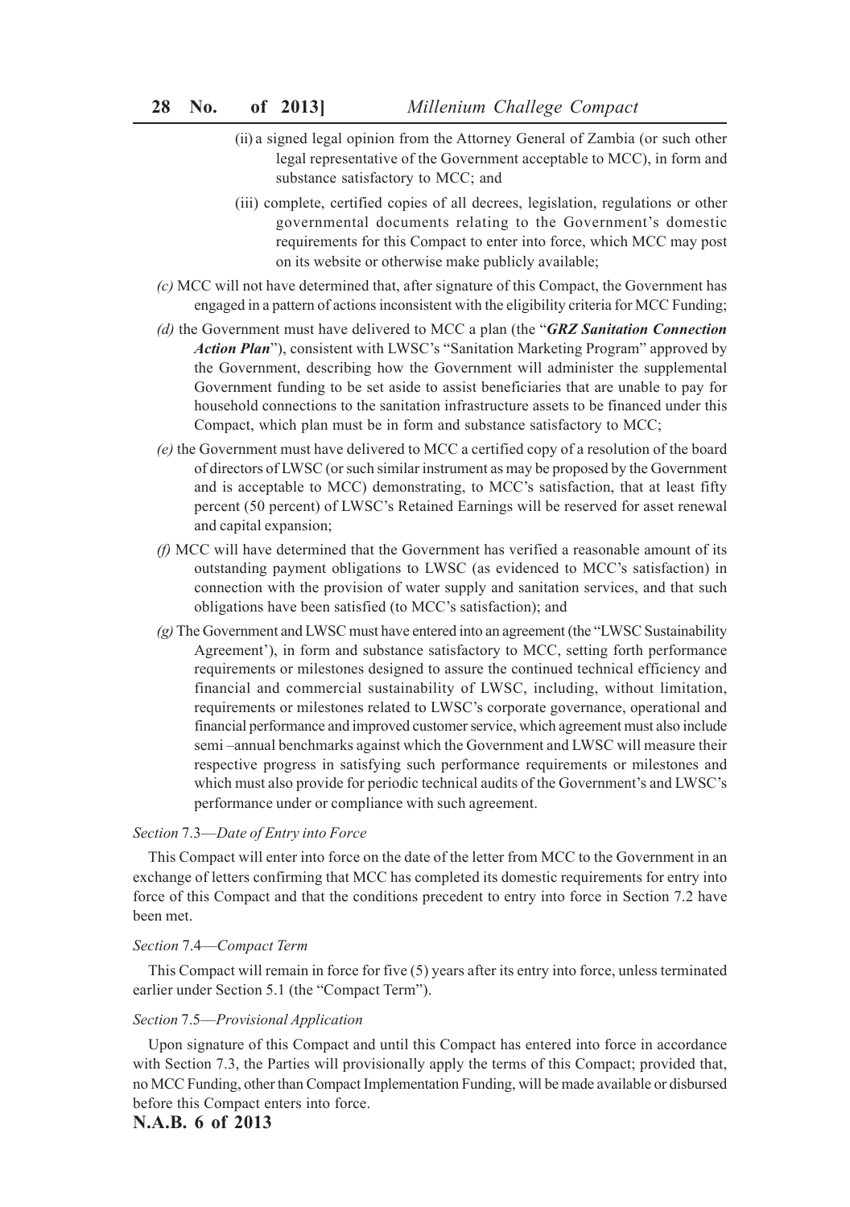(ii) a signed legal opinion from the Attorney General of Zambia (or such other legal representative of the Government acceptable to MCC), in form and substance satisfactory to MCC; and

(iii) complete, certified copies of all decrees, legislation, regulations or other governmental documents relating to the Government's domestic requirements for this Compact to enter into force, which MCC may post on its website or otherwise make publicly available;

*(c)* MCC will not have determined that, after signature of this Compact, the Government has engaged in a pattern of actions inconsistent with the eligibility criteria for MCC Funding;

*(d)* the Government must have delivered to MCC a plan (the "***GRZ Sanitation Connection Action Plan***"), consistent with LWSC's "Sanitation Marketing Program" approved by the Government, describing how the Government will administer the supplemental Government funding to be set aside to assist beneficiaries that are unable to pay for household connections to the sanitation infrastructure assets to be financed under this Compact, which plan must be in form and substance satisfactory to MCC;

*(e)* the Government must have delivered to MCC a certified copy of a resolution of the board of directors of LWSC (or such similar instrument as may be proposed by the Government and is acceptable to MCC) demonstrating, to MCC's satisfaction, that at least fifty percent (50 percent) of LWSC's Retained Earnings will be reserved for asset renewal and capital expansion;

*(f)* MCC will have determined that the Government has verified a reasonable amount of its outstanding payment obligations to LWSC (as evidenced to MCC's satisfaction) in connection with the provision of water supply and sanitation services, and that such obligations have been satisfied (to MCC's satisfaction); and

*(g)* The Government and LWSC must have entered into an agreement (the "LWSC Sustainability Agreement'), in form and substance satisfactory to MCC, setting forth performance requirements or milestones designed to assure the continued technical efficiency and financial and commercial sustainability of LWSC, including, without limitation, requirements or milestones related to LWSC's corporate governance, operational and financial performance and improved customer service, which agreement must also include semi –annual benchmarks against which the Government and LWSC will measure their respective progress in satisfying such performance requirements or milestones and which must also provide for periodic technical audits of the Government's and LWSC's performance under or compliance with such agreement.

*Section* 7.3—*Date of Entry into Force*

This Compact will enter into force on the date of the letter from MCC to the Government in an exchange of letters confirming that MCC has completed its domestic requirements for entry into force of this Compact and that the conditions precedent to entry into force in Section 7.2 have been met.

*Section* 7.4—*Compact Term*

This Compact will remain in force for five (5) years after its entry into force, unless terminated earlier under Section 5.1 (the "Compact Term").

*Section* 7.5—*Provisional Application*

Upon signature of this Compact and until this Compact has entered into force in accordance with Section 7.3, the Parties will provisionally apply the terms of this Compact; provided that, no MCC Funding, other than Compact Implementation Funding, will be made available or disbursed before this Compact enters into force.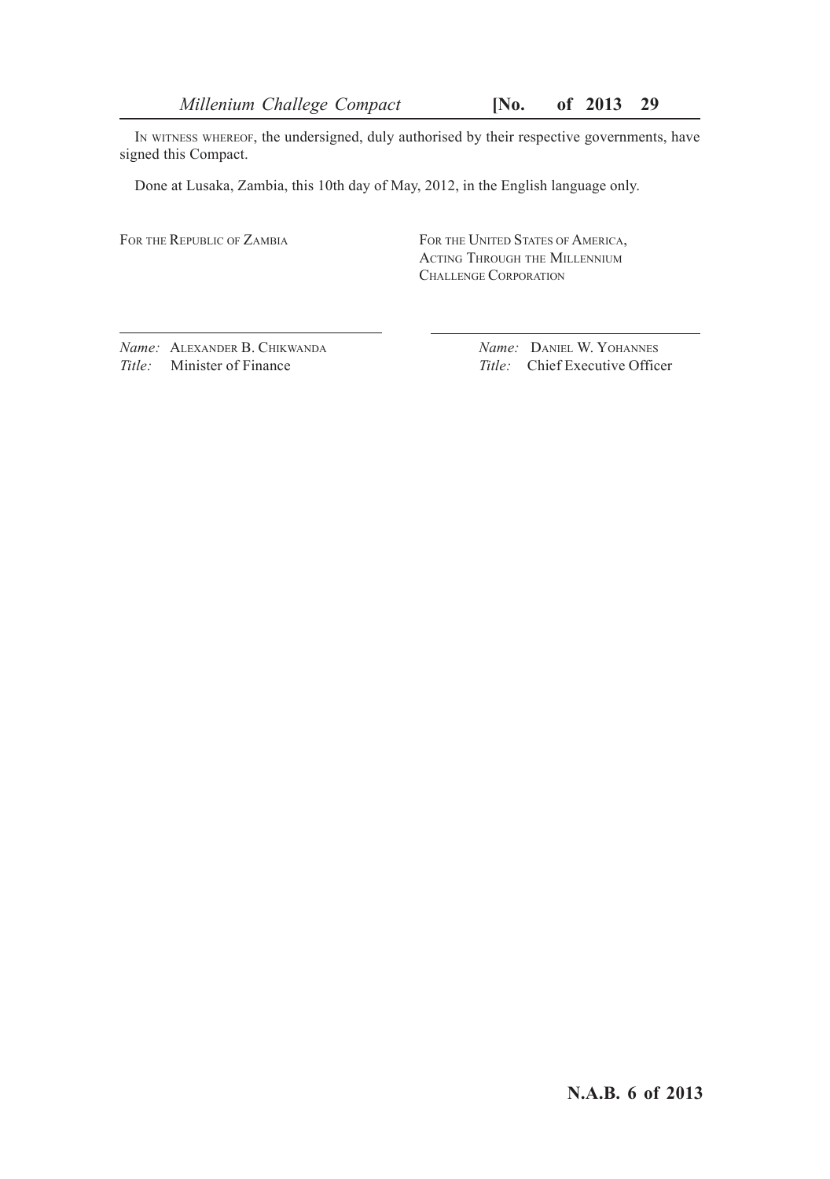IN WITNESS WHEREOF, the undersigned, duly authorised by their respective governments, have signed this Compact.

Done at Lusaka, Zambia, this 10th day of May, 2012, in the English language only.

| FOR THE REPUBLIC OF ZAMBIA | FOR THE UNITED STATES OF AMERICA, ACTING THROUGH THE MILLENNIUM CHALLENGE CORPORATION |
|---|---|
| *Name:* ALEXANDER B. CHIKWANDA | *Name:* DANIEL W. YOHANNES |
| *Title:* Minister of Finance | *Title:* Chief Executive Officer |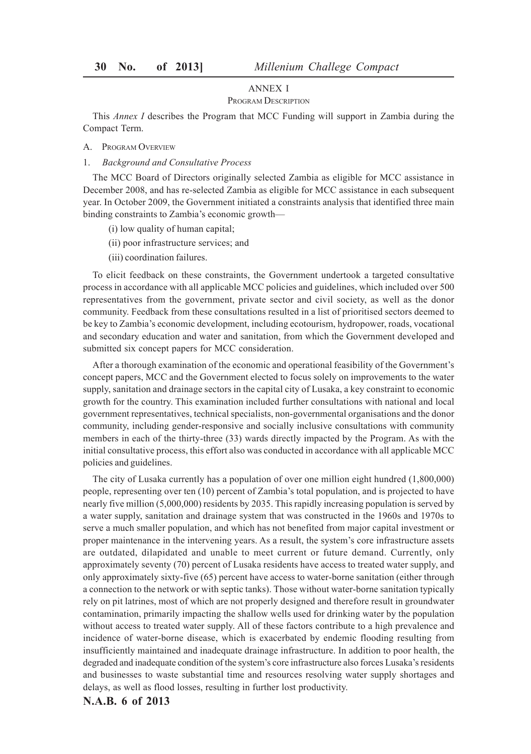## ANNEX I

### Program Description

This *Annex I* describes the Program that MCC Funding will support in Zambia during the Compact Term.

A. Program Overview

1. *Background and Consultative Process*

The MCC Board of Directors originally selected Zambia as eligible for MCC assistance in December 2008, and has re-selected Zambia as eligible for MCC assistance in each subsequent year. In October 2009, the Government initiated a constraints analysis that identified three main binding constraints to Zambia's economic growth—

(i) low quality of human capital;

(ii) poor infrastructure services; and

(iii) coordination failures.

To elicit feedback on these constraints, the Government undertook a targeted consultative process in accordance with all applicable MCC policies and guidelines, which included over 500 representatives from the government, private sector and civil society, as well as the donor community. Feedback from these consultations resulted in a list of prioritised sectors deemed to be key to Zambia's economic development, including ecotourism, hydropower, roads, vocational and secondary education and water and sanitation, from which the Government developed and submitted six concept papers for MCC consideration.

After a thorough examination of the economic and operational feasibility of the Government's concept papers, MCC and the Government elected to focus solely on improvements to the water supply, sanitation and drainage sectors in the capital city of Lusaka, a key constraint to economic growth for the country. This examination included further consultations with national and local government representatives, technical specialists, non-governmental organisations and the donor community, including gender-responsive and socially inclusive consultations with community members in each of the thirty-three (33) wards directly impacted by the Program. As with the initial consultative process, this effort also was conducted in accordance with all applicable MCC policies and guidelines.

The city of Lusaka currently has a population of over one million eight hundred (1,800,000) people, representing over ten (10) percent of Zambia's total population, and is projected to have nearly five million (5,000,000) residents by 2035. This rapidly increasing population is served by a water supply, sanitation and drainage system that was constructed in the 1960s and 1970s to serve a much smaller population, and which has not benefited from major capital investment or proper maintenance in the intervening years. As a result, the system's core infrastructure assets are outdated, dilapidated and unable to meet current or future demand. Currently, only approximately seventy (70) percent of Lusaka residents have access to treated water supply, and only approximately sixty-five (65) percent have access to water-borne sanitation (either through a connection to the network or with septic tanks). Those without water-borne sanitation typically rely on pit latrines, most of which are not properly designed and therefore result in groundwater contamination, primarily impacting the shallow wells used for drinking water by the population without access to treated water supply. All of these factors contribute to a high prevalence and incidence of water-borne disease, which is exacerbated by endemic flooding resulting from insufficiently maintained and inadequate drainage infrastructure. In addition to poor health, the degraded and inadequate condition of the system's core infrastructure also forces Lusaka's residents and businesses to waste substantial time and resources resolving water supply shortages and delays, as well as flood losses, resulting in further lost productivity.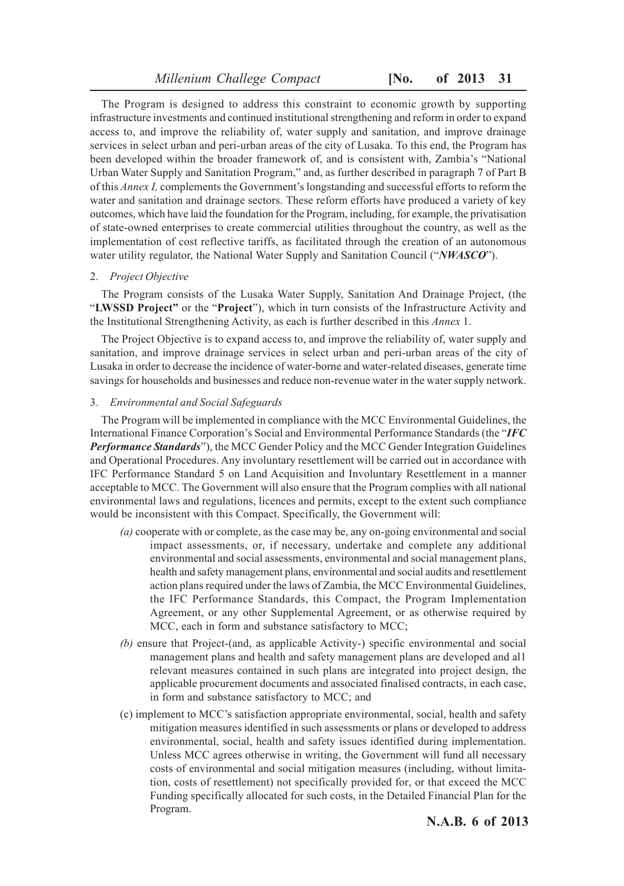The Program is designed to address this constraint to economic growth by supporting infrastructure investments and continued institutional strengthening and reform in order to expand access to, and improve the reliability of, water supply and sanitation, and improve drainage services in select urban and peri-urban areas of the city of Lusaka. To this end, the Program has been developed within the broader framework of, and is consistent with, Zambia's "National Urban Water Supply and Sanitation Program," and, as further described in paragraph 7 of Part B of this *Annex I,* complements the Government's longstanding and successful efforts to reform the water and sanitation and drainage sectors. These reform efforts have produced a variety of key outcomes, which have laid the foundation for the Program, including, for example, the privatisation of state-owned enterprises to create commercial utilities throughout the country, as well as the implementation of cost reflective tariffs, as facilitated through the creation of an autonomous water utility regulator, the National Water Supply and Sanitation Council ("***NWASCO***").

2. *Project Objective*

The Program consists of the Lusaka Water Supply, Sanitation And Drainage Project, (the "**LWSSD Project"** or the "**Project**"), which in turn consists of the Infrastructure Activity and the Institutional Strengthening Activity, as each is further described in this *Annex* 1.

The Project Objective is to expand access to, and improve the reliability of, water supply and sanitation, and improve drainage services in select urban and peri-urban areas of the city of Lusaka in order to decrease the incidence of water-borne and water-related diseases, generate time savings for households and businesses and reduce non-revenue water in the water supply network.

3. *Environmental and Social Safeguards*

The Program will be implemented in compliance with the MCC Environmental Guidelines, the International Finance Corporation's Social and Environmental Performance Standards (the "***IFC Performance Standards***"), the MCC Gender Policy and the MCC Gender Integration Guidelines and Operational Procedures. Any involuntary resettlement will be carried out in accordance with IFC Performance Standard 5 on Land Acquisition and Involuntary Resettlement in a manner acceptable to MCC. The Government will also ensure that the Program complies with all national environmental laws and regulations, licences and permits, except to the extent such compliance would be inconsistent with this Compact. Specifically, the Government will:

*(a)* cooperate with or complete, as the case may be, any on-going environmental and social impact assessments, or, if necessary, undertake and complete any additional environmental and social assessments, environmental and social management plans, health and safety management plans, environmental and social audits and resettlement action plans required under the laws of Zambia, the MCC Environmental Guidelines, the IFC Performance Standards, this Compact, the Program Implementation Agreement, or any other Supplemental Agreement, or as otherwise required by MCC, each in form and substance satisfactory to MCC;

*(b)* ensure that Project-(and, as applicable Activity-) specific environmental and social management plans and health and safety management plans are developed and al1 relevant measures contained in such plans are integrated into project design, the applicable procurement documents and associated finalised contracts, in each case, in form and substance satisfactory to MCC; and

(c) implement to MCC's satisfaction appropriate environmental, social, health and safety mitigation measures identified in such assessments or plans or developed to address environmental, social, health and safety issues identified during implementation. Unless MCC agrees otherwise in writing, the Government will fund all necessary costs of environmental and social mitigation measures (including, without limitation, costs of resettlement) not specifically provided for, or that exceed the MCC Funding specifically allocated for such costs, in the Detailed Financial Plan for the Program.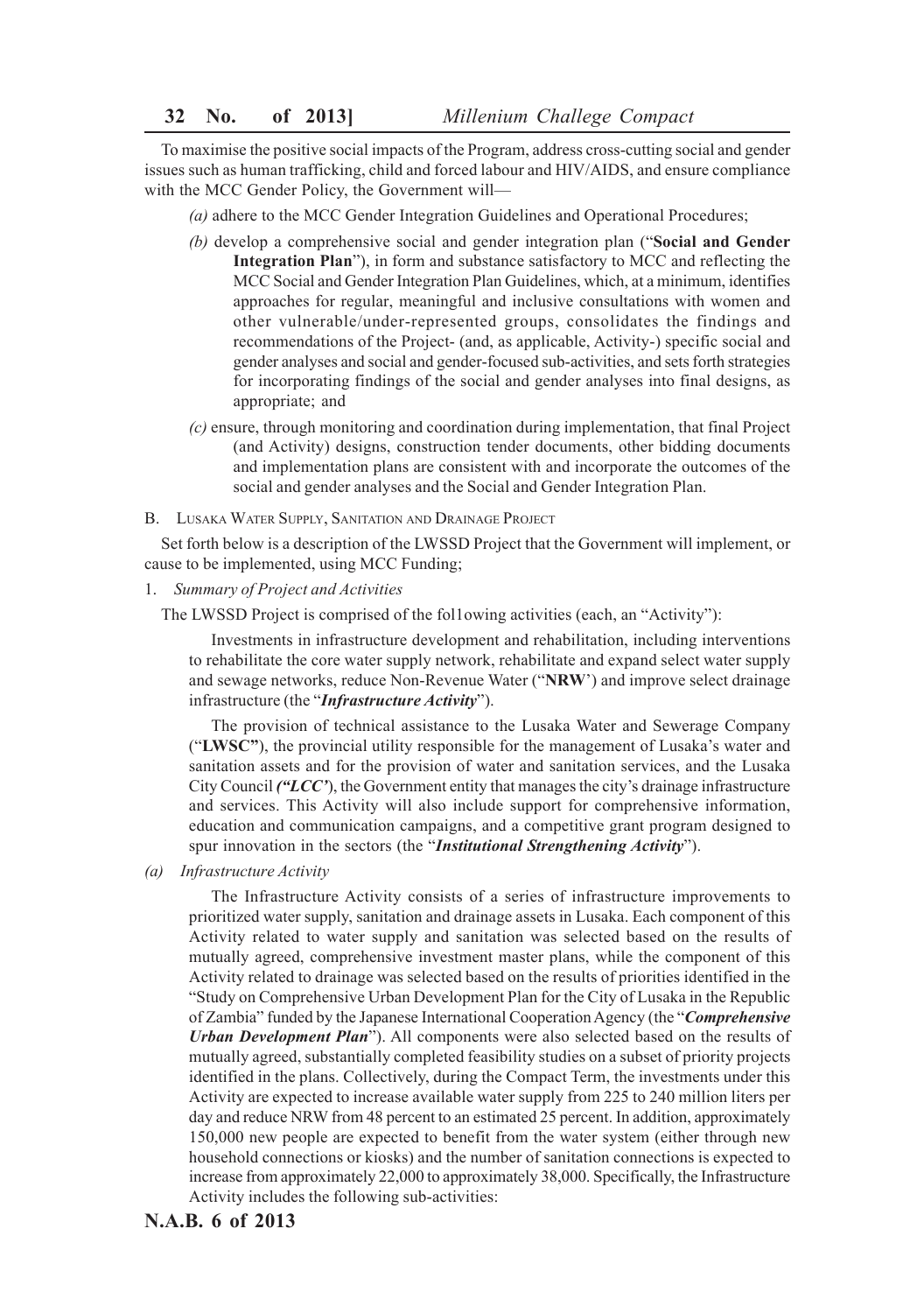To maximise the positive social impacts of the Program, address cross-cutting social and gender issues such as human trafficking, child and forced labour and HIV/AIDS, and ensure compliance with the MCC Gender Policy, the Government will—

*(a)* adhere to the MCC Gender Integration Guidelines and Operational Procedures;

*(b)* develop a comprehensive social and gender integration plan ("**Social and Gender Integration Plan**"), in form and substance satisfactory to MCC and reflecting the MCC Social and Gender Integration Plan Guidelines, which, at a minimum, identifies approaches for regular, meaningful and inclusive consultations with women and other vulnerable/under-represented groups, consolidates the findings and recommendations of the Project- (and, as applicable, Activity-) specific social and gender analyses and social and gender-focused sub-activities, and sets forth strategies for incorporating findings of the social and gender analyses into final designs, as appropriate; and

*(c)* ensure, through monitoring and coordination during implementation, that final Project (and Activity) designs, construction tender documents, other bidding documents and implementation plans are consistent with and incorporate the outcomes of the social and gender analyses and the Social and Gender Integration Plan.

B. Lusaka Water Supply, Sanitation and Drainage Project

Set forth below is a description of the LWSSD Project that the Government will implement, or cause to be implemented, using MCC Funding;

1. *Summary of Project and Activities*

The LWSSD Project is comprised of the fol1owing activities (each, an "Activity"):

Investments in infrastructure development and rehabilitation, including interventions to rehabilitate the core water supply network, rehabilitate and expand select water supply and sewage networks, reduce Non-Revenue Water ("**NRW**') and improve select drainage infrastructure (the "***Infrastructure Activity***").

The provision of technical assistance to the Lusaka Water and Sewerage Company ("**LWSC"**), the provincial utility responsible for the management of Lusaka's water and sanitation assets and for the provision of water and sanitation services, and the Lusaka City Council ***("LCC'***), the Government entity that manages the city's drainage infrastructure and services. This Activity will also include support for comprehensive information, education and communication campaigns, and a competitive grant program designed to spur innovation in the sectors (the "***Institutional Strengthening Activity***").

*(a) Infrastructure Activity*

The Infrastructure Activity consists of a series of infrastructure improvements to prioritized water supply, sanitation and drainage assets in Lusaka. Each component of this Activity related to water supply and sanitation was selected based on the results of mutually agreed, comprehensive investment master plans, while the component of this Activity related to drainage was selected based on the results of priorities identified in the "Study on Comprehensive Urban Development Plan for the City of Lusaka in the Republic of Zambia" funded by the Japanese International Cooperation Agency (the "***Comprehensive Urban Development Plan***"). All components were also selected based on the results of mutually agreed, substantially completed feasibility studies on a subset of priority projects identified in the plans. Collectively, during the Compact Term, the investments under this Activity are expected to increase available water supply from 225 to 240 million liters per day and reduce NRW from 48 percent to an estimated 25 percent. In addition, approximately 150,000 new people are expected to benefit from the water system (either through new household connections or kiosks) and the number of sanitation connections is expected to increase from approximately 22,000 to approximately 38,000. Specifically, the Infrastructure Activity includes the following sub-activities: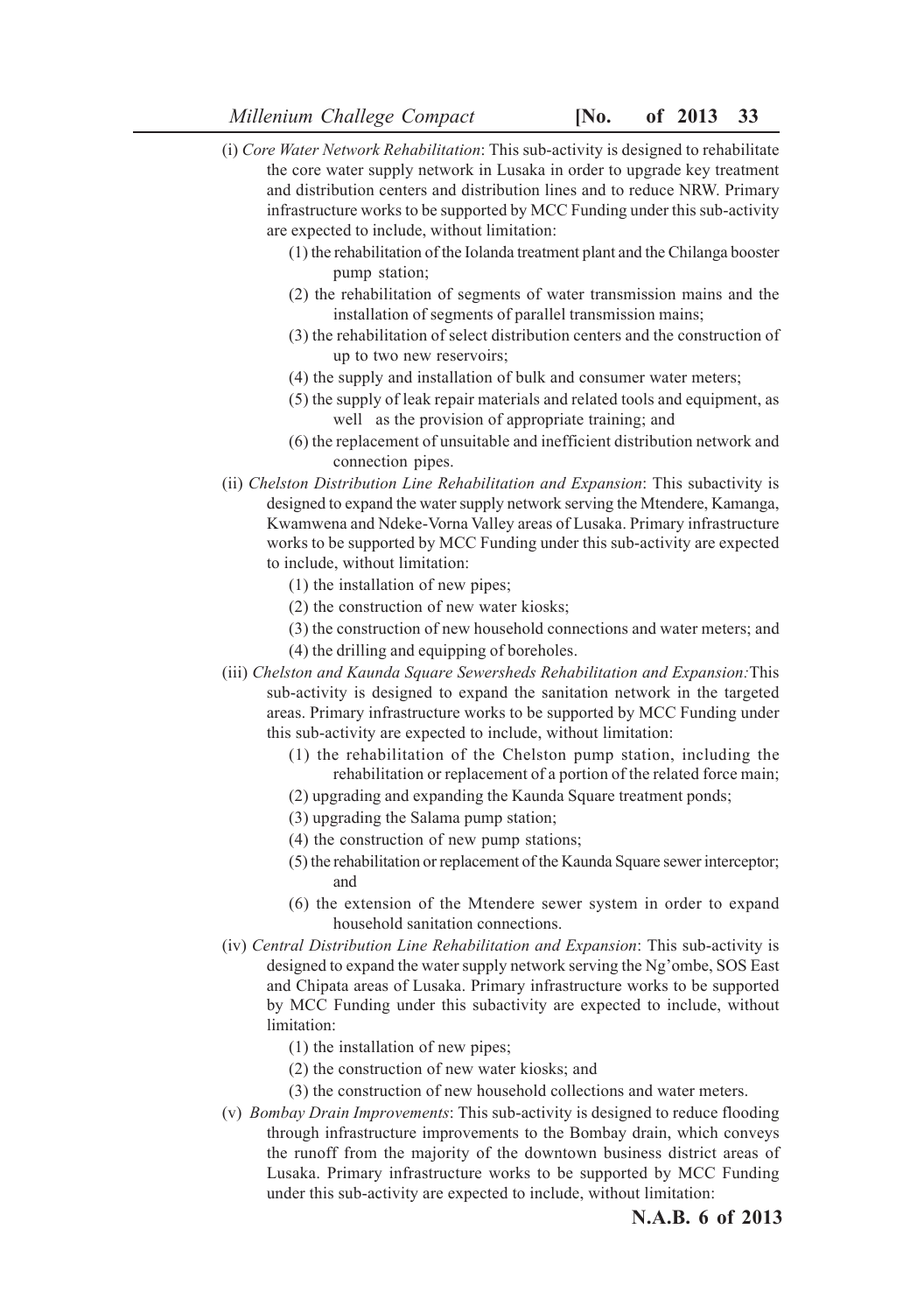(i) *Core Water Network Rehabilitation*: This sub-activity is designed to rehabilitate the core water supply network in Lusaka in order to upgrade key treatment and distribution centers and distribution lines and to reduce NRW. Primary infrastructure works to be supported by MCC Funding under this sub-activity are expected to include, without limitation:

(1) the rehabilitation of the Iolanda treatment plant and the Chilanga booster pump station;

(2) the rehabilitation of segments of water transmission mains and the installation of segments of parallel transmission mains;

(3) the rehabilitation of select distribution centers and the construction of up to two new reservoirs;

(4) the supply and installation of bulk and consumer water meters;

(5) the supply of leak repair materials and related tools and equipment, as well as the provision of appropriate training; and

(6) the replacement of unsuitable and inefficient distribution network and connection pipes.

(ii) *Chelston Distribution Line Rehabilitation and Expansion*: This subactivity is designed to expand the water supply network serving the Mtendere, Kamanga, Kwamwena and Ndeke-Vorna Valley areas of Lusaka. Primary infrastructure works to be supported by MCC Funding under this sub-activity are expected to include, without limitation:

(1) the installation of new pipes;

(2) the construction of new water kiosks;

(3) the construction of new household connections and water meters; and

(4) the drilling and equipping of boreholes.

(iii) *Chelston and Kaunda Square Sewersheds Rehabilitation and Expansion:* This sub-activity is designed to expand the sanitation network in the targeted areas. Primary infrastructure works to be supported by MCC Funding under this sub-activity are expected to include, without limitation:

(1) the rehabilitation of the Chelston pump station, including the rehabilitation or replacement of a portion of the related force main;

(2) upgrading and expanding the Kaunda Square treatment ponds;

(3) upgrading the Salama pump station;

(4) the construction of new pump stations;

(5) the rehabilitation or replacement of the Kaunda Square sewer interceptor; and

(6) the extension of the Mtendere sewer system in order to expand household sanitation connections.

(iv) *Central Distribution Line Rehabilitation and Expansion*: This sub-activity is designed to expand the water supply network serving the Ng'ombe, SOS East and Chipata areas of Lusaka. Primary infrastructure works to be supported by MCC Funding under this subactivity are expected to include, without limitation:

(1) the installation of new pipes;

(2) the construction of new water kiosks; and

(3) the construction of new household collections and water meters.

(v) *Bombay Drain Improvements*: This sub-activity is designed to reduce flooding through infrastructure improvements to the Bombay drain, which conveys the runoff from the majority of the downtown business district areas of Lusaka. Primary infrastructure works to be supported by MCC Funding under this sub-activity are expected to include, without limitation: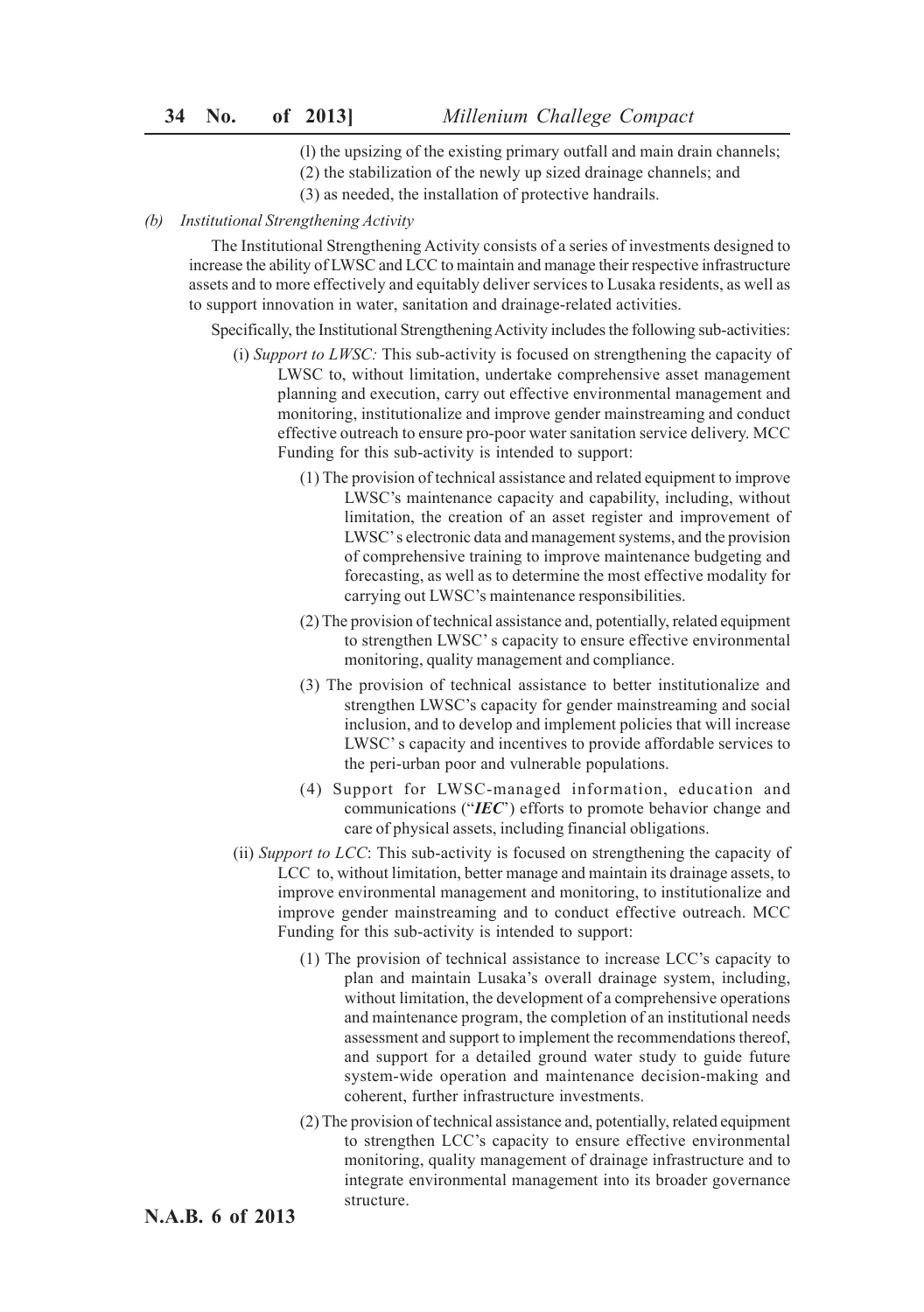(l) the upsizing of the existing primary outfall and main drain channels;

(2) the stabilization of the newly up sized drainage channels; and

(3) as needed, the installation of protective handrails.

*(b) Institutional Strengthening Activity*

The Institutional Strengthening Activity consists of a series of investments designed to increase the ability of LWSC and LCC to maintain and manage their respective infrastructure assets and to more effectively and equitably deliver services to Lusaka residents, as well as to support innovation in water, sanitation and drainage-related activities.

Specifically, the Institutional Strengthening Activity includes the following sub-activities:

(i) *Support to LWSC:* This sub-activity is focused on strengthening the capacity of LWSC to, without limitation, undertake comprehensive asset management planning and execution, carry out effective environmental management and monitoring, institutionalize and improve gender mainstreaming and conduct effective outreach to ensure pro-poor water sanitation service delivery. MCC Funding for this sub-activity is intended to support:

(1) The provision of technical assistance and related equipment to improve LWSC's maintenance capacity and capability, including, without limitation, the creation of an asset register and improvement of LWSC's electronic data and management systems, and the provision of comprehensive training to improve maintenance budgeting and forecasting, as well as to determine the most effective modality for carrying out LWSC's maintenance responsibilities.

(2) The provision of technical assistance and, potentially, related equipment to strengthen LWSC' s capacity to ensure effective environmental monitoring, quality management and compliance.

(3) The provision of technical assistance to better institutionalize and strengthen LWSC's capacity for gender mainstreaming and social inclusion, and to develop and implement policies that will increase LWSC' s capacity and incentives to provide affordable services to the peri-urban poor and vulnerable populations.

(4) Support for LWSC-managed information, education and communications ("***IEC***") efforts to promote behavior change and care of physical assets, including financial obligations.

(ii) *Support to LCC*: This sub-activity is focused on strengthening the capacity of LCC to, without limitation, better manage and maintain its drainage assets, to improve environmental management and monitoring, to institutionalize and improve gender mainstreaming and to conduct effective outreach. MCC Funding for this sub-activity is intended to support:

(1) The provision of technical assistance to increase LCC's capacity to plan and maintain Lusaka's overall drainage system, including, without limitation, the development of a comprehensive operations and maintenance program, the completion of an institutional needs assessment and support to implement the recommendations thereof, and support for a detailed ground water study to guide future system-wide operation and maintenance decision-making and coherent, further infrastructure investments.

(2) The provision of technical assistance and, potentially, related equipment to strengthen LCC's capacity to ensure effective environmental monitoring, quality management of drainage infrastructure and to integrate environmental management into its broader governance structure.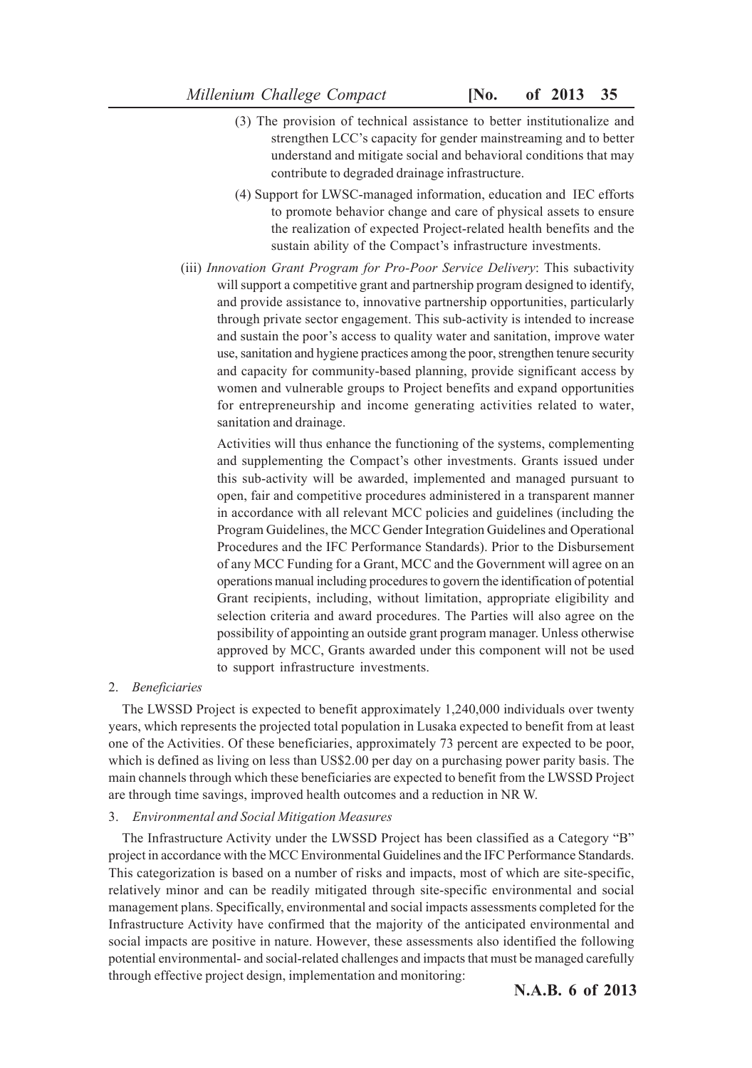(3) The provision of technical assistance to better institutionalize and strengthen LCC's capacity for gender mainstreaming and to better understand and mitigate social and behavioral conditions that may contribute to degraded drainage infrastructure.

(4) Support for LWSC-managed information, education and IEC efforts to promote behavior change and care of physical assets to ensure the realization of expected Project-related health benefits and the sustain ability of the Compact's infrastructure investments.

(iii) *Innovation Grant Program for Pro-Poor Service Delivery*: This subactivity will support a competitive grant and partnership program designed to identify, and provide assistance to, innovative partnership opportunities, particularly through private sector engagement. This sub-activity is intended to increase and sustain the poor's access to quality water and sanitation, improve water use, sanitation and hygiene practices among the poor, strengthen tenure security and capacity for community-based planning, provide significant access by women and vulnerable groups to Project benefits and expand opportunities for entrepreneurship and income generating activities related to water, sanitation and drainage.

Activities will thus enhance the functioning of the systems, complementing and supplementing the Compact's other investments. Grants issued under this sub-activity will be awarded, implemented and managed pursuant to open, fair and competitive procedures administered in a transparent manner in accordance with all relevant MCC policies and guidelines (including the Program Guidelines, the MCC Gender Integration Guidelines and Operational Procedures and the IFC Performance Standards). Prior to the Disbursement of any MCC Funding for a Grant, MCC and the Government will agree on an operations manual including procedures to govern the identification of potential Grant recipients, including, without limitation, appropriate eligibility and selection criteria and award procedures. The Parties will also agree on the possibility of appointing an outside grant program manager. Unless otherwise approved by MCC, Grants awarded under this component will not be used to support infrastructure investments.

2. *Beneficiaries*

The LWSSD Project is expected to benefit approximately 1,240,000 individuals over twenty years, which represents the projected total population in Lusaka expected to benefit from at least one of the Activities. Of these beneficiaries, approximately 73 percent are expected to be poor, which is defined as living on less than US$2.00 per day on a purchasing power parity basis. The main channels through which these beneficiaries are expected to benefit from the LWSSD Project are through time savings, improved health outcomes and a reduction in NR W.

3. *Environmental and Social Mitigation Measures*

The Infrastructure Activity under the LWSSD Project has been classified as a Category "B" project in accordance with the MCC Environmental Guidelines and the IFC Performance Standards. This categorization is based on a number of risks and impacts, most of which are site-specific, relatively minor and can be readily mitigated through site-specific environmental and social management plans. Specifically, environmental and social impacts assessments completed for the Infrastructure Activity have confirmed that the majority of the anticipated environmental and social impacts are positive in nature. However, these assessments also identified the following potential environmental- and social-related challenges and impacts that must be managed carefully through effective project design, implementation and monitoring: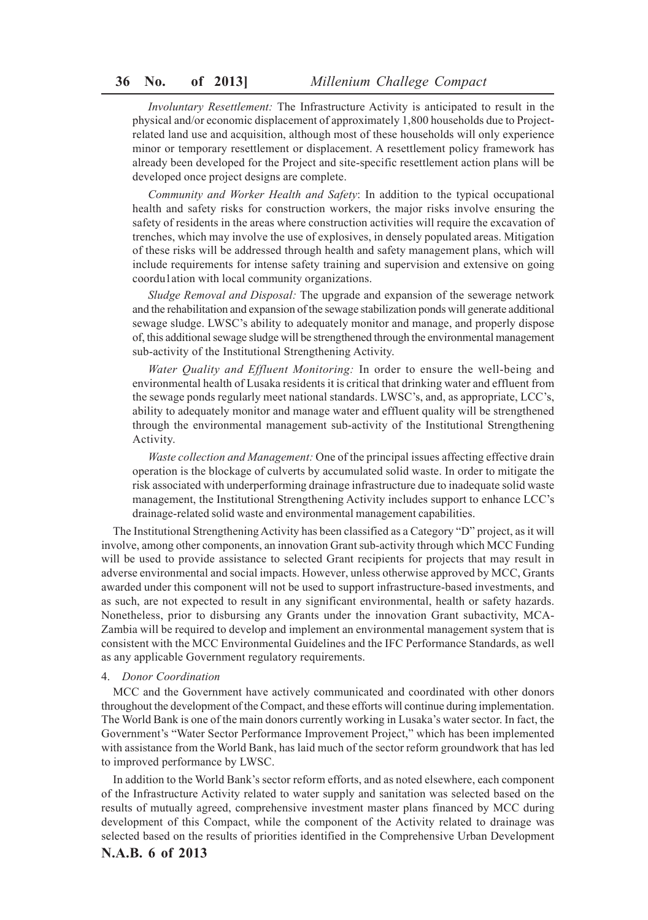*Involuntary Resettlement:* The Infrastructure Activity is anticipated to result in the physical and/or economic displacement of approximately 1,800 households due to Project-related land use and acquisition, although most of these households will only experience minor or temporary resettlement or displacement. A resettlement policy framework has already been developed for the Project and site-specific resettlement action plans will be developed once project designs are complete.

*Community and Worker Health and Safety*: In addition to the typical occupational health and safety risks for construction workers, the major risks involve ensuring the safety of residents in the areas where construction activities will require the excavation of trenches, which may involve the use of explosives, in densely populated areas. Mitigation of these risks will be addressed through health and safety management plans, which will include requirements for intense safety training and supervision and extensive on going coordu1ation with local community organizations.

*Sludge Removal and Disposal:* The upgrade and expansion of the sewerage network and the rehabilitation and expansion of the sewage stabilization ponds will generate additional sewage sludge. LWSC's ability to adequately monitor and manage, and properly dispose of, this additional sewage sludge will be strengthened through the environmental management sub-activity of the Institutional Strengthening Activity.

*Water Quality and Effluent Monitoring:* In order to ensure the well-being and environmental health of Lusaka residents it is critical that drinking water and effluent from the sewage ponds regularly meet national standards. LWSC's, and, as appropriate, LCC's, ability to adequately monitor and manage water and effluent quality will be strengthened through the environmental management sub-activity of the Institutional Strengthening Activity.

*Waste collection and Management:* One of the principal issues affecting effective drain operation is the blockage of culverts by accumulated solid waste. In order to mitigate the risk associated with underperforming drainage infrastructure due to inadequate solid waste management, the Institutional Strengthening Activity includes support to enhance LCC's drainage-related solid waste and environmental management capabilities.

The Institutional Strengthening Activity has been classified as a Category "D" project, as it will involve, among other components, an innovation Grant sub-activity through which MCC Funding will be used to provide assistance to selected Grant recipients for projects that may result in adverse environmental and social impacts. However, unless otherwise approved by MCC, Grants awarded under this component will not be used to support infrastructure-based investments, and as such, are not expected to result in any significant environmental, health or safety hazards. Nonetheless, prior to disbursing any Grants under the innovation Grant subactivity, MCA-Zambia will be required to develop and implement an environmental management system that is consistent with the MCC Environmental Guidelines and the IFC Performance Standards, as well as any applicable Government regulatory requirements.

4. *Donor Coordination*

MCC and the Government have actively communicated and coordinated with other donors throughout the development of the Compact, and these efforts will continue during implementation. The World Bank is one of the main donors currently working in Lusaka's water sector. In fact, the Government's "Water Sector Performance Improvement Project," which has been implemented with assistance from the World Bank, has laid much of the sector reform groundwork that has led to improved performance by LWSC.

In addition to the World Bank's sector reform efforts, and as noted elsewhere, each component of the Infrastructure Activity related to water supply and sanitation was selected based on the results of mutually agreed, comprehensive investment master plans financed by MCC during development of this Compact, while the component of the Activity related to drainage was selected based on the results of priorities identified in the Comprehensive Urban Development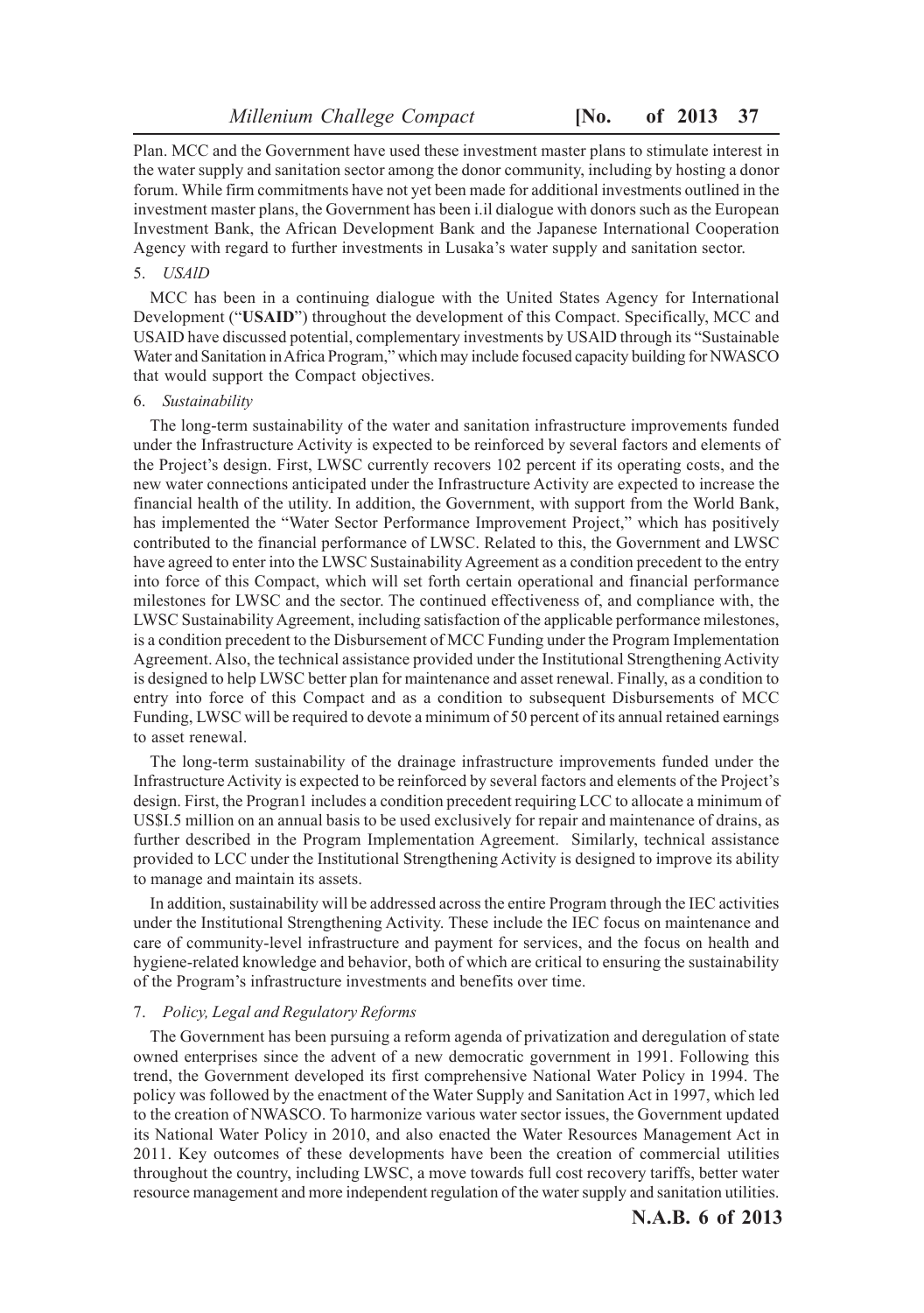Plan. MCC and the Government have used these investment master plans to stimulate interest in the water supply and sanitation sector among the donor community, including by hosting a donor forum. While firm commitments have not yet been made for additional investments outlined in the investment master plans, the Government has been i.il dialogue with donors such as the European Investment Bank, the African Development Bank and the Japanese International Cooperation Agency with regard to further investments in Lusaka's water supply and sanitation sector.

5. *USAlD*

MCC has been in a continuing dialogue with the United States Agency for International Development ("**USAID**") throughout the development of this Compact. Specifically, MCC and USAID have discussed potential, complementary investments by USAlD through its "Sustainable Water and Sanitation in Africa Program," which may include focused capacity building for NWASCO that would support the Compact objectives.

6. *Sustainability*

The long-term sustainability of the water and sanitation infrastructure improvements funded under the Infrastructure Activity is expected to be reinforced by several factors and elements of the Project's design. First, LWSC currently recovers 102 percent if its operating costs, and the new water connections anticipated under the Infrastructure Activity are expected to increase the financial health of the utility. In addition, the Government, with support from the World Bank, has implemented the "Water Sector Performance Improvement Project," which has positively contributed to the financial performance of LWSC. Related to this, the Government and LWSC have agreed to enter into the LWSC Sustainability Agreement as a condition precedent to the entry into force of this Compact, which will set forth certain operational and financial performance milestones for LWSC and the sector. The continued effectiveness of, and compliance with, the LWSC Sustainability Agreement, including satisfaction of the applicable performance milestones, is a condition precedent to the Disbursement of MCC Funding under the Program Implementation Agreement. Also, the technical assistance provided under the Institutional Strengthening Activity is designed to help LWSC better plan for maintenance and asset renewal. Finally, as a condition to entry into force of this Compact and as a condition to subsequent Disbursements of MCC Funding, LWSC will be required to devote a minimum of 50 percent of its annual retained earnings to asset renewal.

The long-term sustainability of the drainage infrastructure improvements funded under the Infrastructure Activity is expected to be reinforced by several factors and elements of the Project's design. First, the Progran1 includes a condition precedent requiring LCC to allocate a minimum of US$I.5 million on an annual basis to be used exclusively for repair and maintenance of drains, as further described in the Program Implementation Agreement. Similarly, technical assistance provided to LCC under the Institutional Strengthening Activity is designed to improve its ability to manage and maintain its assets.

In addition, sustainability will be addressed across the entire Program through the IEC activities under the Institutional Strengthening Activity. These include the IEC focus on maintenance and care of community-level infrastructure and payment for services, and the focus on health and hygiene-related knowledge and behavior, both of which are critical to ensuring the sustainability of the Program's infrastructure investments and benefits over time.

7. *Policy, Legal and Regulatory Reforms*

The Government has been pursuing a reform agenda of privatization and deregulation of state owned enterprises since the advent of a new democratic government in 1991. Following this trend, the Government developed its first comprehensive National Water Policy in 1994. The policy was followed by the enactment of the Water Supply and Sanitation Act in 1997, which led to the creation of NWASCO. To harmonize various water sector issues, the Government updated its National Water Policy in 2010, and also enacted the Water Resources Management Act in 2011. Key outcomes of these developments have been the creation of commercial utilities throughout the country, including LWSC, a move towards full cost recovery tariffs, better water resource management and more independent regulation of the water supply and sanitation utilities.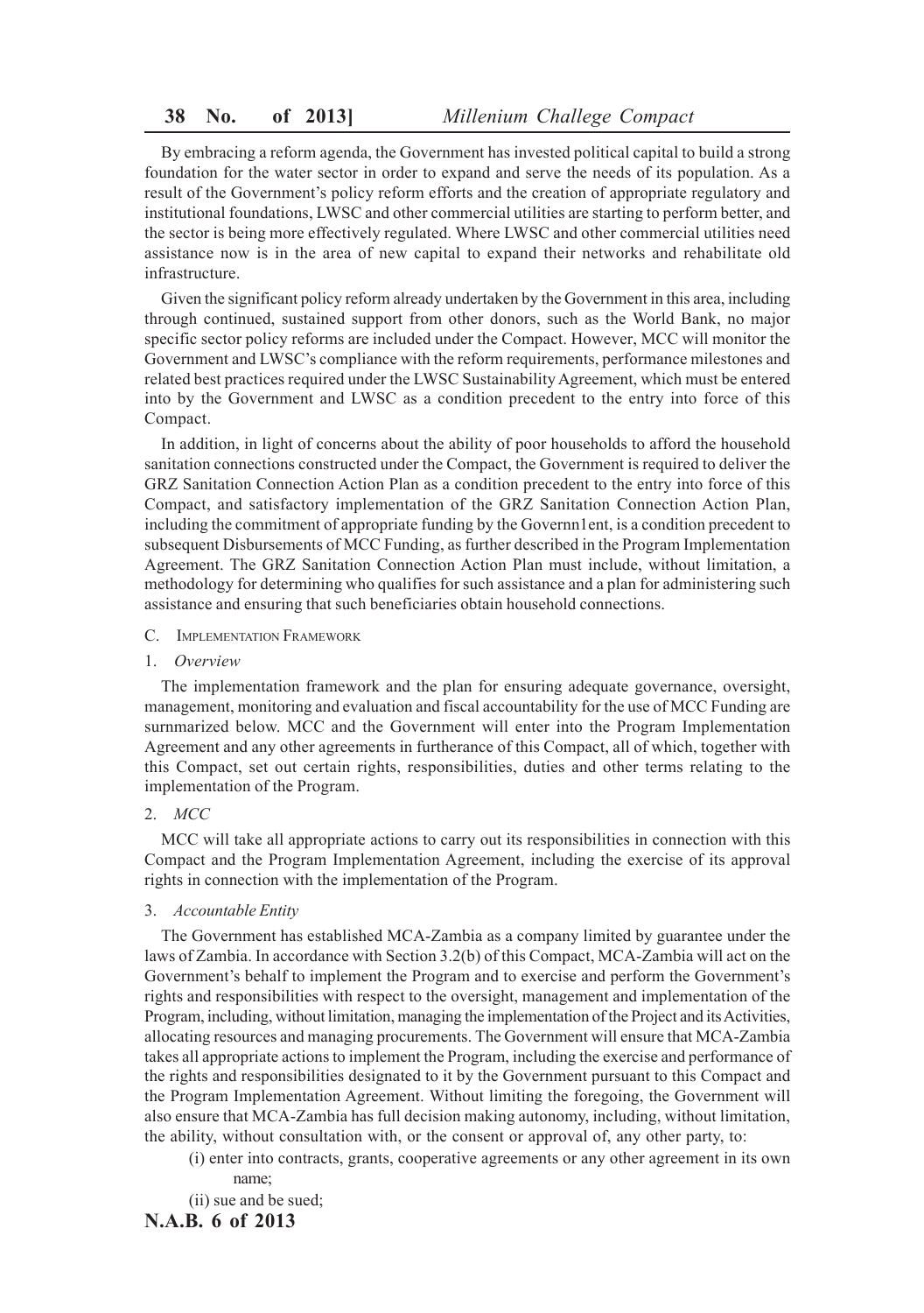By embracing a reform agenda, the Government has invested political capital to build a strong foundation for the water sector in order to expand and serve the needs of its population. As a result of the Government's policy reform efforts and the creation of appropriate regulatory and institutional foundations, LWSC and other commercial utilities are starting to perform better, and the sector is being more effectively regulated. Where LWSC and other commercial utilities need assistance now is in the area of new capital to expand their networks and rehabilitate old infrastructure.

Given the significant policy reform already undertaken by the Government in this area, including through continued, sustained support from other donors, such as the World Bank, no major specific sector policy reforms are included under the Compact. However, MCC will monitor the Government and LWSC's compliance with the reform requirements, performance milestones and related best practices required under the LWSC Sustainability Agreement, which must be entered into by the Government and LWSC as a condition precedent to the entry into force of this Compact.

In addition, in light of concerns about the ability of poor households to afford the household sanitation connections constructed under the Compact, the Government is required to deliver the GRZ Sanitation Connection Action Plan as a condition precedent to the entry into force of this Compact, and satisfactory implementation of the GRZ Sanitation Connection Action Plan, including the commitment of appropriate funding by the Governn1ent, is a condition precedent to subsequent Disbursements of MCC Funding, as further described in the Program Implementation Agreement. The GRZ Sanitation Connection Action Plan must include, without limitation, a methodology for determining who qualifies for such assistance and a plan for administering such assistance and ensuring that such beneficiaries obtain household connections.

C. Implementation Framework

1. *Overview*

The implementation framework and the plan for ensuring adequate governance, oversight, management, monitoring and evaluation and fiscal accountability for the use of MCC Funding are surnmarized below. MCC and the Government will enter into the Program Implementation Agreement and any other agreements in furtherance of this Compact, all of which, together with this Compact, set out certain rights, responsibilities, duties and other terms relating to the implementation of the Program.

2. *MCC*

MCC will take all appropriate actions to carry out its responsibilities in connection with this Compact and the Program Implementation Agreement, including the exercise of its approval rights in connection with the implementation of the Program.

3. *Accountable Entity*

The Government has established MCA-Zambia as a company limited by guarantee under the laws of Zambia. In accordance with Section 3.2(b) of this Compact, MCA-Zambia will act on the Government's behalf to implement the Program and to exercise and perform the Government's rights and responsibilities with respect to the oversight, management and implementation of the Program, including, without limitation, managing the implementation of the Project and its Activities, allocating resources and managing procurements. The Government will ensure that MCA-Zambia takes all appropriate actions to implement the Program, including the exercise and performance of the rights and responsibilities designated to it by the Government pursuant to this Compact and the Program Implementation Agreement. Without limiting the foregoing, the Government will also ensure that MCA-Zambia has full decision making autonomy, including, without limitation, the ability, without consultation with, or the consent or approval of, any other party, to:

(i) enter into contracts, grants, cooperative agreements or any other agreement in its own name;

(ii) sue and be sued;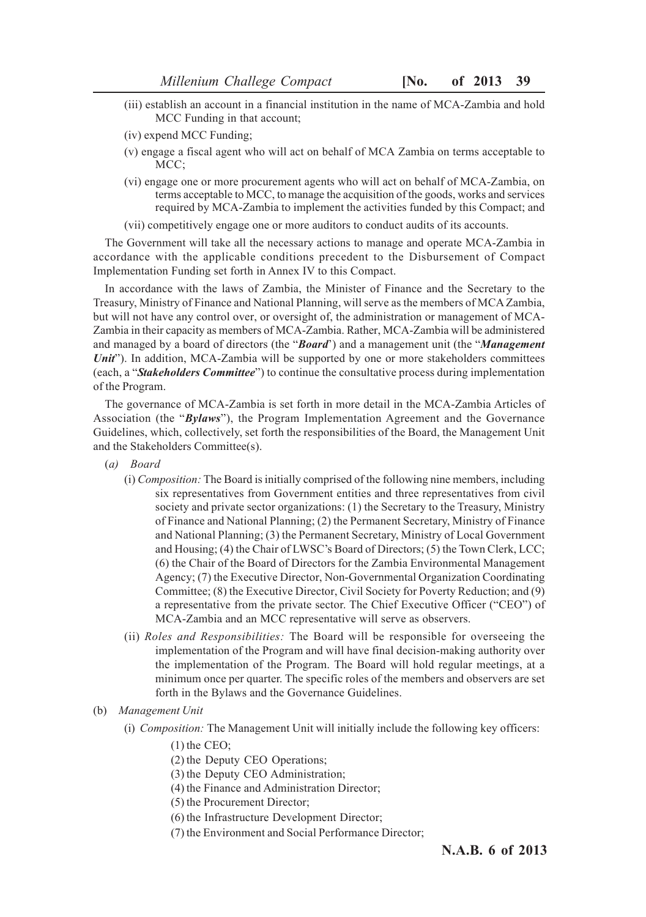(iii) establish an account in a financial institution in the name of MCA-Zambia and hold MCC Funding in that account;

(iv) expend MCC Funding;

(v) engage a fiscal agent who will act on behalf of MCA Zambia on terms acceptable to MCC;

(vi) engage one or more procurement agents who will act on behalf of MCA-Zambia, on terms acceptable to MCC, to manage the acquisition of the goods, works and services required by MCA-Zambia to implement the activities funded by this Compact; and

(vii) competitively engage one or more auditors to conduct audits of its accounts.

The Government will take all the necessary actions to manage and operate MCA-Zambia in accordance with the applicable conditions precedent to the Disbursement of Compact Implementation Funding set forth in Annex IV to this Compact.

In accordance with the laws of Zambia, the Minister of Finance and the Secretary to the Treasury, Ministry of Finance and National Planning, will serve as the members of MCA Zambia, but will not have any control over, or oversight of, the administration or management of MCA-Zambia in their capacity as members of MCA-Zambia. Rather, MCA-Zambia will be administered and managed by a board of directors (the "***Board***") and a management unit (the "***Management Unit***"). In addition, MCA-Zambia will be supported by one or more stakeholders committees (each, a "***Stakeholders Committee***") to continue the consultative process during implementation of the Program.

The governance of MCA-Zambia is set forth in more detail in the MCA-Zambia Articles of Association (the "***Bylaws***"), the Program Implementation Agreement and the Governance Guidelines, which, collectively, set forth the responsibilities of the Board, the Management Unit and the Stakeholders Committee(s).

(*a*) *Board*

(i) *Composition:* The Board is initially comprised of the following nine members, including six representatives from Government entities and three representatives from civil society and private sector organizations: (1) the Secretary to the Treasury, Ministry of Finance and National Planning; (2) the Permanent Secretary, Ministry of Finance and National Planning; (3) the Permanent Secretary, Ministry of Local Government and Housing; (4) the Chair of LWSC's Board of Directors; (5) the Town Clerk, LCC; (6) the Chair of the Board of Directors for the Zambia Environmental Management Agency; (7) the Executive Director, Non-Governmental Organization Coordinating Committee; (8) the Executive Director, Civil Society for Poverty Reduction; and (9) a representative from the private sector. The Chief Executive Officer ("CEO") of MCA-Zambia and an MCC representative will serve as observers.

(ii) *Roles and Responsibilities:* The Board will be responsible for overseeing the implementation of the Program and will have final decision-making authority over the implementation of the Program. The Board will hold regular meetings, at a minimum once per quarter. The specific roles of the members and observers are set forth in the Bylaws and the Governance Guidelines.

(b) *Management Unit*

(i) *Composition:* The Management Unit will initially include the following key officers:

(1) the CEO;

(2) the Deputy CEO Operations;

(3) the Deputy CEO Administration;

(4) the Finance and Administration Director;

(5) the Procurement Director;

(6) the Infrastructure Development Director;

(7) the Environment and Social Performance Director;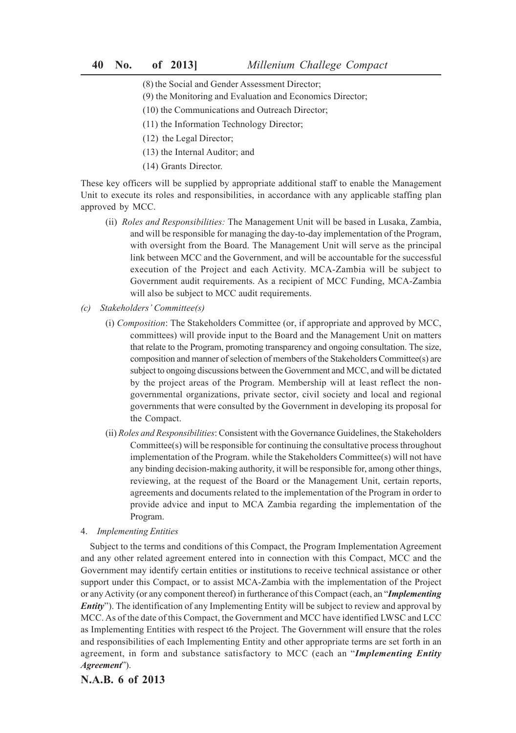(8) the Social and Gender Assessment Director;

(9) the Monitoring and Evaluation and Economics Director;

(10) the Communications and Outreach Director;

(11) the Information Technology Director;

(12) the Legal Director;

(13) the Internal Auditor; and

(14) Grants Director.

These key officers will be supplied by appropriate additional staff to enable the Management Unit to execute its roles and responsibilities, in accordance with any applicable staffing plan approved by MCC.

(ii) *Roles and Responsibilities:* The Management Unit will be based in Lusaka, Zambia, and will be responsible for managing the day-to-day implementation of the Program, with oversight from the Board. The Management Unit will serve as the principal link between MCC and the Government, and will be accountable for the successful execution of the Project and each Activity. MCA-Zambia will be subject to Government audit requirements. As a recipient of MCC Funding, MCA-Zambia will also be subject to MCC audit requirements.

*(c) Stakeholders' Committee(s)*

(i) *Composition*: The Stakeholders Committee (or, if appropriate and approved by MCC, committees) will provide input to the Board and the Management Unit on matters that relate to the Program, promoting transparency and ongoing consultation. The size, composition and manner of selection of members of the Stakeholders Committee(s) are subject to ongoing discussions between the Government and MCC, and will be dictated by the project areas of the Program. Membership will at least reflect the non-governmental organizations, private sector, civil society and local and regional governments that were consulted by the Government in developing its proposal for the Compact.

(ii) *Roles and Responsibilities*: Consistent with the Governance Guidelines, the Stakeholders Committee(s) will be responsible for continuing the consultative process throughout implementation of the Program. while the Stakeholders Committee(s) will not have any binding decision-making authority, it will be responsible for, among other things, reviewing, at the request of the Board or the Management Unit, certain reports, agreements and documents related to the implementation of the Program in order to provide advice and input to MCA Zambia regarding the implementation of the Program.

4. *Implementing Entities*

Subject to the terms and conditions of this Compact, the Program Implementation Agreement and any other related agreement entered into in connection with this Compact, MCC and the Government may identify certain entities or institutions to receive technical assistance or other support under this Compact, or to assist MCA-Zambia with the implementation of the Project or any Activity (or any component thereof) in furtherance of this Compact (each, an "***Implementing Entity***"). The identification of any Implementing Entity will be subject to review and approval by MCC. As of the date of this Compact, the Government and MCC have identified LWSC and LCC as Implementing Entities with respect t6 the Project. The Government will ensure that the roles and responsibilities of each Implementing Entity and other appropriate terms are set forth in an agreement, in form and substance satisfactory to MCC (each an "***Implementing Entity Agreement***").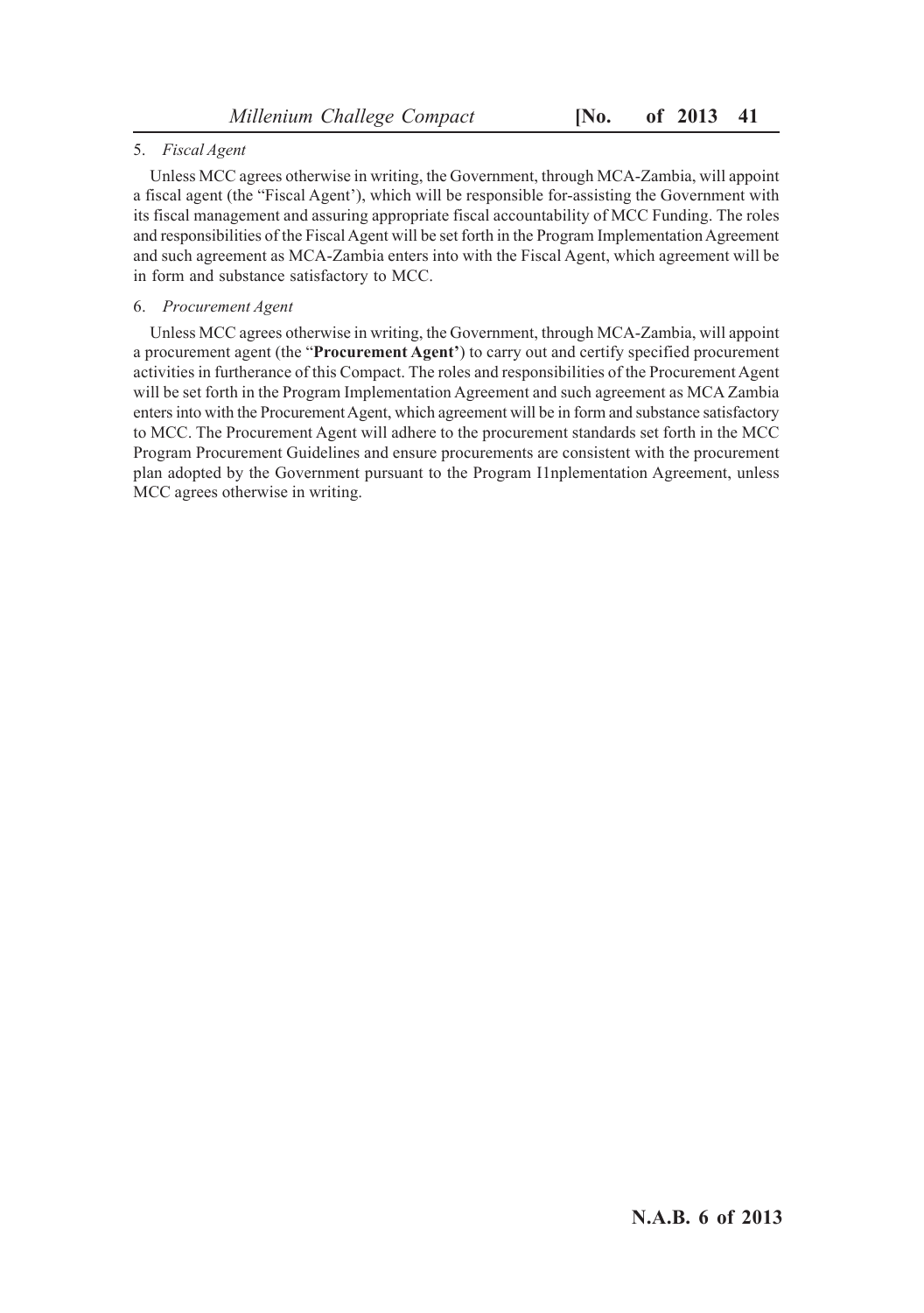5. *Fiscal Agent*

Unless MCC agrees otherwise in writing, the Government, through MCA-Zambia, will appoint a fiscal agent (the "Fiscal Agent'), which will be responsible for-assisting the Government with its fiscal management and assuring appropriate fiscal accountability of MCC Funding. The roles and responsibilities of the Fiscal Agent will be set forth in the Program Implementation Agreement and such agreement as MCA-Zambia enters into with the Fiscal Agent, which agreement will be in form and substance satisfactory to MCC.

6. *Procurement Agent*

Unless MCC agrees otherwise in writing, the Government, through MCA-Zambia, will appoint a procurement agent (the "**Procurement Agent'**) to carry out and certify specified procurement activities in furtherance of this Compact. The roles and responsibilities of the Procurement Agent will be set forth in the Program Implementation Agreement and such agreement as MCA Zambia enters into with the Procurement Agent, which agreement will be in form and substance satisfactory to MCC. The Procurement Agent will adhere to the procurement standards set forth in the MCC Program Procurement Guidelines and ensure procurements are consistent with the procurement plan adopted by the Government pursuant to the Program I1nplementation Agreement, unless MCC agrees otherwise in writing.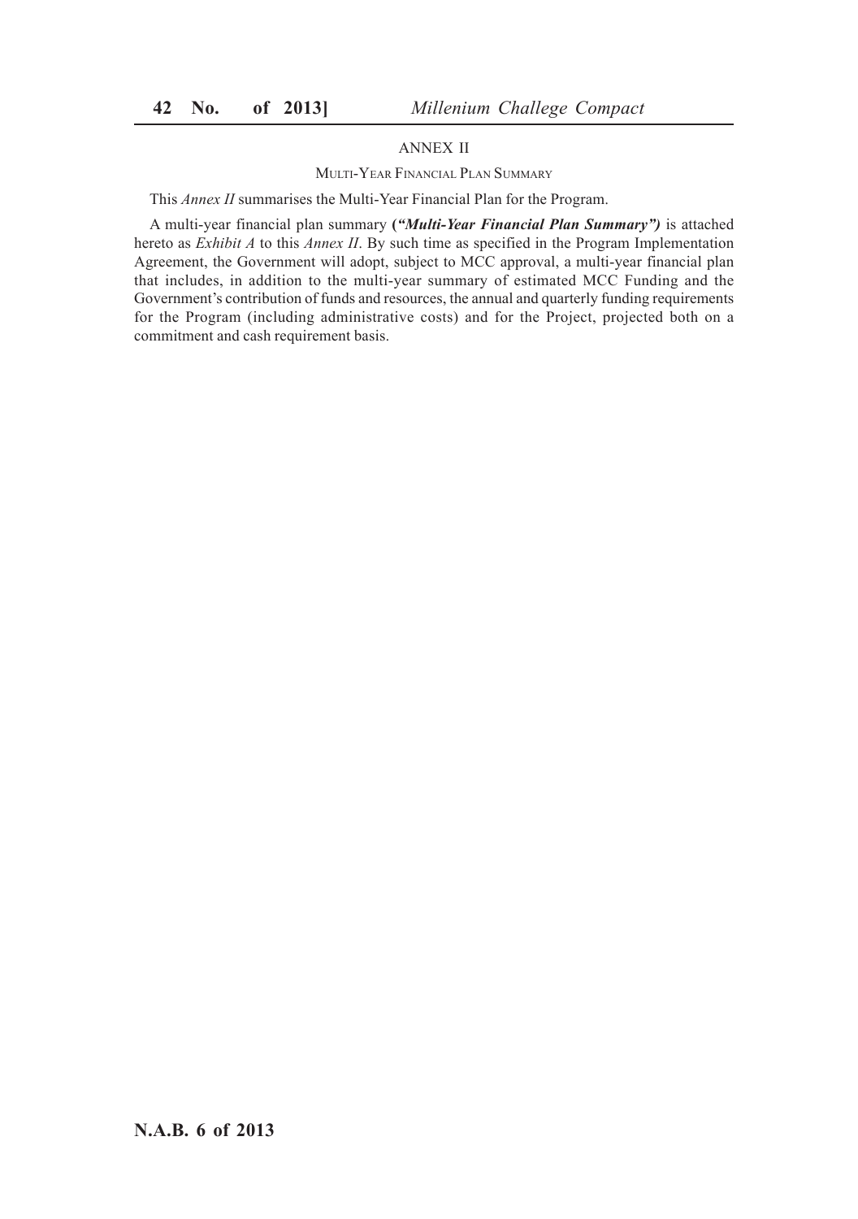## ANNEX II

### MULTI-YEAR FINANCIAL PLAN SUMMARY

This *Annex II* summarises the Multi-Year Financial Plan for the Program.

A multi-year financial plan summary **(*"Multi-Year Financial Plan Summary")*** is attached hereto as *Exhibit A* to this *Annex II*. By such time as specified in the Program Implementation Agreement, the Government will adopt, subject to MCC approval, a multi-year financial plan that includes, in addition to the multi-year summary of estimated MCC Funding and the Government's contribution of funds and resources, the annual and quarterly funding requirements for the Program (including administrative costs) and for the Project, projected both on a commitment and cash requirement basis.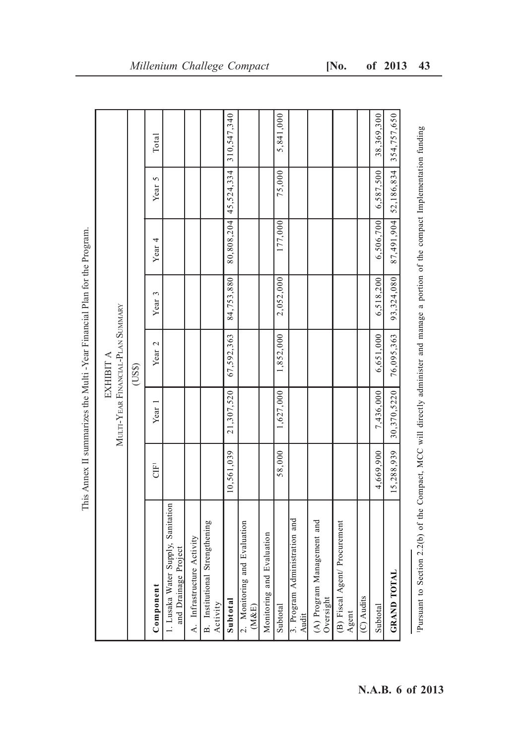This Annex II summarizes the Multi -Year Financial Plan for the Program.

EXHIBIT A

MULTI-YEAR FINANCIAL-PLAN SUMMARY

| | | | (US$) | | | | |
|---|---|---|---|---|---|---|---|
| **Component** | CIF[1] | Year 1 | Year 2 | Year 3 | Year 4 | Year 5 | Total |
| 1. Lusaka Water Supply, Sanitation and Drainage Project | | | | | | | |
| A. Infrastructure Activity | | | | | | | |
| B. Institutional Strengthening Activity | | | | | | | |
| **Subtotal** | 10,561,039 | 21,307,520 | 67,592,363 | 84,753,880 | 80,808,204 | 45,524,334 | 310,547,340 |
| 2. Monitoring and Evaluation (M&E) | | | | | | | |
| Monitoring and Evaluation | | | | | | | |
| Subtotal | 58,000 | 1,627,000 | 1,852,000 | 2,052,000 | 177,000 | 75,000 | 5,841,000 |
| 3. Program Administration and Audit | | | | | | | |
| (A) Program Management and Oversight | | | | | | | |
| (B) Fiscal Agent/ Procurement Agent | | | | | | | |
| (C) Audits | | | | | | | |
| Subtotal | 4,669,900 | 7,436,000 | 6,651,000 | 6,518,200 | 6,506,700 | 6,587,500 | 38,369,300 |
| **GRAND TOTAL** | 15,288,939 | 30,370,5220 | 76,095,363 | 93,324,080 | 87,491,904 | 52,186,834 | 354,757,650 |

[1]Pursuant to Section 2.2(b) of the Compact, MCC will directly administer and manage a portion of the compact Implementation funding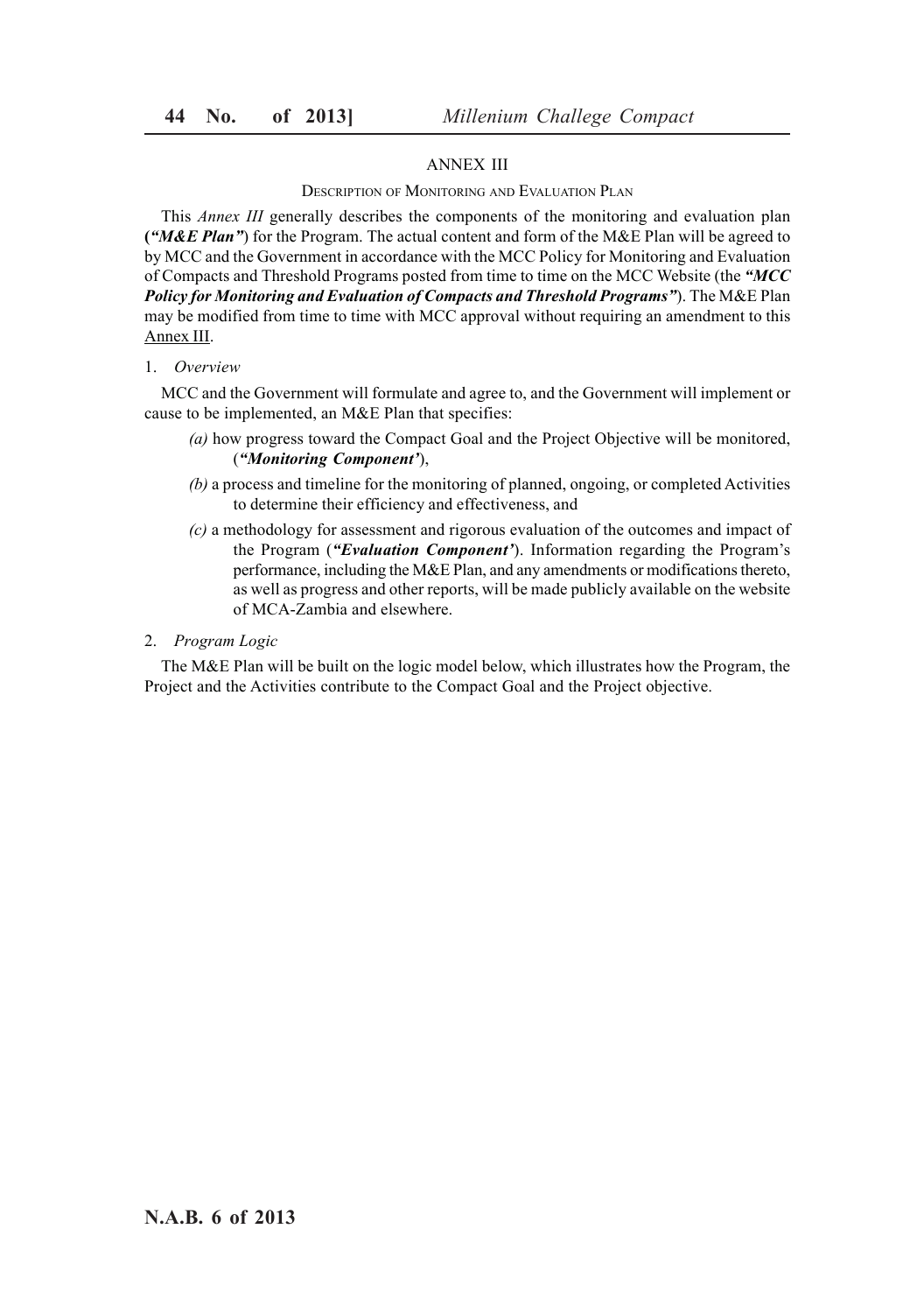## ANNEX III

### Description of Monitoring and Evaluation Plan

This *Annex III* generally describes the components of the monitoring and evaluation plan (***"M&E Plan"***) for the Program. The actual content and form of the M&E Plan will be agreed to by MCC and the Government in accordance with the MCC Policy for Monitoring and Evaluation of Compacts and Threshold Programs posted from time to time on the MCC Website (the ***"MCC Policy for Monitoring and Evaluation of Compacts and Threshold Programs"***). The M&E Plan may be modified from time to time with MCC approval without requiring an amendment to this Annex III.

1. *Overview*

MCC and the Government will formulate and agree to, and the Government will implement or cause to be implemented, an M&E Plan that specifies:

*(a)* how progress toward the Compact Goal and the Project Objective will be monitored, (***"Monitoring Component'***),

*(b)* a process and timeline for the monitoring of planned, ongoing, or completed Activities to determine their efficiency and effectiveness, and

*(c)* a methodology for assessment and rigorous evaluation of the outcomes and impact of the Program (***"Evaluation Component'***). Information regarding the Program's performance, including the M&E Plan, and any amendments or modifications thereto, as well as progress and other reports, will be made publicly available on the website of MCA-Zambia and elsewhere.

2. *Program Logic*

The M&E Plan will be built on the logic model below, which illustrates how the Program, the Project and the Activities contribute to the Compact Goal and the Project objective.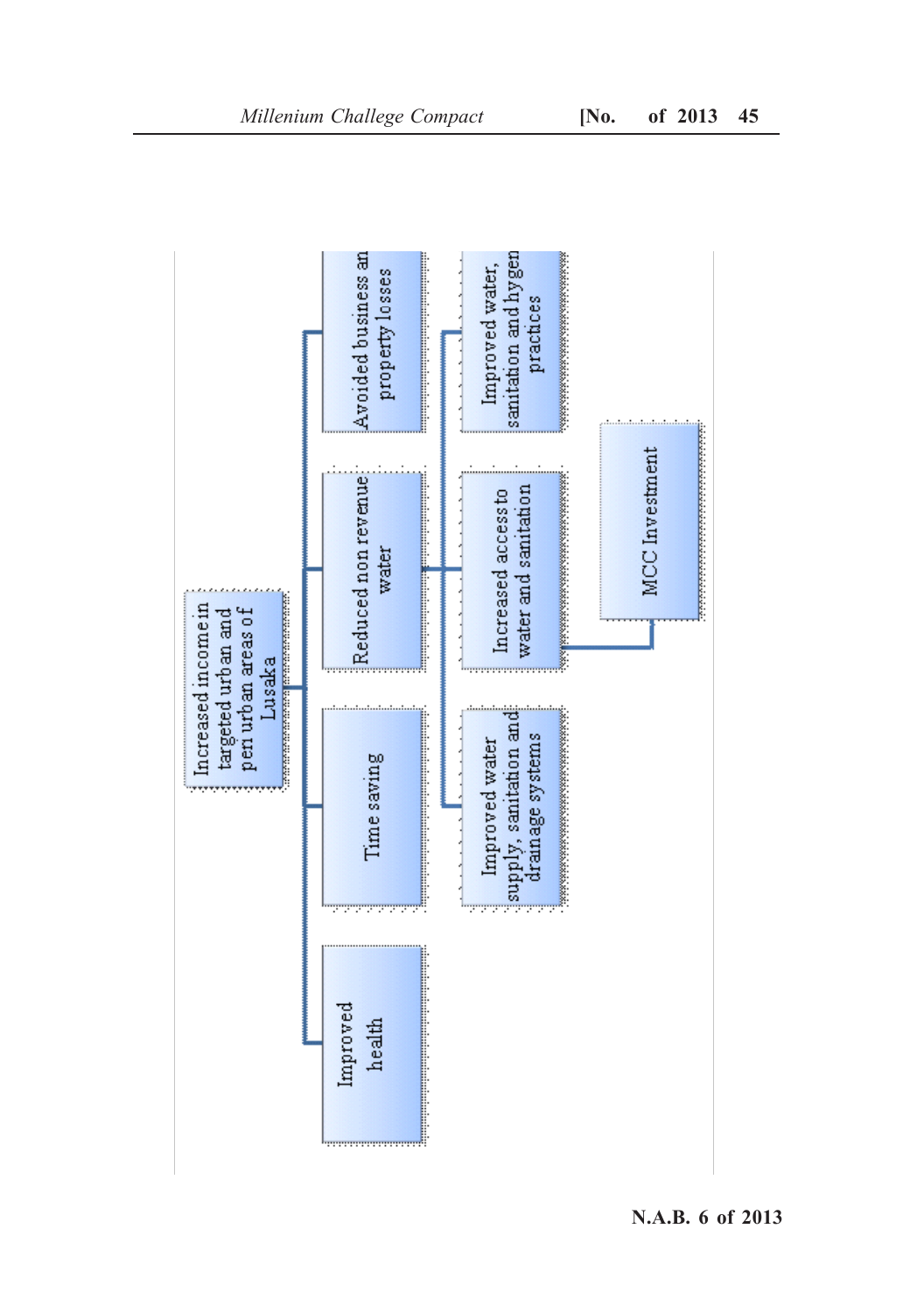Increased income in targeted urban and peri urban areas of Lusaka

- Improved health
- Time saving
- Reduced non revenue water
- Avoided business and property losses

- Improved water supply, sanitation and drainage systems
- Increased access to water and sanitation
- Improved water, sanitation and hygiene practices

MCC Investment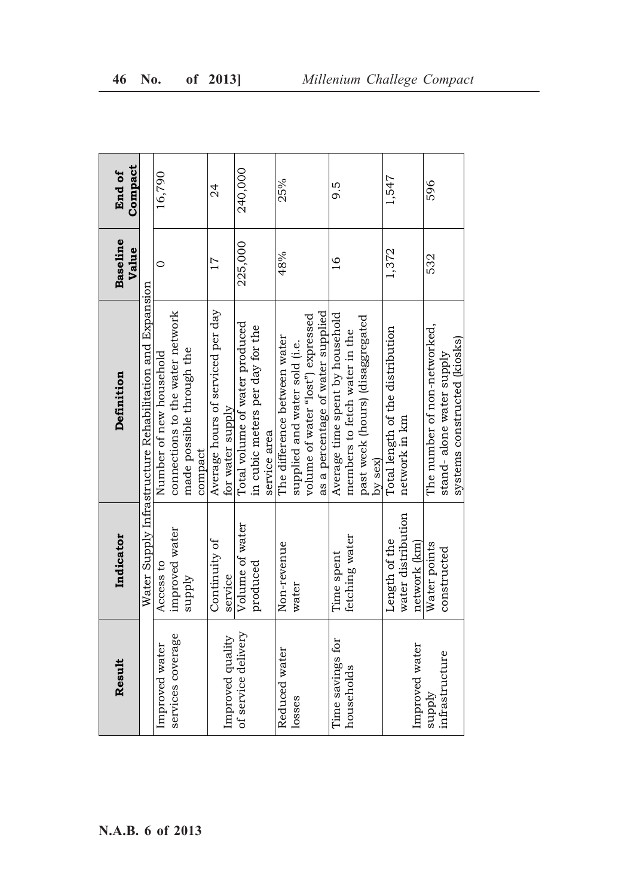| Result | Indicator | Definition | Baseline Value | End of Compact |
|---|---|---|---|---|
| | Water Supply Infrastructure Rehabilitation and Expansion | | | |
| Improved water services coverage | Access to improved water supply | Number of new household connections to the water network made possible through the compact | 0 | 16,790 |
| Improved quality of service delivery | Continuity of service | Average hours of serviced per day for water supply | 17 | 24 |
| | Volume of water produced | Total volume of water produced in cubic meters per day for the service area | 225,000 | 240,000 |
| Reduced water losses | Non-revenue water | The difference between water supplied and water sold (i.e. volume of water "lost") expressed as a percentage of water supplied | 48% | 25% |
| Time savings for households | Time spent fetching water | Average time spent by household members to fetch water in the past week (hours) (disaggregated by sex) | 16 | 9.5 |
| Improved water supply infrastructure | Length of the water distribution network (km) | Total length of the distribution network in km | 1,372 | 1,547 |
| | Water points constructed | The number of non-networked, stand- alone water supply systems constructed (kiosks) | 532 | 596 |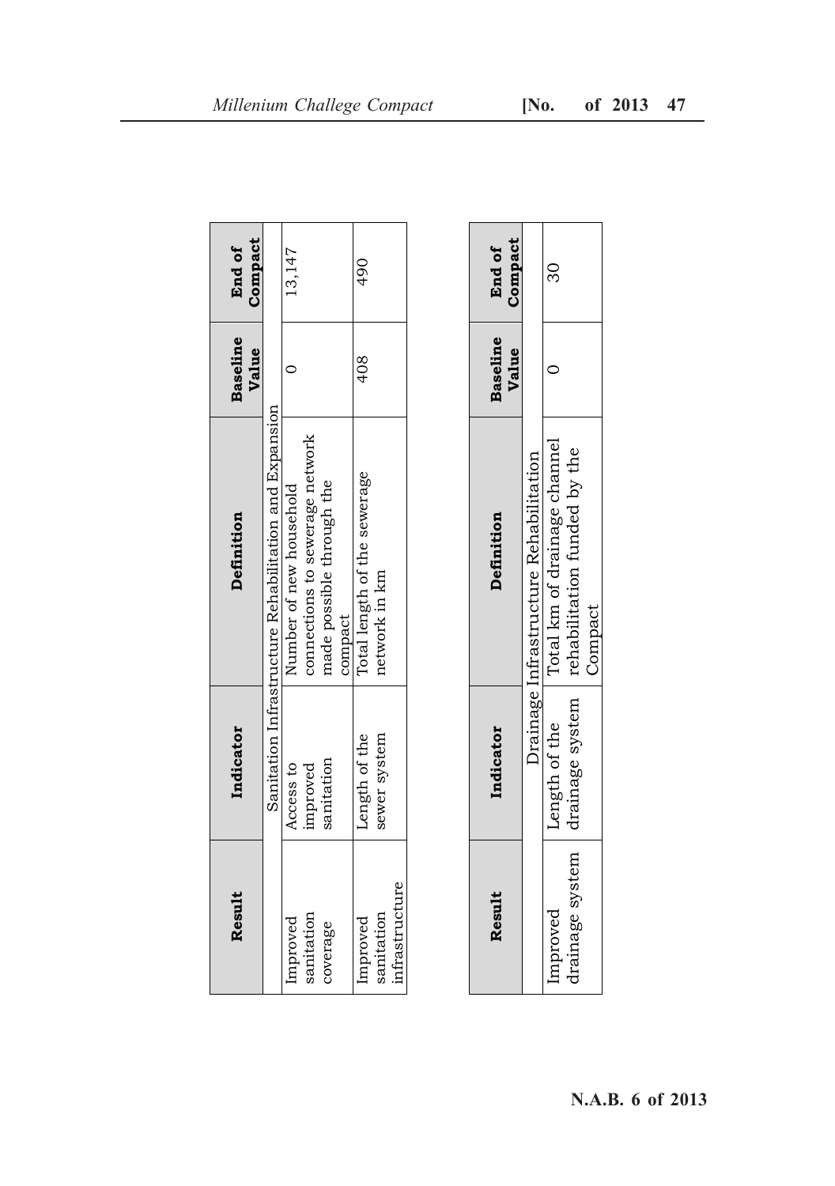| Result | Indicator | Definition | Baseline Value | End of Compact |
|---|---|---|---|---|
| | Sanitation Infrastructure Rehabilitation and Expansion | | | |
| Improved sanitation coverage | Access to improved sanitation | Number of new household connections to sewerage network made possible through the compact | 0 | 13,147 |
| Improved sanitation infrastructure | Length of the sewer system | Total length of the sewerage network in km | 408 | 490 |

| Result | Indicator | Definition | Baseline Value | End of Compact |
|---|---|---|---|---|
| | Drainage Infrastructure Rehabilitation | | | |
| Improved drainage system | Length of the drainage system | Total km of drainage channel rehabilitation funded by the Compact | 0 | 30 |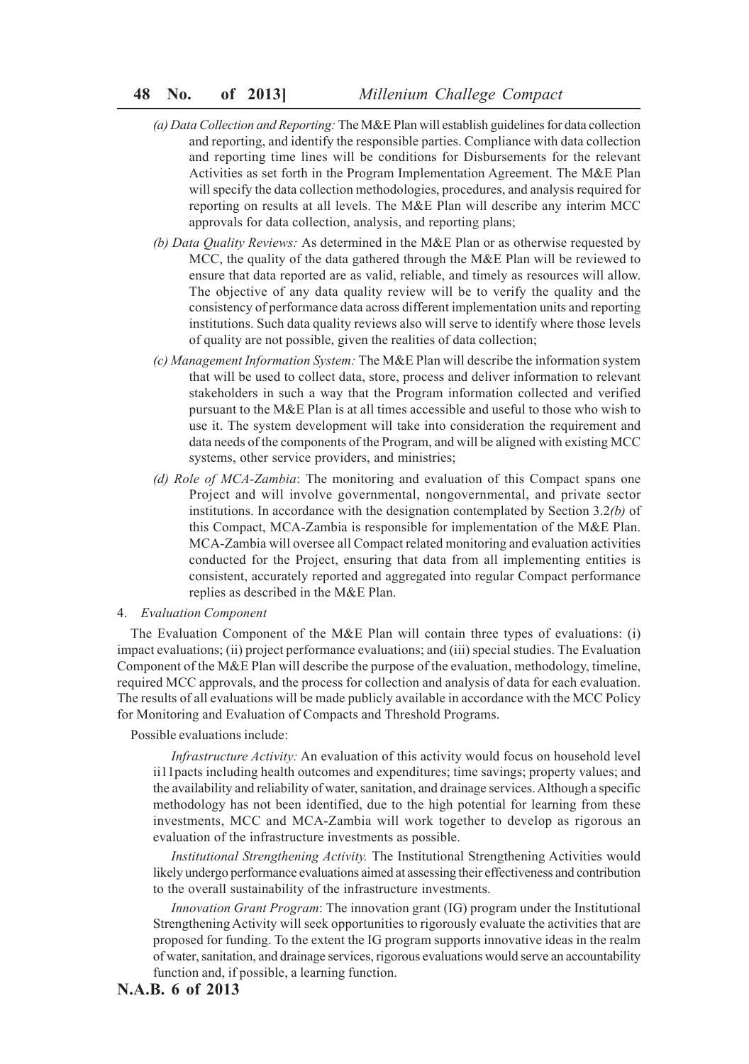*(a) Data Collection and Reporting:* The M&E Plan will establish guidelines for data collection and reporting, and identify the responsible parties. Compliance with data collection and reporting time lines will be conditions for Disbursements for the relevant Activities as set forth in the Program Implementation Agreement. The M&E Plan will specify the data collection methodologies, procedures, and analysis required for reporting on results at all levels. The M&E Plan will describe any interim MCC approvals for data collection, analysis, and reporting plans;

*(b) Data Quality Reviews:* As determined in the M&E Plan or as otherwise requested by MCC, the quality of the data gathered through the M&E Plan will be reviewed to ensure that data reported are as valid, reliable, and timely as resources will allow. The objective of any data quality review will be to verify the quality and the consistency of performance data across different implementation units and reporting institutions. Such data quality reviews also will serve to identify where those levels of quality are not possible, given the realities of data collection;

*(c) Management Information System:* The M&E Plan will describe the information system that will be used to collect data, store, process and deliver information to relevant stakeholders in such a way that the Program information collected and verified pursuant to the M&E Plan is at all times accessible and useful to those who wish to use it. The system development will take into consideration the requirement and data needs of the components of the Program, and will be aligned with existing MCC systems, other service providers, and ministries;

*(d) Role of MCA-Zambia*: The monitoring and evaluation of this Compact spans one Project and will involve governmental, nongovernmental, and private sector institutions. In accordance with the designation contemplated by Section 3.2*(b)* of this Compact, MCA-Zambia is responsible for implementation of the M&E Plan. MCA-Zambia will oversee all Compact related monitoring and evaluation activities conducted for the Project, ensuring that data from all implementing entities is consistent, accurately reported and aggregated into regular Compact performance replies as described in the M&E Plan.

4. *Evaluation Component*

The Evaluation Component of the M&E Plan will contain three types of evaluations: (i) impact evaluations; (ii) project performance evaluations; and (iii) special studies. The Evaluation Component of the M&E Plan will describe the purpose of the evaluation, methodology, timeline, required MCC approvals, and the process for collection and analysis of data for each evaluation. The results of all evaluations will be made publicly available in accordance with the MCC Policy for Monitoring and Evaluation of Compacts and Threshold Programs.

Possible evaluations include:

*Infrastructure Activity:* An evaluation of this activity would focus on household level ii11pacts including health outcomes and expenditures; time savings; property values; and the availability and reliability of water, sanitation, and drainage services. Although a specific methodology has not been identified, due to the high potential for learning from these investments, MCC and MCA-Zambia will work together to develop as rigorous an evaluation of the infrastructure investments as possible.

*Institutional Strengthening Activity.* The Institutional Strengthening Activities would likely undergo performance evaluations aimed at assessing their effectiveness and contribution to the overall sustainability of the infrastructure investments.

*Innovation Grant Program*: The innovation grant (IG) program under the Institutional Strengthening Activity will seek opportunities to rigorously evaluate the activities that are proposed for funding. To the extent the IG program supports innovative ideas in the realm of water, sanitation, and drainage services, rigorous evaluations would serve an accountability function and, if possible, a learning function.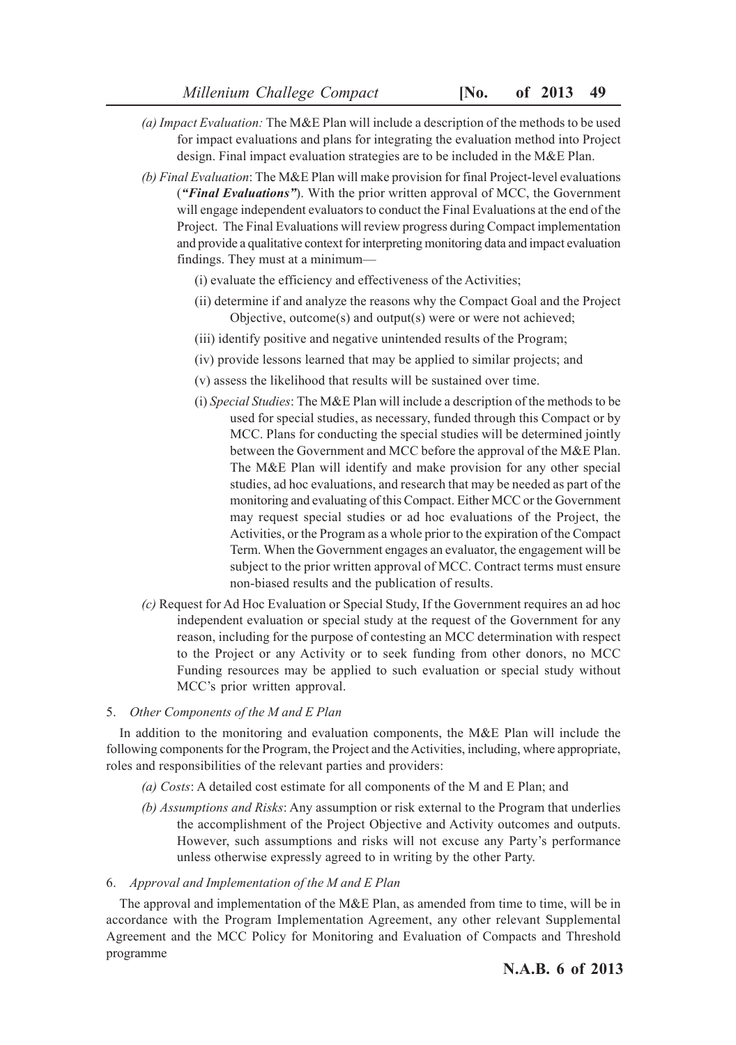*(a) Impact Evaluation:* The M&E Plan will include a description of the methods to be used for impact evaluations and plans for integrating the evaluation method into Project design. Final impact evaluation strategies are to be included in the M&E Plan.

*(b) Final Evaluation*: The M&E Plan will make provision for final Project-level evaluations (***"Final Evaluations"***). With the prior written approval of MCC, the Government will engage independent evaluators to conduct the Final Evaluations at the end of the Project. The Final Evaluations will review progress during Compact implementation and provide a qualitative context for interpreting monitoring data and impact evaluation findings. They must at a minimum—

(i) evaluate the efficiency and effectiveness of the Activities;

(ii) determine if and analyze the reasons why the Compact Goal and the Project Objective, outcome(s) and output(s) were or were not achieved;

(iii) identify positive and negative unintended results of the Program;

(iv) provide lessons learned that may be applied to similar projects; and

(v) assess the likelihood that results will be sustained over time.

(i) *Special Studies*: The M&E Plan will include a description of the methods to be used for special studies, as necessary, funded through this Compact or by MCC. Plans for conducting the special studies will be determined jointly between the Government and MCC before the approval of the M&E Plan. The M&E Plan will identify and make provision for any other special studies, ad hoc evaluations, and research that may be needed as part of the monitoring and evaluating of this Compact. Either MCC or the Government may request special studies or ad hoc evaluations of the Project, the Activities, or the Program as a whole prior to the expiration of the Compact Term. When the Government engages an evaluator, the engagement will be subject to the prior written approval of MCC. Contract terms must ensure non-biased results and the publication of results.

*(c)* Request for Ad Hoc Evaluation or Special Study, If the Government requires an ad hoc independent evaluation or special study at the request of the Government for any reason, including for the purpose of contesting an MCC determination with respect to the Project or any Activity or to seek funding from other donors, no MCC Funding resources may be applied to such evaluation or special study without MCC's prior written approval.

5. *Other Components of the M and E Plan*

In addition to the monitoring and evaluation components, the M&E Plan will include the following components for the Program, the Project and the Activities, including, where appropriate, roles and responsibilities of the relevant parties and providers:

*(a) Costs*: A detailed cost estimate for all components of the M and E Plan; and

*(b) Assumptions and Risks*: Any assumption or risk external to the Program that underlies the accomplishment of the Project Objective and Activity outcomes and outputs. However, such assumptions and risks will not excuse any Party's performance unless otherwise expressly agreed to in writing by the other Party.

6. *Approval and Implementation of the M and E Plan*

The approval and implementation of the M&E Plan, as amended from time to time, will be in accordance with the Program Implementation Agreement, any other relevant Supplemental Agreement and the MCC Policy for Monitoring and Evaluation of Compacts and Threshold programme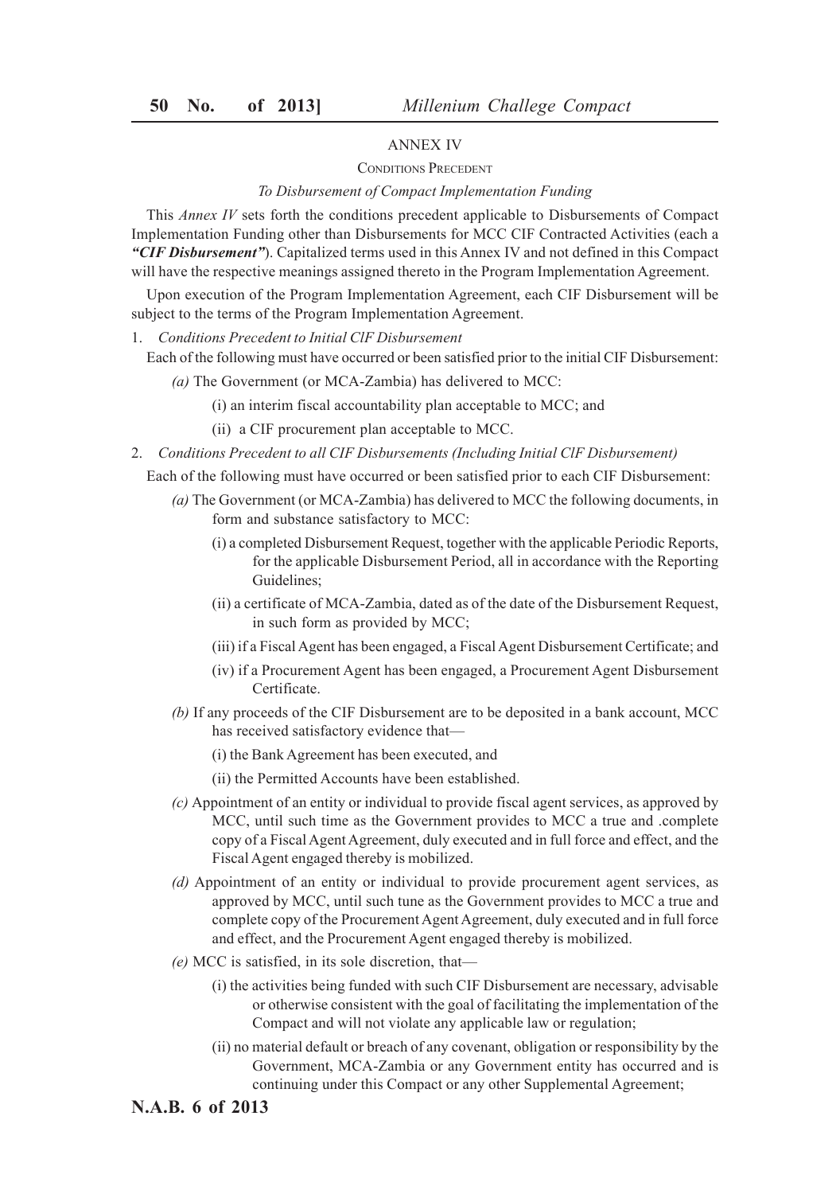ANNEX IV

CONDITIONS PRECEDENT

*To Disbursement of Compact Implementation Funding*

This *Annex IV* sets forth the conditions precedent applicable to Disbursements of Compact Implementation Funding other than Disbursements for MCC CIF Contracted Activities (each a ***"CIF Disbursement"***). Capitalized terms used in this Annex IV and not defined in this Compact will have the respective meanings assigned thereto in the Program Implementation Agreement.

Upon execution of the Program Implementation Agreement, each CIF Disbursement will be subject to the terms of the Program Implementation Agreement.

1. *Conditions Precedent to Initial ClF Disbursement*

Each of the following must have occurred or been satisfied prior to the initial CIF Disbursement:

*(a)* The Government (or MCA-Zambia) has delivered to MCC:

(i) an interim fiscal accountability plan acceptable to MCC; and

(ii) a CIF procurement plan acceptable to MCC.

2. *Conditions Precedent to all CIF Disbursements (Including Initial ClF Disbursement)*

Each of the following must have occurred or been satisfied prior to each CIF Disbursement:

*(a)* The Government (or MCA-Zambia) has delivered to MCC the following documents, in form and substance satisfactory to MCC:

(i) a completed Disbursement Request, together with the applicable Periodic Reports, for the applicable Disbursement Period, all in accordance with the Reporting Guidelines;

(ii) a certificate of MCA-Zambia, dated as of the date of the Disbursement Request, in such form as provided by MCC;

(iii) if a Fiscal Agent has been engaged, a Fiscal Agent Disbursement Certificate; and

(iv) if a Procurement Agent has been engaged, a Procurement Agent Disbursement Certificate.

*(b)* If any proceeds of the CIF Disbursement are to be deposited in a bank account, MCC has received satisfactory evidence that—

(i) the Bank Agreement has been executed, and

(ii) the Permitted Accounts have been established.

*(c)* Appointment of an entity or individual to provide fiscal agent services, as approved by MCC, until such time as the Government provides to MCC a true and .complete copy of a Fiscal Agent Agreement, duly executed and in full force and effect, and the Fiscal Agent engaged thereby is mobilized.

*(d)* Appointment of an entity or individual to provide procurement agent services, as approved by MCC, until such tune as the Government provides to MCC a true and complete copy of the Procurement Agent Agreement, duly executed and in full force and effect, and the Procurement Agent engaged thereby is mobilized.

*(e)* MCC is satisfied, in its sole discretion, that—

(i) the activities being funded with such CIF Disbursement are necessary, advisable or otherwise consistent with the goal of facilitating the implementation of the Compact and will not violate any applicable law or regulation;

(ii) no material default or breach of any covenant, obligation or responsibility by the Government, MCA-Zambia or any Government entity has occurred and is continuing under this Compact or any other Supplemental Agreement;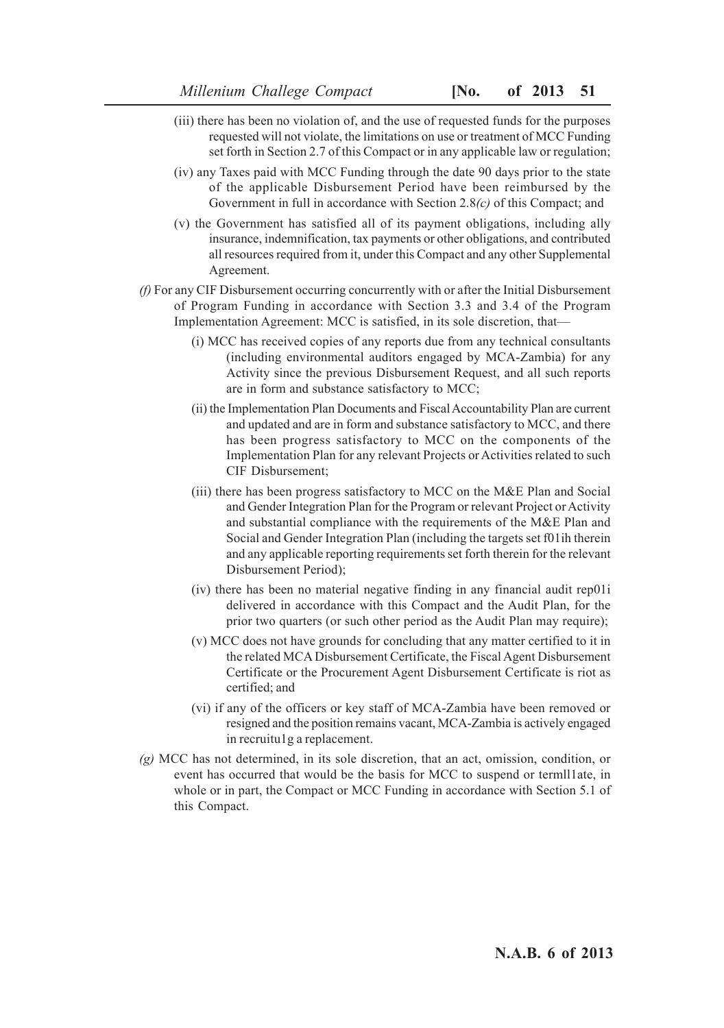(iii) there has been no violation of, and the use of requested funds for the purposes requested will not violate, the limitations on use or treatment of MCC Funding set forth in Section 2.7 of this Compact or in any applicable law or regulation;

(iv) any Taxes paid with MCC Funding through the date 90 days prior to the state of the applicable Disbursement Period have been reimbursed by the Government in full in accordance with Section 2.8*(c)* of this Compact; and

(v) the Government has satisfied all of its payment obligations, including ally insurance, indemnification, tax payments or other obligations, and contributed all resources required from it, under this Compact and any other Supplemental Agreement.

*(f)* For any CIF Disbursement occurring concurrently with or after the Initial Disbursement of Program Funding in accordance with Section 3.3 and 3.4 of the Program Implementation Agreement: MCC is satisfied, in its sole discretion, that—

(i) MCC has received copies of any reports due from any technical consultants (including environmental auditors engaged by MCA-Zambia) for any Activity since the previous Disbursement Request, and all such reports are in form and substance satisfactory to MCC;

(ii) the Implementation Plan Documents and Fiscal Accountability Plan are current and updated and are in form and substance satisfactory to MCC, and there has been progress satisfactory to MCC on the components of the Implementation Plan for any relevant Projects or Activities related to such CIF Disbursement;

(iii) there has been progress satisfactory to MCC on the M&E Plan and Social and Gender Integration Plan for the Program or relevant Project or Activity and substantial compliance with the requirements of the M&E Plan and Social and Gender Integration Plan (including the targets set f01ih therein and any applicable reporting requirements set forth therein for the relevant Disbursement Period);

(iv) there has been no material negative finding in any financial audit rep01i delivered in accordance with this Compact and the Audit Plan, for the prior two quarters (or such other period as the Audit Plan may require);

(v) MCC does not have grounds for concluding that any matter certified to it in the related MCA Disbursement Certificate, the Fiscal Agent Disbursement Certificate or the Procurement Agent Disbursement Certificate is riot as certified; and

(vi) if any of the officers or key staff of MCA-Zambia have been removed or resigned and the position remains vacant, MCA-Zambia is actively engaged in recruitu1g a replacement.

*(g)* MCC has not determined, in its sole discretion, that an act, omission, condition, or event has occurred that would be the basis for MCC to suspend or termll1ate, in whole or in part, the Compact or MCC Funding in accordance with Section 5.1 of this Compact.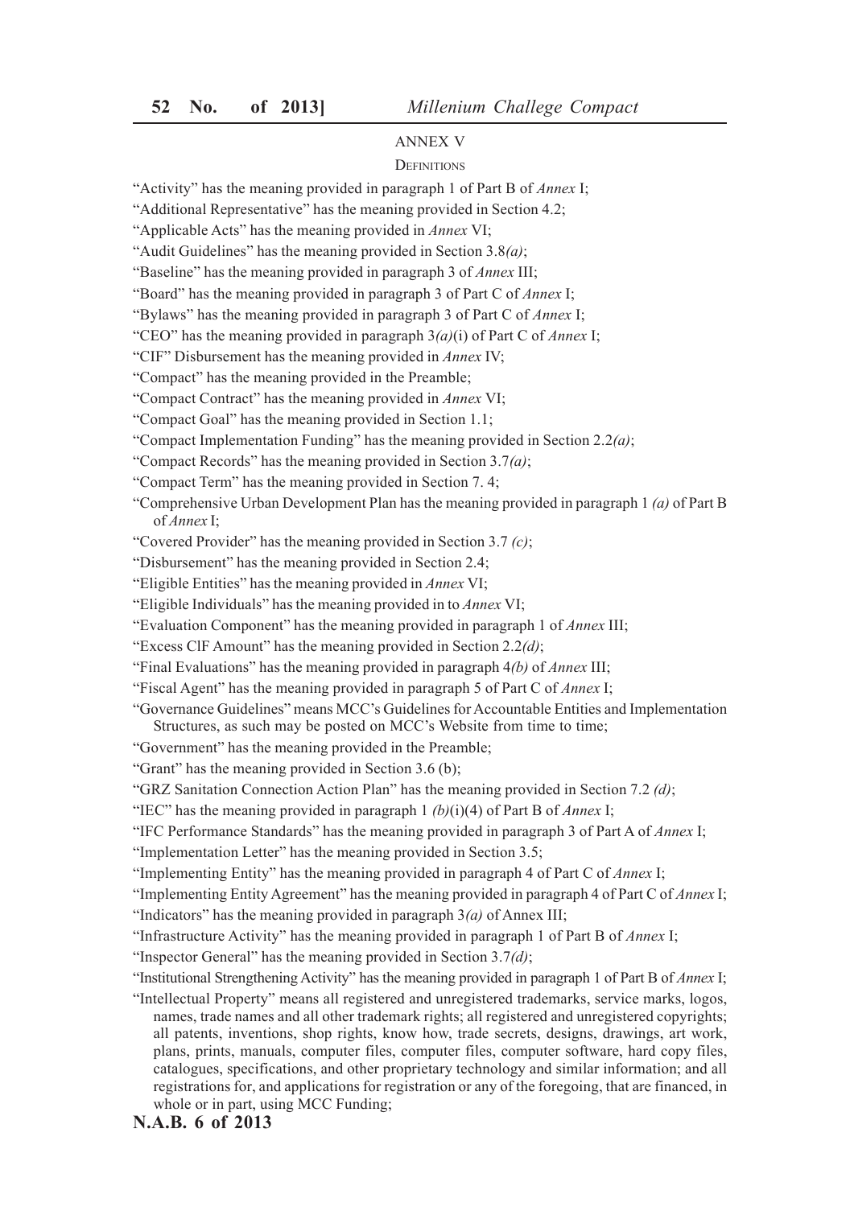ANNEX V

DEFINITIONS

"Activity" has the meaning provided in paragraph 1 of Part B of *Annex* I;

"Additional Representative" has the meaning provided in Section 4.2;

"Applicable Acts" has the meaning provided in *Annex* VI;

"Audit Guidelines" has the meaning provided in Section 3.8*(a)*;

"Baseline" has the meaning provided in paragraph 3 of *Annex* III;

"Board" has the meaning provided in paragraph 3 of Part C of *Annex* I;

"Bylaws" has the meaning provided in paragraph 3 of Part C of *Annex* I;

"CEO" has the meaning provided in paragraph 3*(a)*(i) of Part C of *Annex* I;

"CIF" Disbursement has the meaning provided in *Annex* IV;

"Compact" has the meaning provided in the Preamble;

"Compact Contract" has the meaning provided in *Annex* VI;

"Compact Goal" has the meaning provided in Section 1.1;

"Compact Implementation Funding" has the meaning provided in Section 2.2*(a)*;

"Compact Records" has the meaning provided in Section 3.7*(a)*;

"Compact Term" has the meaning provided in Section 7. 4;

"Comprehensive Urban Development Plan has the meaning provided in paragraph 1 *(a)* of Part B of *Annex* I;

"Covered Provider" has the meaning provided in Section 3.7 *(c)*;

"Disbursement" has the meaning provided in Section 2.4;

"Eligible Entities" has the meaning provided in *Annex* VI;

"Eligible Individuals" has the meaning provided in to *Annex* VI;

"Evaluation Component" has the meaning provided in paragraph 1 of *Annex* III;

"Excess ClF Amount" has the meaning provided in Section 2.2*(d)*;

"Final Evaluations" has the meaning provided in paragraph 4*(b)* of *Annex* III;

"Fiscal Agent" has the meaning provided in paragraph 5 of Part C of *Annex* I;

"Governance Guidelines" means MCC's Guidelines for Accountable Entities and Implementation Structures, as such may be posted on MCC's Website from time to time;

"Government" has the meaning provided in the Preamble;

"Grant" has the meaning provided in Section 3.6 (b);

"GRZ Sanitation Connection Action Plan" has the meaning provided in Section 7.2 *(d)*;

"IEC" has the meaning provided in paragraph 1 *(b)*(i)(4) of Part B of *Annex* I;

"IFC Performance Standards" has the meaning provided in paragraph 3 of Part A of *Annex* I;

"Implementation Letter" has the meaning provided in Section 3.5;

"Implementing Entity" has the meaning provided in paragraph 4 of Part C of *Annex* I;

"Implementing Entity Agreement" has the meaning provided in paragraph 4 of Part C of *Annex* I;

"Indicators" has the meaning provided in paragraph 3*(a)* of Annex III;

"Infrastructure Activity" has the meaning provided in paragraph 1 of Part B of *Annex* I;

"Inspector General" has the meaning provided in Section 3.7*(d)*;

"Institutional Strengthening Activity" has the meaning provided in paragraph 1 of Part B of *Annex* I;

"Intellectual Property" means all registered and unregistered trademarks, service marks, logos, names, trade names and all other trademark rights; all registered and unregistered copyrights; all patents, inventions, shop rights, know how, trade secrets, designs, drawings, art work, plans, prints, manuals, computer files, computer files, computer software, hard copy files, catalogues, specifications, and other proprietary technology and similar information; and all registrations for, and applications for registration or any of the foregoing, that are financed, in whole or in part, using MCC Funding;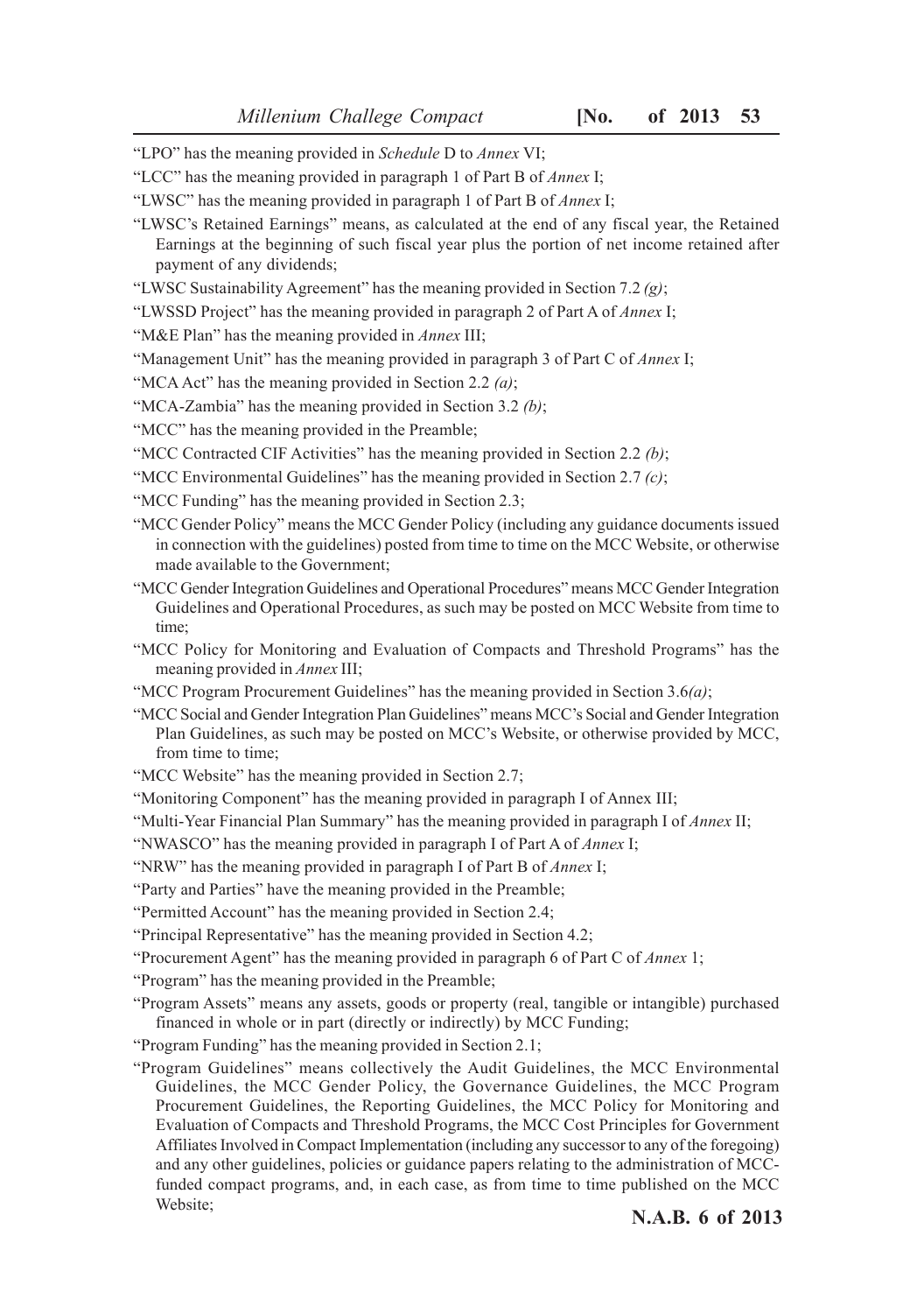"LPO" has the meaning provided in *Schedule* D to *Annex* VI;

"LCC" has the meaning provided in paragraph 1 of Part B of *Annex* I;

"LWSC" has the meaning provided in paragraph 1 of Part B of *Annex* I;

"LWSC's Retained Earnings" means, as calculated at the end of any fiscal year, the Retained Earnings at the beginning of such fiscal year plus the portion of net income retained after payment of any dividends;

"LWSC Sustainability Agreement" has the meaning provided in Section 7.2 *(g)*;

"LWSSD Project" has the meaning provided in paragraph 2 of Part A of *Annex* I;

"M&E Plan" has the meaning provided in *Annex* III;

"Management Unit" has the meaning provided in paragraph 3 of Part C of *Annex* I;

"MCA Act" has the meaning provided in Section 2.2 *(a)*;

"MCA-Zambia" has the meaning provided in Section 3.2 *(b)*;

"MCC" has the meaning provided in the Preamble;

"MCC Contracted CIF Activities" has the meaning provided in Section 2.2 *(b)*;

"MCC Environmental Guidelines" has the meaning provided in Section 2.7 *(c)*;

"MCC Funding" has the meaning provided in Section 2.3;

"MCC Gender Policy" means the MCC Gender Policy (including any guidance documents issued in connection with the guidelines) posted from time to time on the MCC Website, or otherwise made available to the Government;

"MCC Gender Integration Guidelines and Operational Procedures" means MCC Gender Integration Guidelines and Operational Procedures, as such may be posted on MCC Website from time to time;

"MCC Policy for Monitoring and Evaluation of Compacts and Threshold Programs" has the meaning provided in *Annex* III;

"MCC Program Procurement Guidelines" has the meaning provided in Section 3.6*(a)*;

"MCC Social and Gender Integration Plan Guidelines" means MCC's Social and Gender Integration Plan Guidelines, as such may be posted on MCC's Website, or otherwise provided by MCC, from time to time;

"MCC Website" has the meaning provided in Section 2.7;

"Monitoring Component" has the meaning provided in paragraph I of Annex III;

"Multi-Year Financial Plan Summary" has the meaning provided in paragraph I of *Annex* II;

"NWASCO" has the meaning provided in paragraph I of Part A of *Annex* I;

"NRW" has the meaning provided in paragraph I of Part B of *Annex* I;

"Party and Parties" have the meaning provided in the Preamble;

"Permitted Account" has the meaning provided in Section 2.4;

"Principal Representative" has the meaning provided in Section 4.2;

"Procurement Agent" has the meaning provided in paragraph 6 of Part C of *Annex* 1;

"Program" has the meaning provided in the Preamble;

"Program Assets" means any assets, goods or property (real, tangible or intangible) purchased financed in whole or in part (directly or indirectly) by MCC Funding;

"Program Funding" has the meaning provided in Section 2.1;

"Program Guidelines" means collectively the Audit Guidelines, the MCC Environmental Guidelines, the MCC Gender Policy, the Governance Guidelines, the MCC Program Procurement Guidelines, the Reporting Guidelines, the MCC Policy for Monitoring and Evaluation of Compacts and Threshold Programs, the MCC Cost Principles for Government Affiliates Involved in Compact Implementation (including any successor to any of the foregoing) and any other guidelines, policies or guidance papers relating to the administration of MCC-funded compact programs, and, in each case, as from time to time published on the MCC Website;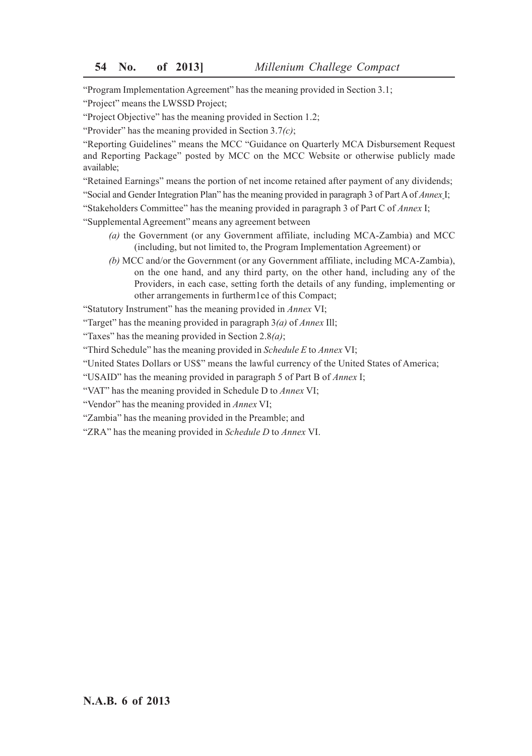"Program Implementation Agreement" has the meaning provided in Section 3.1;

"Project" means the LWSSD Project;

"Project Objective" has the meaning provided in Section 1.2;

"Provider" has the meaning provided in Section 3.7*(c)*;

"Reporting Guidelines" means the MCC "Guidance on Quarterly MCA Disbursement Request and Reporting Package" posted by MCC on the MCC Website or otherwise publicly made available;

"Retained Earnings" means the portion of net income retained after payment of any dividends;

"Social and Gender Integration Plan" has the meaning provided in paragraph 3 of Part A of *Annex* I;

"Stakeholders Committee" has the meaning provided in paragraph 3 of Part C of *Annex* I;

"Supplemental Agreement" means any agreement between

*(a)* the Government (or any Government affiliate, including MCA-Zambia) and MCC (including, but not limited to, the Program Implementation Agreement) or

*(b)* MCC and/or the Government (or any Government affiliate, including MCA-Zambia), on the one hand, and any third party, on the other hand, including any of the Providers, in each case, setting forth the details of any funding, implementing or other arrangements in furtherm1ce of this Compact;

"Statutory Instrument" has the meaning provided in *Annex* VI;

"Target" has the meaning provided in paragraph 3*(a)* of *Annex* Ill;

"Taxes" has the meaning provided in Section 2.8*(a)*;

"Third Schedule" has the meaning provided in *Schedule E* to *Annex* VI;

"United States Dollars or US$" means the lawful currency of the United States of America;

"USAID" has the meaning provided in paragraph 5 of Part B of *Annex* I;

"VAT" has the meaning provided in Schedule D to *Annex* VI;

"Vendor" has the meaning provided in *Annex* VI;

"Zambia" has the meaning provided in the Preamble; and

"ZRA" has the meaning provided in *Schedule D* to *Annex* VI.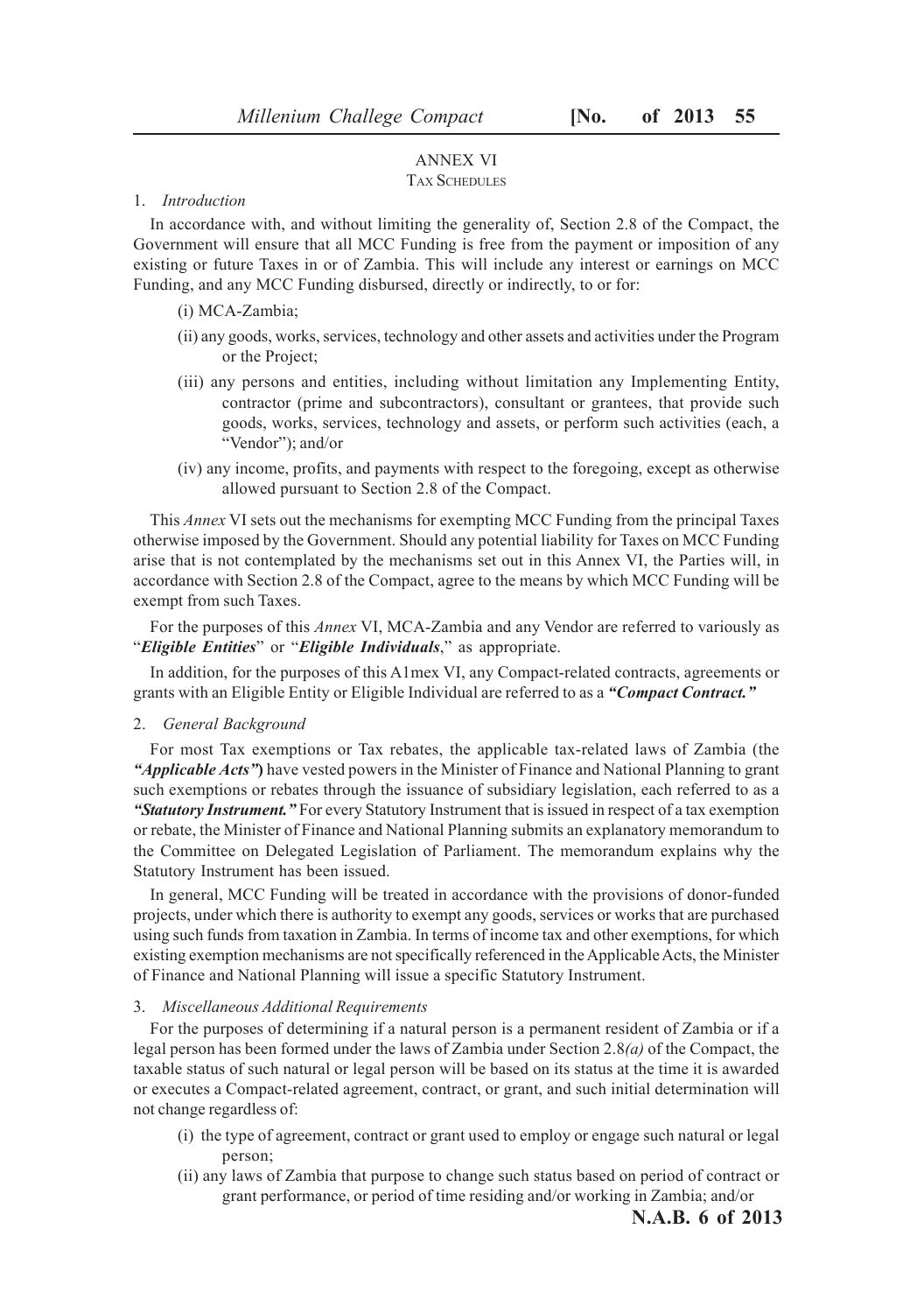# ANNEX VI

## Tax Schedules

1. *Introduction*

In accordance with, and without limiting the generality of, Section 2.8 of the Compact, the Government will ensure that all MCC Funding is free from the payment or imposition of any existing or future Taxes in or of Zambia. This will include any interest or earnings on MCC Funding, and any MCC Funding disbursed, directly or indirectly, to or for:

(i) MCA-Zambia;

(ii) any goods, works, services, technology and other assets and activities under the Program or the Project;

(iii) any persons and entities, including without limitation any Implementing Entity, contractor (prime and subcontractors), consultant or grantees, that provide such goods, works, services, technology and assets, or perform such activities (each, a "Vendor"); and/or

(iv) any income, profits, and payments with respect to the foregoing, except as otherwise allowed pursuant to Section 2.8 of the Compact.

This *Annex* VI sets out the mechanisms for exempting MCC Funding from the principal Taxes otherwise imposed by the Government. Should any potential liability for Taxes on MCC Funding arise that is not contemplated by the mechanisms set out in this Annex VI, the Parties will, in accordance with Section 2.8 of the Compact, agree to the means by which MCC Funding will be exempt from such Taxes.

For the purposes of this *Annex* VI, MCA-Zambia and any Vendor are referred to variously as "***Eligible Entities***" or "***Eligible Individuals***," as appropriate.

In addition, for the purposes of this A1mex VI, any Compact-related contracts, agreements or grants with an Eligible Entity or Eligible Individual are referred to as a ***"Compact Contract."***

2. *General Background*

For most Tax exemptions or Tax rebates, the applicable tax-related laws of Zambia (the ***"Applicable Acts"***) have vested powers in the Minister of Finance and National Planning to grant such exemptions or rebates through the issuance of subsidiary legislation, each referred to as a ***"Statutory Instrument."*** For every Statutory Instrument that is issued in respect of a tax exemption or rebate, the Minister of Finance and National Planning submits an explanatory memorandum to the Committee on Delegated Legislation of Parliament. The memorandum explains why the Statutory Instrument has been issued.

In general, MCC Funding will be treated in accordance with the provisions of donor-funded projects, under which there is authority to exempt any goods, services or works that are purchased using such funds from taxation in Zambia. In terms of income tax and other exemptions, for which existing exemption mechanisms are not specifically referenced in the Applicable Acts, the Minister of Finance and National Planning will issue a specific Statutory Instrument.

3. *Miscellaneous Additional Requirements*

For the purposes of determining if a natural person is a permanent resident of Zambia or if a legal person has been formed under the laws of Zambia under Section 2.8*(a)* of the Compact, the taxable status of such natural or legal person will be based on its status at the time it is awarded or executes a Compact-related agreement, contract, or grant, and such initial determination will not change regardless of:

(i) the type of agreement, contract or grant used to employ or engage such natural or legal person;

(ii) any laws of Zambia that purpose to change such status based on period of contract or grant performance, or period of time residing and/or working in Zambia; and/or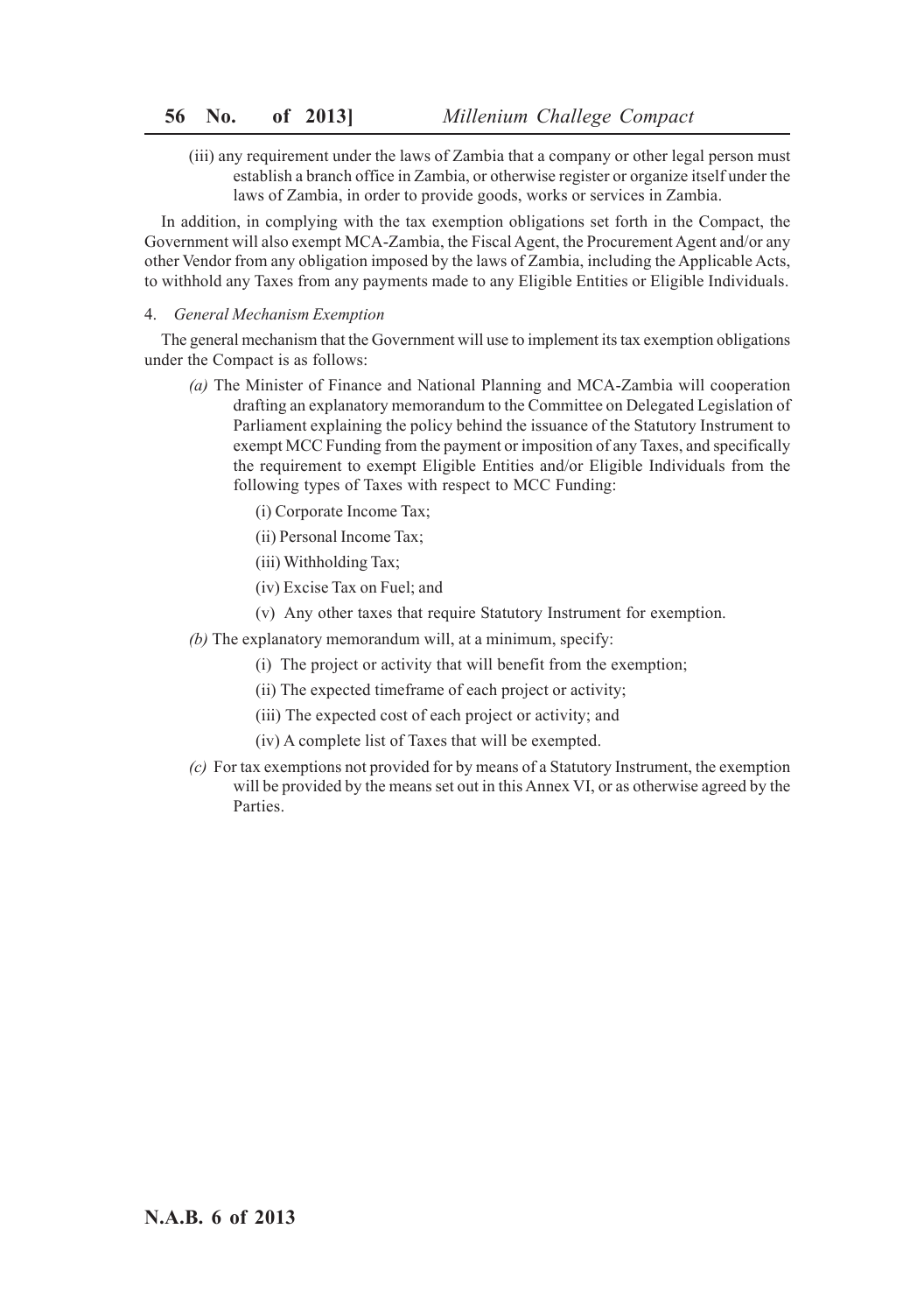(iii) any requirement under the laws of Zambia that a company or other legal person must establish a branch office in Zambia, or otherwise register or organize itself under the laws of Zambia, in order to provide goods, works or services in Zambia.

In addition, in complying with the tax exemption obligations set forth in the Compact, the Government will also exempt MCA-Zambia, the Fiscal Agent, the Procurement Agent and/or any other Vendor from any obligation imposed by the laws of Zambia, including the Applicable Acts, to withhold any Taxes from any payments made to any Eligible Entities or Eligible Individuals.

4. *General Mechanism Exemption*

The general mechanism that the Government will use to implement its tax exemption obligations under the Compact is as follows:

*(a)* The Minister of Finance and National Planning and MCA-Zambia will cooperation drafting an explanatory memorandum to the Committee on Delegated Legislation of Parliament explaining the policy behind the issuance of the Statutory Instrument to exempt MCC Funding from the payment or imposition of any Taxes, and specifically the requirement to exempt Eligible Entities and/or Eligible Individuals from the following types of Taxes with respect to MCC Funding:

(i) Corporate Income Tax;

(ii) Personal Income Tax;

(iii) Withholding Tax;

(iv) Excise Tax on Fuel; and

(v) Any other taxes that require Statutory Instrument for exemption.

*(b)* The explanatory memorandum will, at a minimum, specify:

(i) The project or activity that will benefit from the exemption;

(ii) The expected timeframe of each project or activity;

(iii) The expected cost of each project or activity; and

(iv) A complete list of Taxes that will be exempted.

*(c)* For tax exemptions not provided for by means of a Statutory Instrument, the exemption will be provided by the means set out in this Annex VI, or as otherwise agreed by the Parties.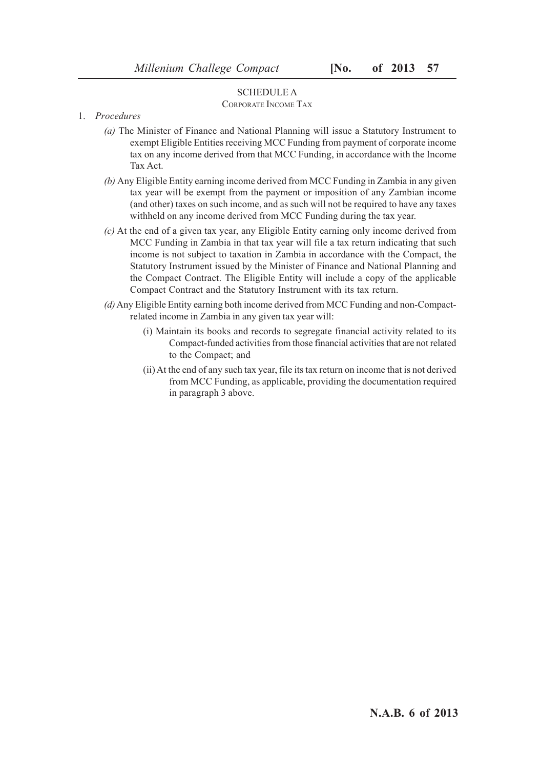## SCHEDULE A

### Corporate Income Tax

1. *Procedures*

   *(a)* The Minister of Finance and National Planning will issue a Statutory Instrument to exempt Eligible Entities receiving MCC Funding from payment of corporate income tax on any income derived from that MCC Funding, in accordance with the Income Tax Act.

   *(b)* Any Eligible Entity earning income derived from MCC Funding in Zambia in any given tax year will be exempt from the payment or imposition of any Zambian income (and other) taxes on such income, and as such will not be required to have any taxes withheld on any income derived from MCC Funding during the tax year.

   *(c)* At the end of a given tax year, any Eligible Entity earning only income derived from MCC Funding in Zambia in that tax year will file a tax return indicating that such income is not subject to taxation in Zambia in accordance with the Compact, the Statutory Instrument issued by the Minister of Finance and National Planning and the Compact Contract. The Eligible Entity will include a copy of the applicable Compact Contract and the Statutory Instrument with its tax return.

   *(d)* Any Eligible Entity earning both income derived from MCC Funding and non-Compact-related income in Zambia in any given tax year will:

      (i) Maintain its books and records to segregate financial activity related to its Compact-funded activities from those financial activities that are not related to the Compact; and

      (ii) At the end of any such tax year, file its tax return on income that is not derived from MCC Funding, as applicable, providing the documentation required in paragraph 3 above.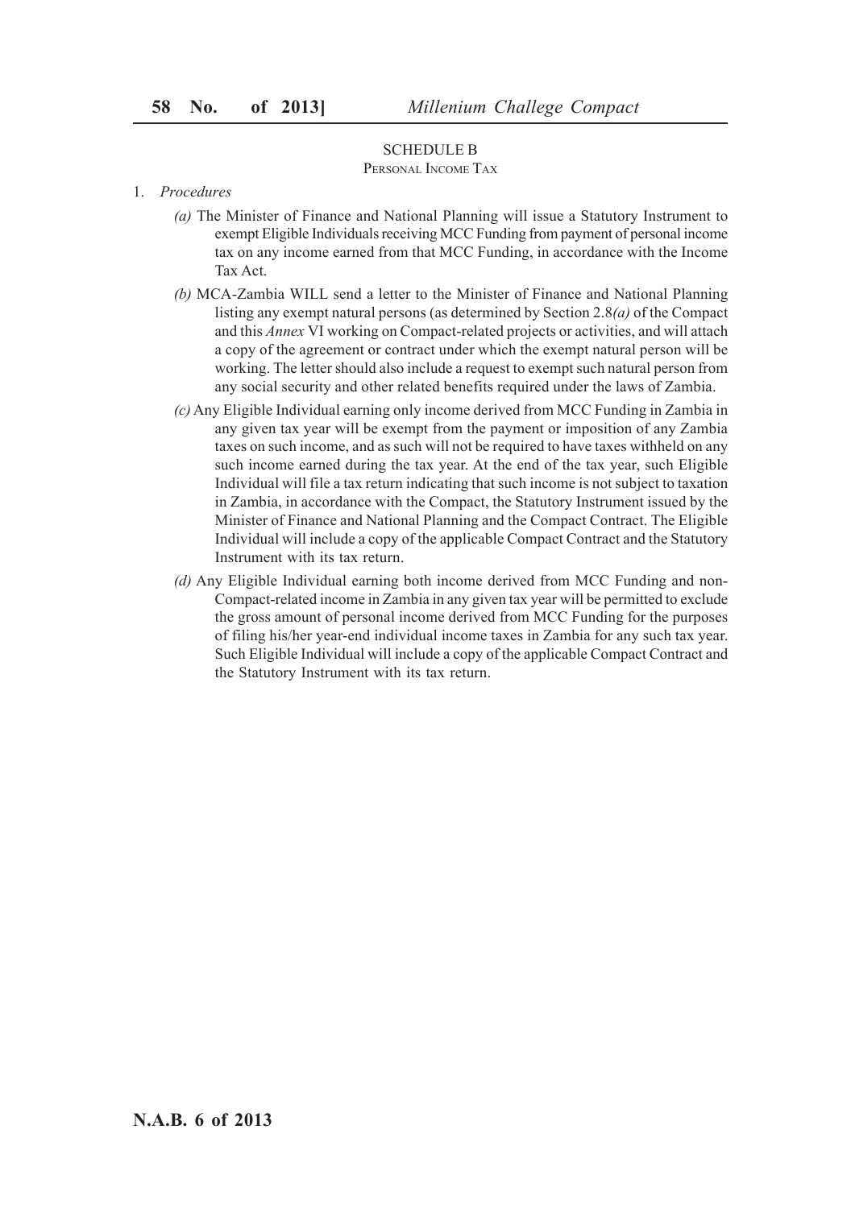## SCHEDULE B

### Personal Income Tax

1. *Procedures*

   *(a)* The Minister of Finance and National Planning will issue a Statutory Instrument to exempt Eligible Individuals receiving MCC Funding from payment of personal income tax on any income earned from that MCC Funding, in accordance with the Income Tax Act.

   *(b)* MCA-Zambia WILL send a letter to the Minister of Finance and National Planning listing any exempt natural persons (as determined by Section 2.8*(a)* of the Compact and this *Annex* VI working on Compact-related projects or activities, and will attach a copy of the agreement or contract under which the exempt natural person will be working. The letter should also include a request to exempt such natural person from any social security and other related benefits required under the laws of Zambia.

   *(c)* Any Eligible Individual earning only income derived from MCC Funding in Zambia in any given tax year will be exempt from the payment or imposition of any Zambia taxes on such income, and as such will not be required to have taxes withheld on any such income earned during the tax year. At the end of the tax year, such Eligible Individual will file a tax return indicating that such income is not subject to taxation in Zambia, in accordance with the Compact, the Statutory Instrument issued by the Minister of Finance and National Planning and the Compact Contract. The Eligible Individual will include a copy of the applicable Compact Contract and the Statutory Instrument with its tax return.

   *(d)* Any Eligible Individual earning both income derived from MCC Funding and non-Compact-related income in Zambia in any given tax year will be permitted to exclude the gross amount of personal income derived from MCC Funding for the purposes of filing his/her year-end individual income taxes in Zambia for any such tax year. Such Eligible Individual will include a copy of the applicable Compact Contract and the Statutory Instrument with its tax return.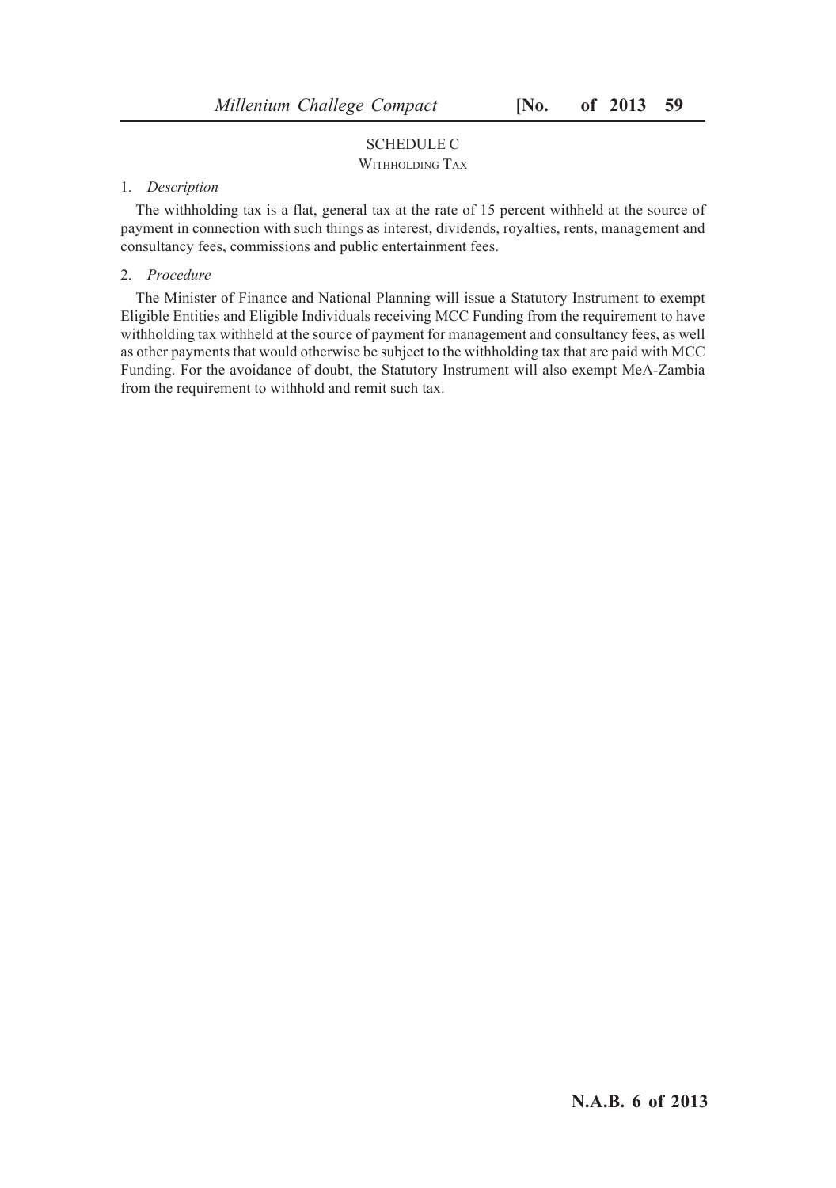## SCHEDULE C

### WITHHOLDING TAX

1. *Description*

The withholding tax is a flat, general tax at the rate of 15 percent withheld at the source of payment in connection with such things as interest, dividends, royalties, rents, management and consultancy fees, commissions and public entertainment fees.

2. *Procedure*

The Minister of Finance and National Planning will issue a Statutory Instrument to exempt Eligible Entities and Eligible Individuals receiving MCC Funding from the requirement to have withholding tax withheld at the source of payment for management and consultancy fees, as well as other payments that would otherwise be subject to the withholding tax that are paid with MCC Funding. For the avoidance of doubt, the Statutory Instrument will also exempt MeA-Zambia from the requirement to withhold and remit such tax.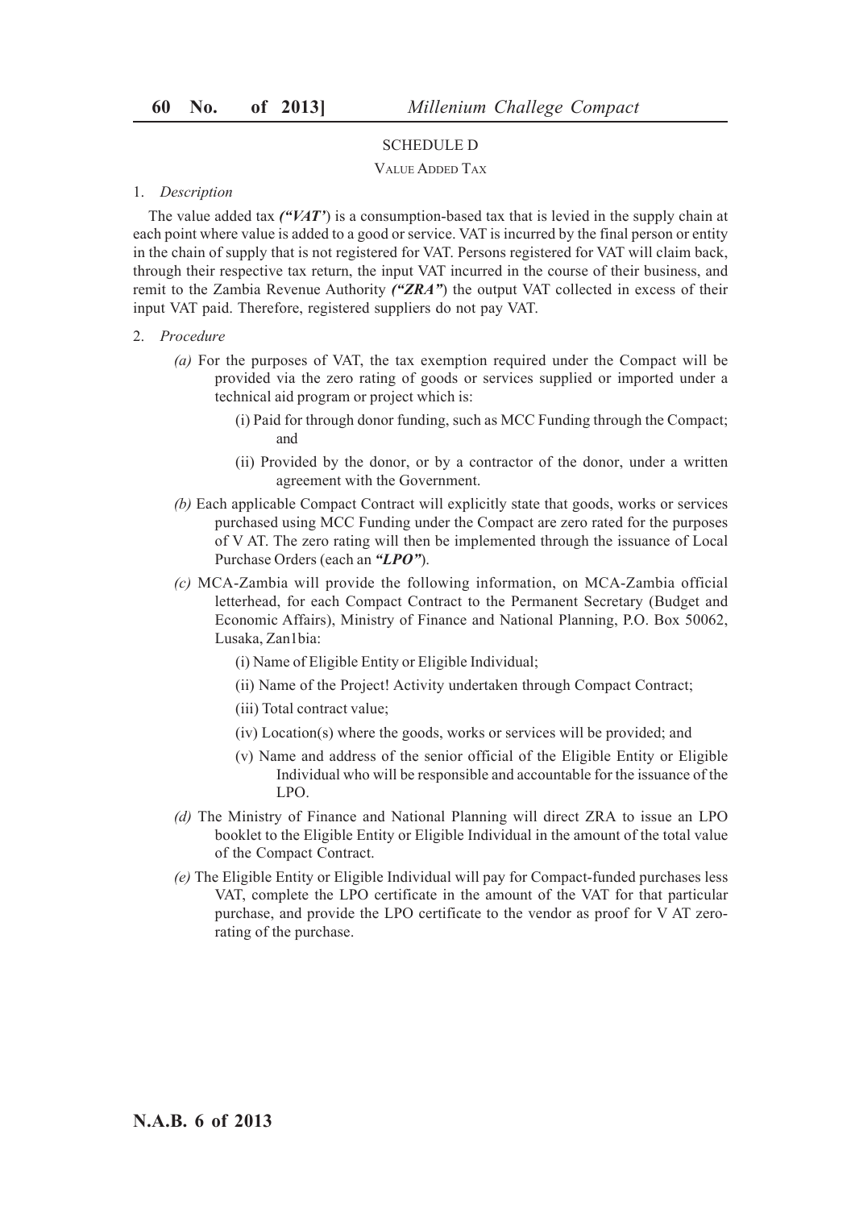## SCHEDULE D

### VALUE ADDED TAX

1. *Description*

The value added tax ***("VAT')*** is a consumption-based tax that is levied in the supply chain at each point where value is added to a good or service. VAT is incurred by the final person or entity in the chain of supply that is not registered for VAT. Persons registered for VAT will claim back, through their respective tax return, the input VAT incurred in the course of their business, and remit to the Zambia Revenue Authority ***("ZRA")*** the output VAT collected in excess of their input VAT paid. Therefore, registered suppliers do not pay VAT.

2. *Procedure*

   *(a)* For the purposes of VAT, the tax exemption required under the Compact will be provided via the zero rating of goods or services supplied or imported under a technical aid program or project which is:

   (i) Paid for through donor funding, such as MCC Funding through the Compact; and

   (ii) Provided by the donor, or by a contractor of the donor, under a written agreement with the Government.

   *(b)* Each applicable Compact Contract will explicitly state that goods, works or services purchased using MCC Funding under the Compact are zero rated for the purposes of V AT. The zero rating will then be implemented through the issuance of Local Purchase Orders (each an ***"LPO"***).

   *(c)* MCA-Zambia will provide the following information, on MCA-Zambia official letterhead, for each Compact Contract to the Permanent Secretary (Budget and Economic Affairs), Ministry of Finance and National Planning, P.O. Box 50062, Lusaka, Zan1bia:

   (i) Name of Eligible Entity or Eligible Individual;

   (ii) Name of the Project! Activity undertaken through Compact Contract;

   (iii) Total contract value;

   (iv) Location(s) where the goods, works or services will be provided; and

   (v) Name and address of the senior official of the Eligible Entity or Eligible Individual who will be responsible and accountable for the issuance of the LPO.

   *(d)* The Ministry of Finance and National Planning will direct ZRA to issue an LPO booklet to the Eligible Entity or Eligible Individual in the amount of the total value of the Compact Contract.

   *(e)* The Eligible Entity or Eligible Individual will pay for Compact-funded purchases less VAT, complete the LPO certificate in the amount of the VAT for that particular purchase, and provide the LPO certificate to the vendor as proof for V AT zero-rating of the purchase.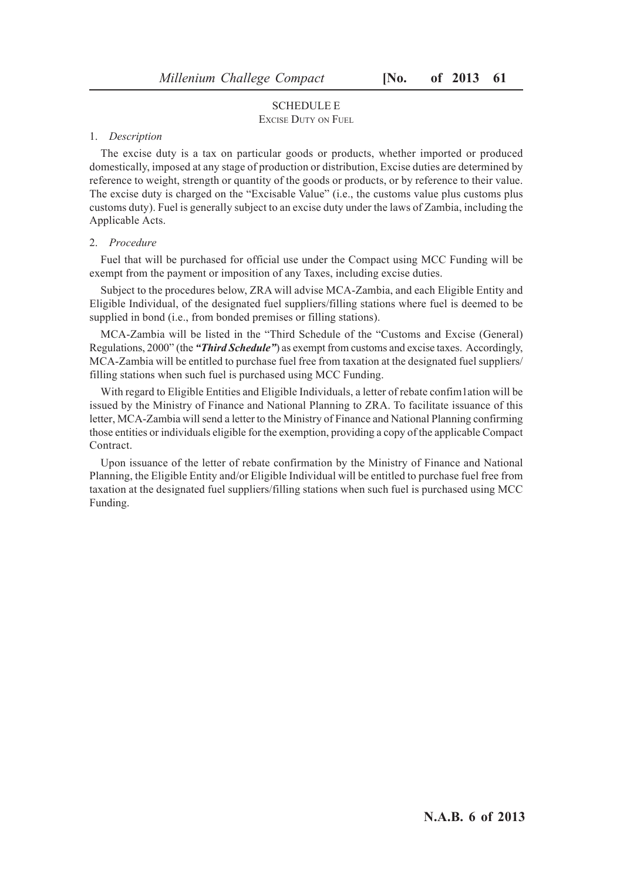## SCHEDULE E
### Excise Duty on Fuel

1. *Description*

The excise duty is a tax on particular goods or products, whether imported or produced domestically, imposed at any stage of production or distribution, Excise duties are determined by reference to weight, strength or quantity of the goods or products, or by reference to their value. The excise duty is charged on the "Excisable Value" (i.e., the customs value plus customs plus customs duty). Fuel is generally subject to an excise duty under the laws of Zambia, including the Applicable Acts.

2. *Procedure*

Fuel that will be purchased for official use under the Compact using MCC Funding will be exempt from the payment or imposition of any Taxes, including excise duties.

Subject to the procedures below, ZRA will advise MCA-Zambia, and each Eligible Entity and Eligible Individual, of the designated fuel suppliers/filling stations where fuel is deemed to be supplied in bond (i.e., from bonded premises or filling stations).

MCA-Zambia will be listed in the "Third Schedule of the "Customs and Excise (General) Regulations, 2000" (the ***"Third Schedule"***) as exempt from customs and excise taxes. Accordingly, MCA-Zambia will be entitled to purchase fuel free from taxation at the designated fuel suppliers/ filling stations when such fuel is purchased using MCC Funding.

With regard to Eligible Entities and Eligible Individuals, a letter of rebate confim1ation will be issued by the Ministry of Finance and National Planning to ZRA. To facilitate issuance of this letter, MCA-Zambia will send a letter to the Ministry of Finance and National Planning confirming those entities or individuals eligible for the exemption, providing a copy of the applicable Compact Contract.

Upon issuance of the letter of rebate confirmation by the Ministry of Finance and National Planning, the Eligible Entity and/or Eligible Individual will be entitled to purchase fuel free from taxation at the designated fuel suppliers/filling stations when such fuel is purchased using MCC Funding.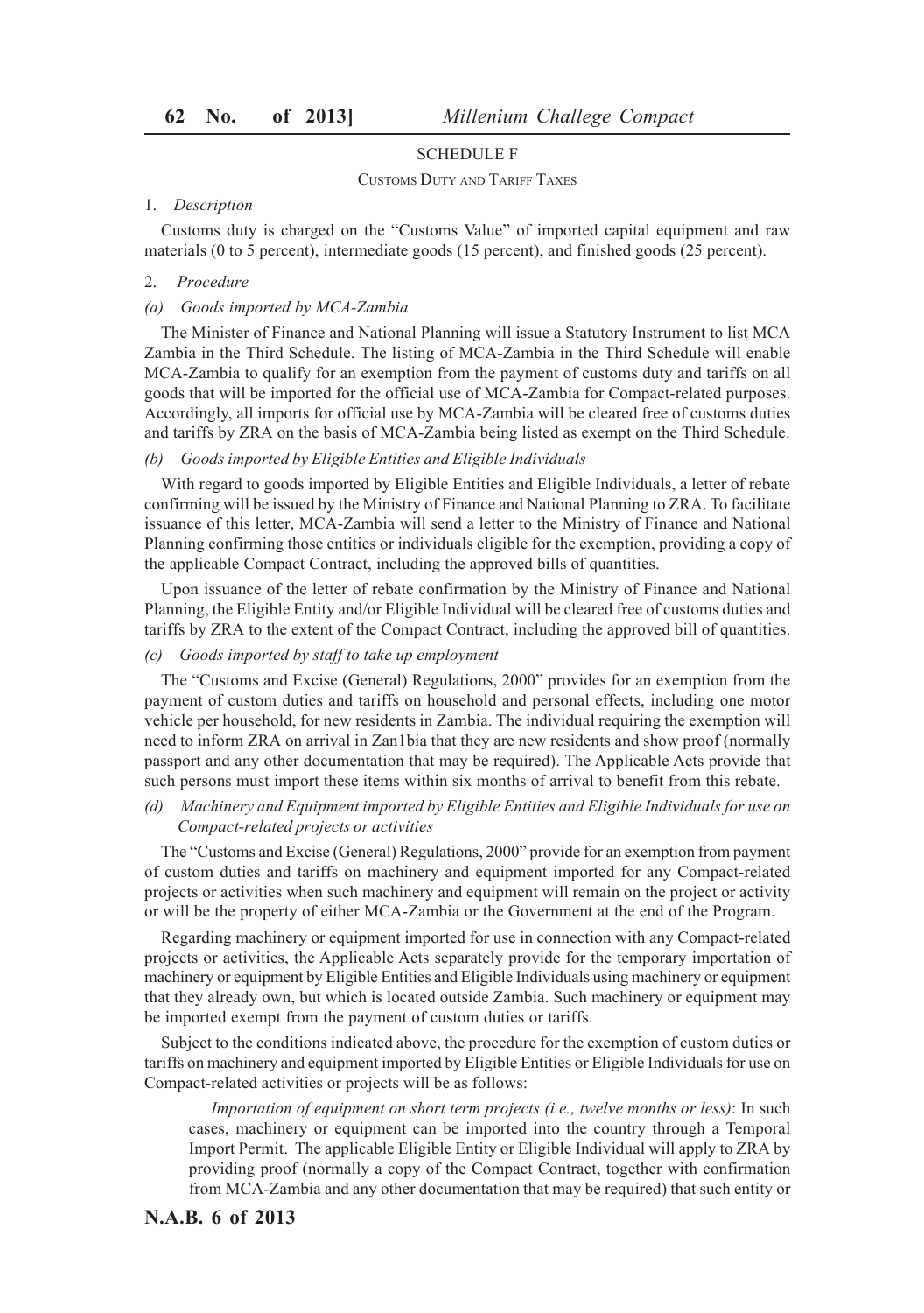## SCHEDULE F

### CUSTOMS DUTY AND TARIFF TAXES

1. *Description*

Customs duty is charged on the "Customs Value" of imported capital equipment and raw materials (0 to 5 percent), intermediate goods (15 percent), and finished goods (25 percent).

2. *Procedure*

*(a) Goods imported by MCA-Zambia*

The Minister of Finance and National Planning will issue a Statutory Instrument to list MCA Zambia in the Third Schedule. The listing of MCA-Zambia in the Third Schedule will enable MCA-Zambia to qualify for an exemption from the payment of customs duty and tariffs on all goods that will be imported for the official use of MCA-Zambia for Compact-related purposes. Accordingly, all imports for official use by MCA-Zambia will be cleared free of customs duties and tariffs by ZRA on the basis of MCA-Zambia being listed as exempt on the Third Schedule.

*(b) Goods imported by Eligible Entities and Eligible Individuals*

With regard to goods imported by Eligible Entities and Eligible Individuals, a letter of rebate confirming will be issued by the Ministry of Finance and National Planning to ZRA. To facilitate issuance of this letter, MCA-Zambia will send a letter to the Ministry of Finance and National Planning confirming those entities or individuals eligible for the exemption, providing a copy of the applicable Compact Contract, including the approved bills of quantities.

Upon issuance of the letter of rebate confirmation by the Ministry of Finance and National Planning, the Eligible Entity and/or Eligible Individual will be cleared free of customs duties and tariffs by ZRA to the extent of the Compact Contract, including the approved bill of quantities.

*(c) Goods imported by staff to take up employment*

The "Customs and Excise (General) Regulations, 2000" provides for an exemption from the payment of custom duties and tariffs on household and personal effects, including one motor vehicle per household, for new residents in Zambia. The individual requiring the exemption will need to inform ZRA on arrival in Zan1bia that they are new residents and show proof (normally passport and any other documentation that may be required). The Applicable Acts provide that such persons must import these items within six months of arrival to benefit from this rebate.

*(d) Machinery and Equipment imported by Eligible Entities and Eligible Individuals for use on Compact-related projects or activities*

The "Customs and Excise (General) Regulations, 2000" provide for an exemption from payment of custom duties and tariffs on machinery and equipment imported for any Compact-related projects or activities when such machinery and equipment will remain on the project or activity or will be the property of either MCA-Zambia or the Government at the end of the Program.

Regarding machinery or equipment imported for use in connection with any Compact-related projects or activities, the Applicable Acts separately provide for the temporary importation of machinery or equipment by Eligible Entities and Eligible Individuals using machinery or equipment that they already own, but which is located outside Zambia. Such machinery or equipment may be imported exempt from the payment of custom duties or tariffs.

Subject to the conditions indicated above, the procedure for the exemption of custom duties or tariffs on machinery and equipment imported by Eligible Entities or Eligible Individuals for use on Compact-related activities or projects will be as follows:

*Importation of equipment on short term projects (i.e., twelve months or less)*: In such cases, machinery or equipment can be imported into the country through a Temporal Import Permit. The applicable Eligible Entity or Eligible Individual will apply to ZRA by providing proof (normally a copy of the Compact Contract, together with confirmation from MCA-Zambia and any other documentation that may be required) that such entity or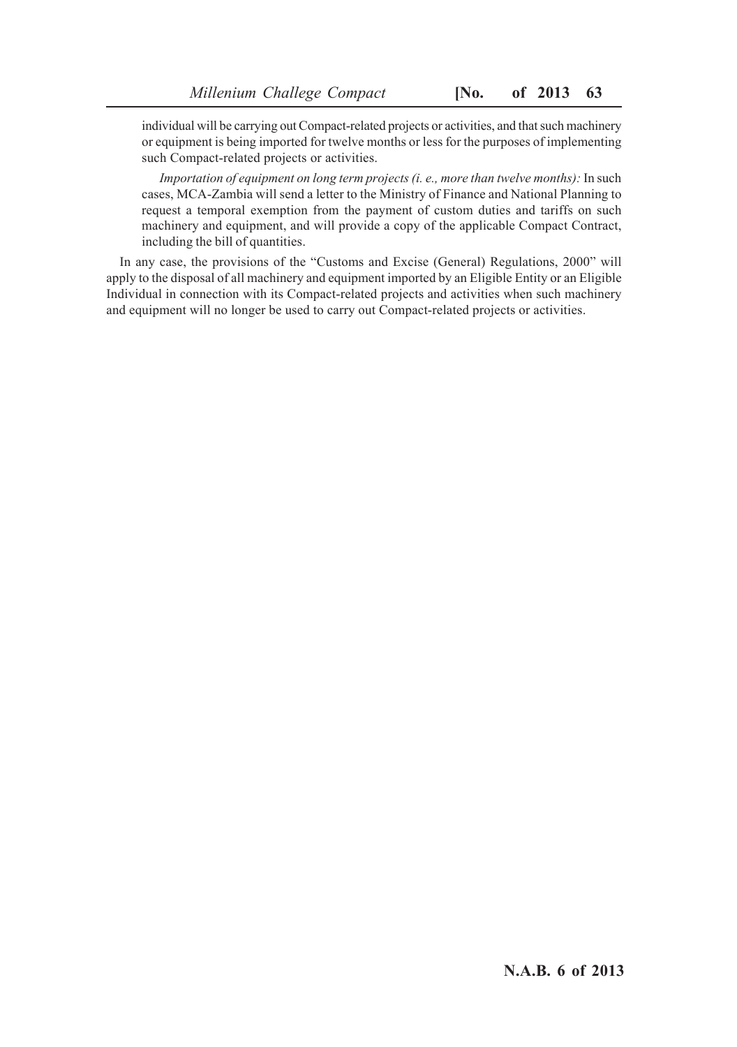individual will be carrying out Compact-related projects or activities, and that such machinery or equipment is being imported for twelve months or less for the purposes of implementing such Compact-related projects or activities.

*Importation of equipment on long term projects (i. e., more than twelve months):* In such cases, MCA-Zambia will send a letter to the Ministry of Finance and National Planning to request a temporal exemption from the payment of custom duties and tariffs on such machinery and equipment, and will provide a copy of the applicable Compact Contract, including the bill of quantities.

In any case, the provisions of the "Customs and Excise (General) Regulations, 2000" will apply to the disposal of all machinery and equipment imported by an Eligible Entity or an Eligible Individual in connection with its Compact-related projects and activities when such machinery and equipment will no longer be used to carry out Compact-related projects or activities.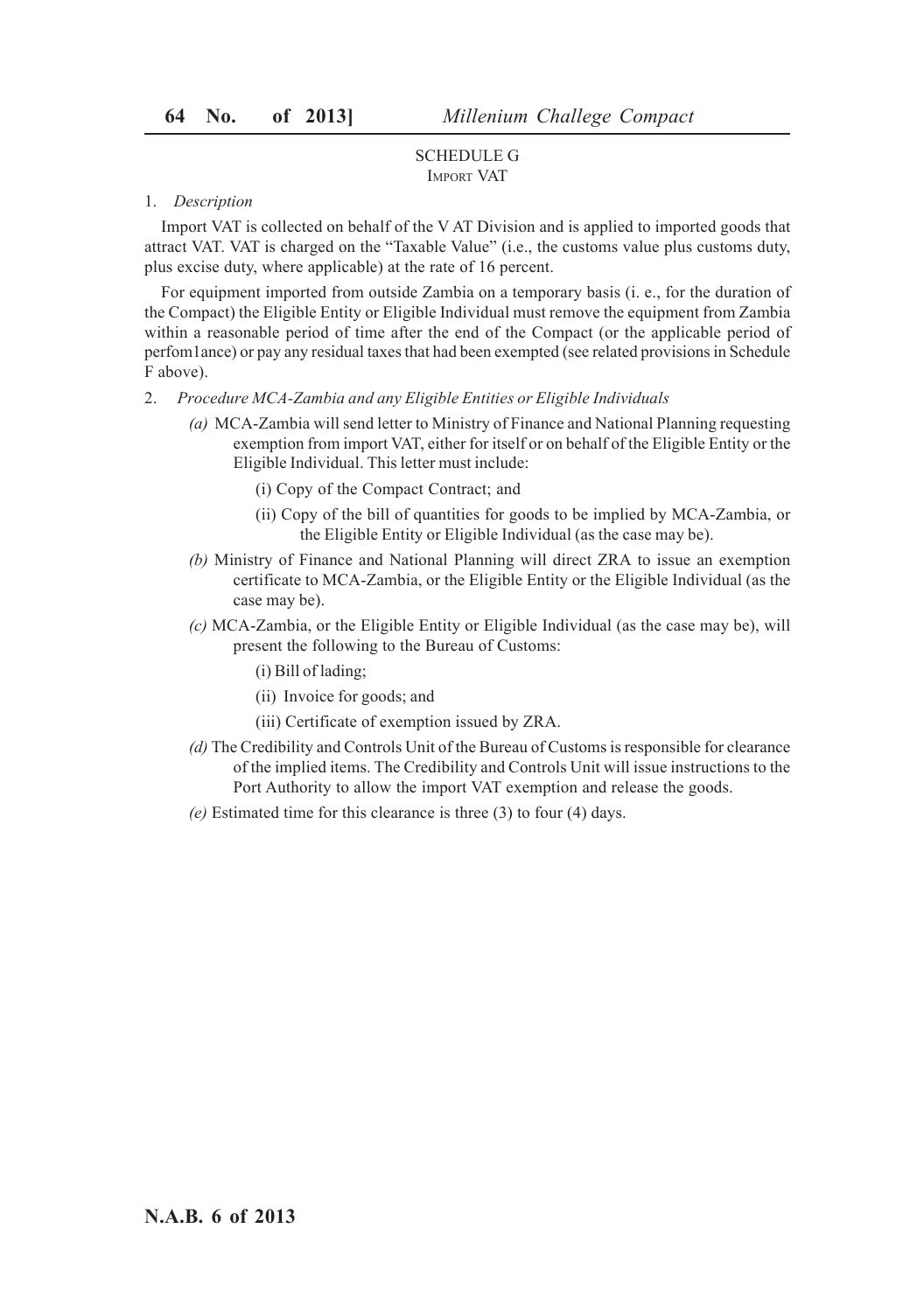## SCHEDULE G
### IMPORT VAT

1. *Description*

Import VAT is collected on behalf of the V AT Division and is applied to imported goods that attract VAT. VAT is charged on the "Taxable Value" (i.e., the customs value plus customs duty, plus excise duty, where applicable) at the rate of 16 percent.

For equipment imported from outside Zambia on a temporary basis (i. e., for the duration of the Compact) the Eligible Entity or Eligible Individual must remove the equipment from Zambia within a reasonable period of time after the end of the Compact (or the applicable period of perfom1ance) or pay any residual taxes that had been exempted (see related provisions in Schedule F above).

2. *Procedure MCA-Zambia and any Eligible Entities or Eligible Individuals*

   *(a)* MCA-Zambia will send letter to Ministry of Finance and National Planning requesting exemption from import VAT, either for itself or on behalf of the Eligible Entity or the Eligible Individual. This letter must include:

   (i) Copy of the Compact Contract; and

   (ii) Copy of the bill of quantities for goods to be implied by MCA-Zambia, or the Eligible Entity or Eligible Individual (as the case may be).

   *(b)* Ministry of Finance and National Planning will direct ZRA to issue an exemption certificate to MCA-Zambia, or the Eligible Entity or the Eligible Individual (as the case may be).

   *(c)* MCA-Zambia, or the Eligible Entity or Eligible Individual (as the case may be), will present the following to the Bureau of Customs:

   (i) Bill of lading;

   (ii) Invoice for goods; and

   (iii) Certificate of exemption issued by ZRA.

   *(d)* The Credibility and Controls Unit of the Bureau of Customs is responsible for clearance of the implied items. The Credibility and Controls Unit will issue instructions to the Port Authority to allow the import VAT exemption and release the goods.

   *(e)* Estimated time for this clearance is three (3) to four (4) days.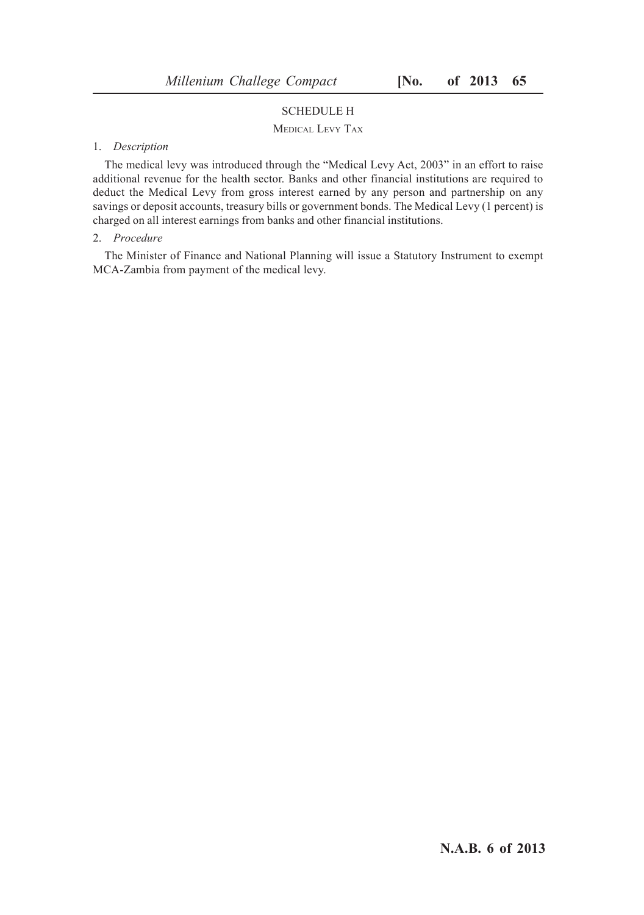## SCHEDULE H

### Medical Levy Tax

1. *Description*

The medical levy was introduced through the "Medical Levy Act, 2003" in an effort to raise additional revenue for the health sector. Banks and other financial institutions are required to deduct the Medical Levy from gross interest earned by any person and partnership on any savings or deposit accounts, treasury bills or government bonds. The Medical Levy (1 percent) is charged on all interest earnings from banks and other financial institutions.

2. *Procedure*

The Minister of Finance and National Planning will issue a Statutory Instrument to exempt MCA-Zambia from payment of the medical levy.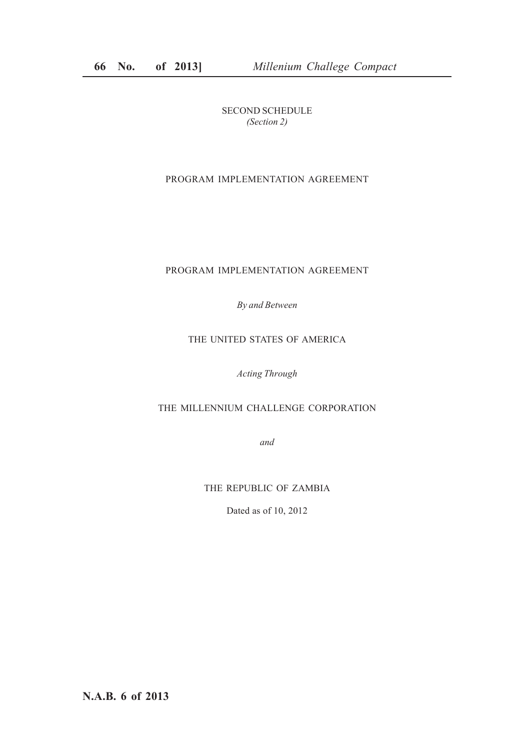SECOND SCHEDULE
*(Section 2)*

PROGRAM IMPLEMENTATION AGREEMENT

# PROGRAM IMPLEMENTATION AGREEMENT

*By and Between*

THE UNITED STATES OF AMERICA

*Acting Through*

THE MILLENNIUM CHALLENGE CORPORATION

*and*

THE REPUBLIC OF ZAMBIA

Dated as of 10, 2012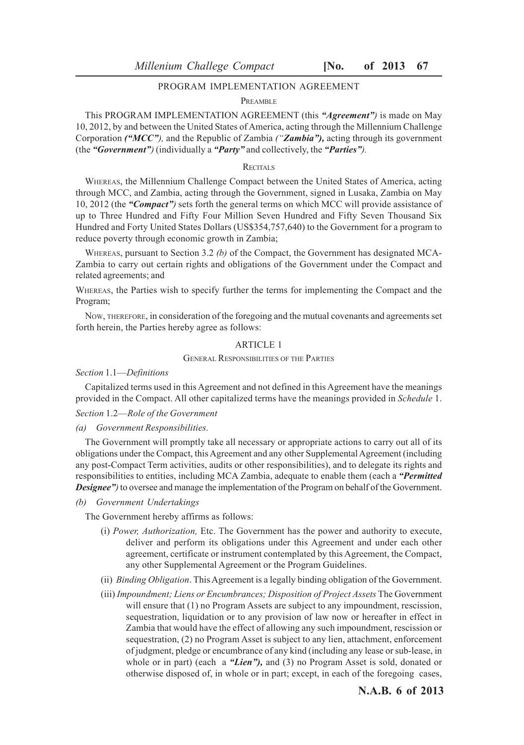## PROGRAM IMPLEMENTATION AGREEMENT

### PREAMBLE

This PROGRAM IMPLEMENTATION AGREEMENT (this ***"Agreement")*** is made on May 10, 2012, by and between the United States of America, acting through the Millennium Challenge Corporation ***("MCC"),*** and the Republic of Zambia *("**Zambia"),*** acting through its government (the ***"Government")*** (individually a ***"Party"*** and collectively, the ***"Parties").***

### RECITALS

WHEREAS, the Millennium Challenge Compact between the United States of America, acting through MCC, and Zambia, acting through the Government, signed in Lusaka, Zambia on May 10, 2012 (the ***"Compact")*** sets forth the general terms on which MCC will provide assistance of up to Three Hundred and Fifty Four Million Seven Hundred and Fifty Seven Thousand Six Hundred and Forty United States Dollars (US$354,757,640) to the Government for a program to reduce poverty through economic growth in Zambia;

WHEREAS, pursuant to Section 3.2 *(b)* of the Compact, the Government has designated MCA-Zambia to carry out certain rights and obligations of the Government under the Compact and related agreements; and

WHEREAS, the Parties wish to specify further the terms for implementing the Compact and the Program;

NOW, THEREFORE, in consideration of the foregoing and the mutual covenants and agreements set forth herein, the Parties hereby agree as follows:

### ARTICLE 1

#### GENERAL RESPONSIBILITIES OF THE PARTIES

*Section* 1.1—*Definitions*

Capitalized terms used in this Agreement and not defined in this Agreement have the meanings provided in the Compact. All other capitalized terms have the meanings provided in *Schedule* 1.

*Section* 1.2—*Role of the Government*

*(a) Government Responsibilities.*

The Government will promptly take all necessary or appropriate actions to carry out all of its obligations under the Compact, this Agreement and any other Supplemental Agreement (including any post-Compact Term activities, audits or other responsibilities), and to delegate its rights and responsibilities to entities, including MCA Zambia, adequate to enable them (each a ***"Permitted Designee")*** to oversee and manage the implementation of the Program on behalf of the Government.

*(b) Government Undertakings*

The Government hereby affirms as follows:

(i) *Power, Authorization,* Etc. The Government has the power and authority to execute, deliver and perform its obligations under this Agreement and under each other agreement, certificate or instrument contemplated by this Agreement, the Compact, any other Supplemental Agreement or the Program Guidelines.

(ii) *Binding Obligation*. This Agreement is a legally binding obligation of the Government.

(iii) *Impoundment; Liens or Encumbrances; Disposition of Project Assets* The Government will ensure that (1) no Program Assets are subject to any impoundment, rescission, sequestration, liquidation or to any provision of law now or hereafter in effect in Zambia that would have the effect of allowing any such impoundment, rescission or sequestration, (2) no Program Asset is subject to any lien, attachment, enforcement of judgment, pledge or encumbrance of any kind (including any lease or sub-lease, in whole or in part) (each a ***"Lien"),*** and (3) no Program Asset is sold, donated or otherwise disposed of, in whole or in part; except, in each of the foregoing cases,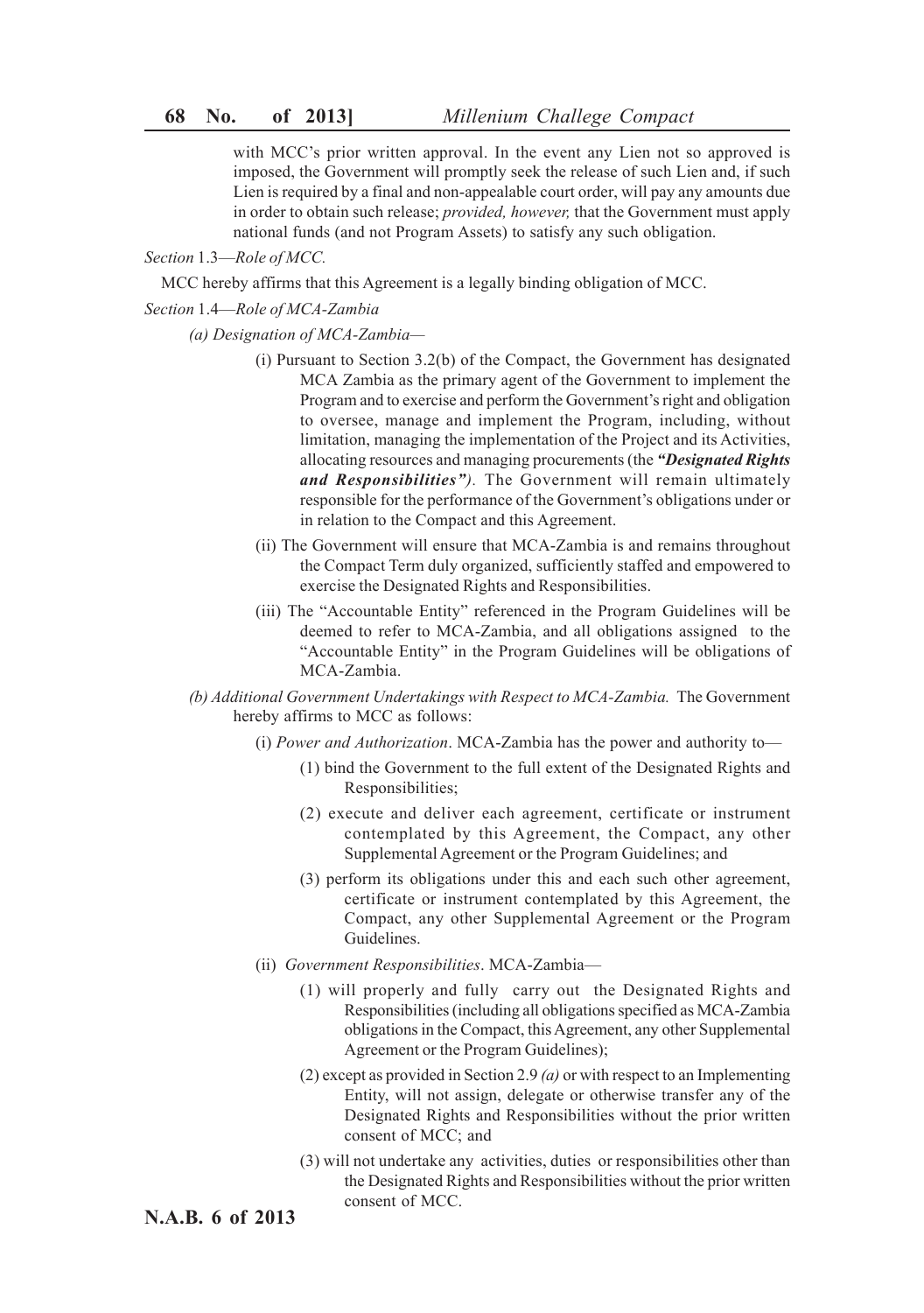with MCC's prior written approval. In the event any Lien not so approved is imposed, the Government will promptly seek the release of such Lien and, if such Lien is required by a final and non-appealable court order, will pay any amounts due in order to obtain such release; *provided, however,* that the Government must apply national funds (and not Program Assets) to satisfy any such obligation.

*Section* 1.3—*Role of MCC.*

MCC hereby affirms that this Agreement is a legally binding obligation of MCC.

*Section* 1.4—*Role of MCA-Zambia*

*(a) Designation of MCA-Zambia—*

(i) Pursuant to Section 3.2(b) of the Compact, the Government has designated MCA Zambia as the primary agent of the Government to implement the Program and to exercise and perform the Government's right and obligation to oversee, manage and implement the Program, including, without limitation, managing the implementation of the Project and its Activities, allocating resources and managing procurements (the ***"Designated Rights and Responsibilities")***. The Government will remain ultimately responsible for the performance of the Government's obligations under or in relation to the Compact and this Agreement.

(ii) The Government will ensure that MCA-Zambia is and remains throughout the Compact Term duly organized, sufficiently staffed and empowered to exercise the Designated Rights and Responsibilities.

(iii) The "Accountable Entity" referenced in the Program Guidelines will be deemed to refer to MCA-Zambia, and all obligations assigned to the "Accountable Entity" in the Program Guidelines will be obligations of MCA-Zambia.

*(b) Additional Government Undertakings with Respect to MCA-Zambia.* The Government hereby affirms to MCC as follows:

(i) *Power and Authorization*. MCA-Zambia has the power and authority to—

(1) bind the Government to the full extent of the Designated Rights and Responsibilities;

(2) execute and deliver each agreement, certificate or instrument contemplated by this Agreement, the Compact, any other Supplemental Agreement or the Program Guidelines; and

(3) perform its obligations under this and each such other agreement, certificate or instrument contemplated by this Agreement, the Compact, any other Supplemental Agreement or the Program Guidelines.

(ii) *Government Responsibilities*. MCA-Zambia—

(1) will properly and fully carry out the Designated Rights and Responsibilities (including all obligations specified as MCA-Zambia obligations in the Compact, this Agreement, any other Supplemental Agreement or the Program Guidelines);

(2) except as provided in Section 2.9 *(a)* or with respect to an Implementing Entity, will not assign, delegate or otherwise transfer any of the Designated Rights and Responsibilities without the prior written consent of MCC; and

(3) will not undertake any activities, duties or responsibilities other than the Designated Rights and Responsibilities without the prior written consent of MCC.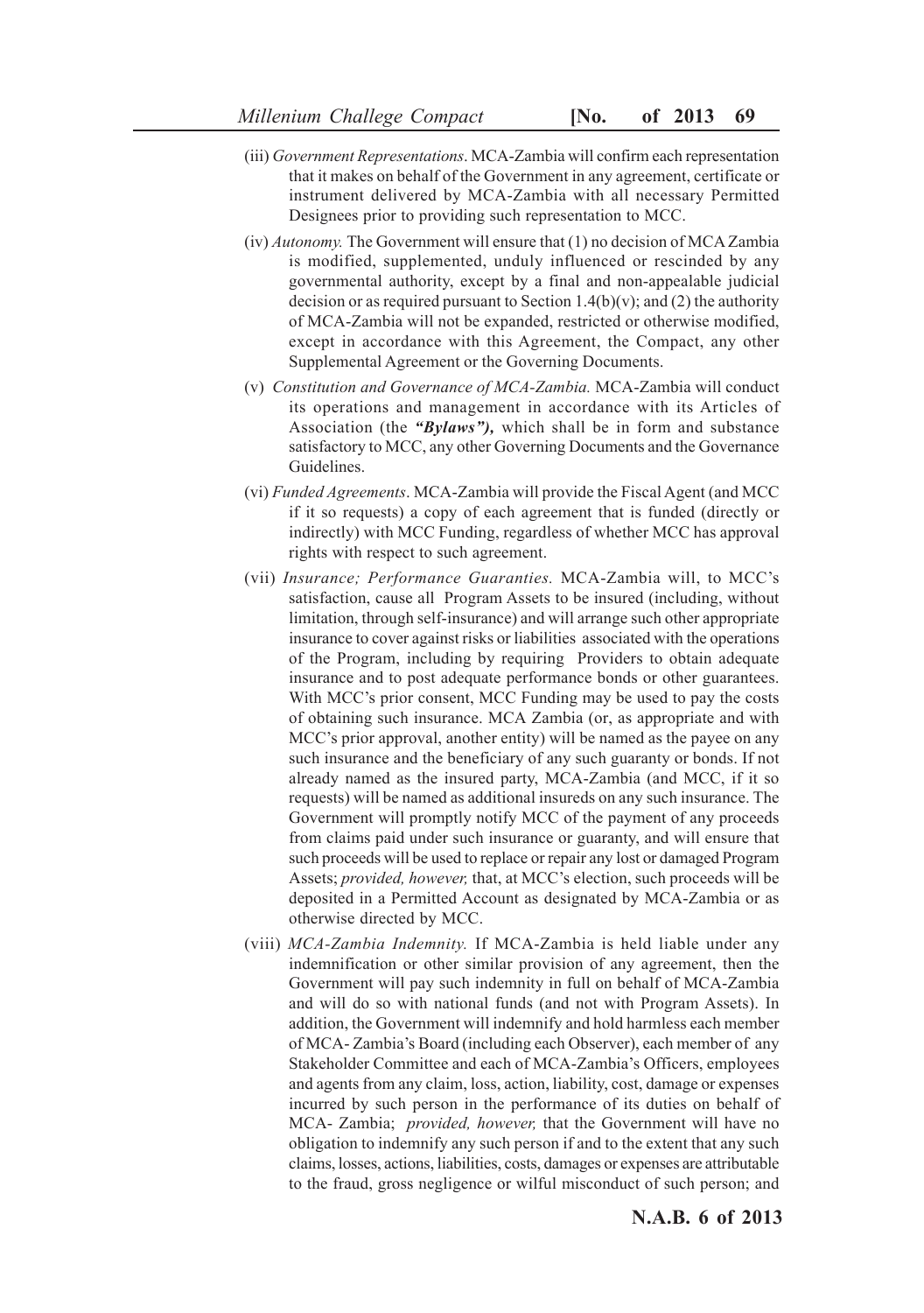(iii) *Government Representations*. MCA-Zambia will confirm each representation that it makes on behalf of the Government in any agreement, certificate or instrument delivered by MCA-Zambia with all necessary Permitted Designees prior to providing such representation to MCC.

(iv) *Autonomy.* The Government will ensure that (1) no decision of MCA Zambia is modified, supplemented, unduly influenced or rescinded by any governmental authority, except by a final and non-appealable judicial decision or as required pursuant to Section 1.4(b)(v); and (2) the authority of MCA-Zambia will not be expanded, restricted or otherwise modified, except in accordance with this Agreement, the Compact, any other Supplemental Agreement or the Governing Documents.

(v) *Constitution and Governance of MCA-Zambia.* MCA-Zambia will conduct its operations and management in accordance with its Articles of Association (the ***"Bylaws"),*** which shall be in form and substance satisfactory to MCC, any other Governing Documents and the Governance Guidelines.

(vi) *Funded Agreements*. MCA-Zambia will provide the Fiscal Agent (and MCC if it so requests) a copy of each agreement that is funded (directly or indirectly) with MCC Funding, regardless of whether MCC has approval rights with respect to such agreement.

(vii) *Insurance; Performance Guaranties.* MCA-Zambia will, to MCC's satisfaction, cause all Program Assets to be insured (including, without limitation, through self-insurance) and will arrange such other appropriate insurance to cover against risks or liabilities associated with the operations of the Program, including by requiring Providers to obtain adequate insurance and to post adequate performance bonds or other guarantees. With MCC's prior consent, MCC Funding may be used to pay the costs of obtaining such insurance. MCA Zambia (or, as appropriate and with MCC's prior approval, another entity) will be named as the payee on any such insurance and the beneficiary of any such guaranty or bonds. If not already named as the insured party, MCA-Zambia (and MCC, if it so requests) will be named as additional insureds on any such insurance. The Government will promptly notify MCC of the payment of any proceeds from claims paid under such insurance or guaranty, and will ensure that such proceeds will be used to replace or repair any lost or damaged Program Assets; *provided, however,* that, at MCC's election, such proceeds will be deposited in a Permitted Account as designated by MCA-Zambia or as otherwise directed by MCC.

(viii) *MCA-Zambia Indemnity.* If MCA-Zambia is held liable under any indemnification or other similar provision of any agreement, then the Government will pay such indemnity in full on behalf of MCA-Zambia and will do so with national funds (and not with Program Assets). In addition, the Government will indemnify and hold harmless each member of MCA- Zambia's Board (including each Observer), each member of any Stakeholder Committee and each of MCA-Zambia's Officers, employees and agents from any claim, loss, action, liability, cost, damage or expenses incurred by such person in the performance of its duties on behalf of MCA- Zambia; *provided, however,* that the Government will have no obligation to indemnify any such person if and to the extent that any such claims, losses, actions, liabilities, costs, damages or expenses are attributable to the fraud, gross negligence or wilful misconduct of such person; and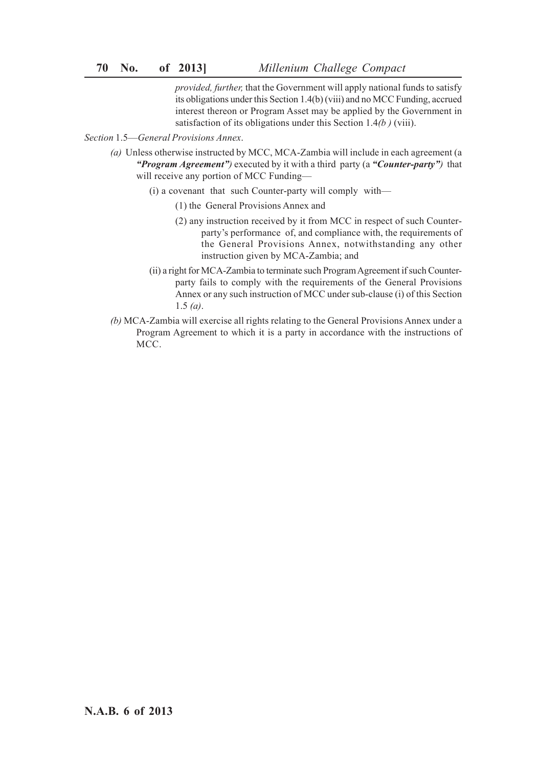*provided, further,* that the Government will apply national funds to satisfy its obligations under this Section 1.4(b) (viii) and no MCC Funding, accrued interest thereon or Program Asset may be applied by the Government in satisfaction of its obligations under this Section 1.4*(b )* (viii).

*Section* 1.5—*General Provisions Annex*.

*(a)* Unless otherwise instructed by MCC, MCA-Zambia will include in each agreement (a ***"Program Agreement")*** executed by it with a third party (a ***"Counter-party")*** that will receive any portion of MCC Funding—

(i) a covenant that such Counter-party will comply with—

(1) the General Provisions Annex and

(2) any instruction received by it from MCC in respect of such Counter-party's performance of, and compliance with, the requirements of the General Provisions Annex, notwithstanding any other instruction given by MCA-Zambia; and

(ii) a right for MCA-Zambia to terminate such Program Agreement if such Counter-party fails to comply with the requirements of the General Provisions Annex or any such instruction of MCC under sub-clause (i) of this Section 1.5 *(a)*.

*(b)* MCA-Zambia will exercise all rights relating to the General Provisions Annex under a Program Agreement to which it is a party in accordance with the instructions of MCC.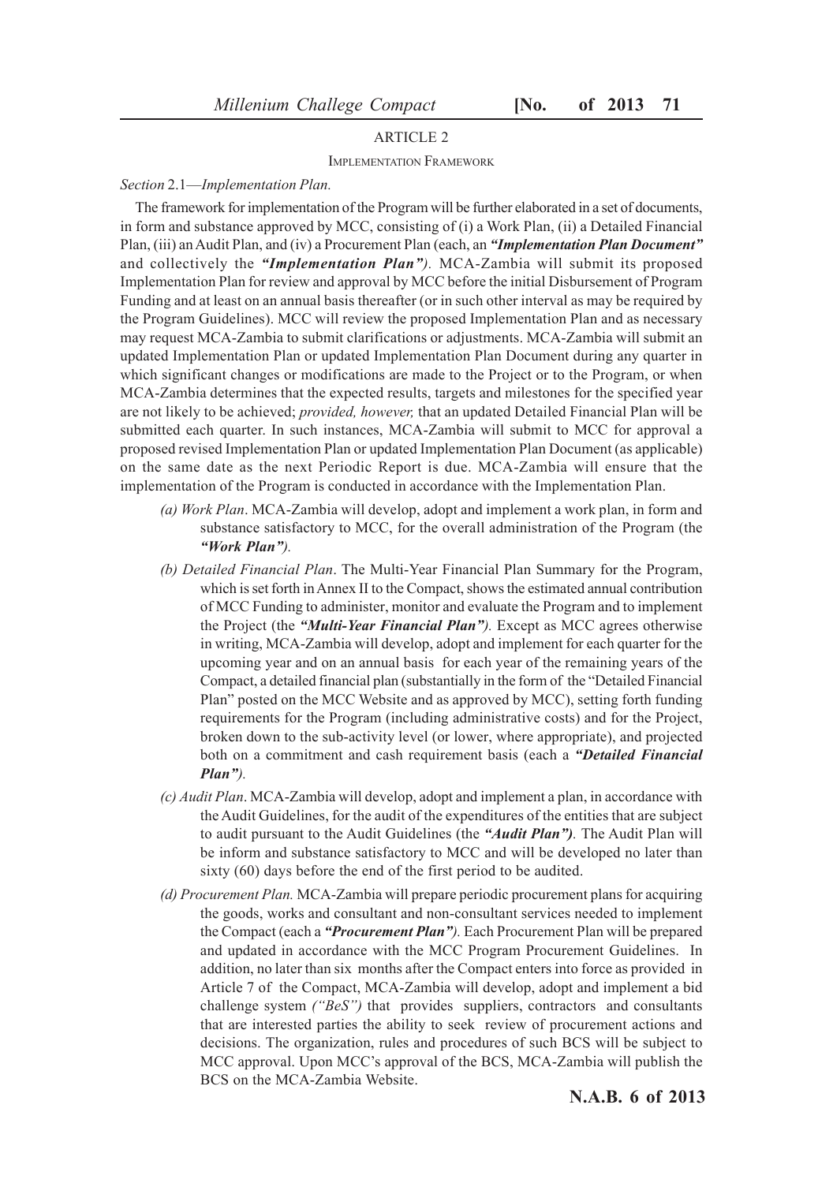## ARTICLE 2

### IMPLEMENTATION FRAMEWORK

*Section* 2.1—*Implementation Plan.*

The framework for implementation of the Program will be further elaborated in a set of documents, in form and substance approved by MCC, consisting of (i) a Work Plan, (ii) a Detailed Financial Plan, (iii) an Audit Plan, and (iv) a Procurement Plan (each, an ***"Implementation Plan Document"*** and collectively the ***"Implementation Plan")***. MCA-Zambia will submit its proposed Implementation Plan for review and approval by MCC before the initial Disbursement of Program Funding and at least on an annual basis thereafter (or in such other interval as may be required by the Program Guidelines). MCC will review the proposed Implementation Plan and as necessary may request MCA-Zambia to submit clarifications or adjustments. MCA-Zambia will submit an updated Implementation Plan or updated Implementation Plan Document during any quarter in which significant changes or modifications are made to the Project or to the Program, or when MCA-Zambia determines that the expected results, targets and milestones for the specified year are not likely to be achieved; *provided, however,* that an updated Detailed Financial Plan will be submitted each quarter. In such instances, MCA-Zambia will submit to MCC for approval a proposed revised Implementation Plan or updated Implementation Plan Document (as applicable) on the same date as the next Periodic Report is due. MCA-Zambia will ensure that the implementation of the Program is conducted in accordance with the Implementation Plan.

*(a) Work Plan*. MCA-Zambia will develop, adopt and implement a work plan, in form and substance satisfactory to MCC, for the overall administration of the Program (the ***"Work Plan")***.

*(b) Detailed Financial Plan*. The Multi-Year Financial Plan Summary for the Program, which is set forth in Annex II to the Compact, shows the estimated annual contribution of MCC Funding to administer, monitor and evaluate the Program and to implement the Project (the ***"Multi-Year Financial Plan")***. Except as MCC agrees otherwise in writing, MCA-Zambia will develop, adopt and implement for each quarter for the upcoming year and on an annual basis for each year of the remaining years of the Compact, a detailed financial plan (substantially in the form of the "Detailed Financial Plan" posted on the MCC Website and as approved by MCC), setting forth funding requirements for the Program (including administrative costs) and for the Project, broken down to the sub-activity level (or lower, where appropriate), and projected both on a commitment and cash requirement basis (each a ***"Detailed Financial Plan")***.

*(c) Audit Plan*. MCA-Zambia will develop, adopt and implement a plan, in accordance with the Audit Guidelines, for the audit of the expenditures of the entities that are subject to audit pursuant to the Audit Guidelines (the ***"Audit Plan")***. The Audit Plan will be inform and substance satisfactory to MCC and will be developed no later than sixty (60) days before the end of the first period to be audited.

*(d) Procurement Plan.* MCA-Zambia will prepare periodic procurement plans for acquiring the goods, works and consultant and non-consultant services needed to implement the Compact (each a ***"Procurement Plan")***. Each Procurement Plan will be prepared and updated in accordance with the MCC Program Procurement Guidelines. In addition, no later than six months after the Compact enters into force as provided in Article 7 of the Compact, MCA-Zambia will develop, adopt and implement a bid challenge system *("BeS")* that provides suppliers, contractors and consultants that are interested parties the ability to seek review of procurement actions and decisions. The organization, rules and procedures of such BCS will be subject to MCC approval. Upon MCC's approval of the BCS, MCA-Zambia will publish the BCS on the MCA-Zambia Website.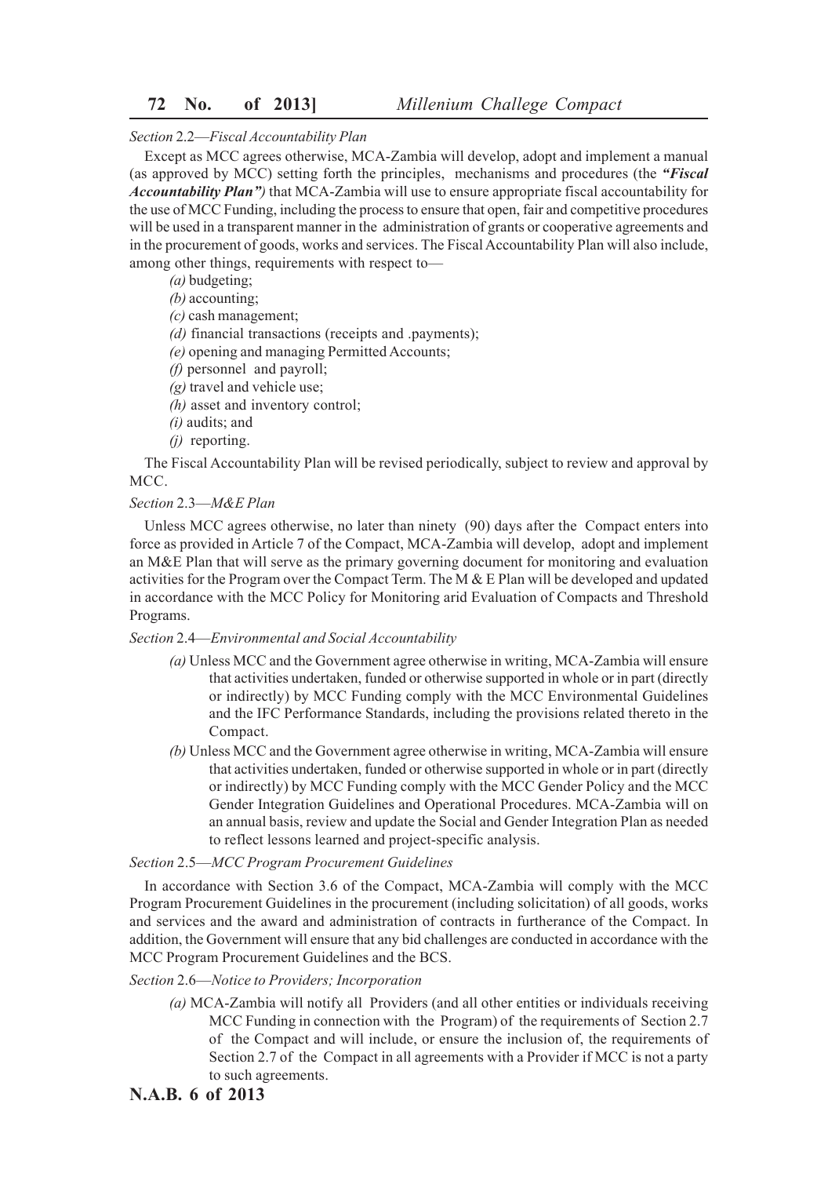*Section* 2.2—*Fiscal Accountability Plan*

Except as MCC agrees otherwise, MCA-Zambia will develop, adopt and implement a manual (as approved by MCC) setting forth the principles, mechanisms and procedures (the ***"Fiscal Accountability Plan")*** that MCA-Zambia will use to ensure appropriate fiscal accountability for the use of MCC Funding, including the process to ensure that open, fair and competitive procedures will be used in a transparent manner in the administration of grants or cooperative agreements and in the procurement of goods, works and services. The Fiscal Accountability Plan will also include, among other things, requirements with respect to—

*(a)* budgeting;

*(b)* accounting;

*(c)* cash management;

*(d)* financial transactions (receipts and .payments);

*(e)* opening and managing Permitted Accounts;

*(f)* personnel and payroll;

*(g)* travel and vehicle use;

*(h)* asset and inventory control;

*(i)* audits; and

*(j)* reporting.

The Fiscal Accountability Plan will be revised periodically, subject to review and approval by MCC.

*Section* 2.3—*M&E Plan*

Unless MCC agrees otherwise, no later than ninety (90) days after the Compact enters into force as provided in Article 7 of the Compact, MCA-Zambia will develop, adopt and implement an M&E Plan that will serve as the primary governing document for monitoring and evaluation activities for the Program over the Compact Term. The M & E Plan will be developed and updated in accordance with the MCC Policy for Monitoring arid Evaluation of Compacts and Threshold Programs.

*Section* 2.4—*Environmental and Social Accountability*

*(a)* Unless MCC and the Government agree otherwise in writing, MCA-Zambia will ensure that activities undertaken, funded or otherwise supported in whole or in part (directly or indirectly) by MCC Funding comply with the MCC Environmental Guidelines and the IFC Performance Standards, including the provisions related thereto in the Compact.

*(b)* Unless MCC and the Government agree otherwise in writing, MCA-Zambia will ensure that activities undertaken, funded or otherwise supported in whole or in part (directly or indirectly) by MCC Funding comply with the MCC Gender Policy and the MCC Gender Integration Guidelines and Operational Procedures. MCA-Zambia will on an annual basis, review and update the Social and Gender Integration Plan as needed to reflect lessons learned and project-specific analysis.

*Section* 2.5—*MCC Program Procurement Guidelines*

In accordance with Section 3.6 of the Compact, MCA-Zambia will comply with the MCC Program Procurement Guidelines in the procurement (including solicitation) of all goods, works and services and the award and administration of contracts in furtherance of the Compact. In addition, the Government will ensure that any bid challenges are conducted in accordance with the MCC Program Procurement Guidelines and the BCS.

*Section* 2.6—*Notice to Providers; Incorporation*

*(a)* MCA-Zambia will notify all Providers (and all other entities or individuals receiving MCC Funding in connection with the Program) of the requirements of Section 2.7 of the Compact and will include, or ensure the inclusion of, the requirements of Section 2.7 of the Compact in all agreements with a Provider if MCC is not a party to such agreements.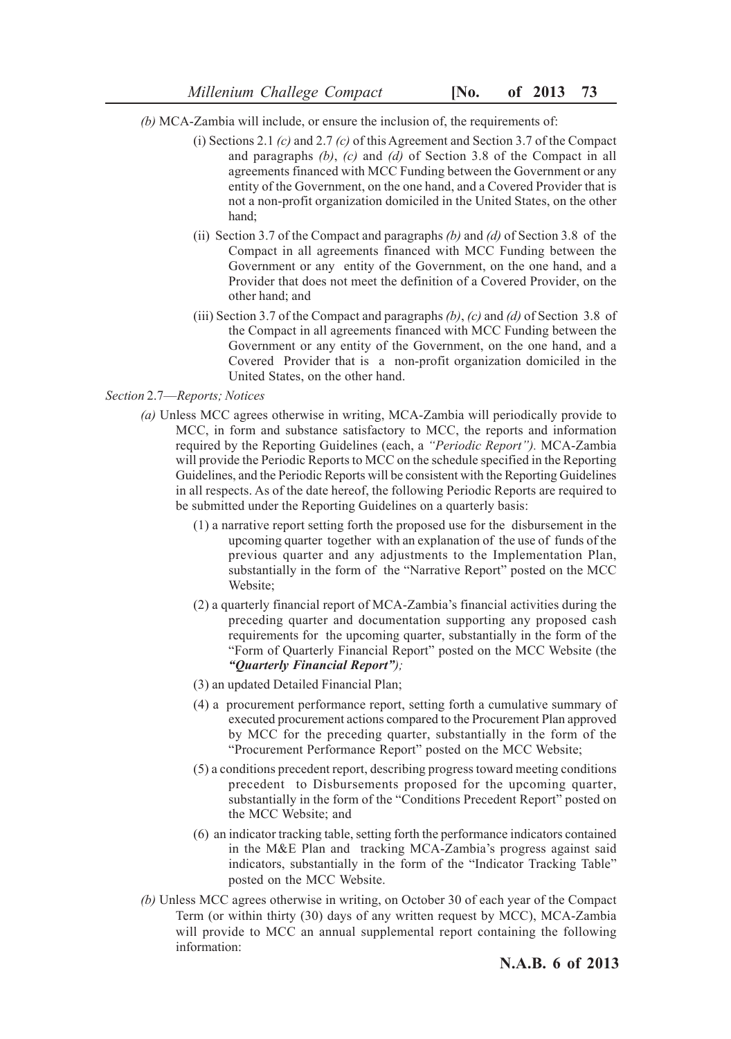*(b)* MCA-Zambia will include, or ensure the inclusion of, the requirements of:

(i) Sections 2.1 *(c)* and 2.7 *(c)* of this Agreement and Section 3.7 of the Compact and paragraphs *(b)*, *(c)* and *(d)* of Section 3.8 of the Compact in all agreements financed with MCC Funding between the Government or any entity of the Government, on the one hand, and a Covered Provider that is not a non-profit organization domiciled in the United States, on the other hand;

(ii) Section 3.7 of the Compact and paragraphs *(b)* and *(d)* of Section 3.8 of the Compact in all agreements financed with MCC Funding between the Government or any entity of the Government, on the one hand, and a Provider that does not meet the definition of a Covered Provider, on the other hand; and

(iii) Section 3.7 of the Compact and paragraphs *(b)*, *(c)* and *(d)* of Section 3.8 of the Compact in all agreements financed with MCC Funding between the Government or any entity of the Government, on the one hand, and a Covered Provider that is a non-profit organization domiciled in the United States, on the other hand.

*Section* 2.7—*Reports; Notices*

*(a)* Unless MCC agrees otherwise in writing, MCA-Zambia will periodically provide to MCC, in form and substance satisfactory to MCC, the reports and information required by the Reporting Guidelines (each, a *"Periodic Report").* MCA-Zambia will provide the Periodic Reports to MCC on the schedule specified in the Reporting Guidelines, and the Periodic Reports will be consistent with the Reporting Guidelines in all respects. As of the date hereof, the following Periodic Reports are required to be submitted under the Reporting Guidelines on a quarterly basis:

(1) a narrative report setting forth the proposed use for the disbursement in the upcoming quarter together with an explanation of the use of funds of the previous quarter and any adjustments to the Implementation Plan, substantially in the form of the "Narrative Report" posted on the MCC Website;

(2) a quarterly financial report of MCA-Zambia's financial activities during the preceding quarter and documentation supporting any proposed cash requirements for the upcoming quarter, substantially in the form of the "Form of Quarterly Financial Report" posted on the MCC Website (the ***"Quarterly Financial Report");***

(3) an updated Detailed Financial Plan;

(4) a procurement performance report, setting forth a cumulative summary of executed procurement actions compared to the Procurement Plan approved by MCC for the preceding quarter, substantially in the form of the "Procurement Performance Report" posted on the MCC Website;

(5) a conditions precedent report, describing progress toward meeting conditions precedent to Disbursements proposed for the upcoming quarter, substantially in the form of the "Conditions Precedent Report" posted on the MCC Website; and

(6) an indicator tracking table, setting forth the performance indicators contained in the M&E Plan and tracking MCA-Zambia's progress against said indicators, substantially in the form of the "Indicator Tracking Table" posted on the MCC Website.

*(b)* Unless MCC agrees otherwise in writing, on October 30 of each year of the Compact Term (or within thirty (30) days of any written request by MCC), MCA-Zambia will provide to MCC an annual supplemental report containing the following information: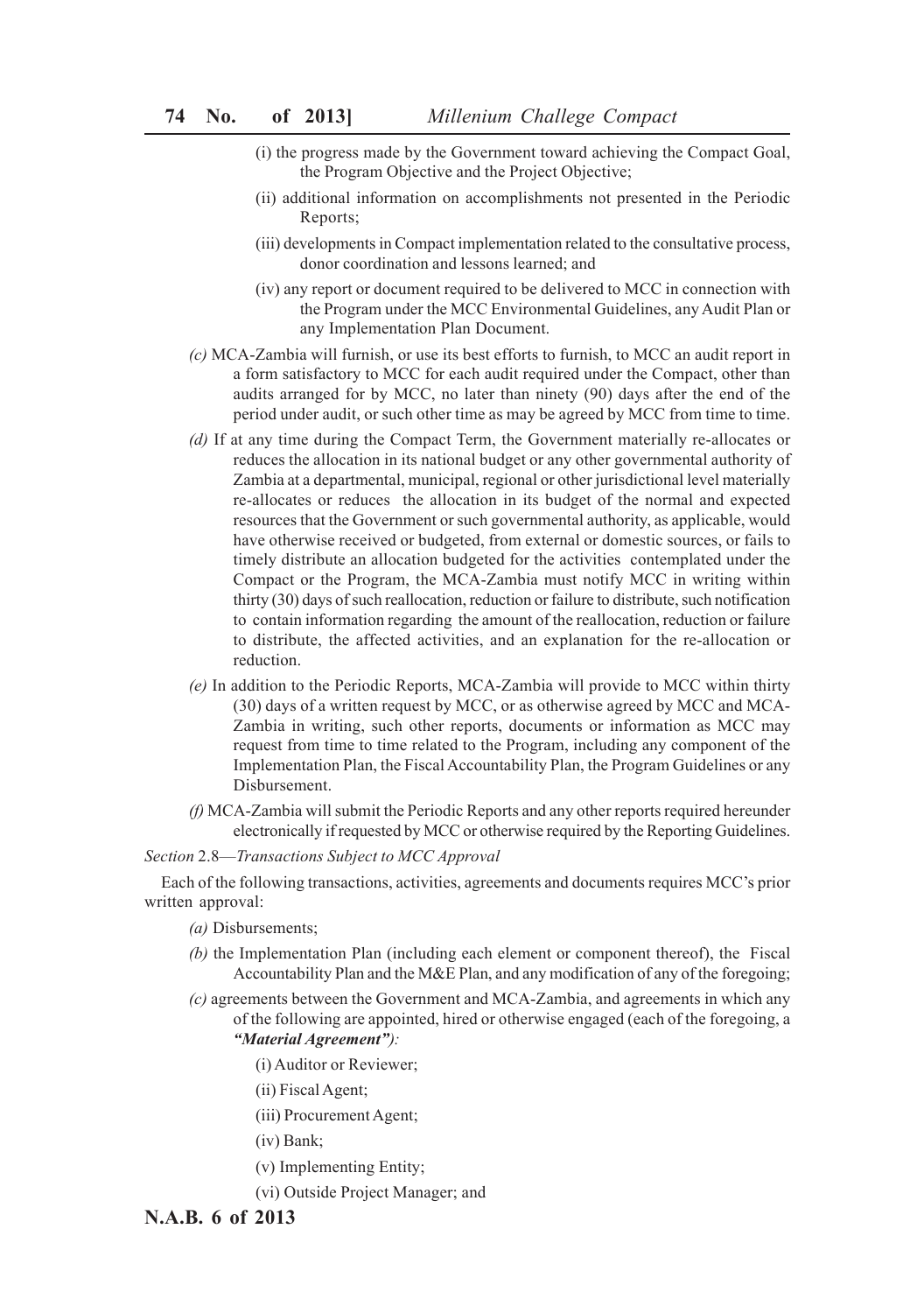(i) the progress made by the Government toward achieving the Compact Goal, the Program Objective and the Project Objective;

(ii) additional information on accomplishments not presented in the Periodic Reports;

(iii) developments in Compact implementation related to the consultative process, donor coordination and lessons learned; and

(iv) any report or document required to be delivered to MCC in connection with the Program under the MCC Environmental Guidelines, any Audit Plan or any Implementation Plan Document.

*(c)* MCA-Zambia will furnish, or use its best efforts to furnish, to MCC an audit report in a form satisfactory to MCC for each audit required under the Compact, other than audits arranged for by MCC, no later than ninety (90) days after the end of the period under audit, or such other time as may be agreed by MCC from time to time.

*(d)* If at any time during the Compact Term, the Government materially re-allocates or reduces the allocation in its national budget or any other governmental authority of Zambia at a departmental, municipal, regional or other jurisdictional level materially re-allocates or reduces the allocation in its budget of the normal and expected resources that the Government or such governmental authority, as applicable, would have otherwise received or budgeted, from external or domestic sources, or fails to timely distribute an allocation budgeted for the activities contemplated under the Compact or the Program, the MCA-Zambia must notify MCC in writing within thirty (30) days of such reallocation, reduction or failure to distribute, such notification to contain information regarding the amount of the reallocation, reduction or failure to distribute, the affected activities, and an explanation for the re-allocation or reduction.

*(e)* In addition to the Periodic Reports, MCA-Zambia will provide to MCC within thirty (30) days of a written request by MCC, or as otherwise agreed by MCC and MCA-Zambia in writing, such other reports, documents or information as MCC may request from time to time related to the Program, including any component of the Implementation Plan, the Fiscal Accountability Plan, the Program Guidelines or any Disbursement.

*(f)* MCA-Zambia will submit the Periodic Reports and any other reports required hereunder electronically if requested by MCC or otherwise required by the Reporting Guidelines.

*Section* 2.8—*Transactions Subject to MCC Approval*

Each of the following transactions, activities, agreements and documents requires MCC's prior written approval:

*(a)* Disbursements;

*(b)* the Implementation Plan (including each element or component thereof), the Fiscal Accountability Plan and the M&E Plan, and any modification of any of the foregoing;

*(c)* agreements between the Government and MCA-Zambia, and agreements in which any of the following are appointed, hired or otherwise engaged (each of the foregoing, a ***"Material Agreement")****:*

(i) Auditor or Reviewer;

(ii) Fiscal Agent;

(iii) Procurement Agent;

(iv) Bank;

(v) Implementing Entity;

(vi) Outside Project Manager; and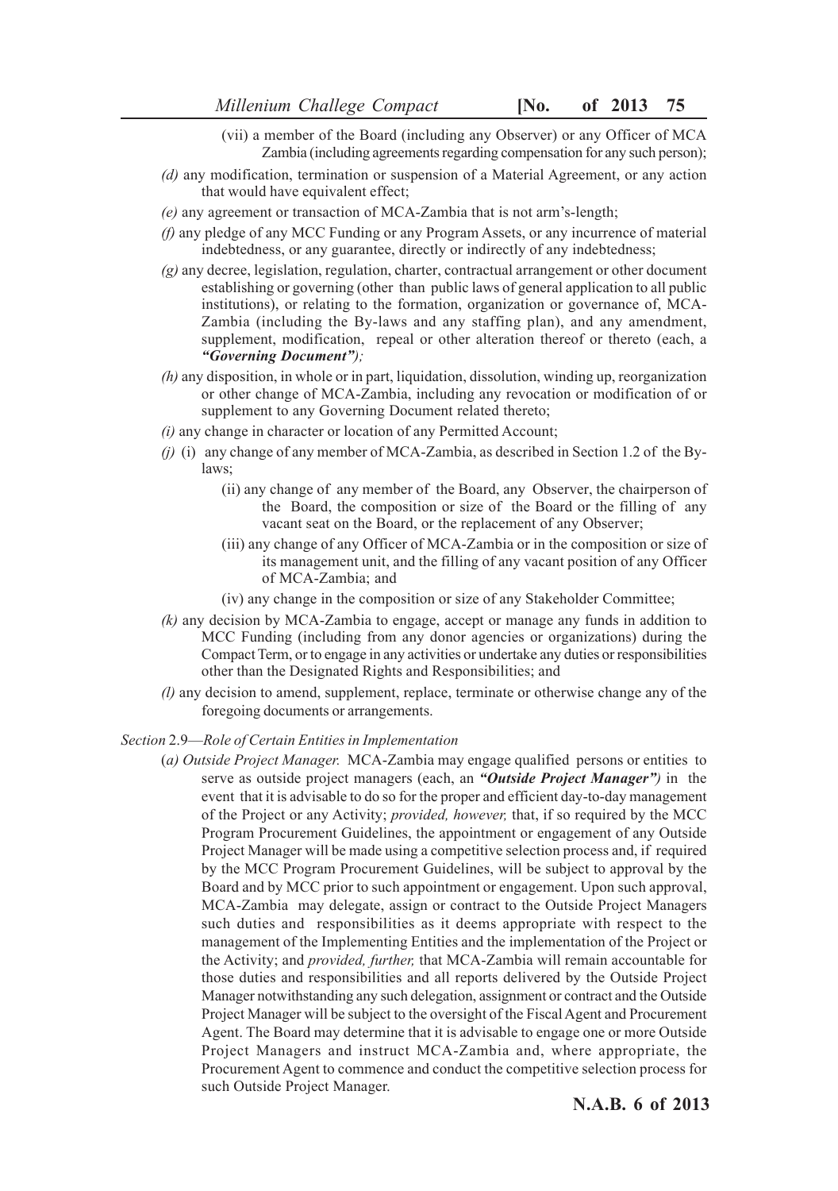(vii) a member of the Board (including any Observer) or any Officer of MCA Zambia (including agreements regarding compensation for any such person);

*(d)* any modification, termination or suspension of a Material Agreement, or any action that would have equivalent effect;

*(e)* any agreement or transaction of MCA-Zambia that is not arm's-length;

*(f)* any pledge of any MCC Funding or any Program Assets, or any incurrence of material indebtedness, or any guarantee, directly or indirectly of any indebtedness;

*(g)* any decree, legislation, regulation, charter, contractual arrangement or other document establishing or governing (other than public laws of general application to all public institutions), or relating to the formation, organization or governance of, MCA-Zambia (including the By-laws and any staffing plan), and any amendment, supplement, modification, repeal or other alteration thereof or thereto (each, a ***"Governing Document")***;

*(h)* any disposition, in whole or in part, liquidation, dissolution, winding up, reorganization or other change of MCA-Zambia, including any revocation or modification of or supplement to any Governing Document related thereto;

*(i)* any change in character or location of any Permitted Account;

*(j)* (i) any change of any member of MCA-Zambia, as described in Section 1.2 of the By-laws;

(ii) any change of any member of the Board, any Observer, the chairperson of the Board, the composition or size of the Board or the filling of any vacant seat on the Board, or the replacement of any Observer;

(iii) any change of any Officer of MCA-Zambia or in the composition or size of its management unit, and the filling of any vacant position of any Officer of MCA-Zambia; and

(iv) any change in the composition or size of any Stakeholder Committee;

*(k)* any decision by MCA-Zambia to engage, accept or manage any funds in addition to MCC Funding (including from any donor agencies or organizations) during the Compact Term, or to engage in any activities or undertake any duties or responsibilities other than the Designated Rights and Responsibilities; and

*(l)* any decision to amend, supplement, replace, terminate or otherwise change any of the foregoing documents or arrangements.

*Section* 2.9—*Role of Certain Entities in Implementation*

(*a) Outside Project Manager.* MCA-Zambia may engage qualified persons or entities to serve as outside project managers (each, an ***"Outside Project Manager")*** in the event that it is advisable to do so for the proper and efficient day-to-day management of the Project or any Activity; *provided, however,* that, if so required by the MCC Program Procurement Guidelines, the appointment or engagement of any Outside Project Manager will be made using a competitive selection process and, if required by the MCC Program Procurement Guidelines, will be subject to approval by the Board and by MCC prior to such appointment or engagement. Upon such approval, MCA-Zambia may delegate, assign or contract to the Outside Project Managers such duties and responsibilities as it deems appropriate with respect to the management of the Implementing Entities and the implementation of the Project or the Activity; and *provided, further,* that MCA-Zambia will remain accountable for those duties and responsibilities and all reports delivered by the Outside Project Manager notwithstanding any such delegation, assignment or contract and the Outside Project Manager will be subject to the oversight of the Fiscal Agent and Procurement Agent. The Board may determine that it is advisable to engage one or more Outside Project Managers and instruct MCA-Zambia and, where appropriate, the Procurement Agent to commence and conduct the competitive selection process for such Outside Project Manager.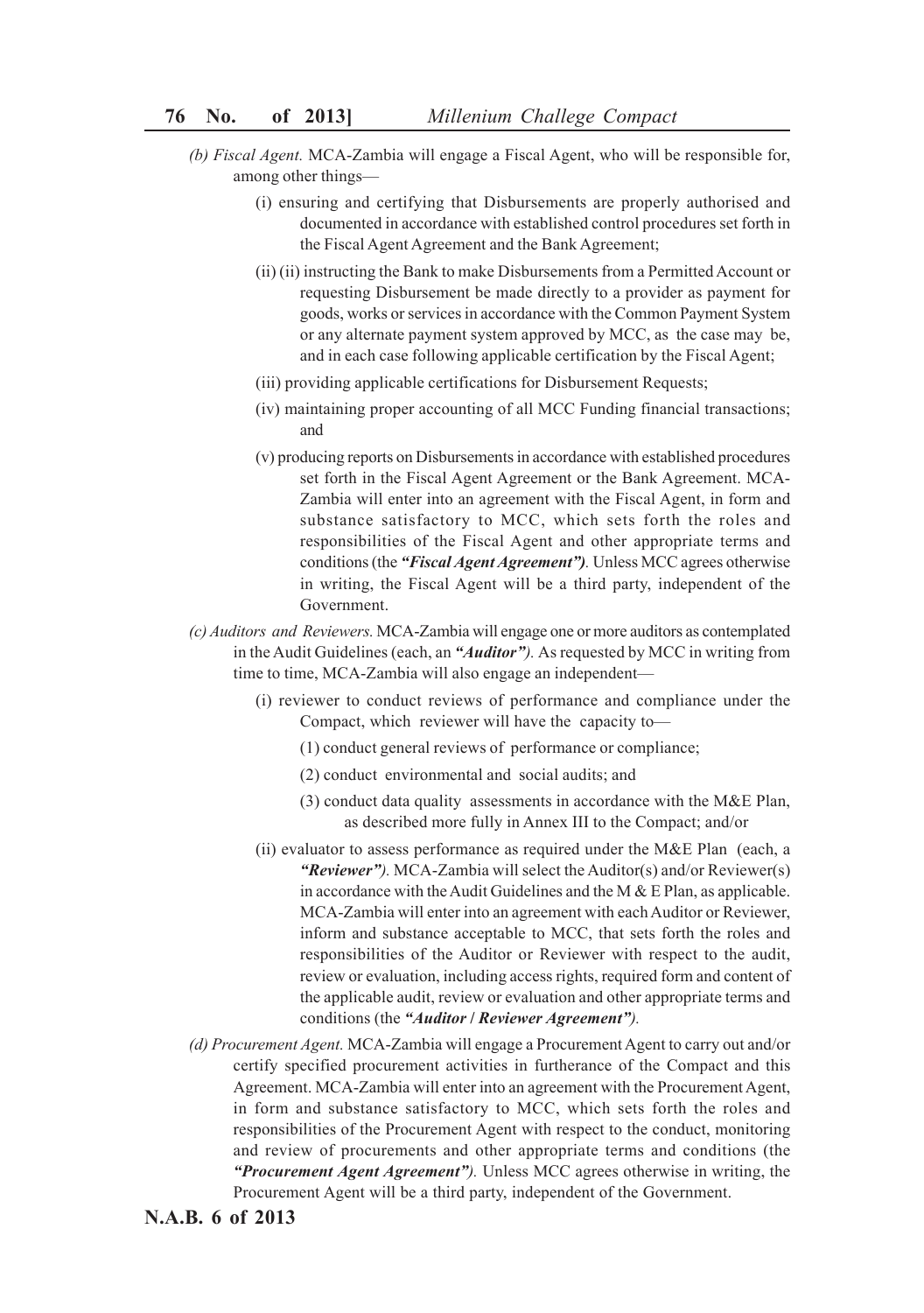*(b) Fiscal Agent.* MCA-Zambia will engage a Fiscal Agent, who will be responsible for, among other things—

(i) ensuring and certifying that Disbursements are properly authorised and documented in accordance with established control procedures set forth in the Fiscal Agent Agreement and the Bank Agreement;

(ii) (ii) instructing the Bank to make Disbursements from a Permitted Account or requesting Disbursement be made directly to a provider as payment for goods, works or services in accordance with the Common Payment System or any alternate payment system approved by MCC, as the case may be, and in each case following applicable certification by the Fiscal Agent;

(iii) providing applicable certifications for Disbursement Requests;

(iv) maintaining proper accounting of all MCC Funding financial transactions; and

(v) producing reports on Disbursements in accordance with established procedures set forth in the Fiscal Agent Agreement or the Bank Agreement. MCA-Zambia will enter into an agreement with the Fiscal Agent, in form and substance satisfactory to MCC, which sets forth the roles and responsibilities of the Fiscal Agent and other appropriate terms and conditions (the ***"Fiscal Agent Agreement")***. Unless MCC agrees otherwise in writing, the Fiscal Agent will be a third party, independent of the Government.

*(c) Auditors and Reviewers.* MCA-Zambia will engage one or more auditors as contemplated in the Audit Guidelines (each, an ***"Auditor")***. As requested by MCC in writing from time to time, MCA-Zambia will also engage an independent—

(i) reviewer to conduct reviews of performance and compliance under the Compact, which reviewer will have the capacity to—

(1) conduct general reviews of performance or compliance;

(2) conduct environmental and social audits; and

(3) conduct data quality assessments in accordance with the M&E Plan, as described more fully in Annex III to the Compact; and/or

(ii) evaluator to assess performance as required under the M&E Plan (each, a ***"Reviewer")***. MCA-Zambia will select the Auditor(s) and/or Reviewer(s) in accordance with the Audit Guidelines and the M & E Plan, as applicable. MCA-Zambia will enter into an agreement with each Auditor or Reviewer, inform and substance acceptable to MCC, that sets forth the roles and responsibilities of the Auditor or Reviewer with respect to the audit, review or evaluation, including access rights, required form and content of the applicable audit, review or evaluation and other appropriate terms and conditions (the ***"Auditor / Reviewer Agreement")***.

*(d) Procurement Agent.* MCA-Zambia will engage a Procurement Agent to carry out and/or certify specified procurement activities in furtherance of the Compact and this Agreement. MCA-Zambia will enter into an agreement with the Procurement Agent, in form and substance satisfactory to MCC, which sets forth the roles and responsibilities of the Procurement Agent with respect to the conduct, monitoring and review of procurements and other appropriate terms and conditions (the ***"Procurement Agent Agreement")***. Unless MCC agrees otherwise in writing, the Procurement Agent will be a third party, independent of the Government.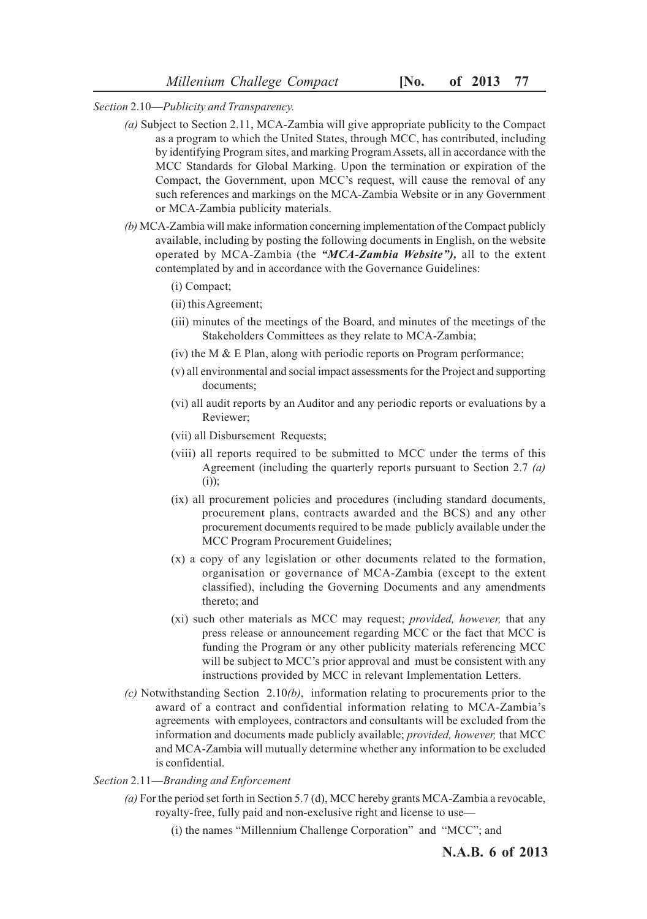*Section* 2.10—*Publicity and Transparency.*

*(a)* Subject to Section 2.11, MCA-Zambia will give appropriate publicity to the Compact as a program to which the United States, through MCC, has contributed, including by identifying Program sites, and marking Program Assets, all in accordance with the MCC Standards for Global Marking. Upon the termination or expiration of the Compact, the Government, upon MCC's request, will cause the removal of any such references and markings on the MCA-Zambia Website or in any Government or MCA-Zambia publicity materials.

*(b)* MCA-Zambia will make information concerning implementation of the Compact publicly available, including by posting the following documents in English, on the website operated by MCA-Zambia (the ***"MCA-Zambia Website"),*** all to the extent contemplated by and in accordance with the Governance Guidelines:

(i) Compact;

(ii) this Agreement;

(iii) minutes of the meetings of the Board, and minutes of the meetings of the Stakeholders Committees as they relate to MCA-Zambia;

(iv) the M & E Plan, along with periodic reports on Program performance;

(v) all environmental and social impact assessments for the Project and supporting documents;

(vi) all audit reports by an Auditor and any periodic reports or evaluations by a Reviewer;

(vii) all Disbursement Requests;

(viii) all reports required to be submitted to MCC under the terms of this Agreement (including the quarterly reports pursuant to Section 2.7 *(a)* (i));

(ix) all procurement policies and procedures (including standard documents, procurement plans, contracts awarded and the BCS) and any other procurement documents required to be made publicly available under the MCC Program Procurement Guidelines;

(x) a copy of any legislation or other documents related to the formation, organisation or governance of MCA-Zambia (except to the extent classified), including the Governing Documents and any amendments thereto; and

(xi) such other materials as MCC may request; *provided, however,* that any press release or announcement regarding MCC or the fact that MCC is funding the Program or any other publicity materials referencing MCC will be subject to MCC's prior approval and must be consistent with any instructions provided by MCC in relevant Implementation Letters.

*(c)* Notwithstanding Section 2.10*(b)*, information relating to procurements prior to the award of a contract and confidential information relating to MCA-Zambia's agreements with employees, contractors and consultants will be excluded from the information and documents made publicly available; *provided, however,* that MCC and MCA-Zambia will mutually determine whether any information to be excluded is confidential.

*Section* 2.11—*Branding and Enforcement*

*(a)* For the period set forth in Section 5.7 (d), MCC hereby grants MCA-Zambia a revocable, royalty-free, fully paid and non-exclusive right and license to use—

(i) the names "Millennium Challenge Corporation" and "MCC"; and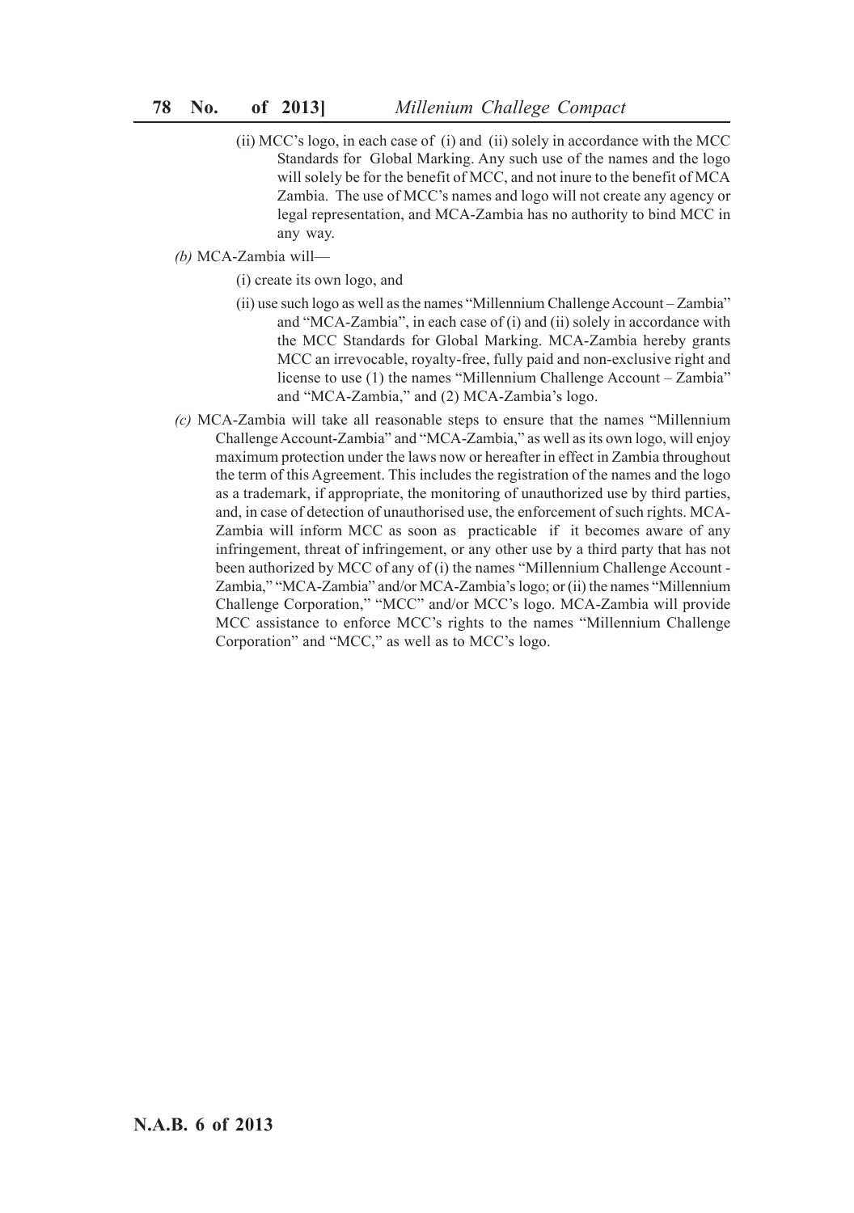(ii) MCC's logo, in each case of (i) and (ii) solely in accordance with the MCC Standards for Global Marking. Any such use of the names and the logo will solely be for the benefit of MCC, and not inure to the benefit of MCA Zambia. The use of MCC's names and logo will not create any agency or legal representation, and MCA-Zambia has no authority to bind MCC in any way.

*(b)* MCA-Zambia will—

(i) create its own logo, and

(ii) use such logo as well as the names "Millennium Challenge Account – Zambia" and "MCA-Zambia", in each case of (i) and (ii) solely in accordance with the MCC Standards for Global Marking. MCA-Zambia hereby grants MCC an irrevocable, royalty-free, fully paid and non-exclusive right and license to use (1) the names "Millennium Challenge Account – Zambia" and "MCA-Zambia," and (2) MCA-Zambia's logo.

*(c)* MCA-Zambia will take all reasonable steps to ensure that the names "Millennium Challenge Account-Zambia" and "MCA-Zambia," as well as its own logo, will enjoy maximum protection under the laws now or hereafter in effect in Zambia throughout the term of this Agreement. This includes the registration of the names and the logo as a trademark, if appropriate, the monitoring of unauthorized use by third parties, and, in case of detection of unauthorised use, the enforcement of such rights. MCA-Zambia will inform MCC as soon as practicable if it becomes aware of any infringement, threat of infringement, or any other use by a third party that has not been authorized by MCC of any of (i) the names "Millennium Challenge Account - Zambia," "MCA-Zambia" and/or MCA-Zambia's logo; or (ii) the names "Millennium Challenge Corporation," "MCC" and/or MCC's logo. MCA-Zambia will provide MCC assistance to enforce MCC's rights to the names "Millennium Challenge Corporation" and "MCC," as well as to MCC's logo.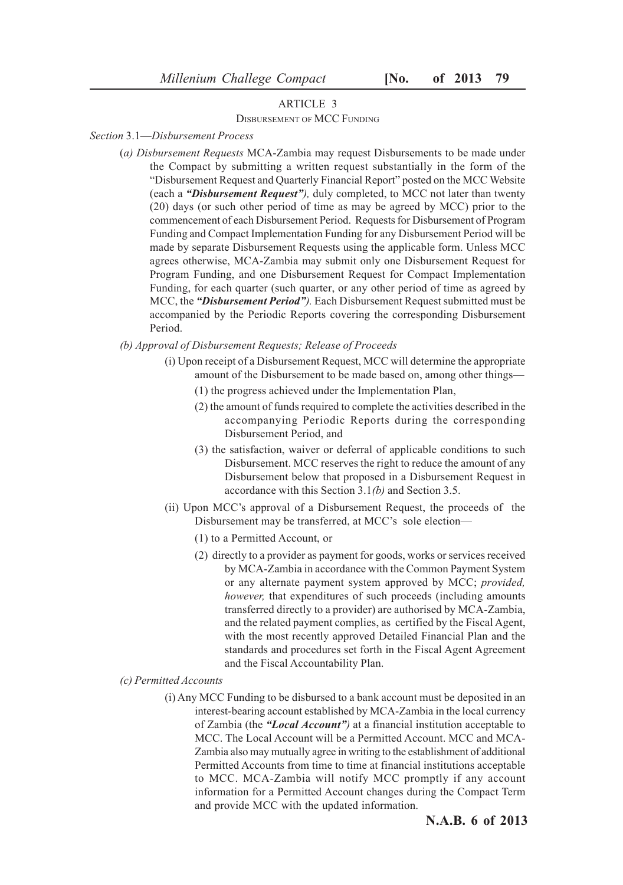## ARTICLE 3

### DISBURSEMENT OF MCC FUNDING

*Section* 3.1—*Disbursement Process*

(*a) Disbursement Requests* MCA-Zambia may request Disbursements to be made under the Compact by submitting a written request substantially in the form of the "Disbursement Request and Quarterly Financial Report" posted on the MCC Website (each a ***"Disbursement Request"),*** duly completed, to MCC not later than twenty (20) days (or such other period of time as may be agreed by MCC) prior to the commencement of each Disbursement Period. Requests for Disbursement of Program Funding and Compact Implementation Funding for any Disbursement Period will be made by separate Disbursement Requests using the applicable form. Unless MCC agrees otherwise, MCA-Zambia may submit only one Disbursement Request for Program Funding, and one Disbursement Request for Compact Implementation Funding, for each quarter (such quarter, or any other period of time as agreed by MCC, the ***"Disbursement Period").*** Each Disbursement Request submitted must be accompanied by the Periodic Reports covering the corresponding Disbursement Period.

*(b) Approval of Disbursement Requests; Release of Proceeds*

(i) Upon receipt of a Disbursement Request, MCC will determine the appropriate amount of the Disbursement to be made based on, among other things—

(1) the progress achieved under the Implementation Plan,

(2) the amount of funds required to complete the activities described in the accompanying Periodic Reports during the corresponding Disbursement Period, and

(3) the satisfaction, waiver or deferral of applicable conditions to such Disbursement. MCC reserves the right to reduce the amount of any Disbursement below that proposed in a Disbursement Request in accordance with this Section 3.1*(b)* and Section 3.5.

(ii) Upon MCC's approval of a Disbursement Request, the proceeds of the Disbursement may be transferred, at MCC's sole election—

(1) to a Permitted Account, or

(2) directly to a provider as payment for goods, works or services received by MCA-Zambia in accordance with the Common Payment System or any alternate payment system approved by MCC; *provided, however,* that expenditures of such proceeds (including amounts transferred directly to a provider) are authorised by MCA-Zambia, and the related payment complies, as certified by the Fiscal Agent, with the most recently approved Detailed Financial Plan and the standards and procedures set forth in the Fiscal Agent Agreement and the Fiscal Accountability Plan.

*(c) Permitted Accounts*

(i) Any MCC Funding to be disbursed to a bank account must be deposited in an interest-bearing account established by MCA-Zambia in the local currency of Zambia (the ***"Local Account")*** at a financial institution acceptable to MCC. The Local Account will be a Permitted Account. MCC and MCA-Zambia also may mutually agree in writing to the establishment of additional Permitted Accounts from time to time at financial institutions acceptable to MCC. MCA-Zambia will notify MCC promptly if any account information for a Permitted Account changes during the Compact Term and provide MCC with the updated information.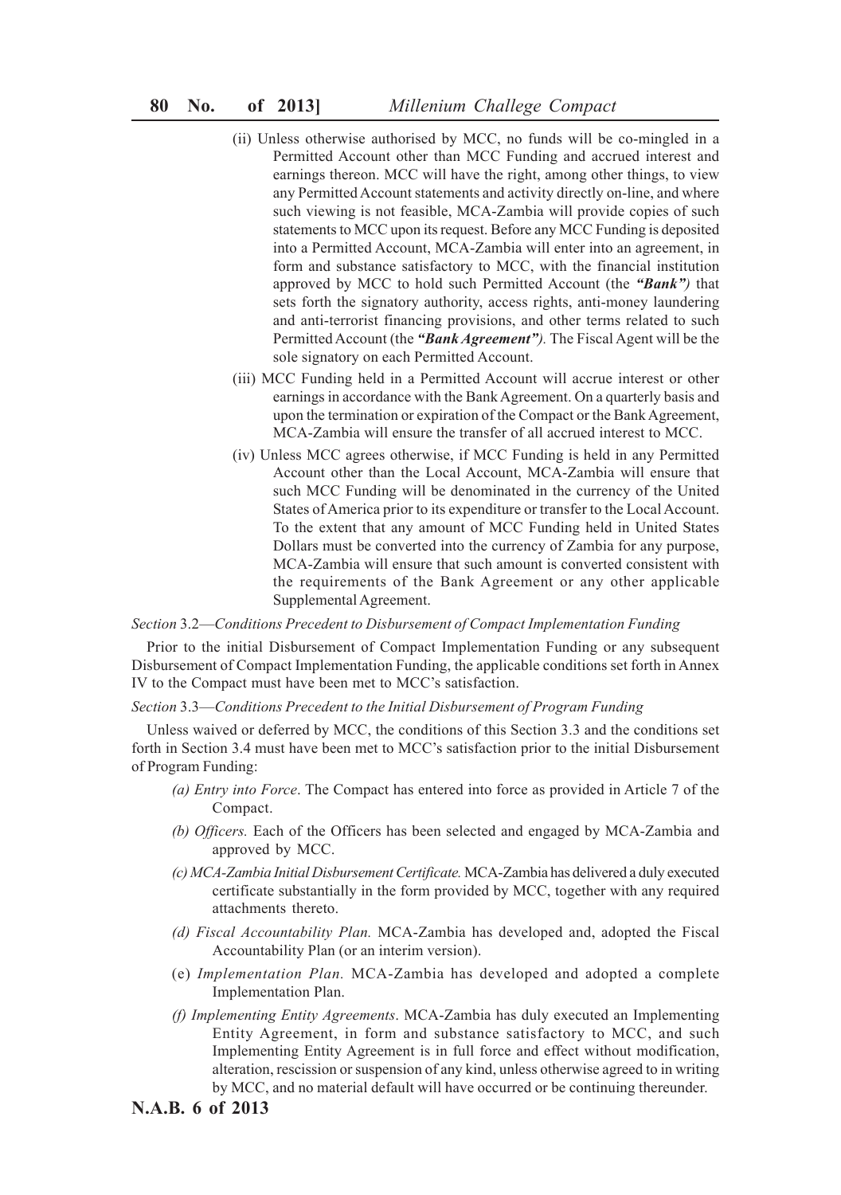(ii) Unless otherwise authorised by MCC, no funds will be co-mingled in a Permitted Account other than MCC Funding and accrued interest and earnings thereon. MCC will have the right, among other things, to view any Permitted Account statements and activity directly on-line, and where such viewing is not feasible, MCA-Zambia will provide copies of such statements to MCC upon its request. Before any MCC Funding is deposited into a Permitted Account, MCA-Zambia will enter into an agreement, in form and substance satisfactory to MCC, with the financial institution approved by MCC to hold such Permitted Account (the ***"Bank")*** that sets forth the signatory authority, access rights, anti-money laundering and anti-terrorist financing provisions, and other terms related to such Permitted Account (the ***"Bank Agreement")***. The Fiscal Agent will be the sole signatory on each Permitted Account.

(iii) MCC Funding held in a Permitted Account will accrue interest or other earnings in accordance with the Bank Agreement. On a quarterly basis and upon the termination or expiration of the Compact or the Bank Agreement, MCA-Zambia will ensure the transfer of all accrued interest to MCC.

(iv) Unless MCC agrees otherwise, if MCC Funding is held in any Permitted Account other than the Local Account, MCA-Zambia will ensure that such MCC Funding will be denominated in the currency of the United States of America prior to its expenditure or transfer to the Local Account. To the extent that any amount of MCC Funding held in United States Dollars must be converted into the currency of Zambia for any purpose, MCA-Zambia will ensure that such amount is converted consistent with the requirements of the Bank Agreement or any other applicable Supplemental Agreement.

*Section* 3.2—*Conditions Precedent to Disbursement of Compact Implementation Funding*

Prior to the initial Disbursement of Compact Implementation Funding or any subsequent Disbursement of Compact Implementation Funding, the applicable conditions set forth in Annex IV to the Compact must have been met to MCC's satisfaction.

*Section* 3.3—*Conditions Precedent to the Initial Disbursement of Program Funding*

Unless waived or deferred by MCC, the conditions of this Section 3.3 and the conditions set forth in Section 3.4 must have been met to MCC's satisfaction prior to the initial Disbursement of Program Funding:

*(a) Entry into Force*. The Compact has entered into force as provided in Article 7 of the Compact.

*(b) Officers.* Each of the Officers has been selected and engaged by MCA-Zambia and approved by MCC.

*(c) MCA-Zambia Initial Disbursement Certificate.* MCA-Zambia has delivered a duly executed certificate substantially in the form provided by MCC, together with any required attachments thereto.

*(d) Fiscal Accountability Plan.* MCA-Zambia has developed and, adopted the Fiscal Accountability Plan (or an interim version).

(e) *Implementation Plan.* MCA-Zambia has developed and adopted a complete Implementation Plan.

*(f) Implementing Entity Agreements*. MCA-Zambia has duly executed an Implementing Entity Agreement, in form and substance satisfactory to MCC, and such Implementing Entity Agreement is in full force and effect without modification, alteration, rescission or suspension of any kind, unless otherwise agreed to in writing by MCC, and no material default will have occurred or be continuing thereunder.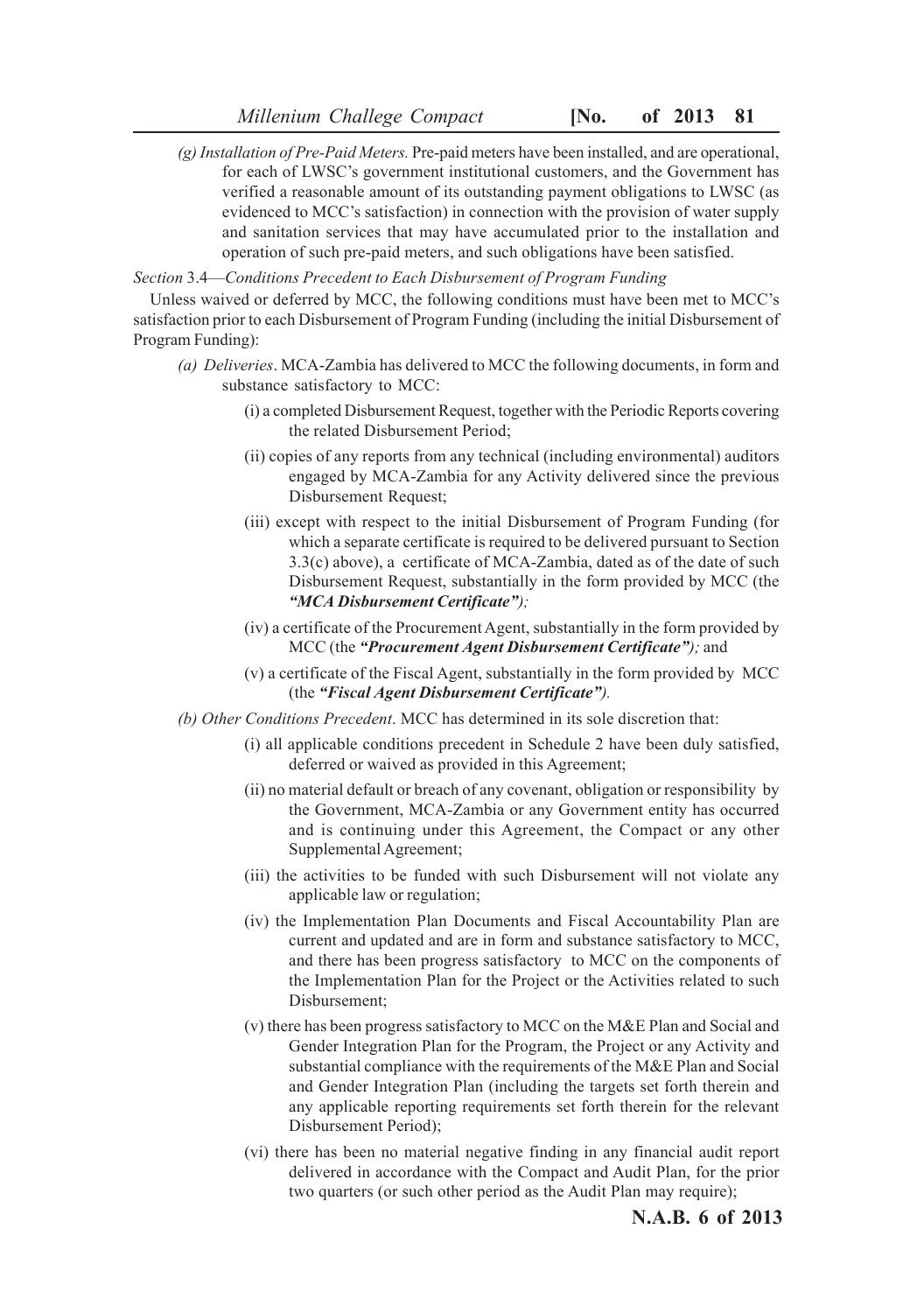*(g) Installation of Pre-Paid Meters.* Pre-paid meters have been installed, and are operational, for each of LWSC's government institutional customers, and the Government has verified a reasonable amount of its outstanding payment obligations to LWSC (as evidenced to MCC's satisfaction) in connection with the provision of water supply and sanitation services that may have accumulated prior to the installation and operation of such pre-paid meters, and such obligations have been satisfied.

*Section* 3.4—*Conditions Precedent to Each Disbursement of Program Funding*

Unless waived or deferred by MCC, the following conditions must have been met to MCC's satisfaction prior to each Disbursement of Program Funding (including the initial Disbursement of Program Funding):

*(a) Deliveries*. MCA-Zambia has delivered to MCC the following documents, in form and substance satisfactory to MCC:

(i) a completed Disbursement Request, together with the Periodic Reports covering the related Disbursement Period;

(ii) copies of any reports from any technical (including environmental) auditors engaged by MCA-Zambia for any Activity delivered since the previous Disbursement Request;

(iii) except with respect to the initial Disbursement of Program Funding (for which a separate certificate is required to be delivered pursuant to Section 3.3(c) above), a certificate of MCA-Zambia, dated as of the date of such Disbursement Request, substantially in the form provided by MCC (the ***"MCA Disbursement Certificate")****;*

(iv) a certificate of the Procurement Agent, substantially in the form provided by MCC (the ***"Procurement Agent Disbursement Certificate")****;* and

(v) a certificate of the Fiscal Agent, substantially in the form provided by MCC (the ***"Fiscal Agent Disbursement Certificate")****.*

*(b) Other Conditions Precedent*. MCC has determined in its sole discretion that:

(i) all applicable conditions precedent in Schedule 2 have been duly satisfied, deferred or waived as provided in this Agreement;

(ii) no material default or breach of any covenant, obligation or responsibility by the Government, MCA-Zambia or any Government entity has occurred and is continuing under this Agreement, the Compact or any other Supplemental Agreement;

(iii) the activities to be funded with such Disbursement will not violate any applicable law or regulation;

(iv) the Implementation Plan Documents and Fiscal Accountability Plan are current and updated and are in form and substance satisfactory to MCC, and there has been progress satisfactory to MCC on the components of the Implementation Plan for the Project or the Activities related to such Disbursement;

(v) there has been progress satisfactory to MCC on the M&E Plan and Social and Gender Integration Plan for the Program, the Project or any Activity and substantial compliance with the requirements of the M&E Plan and Social and Gender Integration Plan (including the targets set forth therein and any applicable reporting requirements set forth therein for the relevant Disbursement Period);

(vi) there has been no material negative finding in any financial audit report delivered in accordance with the Compact and Audit Plan, for the prior two quarters (or such other period as the Audit Plan may require);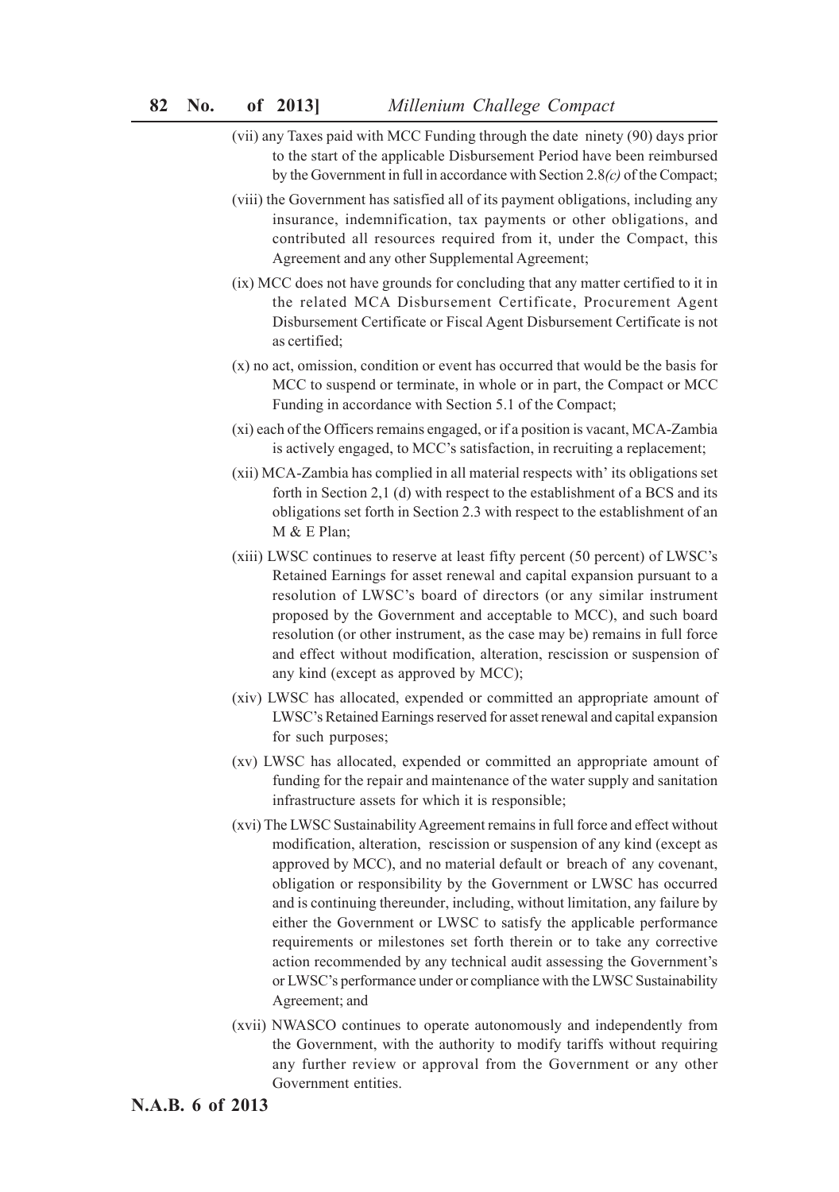(vii) any Taxes paid with MCC Funding through the date ninety (90) days prior to the start of the applicable Disbursement Period have been reimbursed by the Government in full in accordance with Section 2.8*(c)* of the Compact;

(viii) the Government has satisfied all of its payment obligations, including any insurance, indemnification, tax payments or other obligations, and contributed all resources required from it, under the Compact, this Agreement and any other Supplemental Agreement;

(ix) MCC does not have grounds for concluding that any matter certified to it in the related MCA Disbursement Certificate, Procurement Agent Disbursement Certificate or Fiscal Agent Disbursement Certificate is not as certified;

(x) no act, omission, condition or event has occurred that would be the basis for MCC to suspend or terminate, in whole or in part, the Compact or MCC Funding in accordance with Section 5.1 of the Compact;

(xi) each of the Officers remains engaged, or if a position is vacant, MCA-Zambia is actively engaged, to MCC's satisfaction, in recruiting a replacement;

(xii) MCA-Zambia has complied in all material respects with' its obligations set forth in Section 2,1 (d) with respect to the establishment of a BCS and its obligations set forth in Section 2.3 with respect to the establishment of an M & E Plan;

(xiii) LWSC continues to reserve at least fifty percent (50 percent) of LWSC's Retained Earnings for asset renewal and capital expansion pursuant to a resolution of LWSC's board of directors (or any similar instrument proposed by the Government and acceptable to MCC), and such board resolution (or other instrument, as the case may be) remains in full force and effect without modification, alteration, rescission or suspension of any kind (except as approved by MCC);

(xiv) LWSC has allocated, expended or committed an appropriate amount of LWSC's Retained Earnings reserved for asset renewal and capital expansion for such purposes;

(xv) LWSC has allocated, expended or committed an appropriate amount of funding for the repair and maintenance of the water supply and sanitation infrastructure assets for which it is responsible;

(xvi) The LWSC Sustainability Agreement remains in full force and effect without modification, alteration, rescission or suspension of any kind (except as approved by MCC), and no material default or breach of any covenant, obligation or responsibility by the Government or LWSC has occurred and is continuing thereunder, including, without limitation, any failure by either the Government or LWSC to satisfy the applicable performance requirements or milestones set forth therein or to take any corrective action recommended by any technical audit assessing the Government's or LWSC's performance under or compliance with the LWSC Sustainability Agreement; and

(xvii) NWASCO continues to operate autonomously and independently from the Government, with the authority to modify tariffs without requiring any further review or approval from the Government or any other Government entities.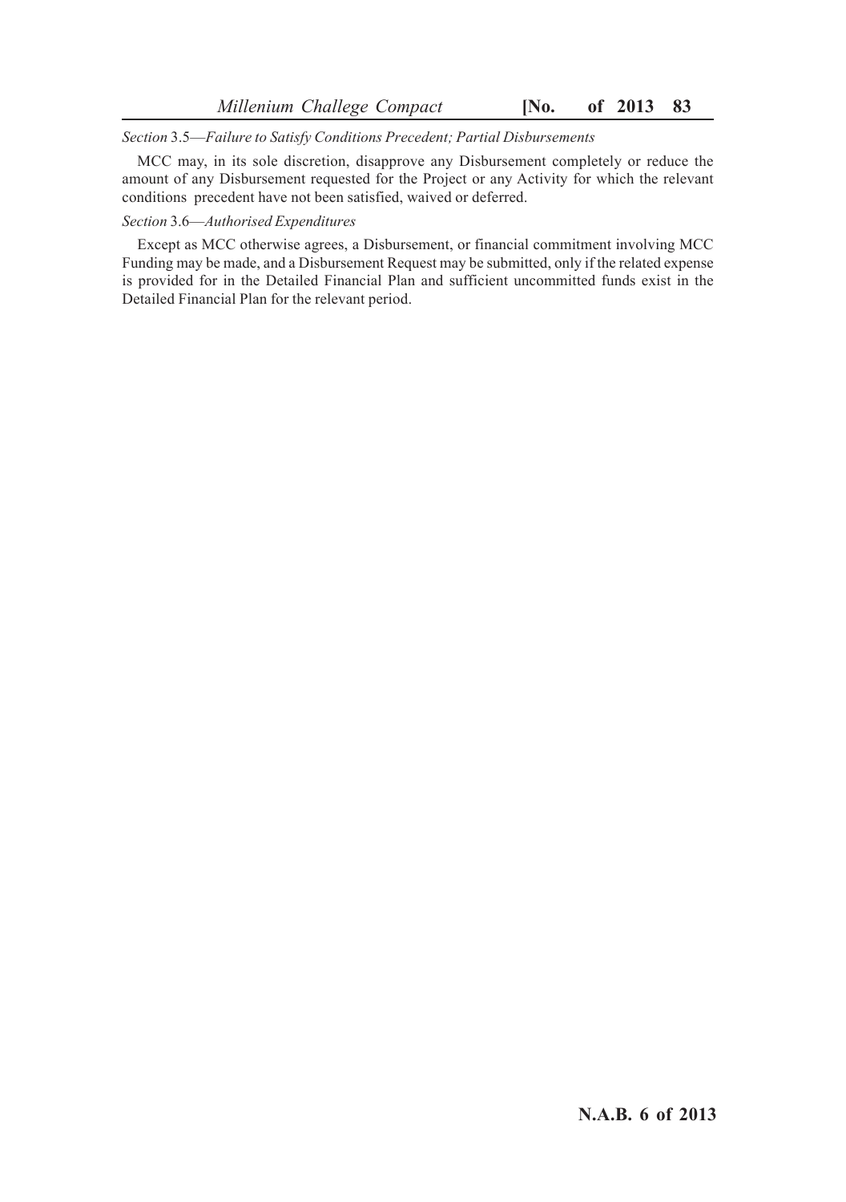*Section* 3.5—*Failure to Satisfy Conditions Precedent; Partial Disbursements*

MCC may, in its sole discretion, disapprove any Disbursement completely or reduce the amount of any Disbursement requested for the Project or any Activity for which the relevant conditions precedent have not been satisfied, waived or deferred.

*Section* 3.6—*Authorised Expenditures*

Except as MCC otherwise agrees, a Disbursement, or financial commitment involving MCC Funding may be made, and a Disbursement Request may be submitted, only if the related expense is provided for in the Detailed Financial Plan and sufficient uncommitted funds exist in the Detailed Financial Plan for the relevant period.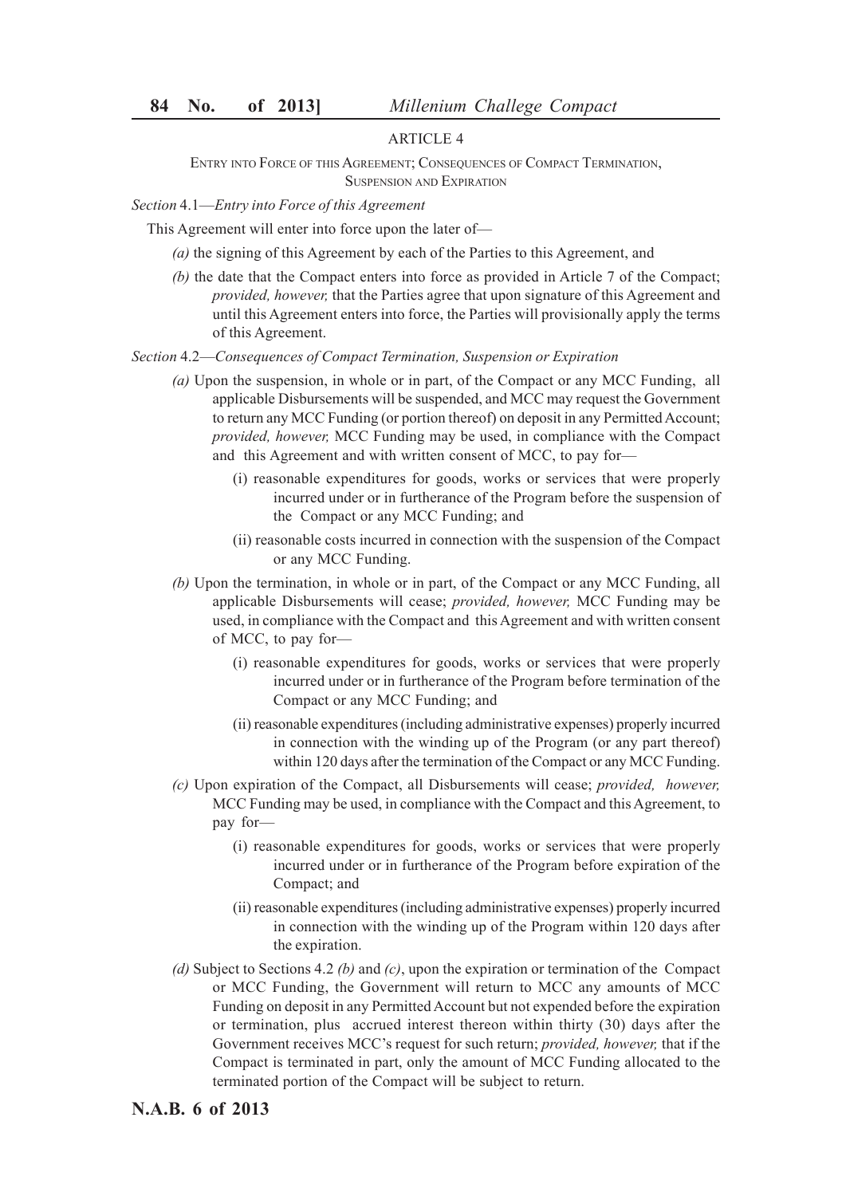## ARTICLE 4

### ENTRY INTO FORCE OF THIS AGREEMENT; CONSEQUENCES OF COMPACT TERMINATION, SUSPENSION AND EXPIRATION

*Section* 4.1—*Entry into Force of this Agreement*

This Agreement will enter into force upon the later of—

*(a)* the signing of this Agreement by each of the Parties to this Agreement, and

*(b)* the date that the Compact enters into force as provided in Article 7 of the Compact; *provided, however,* that the Parties agree that upon signature of this Agreement and until this Agreement enters into force, the Parties will provisionally apply the terms of this Agreement.

*Section* 4.2—*Consequences of Compact Termination, Suspension or Expiration*

*(a)* Upon the suspension, in whole or in part, of the Compact or any MCC Funding, all applicable Disbursements will be suspended, and MCC may request the Government to return any MCC Funding (or portion thereof) on deposit in any Permitted Account; *provided, however,* MCC Funding may be used, in compliance with the Compact and this Agreement and with written consent of MCC, to pay for—

(i) reasonable expenditures for goods, works or services that were properly incurred under or in furtherance of the Program before the suspension of the Compact or any MCC Funding; and

(ii) reasonable costs incurred in connection with the suspension of the Compact or any MCC Funding.

*(b)* Upon the termination, in whole or in part, of the Compact or any MCC Funding, all applicable Disbursements will cease; *provided, however,* MCC Funding may be used, in compliance with the Compact and this Agreement and with written consent of MCC, to pay for—

(i) reasonable expenditures for goods, works or services that were properly incurred under or in furtherance of the Program before termination of the Compact or any MCC Funding; and

(ii) reasonable expenditures (including administrative expenses) properly incurred in connection with the winding up of the Program (or any part thereof) within 120 days after the termination of the Compact or any MCC Funding.

*(c)* Upon expiration of the Compact, all Disbursements will cease; *provided, however,* MCC Funding may be used, in compliance with the Compact and this Agreement, to pay for—

(i) reasonable expenditures for goods, works or services that were properly incurred under or in furtherance of the Program before expiration of the Compact; and

(ii) reasonable expenditures (including administrative expenses) properly incurred in connection with the winding up of the Program within 120 days after the expiration.

*(d)* Subject to Sections 4.2 *(b)* and *(c)*, upon the expiration or termination of the Compact or MCC Funding, the Government will return to MCC any amounts of MCC Funding on deposit in any Permitted Account but not expended before the expiration or termination, plus accrued interest thereon within thirty (30) days after the Government receives MCC's request for such return; *provided, however,* that if the Compact is terminated in part, only the amount of MCC Funding allocated to the terminated portion of the Compact will be subject to return.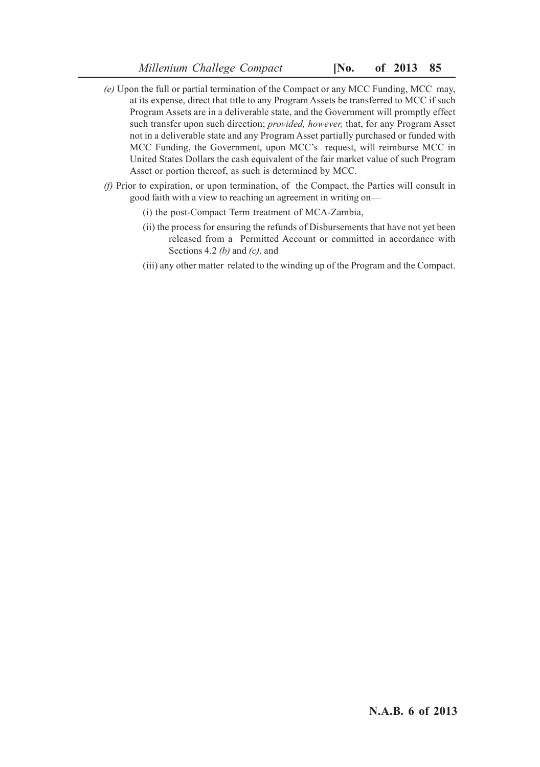*(e)* Upon the full or partial termination of the Compact or any MCC Funding, MCC may, at its expense, direct that title to any Program Assets be transferred to MCC if such Program Assets are in a deliverable state, and the Government will promptly effect such transfer upon such direction; *provided, however,* that, for any Program Asset not in a deliverable state and any Program Asset partially purchased or funded with MCC Funding, the Government, upon MCC's request, will reimburse MCC in United States Dollars the cash equivalent of the fair market value of such Program Asset or portion thereof, as such is determined by MCC.

*(f)* Prior to expiration, or upon termination, of the Compact, the Parties will consult in good faith with a view to reaching an agreement in writing on—

(i) the post-Compact Term treatment of MCA-Zambia,

(ii) the process for ensuring the refunds of Disbursements that have not yet been released from a Permitted Account or committed in accordance with Sections 4.2 *(b)* and *(c)*, and

(iii) any other matter related to the winding up of the Program and the Compact.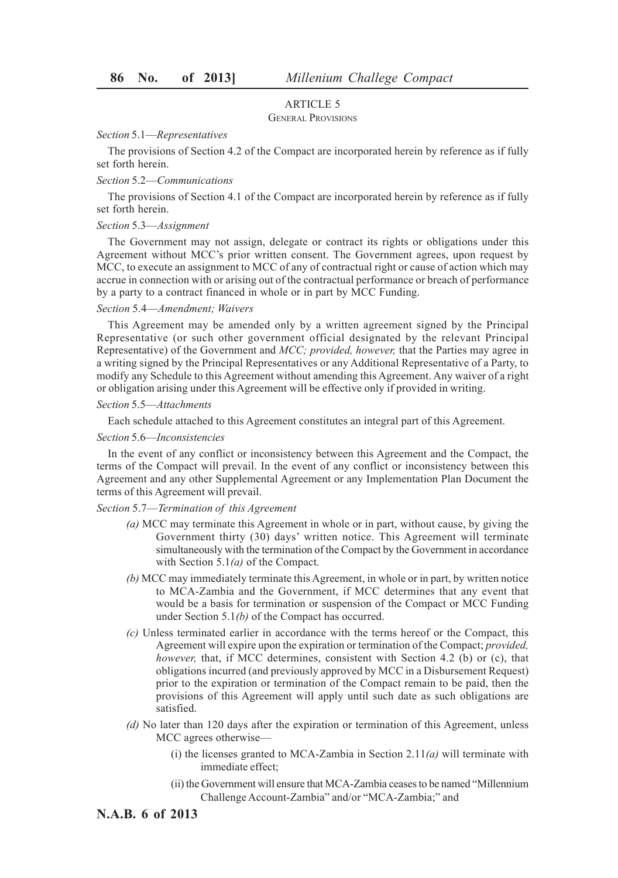## ARTICLE 5

### General Provisions

*Section* 5.1—*Representatives*

The provisions of Section 4.2 of the Compact are incorporated herein by reference as if fully set forth herein.

*Section* 5.2—*Communications*

The provisions of Section 4.1 of the Compact are incorporated herein by reference as if fully set forth herein.

*Section* 5.3—*Assignment*

The Government may not assign, delegate or contract its rights or obligations under this Agreement without MCC's prior written consent. The Government agrees, upon request by MCC, to execute an assignment to MCC of any of contractual right or cause of action which may accrue in connection with or arising out of the contractual performance or breach of performance by a party to a contract financed in whole or in part by MCC Funding.

*Section* 5.4—*Amendment; Waivers*

This Agreement may be amended only by a written agreement signed by the Principal Representative (or such other government official designated by the relevant Principal Representative) of the Government and *MCC; provided, however,* that the Parties may agree in a writing signed by the Principal Representatives or any Additional Representative of a Party, to modify any Schedule to this Agreement without amending this Agreement. Any waiver of a right or obligation arising under this Agreement will be effective only if provided in writing.

*Section* 5.5—*Attachments*

Each schedule attached to this Agreement constitutes an integral part of this Agreement.

*Section* 5.6—*Inconsistencies*

In the event of any conflict or inconsistency between this Agreement and the Compact, the terms of the Compact will prevail. In the event of any conflict or inconsistency between this Agreement and any other Supplemental Agreement or any Implementation Plan Document the terms of this Agreement will prevail.

*Section* 5.7—*Termination of this Agreement*

*(a)* MCC may terminate this Agreement in whole or in part, without cause, by giving the Government thirty (30) days' written notice. This Agreement will terminate simultaneously with the termination of the Compact by the Government in accordance with Section 5.1*(a)* of the Compact.

*(b)* MCC may immediately terminate this Agreement, in whole or in part, by written notice to MCA-Zambia and the Government, if MCC determines that any event that would be a basis for termination or suspension of the Compact or MCC Funding under Section 5.1*(b)* of the Compact has occurred.

*(c)* Unless terminated earlier in accordance with the terms hereof or the Compact, this Agreement will expire upon the expiration or termination of the Compact; *provided, however,* that, if MCC determines, consistent with Section 4.2 (b) or (c), that obligations incurred (and previously approved by MCC in a Disbursement Request) prior to the expiration or termination of the Compact remain to be paid, then the provisions of this Agreement will apply until such date as such obligations are satisfied.

*(d)* No later than 120 days after the expiration or termination of this Agreement, unless MCC agrees otherwise—

(i) the licenses granted to MCA-Zambia in Section 2.11*(a)* will terminate with immediate effect;

(ii) the Government will ensure that MCA-Zambia ceases to be named "Millennium Challenge Account-Zambia" and/or "MCA-Zambia;" and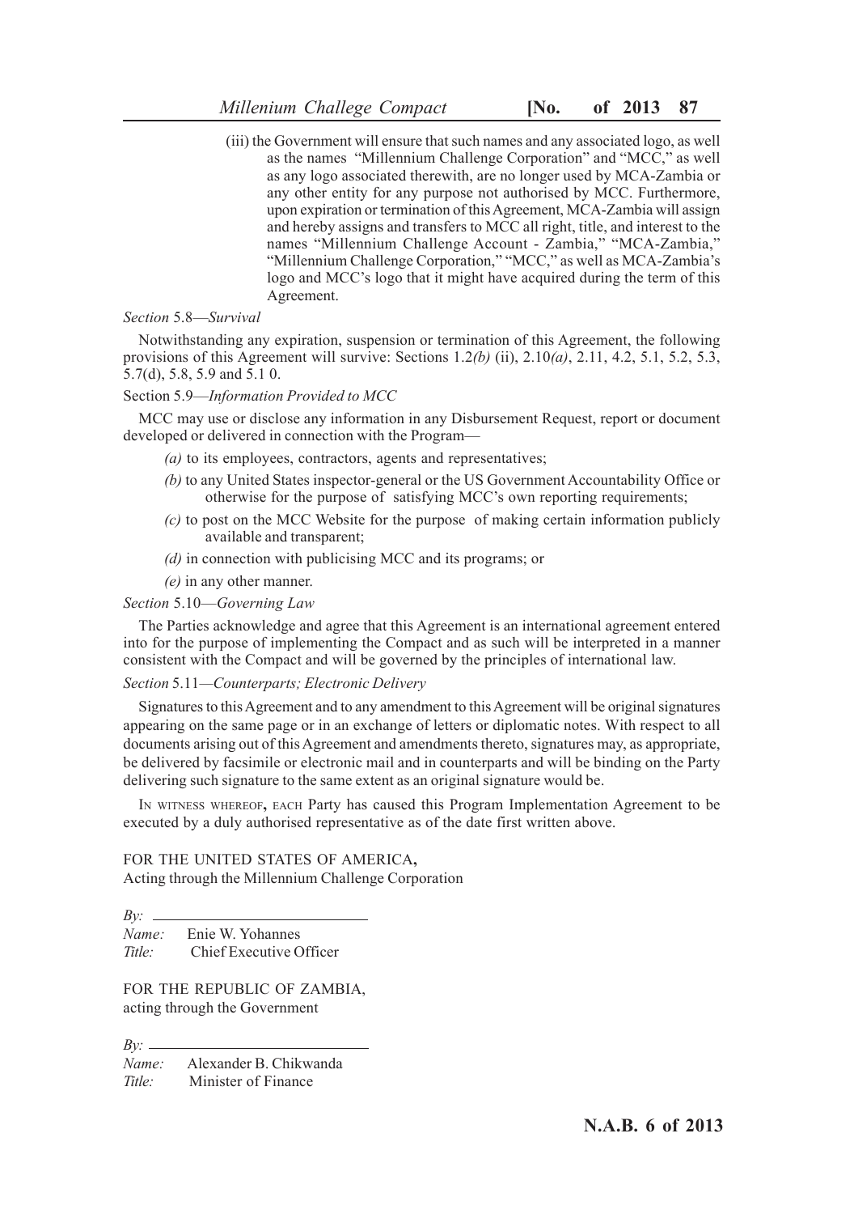(iii) the Government will ensure that such names and any associated logo, as well as the names "Millennium Challenge Corporation" and "MCC," as well as any logo associated therewith, are no longer used by MCA-Zambia or any other entity for any purpose not authorised by MCC. Furthermore, upon expiration or termination of this Agreement, MCA-Zambia will assign and hereby assigns and transfers to MCC all right, title, and interest to the names "Millennium Challenge Account - Zambia," "MCA-Zambia," "Millennium Challenge Corporation," "MCC," as well as MCA-Zambia's logo and MCC's logo that it might have acquired during the term of this Agreement.

*Section* 5.8—*Survival*

Notwithstanding any expiration, suspension or termination of this Agreement, the following provisions of this Agreement will survive: Sections 1.2*(b)* (ii), 2.10*(a)*, 2.11, 4.2, 5.1, 5.2, 5.3, 5.7(d), 5.8, 5.9 and 5.1 0.

Section 5.9—*Information Provided to MCC*

MCC may use or disclose any information in any Disbursement Request, report or document developed or delivered in connection with the Program—

*(a)* to its employees, contractors, agents and representatives;

*(b)* to any United States inspector-general or the US Government Accountability Office or otherwise for the purpose of satisfying MCC's own reporting requirements;

*(c)* to post on the MCC Website for the purpose of making certain information publicly available and transparent;

*(d)* in connection with publicising MCC and its programs; or

*(e)* in any other manner.

*Section* 5.10—*Governing Law*

The Parties acknowledge and agree that this Agreement is an international agreement entered into for the purpose of implementing the Compact and as such will be interpreted in a manner consistent with the Compact and will be governed by the principles of international law.

*Section* 5.11—*Counterparts; Electronic Delivery*

Signatures to this Agreement and to any amendment to this Agreement will be original signatures appearing on the same page or in an exchange of letters or diplomatic notes. With respect to all documents arising out of this Agreement and amendments thereto, signatures may, as appropriate, be delivered by facsimile or electronic mail and in counterparts and will be binding on the Party delivering such signature to the same extent as an original signature would be.

IN WITNESS WHEREOF, EACH Party has caused this Program Implementation Agreement to be executed by a duly authorised representative as of the date first written above.

FOR THE UNITED STATES OF AMERICA,
Acting through the Millennium Challenge Corporation

*By:* ____________________________
*Name:* Enie W. Yohannes
*Title:* Chief Executive Officer

FOR THE REPUBLIC OF ZAMBIA,
acting through the Government

*By:* ____________________________
*Name:* Alexander B. Chikwanda
*Title:* Minister of Finance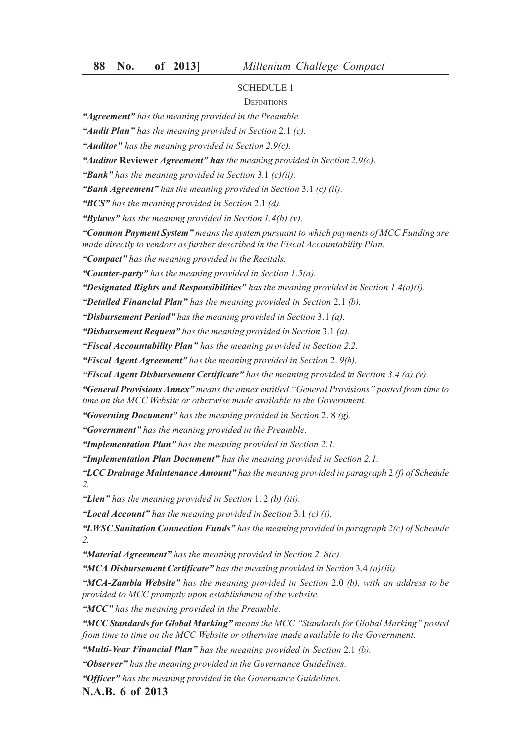## SCHEDULE 1

### Definitions

***"Agreement"*** *has the meaning provided in the Preamble.*

***"Audit Plan"*** *has the meaning provided in Section* 2.1 *(c).*

***"Auditor"*** *has the meaning provided in Section 2.9(c).*

***"Auditor* Reviewer *Agreement" has*** *the meaning provided in Section 2.9(c).*

***"Bank"*** *has the meaning provided in Section* 3.1 *(c)(ii).*

***"Bank Agreement"*** *has the meaning provided in Section* 3.1 *(c) (ii).*

***"BCS"*** *has the meaning provided in Section* 2.1 *(d).*

***"Bylaws"*** *has the meaning provided in Section 1.4(b) (v).*

***"Common Payment System"*** *means the system pursuant to which payments of MCC Funding are made directly to vendors as further described in the Fiscal Accountability Plan.*

***"Compact"*** *has the meaning provided in the Recitals.*

***"Counter-party"*** *has the meaning provided in Section 1.5(a).*

***"Designated Rights and Responsibilities"*** *has the meaning provided in Section 1.4(a)(i).*

***"Detailed Financial Plan"*** *has the meaning provided in Section* 2.1 *(b).*

***"Disbursement Period"*** *has the meaning provided in Section* 3.1 *(a).*

***"Disbursement Request"*** *has the meaning provided in Section* 3.1 *(a).*

***"Fiscal Accountability Plan"*** *has the meaning provided in Section 2.2.*

***"Fiscal Agent Agreement"*** *has the meaning provided in Section* 2. *9(b).*

***"Fiscal Agent Disbursement Certificate"*** *has the meaning provided in Section 3.4 (a) (v).*

***"General Provisions Annex"*** *means the annex entitled "General Provisions" posted from time to time on the MCC Website or otherwise made available to the Government.*

***"Governing Document"*** *has the meaning provided in Section* 2. 8 *(g).*

***"Government"*** *has the meaning provided in the Preamble.*

***"Implementation Plan"*** *has the meaning provided in Section 2.1.*

***"Implementation Plan Document"*** *has the meaning provided in Section 2.1.*

***"LCC Drainage Maintenance Amount"*** *has the meaning provided in paragraph* 2 *(f) of Schedule 2.*

***"Lien"*** *has the meaning provided in Section* 1. 2 *(b) (iii).*

***"Local Account"*** *has the meaning provided in Section* 3.1 *(c) (i).*

***"LWSC Sanitation Connection Funds"*** *has the meaning provided in paragraph 2(c) of Schedule 2.*

***"Material Agreement"*** *has the meaning provided in Section 2. 8(c).*

***"MCA Disbursement Certificate"*** *has the meaning provided in Section* 3.4 *(a)(iii).*

***"MCA-Zambia Website"*** *has the meaning provided in Section* 2.0 *(b), with an address to be provided to MCC promptly upon establishment of the website.*

***"MCC"*** *has the meaning provided in the Preamble.*

***"MCC Standards for Global Marking"*** *means the MCC "Standards for Global Marking" posted from time to time on the MCC Website or otherwise made available to the Government.*

***"Multi-Year Financial Plan"*** *has the meaning provided in Section* 2.1 *(b).*

***"Observer"*** *has the meaning provided in the Governance Guidelines.*

***"Officer"*** *has the meaning provided in the Governance Guidelines.*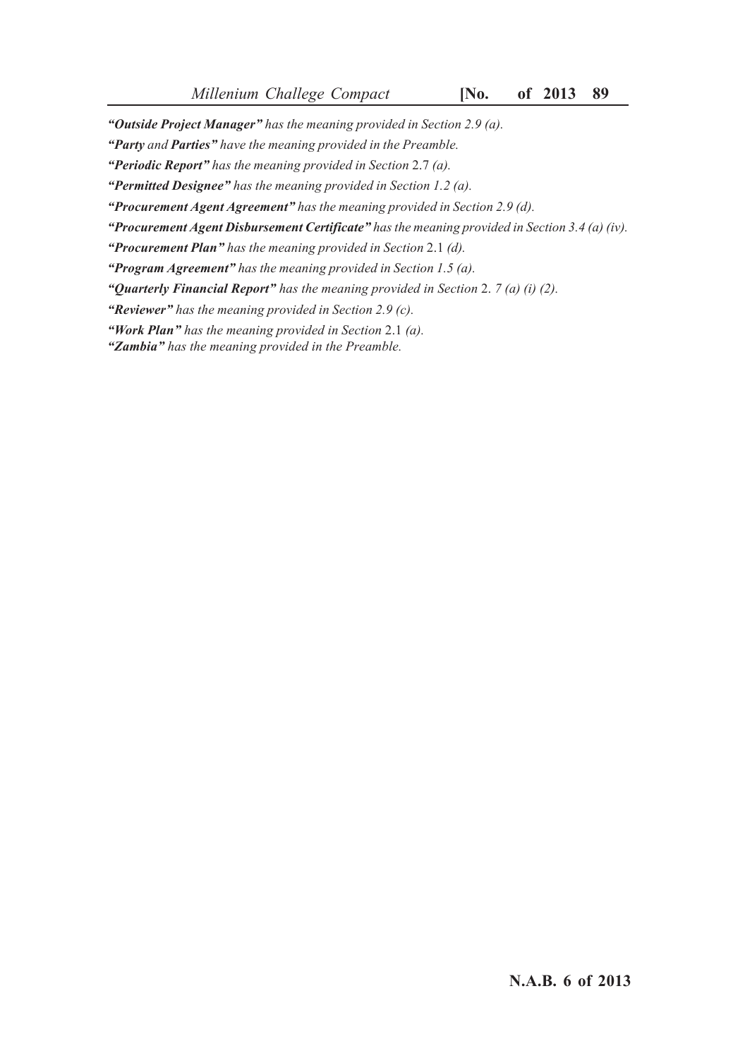***"Outside Project Manager"*** *has the meaning provided in Section 2.9 (a).*

***"Party*** *and* ***Parties"*** *have the meaning provided in the Preamble.*

***"Periodic Report"*** *has the meaning provided in Section* 2.7 *(a).*

***"Permitted Designee"*** *has the meaning provided in Section 1.2 (a).*

***"Procurement Agent Agreement"*** *has the meaning provided in Section 2.9 (d).*

***"Procurement Agent Disbursement Certificate"*** *has the meaning provided in Section 3.4 (a) (iv).*

***"Procurement Plan"*** *has the meaning provided in Section* 2.1 *(d).*

***"Program Agreement"*** *has the meaning provided in Section 1.5 (a).*

***"Quarterly Financial Report"*** *has the meaning provided in Section* 2. *7 (a) (i) (2).*

***"Reviewer"*** *has the meaning provided in Section 2.9 (c).*

***"Work Plan"*** *has the meaning provided in Section* 2.1 *(a).*

***"Zambia"*** *has the meaning provided in the Preamble.*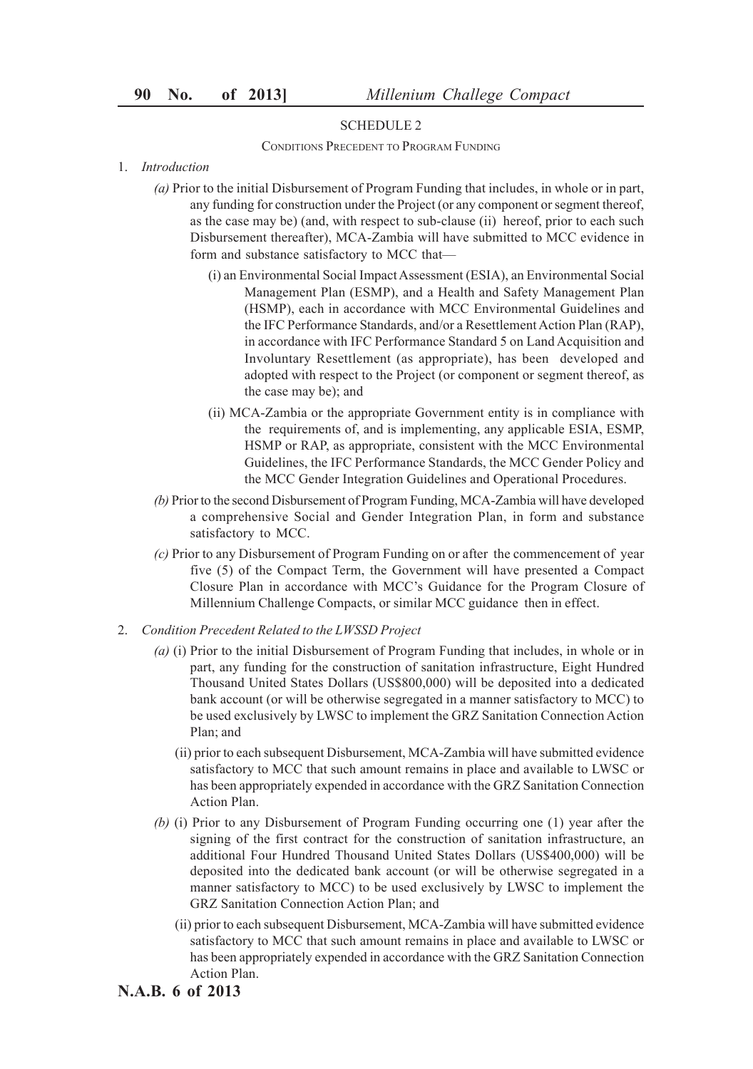## SCHEDULE 2

### Conditions Precedent to Program Funding

1. *Introduction*

   *(a)* Prior to the initial Disbursement of Program Funding that includes, in whole or in part, any funding for construction under the Project (or any component or segment thereof, as the case may be) (and, with respect to sub-clause (ii) hereof, prior to each such Disbursement thereafter), MCA-Zambia will have submitted to MCC evidence in form and substance satisfactory to MCC that—

   (i) an Environmental Social Impact Assessment (ESIA), an Environmental Social Management Plan (ESMP), and a Health and Safety Management Plan (HSMP), each in accordance with MCC Environmental Guidelines and the IFC Performance Standards, and/or a Resettlement Action Plan (RAP), in accordance with IFC Performance Standard 5 on Land Acquisition and Involuntary Resettlement (as appropriate), has been developed and adopted with respect to the Project (or component or segment thereof, as the case may be); and

   (ii) MCA-Zambia or the appropriate Government entity is in compliance with the requirements of, and is implementing, any applicable ESIA, ESMP, HSMP or RAP, as appropriate, consistent with the MCC Environmental Guidelines, the IFC Performance Standards, the MCC Gender Policy and the MCC Gender Integration Guidelines and Operational Procedures.

   *(b)* Prior to the second Disbursement of Program Funding, MCA-Zambia will have developed a comprehensive Social and Gender Integration Plan, in form and substance satisfactory to MCC.

   *(c)* Prior to any Disbursement of Program Funding on or after the commencement of year five (5) of the Compact Term, the Government will have presented a Compact Closure Plan in accordance with MCC's Guidance for the Program Closure of Millennium Challenge Compacts, or similar MCC guidance then in effect.

2. *Condition Precedent Related to the LWSSD Project*

   *(a)* (i) Prior to the initial Disbursement of Program Funding that includes, in whole or in part, any funding for the construction of sanitation infrastructure, Eight Hundred Thousand United States Dollars (US$800,000) will be deposited into a dedicated bank account (or will be otherwise segregated in a manner satisfactory to MCC) to be used exclusively by LWSC to implement the GRZ Sanitation Connection Action Plan; and

   (ii) prior to each subsequent Disbursement, MCA-Zambia will have submitted evidence satisfactory to MCC that such amount remains in place and available to LWSC or has been appropriately expended in accordance with the GRZ Sanitation Connection Action Plan.

   *(b)* (i) Prior to any Disbursement of Program Funding occurring one (1) year after the signing of the first contract for the construction of sanitation infrastructure, an additional Four Hundred Thousand United States Dollars (US$400,000) will be deposited into the dedicated bank account (or will be otherwise segregated in a manner satisfactory to MCC) to be used exclusively by LWSC to implement the GRZ Sanitation Connection Action Plan; and

   (ii) prior to each subsequent Disbursement, MCA-Zambia will have submitted evidence satisfactory to MCC that such amount remains in place and available to LWSC or has been appropriately expended in accordance with the GRZ Sanitation Connection Action Plan.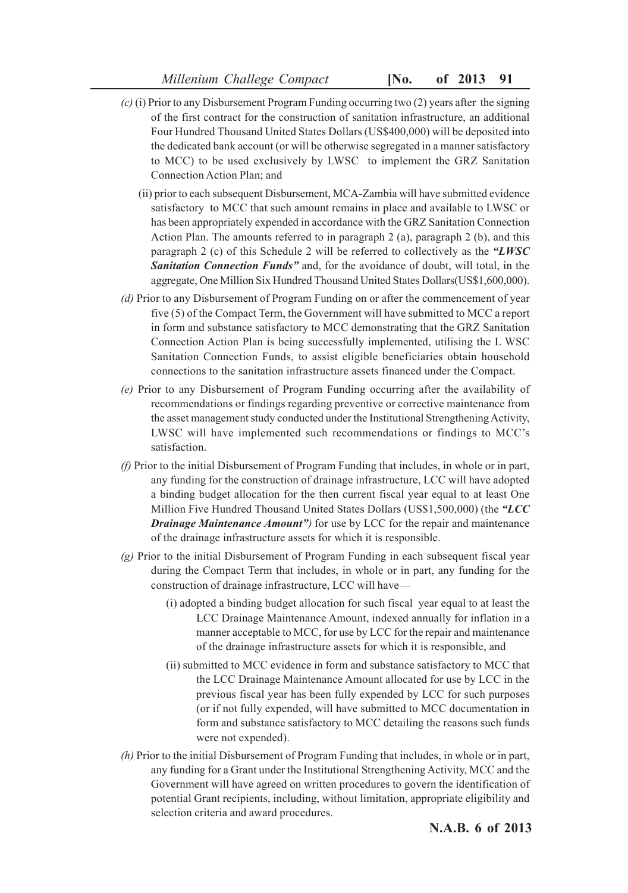*(c)* (i) Prior to any Disbursement Program Funding occurring two (2) years after the signing of the first contract for the construction of sanitation infrastructure, an additional Four Hundred Thousand United States Dollars (US$400,000) will be deposited into the dedicated bank account (or will be otherwise segregated in a manner satisfactory to MCC) to be used exclusively by LWSC to implement the GRZ Sanitation Connection Action Plan; and

(ii) prior to each subsequent Disbursement, MCA-Zambia will have submitted evidence satisfactory to MCC that such amount remains in place and available to LWSC or has been appropriately expended in accordance with the GRZ Sanitation Connection Action Plan. The amounts referred to in paragraph 2 (a), paragraph 2 (b), and this paragraph 2 (c) of this Schedule 2 will be referred to collectively as the ***"LWSC Sanitation Connection Funds"*** and, for the avoidance of doubt, will total, in the aggregate, One Million Six Hundred Thousand United States Dollars(US$1,600,000).

*(d)* Prior to any Disbursement of Program Funding on or after the commencement of year five (5) of the Compact Term, the Government will have submitted to MCC a report in form and substance satisfactory to MCC demonstrating that the GRZ Sanitation Connection Action Plan is being successfully implemented, utilising the L WSC Sanitation Connection Funds, to assist eligible beneficiaries obtain household connections to the sanitation infrastructure assets financed under the Compact.

*(e)* Prior to any Disbursement of Program Funding occurring after the availability of recommendations or findings regarding preventive or corrective maintenance from the asset management study conducted under the Institutional Strengthening Activity, LWSC will have implemented such recommendations or findings to MCC's satisfaction.

*(f)* Prior to the initial Disbursement of Program Funding that includes, in whole or in part, any funding for the construction of drainage infrastructure, LCC will have adopted a binding budget allocation for the then current fiscal year equal to at least One Million Five Hundred Thousand United States Dollars (US$1,500,000) (the ***"LCC Drainage Maintenance Amount")*** for use by LCC for the repair and maintenance of the drainage infrastructure assets for which it is responsible.

*(g)* Prior to the initial Disbursement of Program Funding in each subsequent fiscal year during the Compact Term that includes, in whole or in part, any funding for the construction of drainage infrastructure, LCC will have—

(i) adopted a binding budget allocation for such fiscal year equal to at least the LCC Drainage Maintenance Amount, indexed annually for inflation in a manner acceptable to MCC, for use by LCC for the repair and maintenance of the drainage infrastructure assets for which it is responsible, and

(ii) submitted to MCC evidence in form and substance satisfactory to MCC that the LCC Drainage Maintenance Amount allocated for use by LCC in the previous fiscal year has been fully expended by LCC for such purposes (or if not fully expended, will have submitted to MCC documentation in form and substance satisfactory to MCC detailing the reasons such funds were not expended).

*(h)* Prior to the initial Disbursement of Program Funding that includes, in whole or in part, any funding for a Grant under the Institutional Strengthening Activity, MCC and the Government will have agreed on written procedures to govern the identification of potential Grant recipients, including, without limitation, appropriate eligibility and selection criteria and award procedures.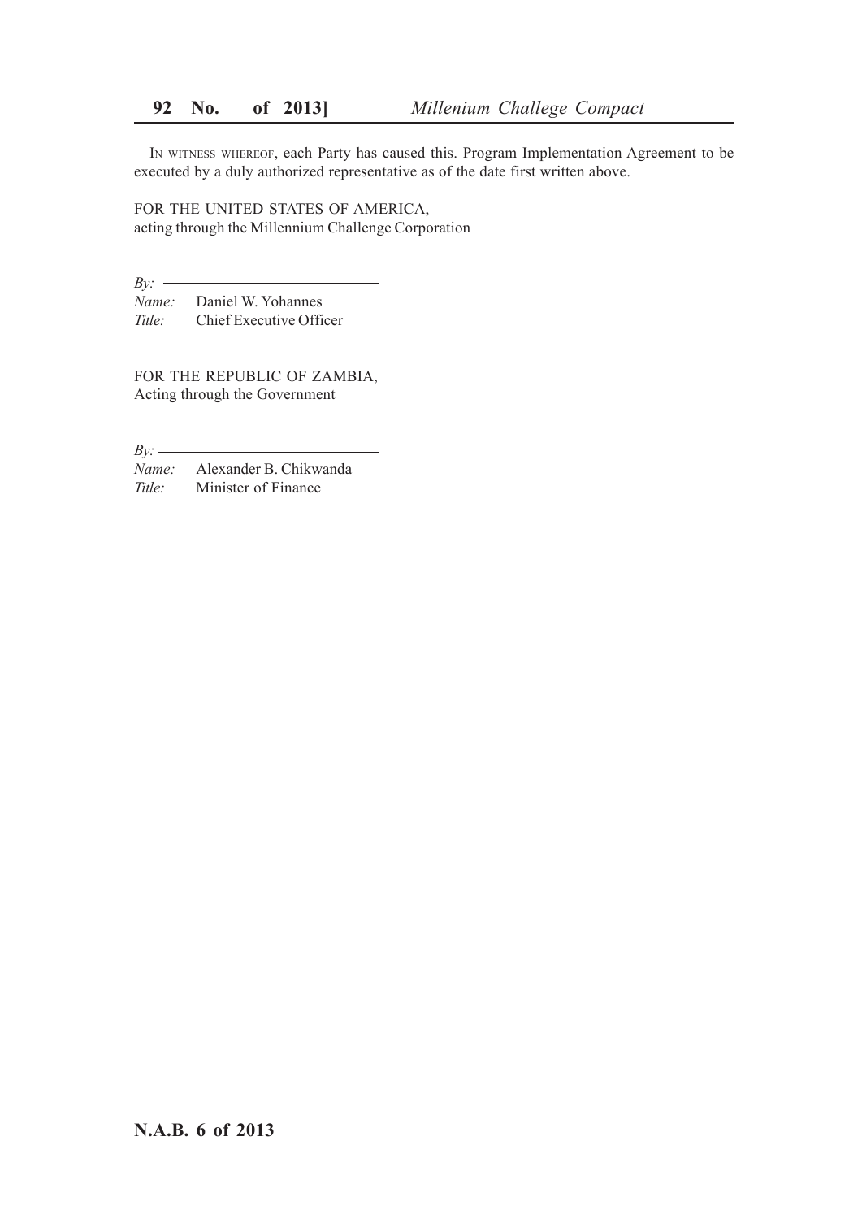IN WITNESS WHEREOF, each Party has caused this. Program Implementation Agreement to be executed by a duly authorized representative as of the date first written above.

FOR THE UNITED STATES OF AMERICA,
acting through the Millennium Challenge Corporation

*By:* ____________________________

*Name:* Daniel W. Yohannes
*Title:* Chief Executive Officer

FOR THE REPUBLIC OF ZAMBIA,
Acting through the Government

*By:* ____________________________

*Name:* Alexander B. Chikwanda
*Title:* Minister of Finance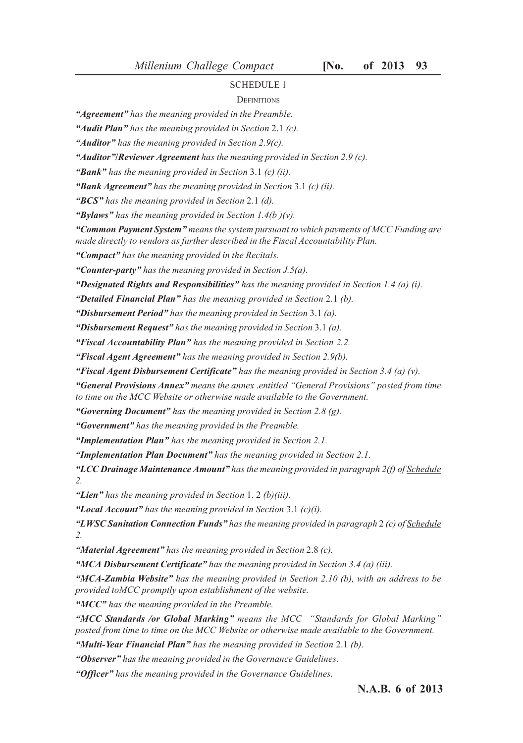## SCHEDULE 1

### Definitions

*"**Agreement**" has the meaning provided in the Preamble.*

*"**Audit Plan**" has the meaning provided in Section* 2.1 *(c).*

*"**Auditor**" has the meaning provided in Section 2.9(c).*

*"**Auditor"/Reviewer Agreement** has the meaning provided in Section 2.9 (c).*

*"**Bank**" has the meaning provided in Section* 3.1 *(c) (ii).*

*"**Bank Agreement**" has the meaning provided in Section* 3.1 *(c) (ii).*

*"**BCS**" has the meaning provided in Section* 2.1 *(d).*

*"**Bylaws**" has the meaning provided in Section 1.4(b )(v).*

*"**Common Payment System**" means the system pursuant to which payments of MCC Funding are made directly to vendors as further described in the Fiscal Accountability Plan.*

*"**Compact**" has the meaning provided in the Recitals.*

*"**Counter-party**" has the meaning provided in Section J.5(a).*

*"**Designated Rights and Responsibilities**" has the meaning provided in Section 1.4 (a) (i).*

*"**Detailed Financial Plan**" has the meaning provided in Section* 2.1 *(b).*

*"**Disbursement Period**" has the meaning provided in Section* 3.1 *(a).*

*"**Disbursement Request**" has the meaning provided in Section* 3.1 *(a).*

*"**Fiscal Accountability Plan**" has the meaning provided in Section 2.2.*

*"**Fiscal Agent Agreement**" has the meaning provided in Section 2.9(b).*

*"**Fiscal Agent Disbursement Certificate**" has the meaning provided in Section 3.4 (a) (v).*

*"**General Provisions Annex**" means the annex .entitled "General Provisions" posted from time to time on the MCC Website or otherwise made available to the Government.*

*"**Governing Document**" has the meaning provided in Section 2.8 (g).*

*"**Government**" has the meaning provided in the Preamble.*

*"**Implementation Plan**" has the meaning provided in Section 2.1.*

*"**Implementation Plan Document**" has the meaning provided in Section 2.1.*

*"**LCC Drainage Maintenance Amount**" has the meaning provided in paragraph 2(f) of Schedule 2.*

*"**Lien**" has the meaning provided in Section* 1. 2 *(b)(iii).*

*"**Local Account**" has the meaning provided in Section* 3.1 *(c)(i).*

*"**LWSC Sanitation Connection Funds**" has the meaning provided in paragraph* 2 *(c) of Schedule 2.*

*"**Material Agreement**" has the meaning provided in Section* 2.8 *(c).*

*"**MCA Disbursement Certificate**" has the meaning provided in Section 3.4 (a) (iii).*

*"**MCA-Zambia Website**" has the meaning provided in Section 2.10 (b), with an address to be provided toMCC promptly upon establishment of the website.*

*"**MCC**" has the meaning provided in the Preamble.*

*"**MCC Standards /or Global Marking**" means the MCC "Standards for Global Marking" posted from time to time on the MCC Website or otherwise made available to the Government.*

*"**Multi-Year Financial Plan**" has the meaning provided in Section* 2.1 *(b).*

*"**Observer**" has the meaning provided in the Governance Guidelines.*

*"**Officer**" has the meaning provided in the Governance Guidelines.*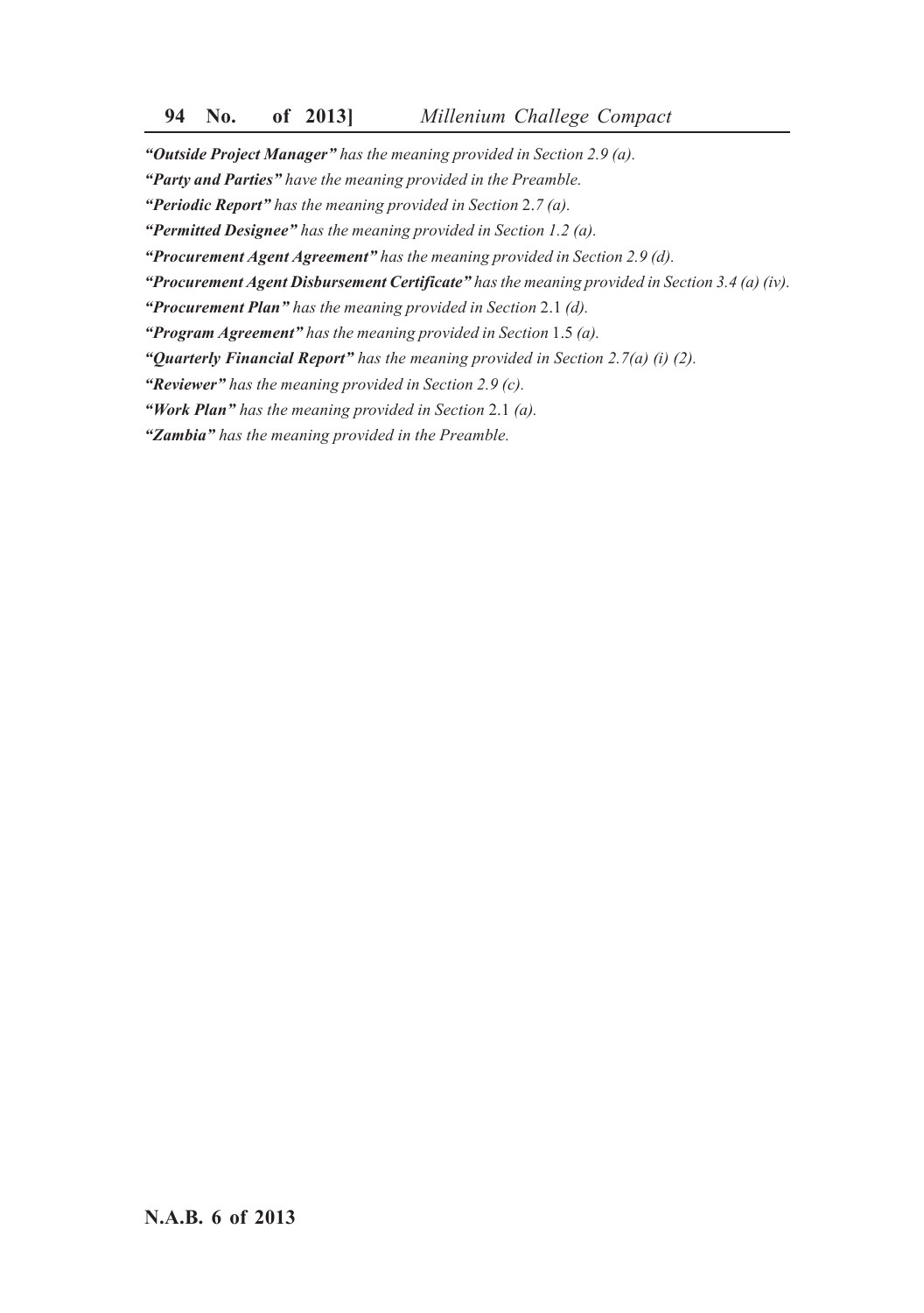***"Outside Project Manager"*** *has the meaning provided in Section 2.9 (a).*

***"Party and Parties"*** *have the meaning provided in the Preamble.*

***"Periodic Report"*** *has the meaning provided in Section 2.7 (a).*

***"Permitted Designee"*** *has the meaning provided in Section 1.2 (a).*

***"Procurement Agent Agreement"*** *has the meaning provided in Section 2.9 (d).*

***"Procurement Agent Disbursement Certificate"*** *has the meaning provided in Section 3.4 (a) (iv).*

***"Procurement Plan"*** *has the meaning provided in Section 2.1 (d).*

***"Program Agreement"*** *has the meaning provided in Section 1.5 (a).*

***"Quarterly Financial Report"*** *has the meaning provided in Section 2.7(a) (i) (2).*

***"Reviewer"*** *has the meaning provided in Section 2.9 (c).*

***"Work Plan"*** *has the meaning provided in Section 2.1 (a).*

***"Zambia"*** *has the meaning provided in the Preamble.*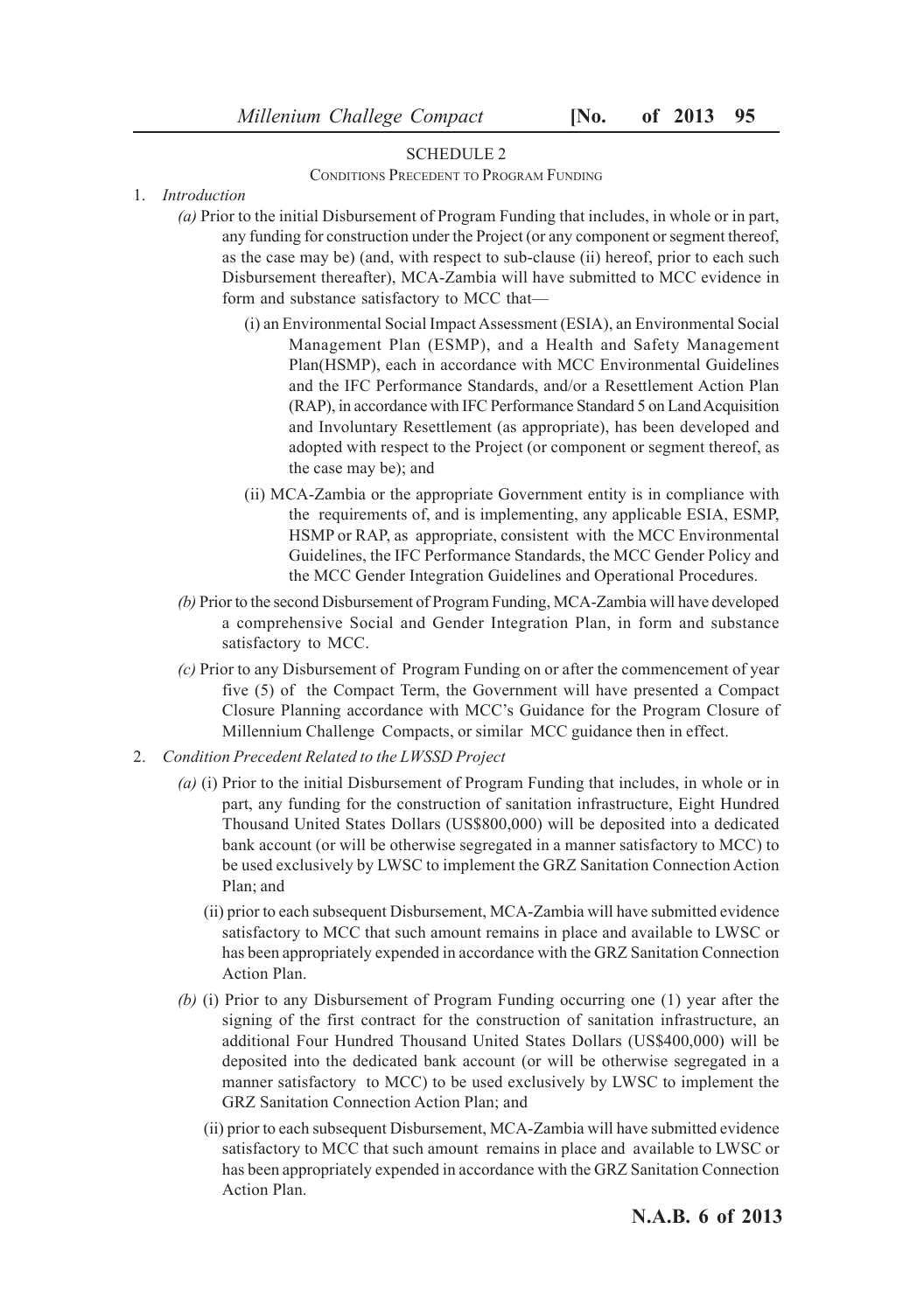## SCHEDULE 2

### CONDITIONS PRECEDENT TO PROGRAM FUNDING

1. *Introduction*

   *(a)* Prior to the initial Disbursement of Program Funding that includes, in whole or in part, any funding for construction under the Project (or any component or segment thereof, as the case may be) (and, with respect to sub-clause (ii) hereof, prior to each such Disbursement thereafter), MCA-Zambia will have submitted to MCC evidence in form and substance satisfactory to MCC that—

   (i) an Environmental Social Impact Assessment (ESIA), an Environmental Social Management Plan (ESMP), and a Health and Safety Management Plan(HSMP), each in accordance with MCC Environmental Guidelines and the IFC Performance Standards, and/or a Resettlement Action Plan (RAP), in accordance with IFC Performance Standard 5 on Land Acquisition and Involuntary Resettlement (as appropriate), has been developed and adopted with respect to the Project (or component or segment thereof, as the case may be); and

   (ii) MCA-Zambia or the appropriate Government entity is in compliance with the requirements of, and is implementing, any applicable ESIA, ESMP, HSMP or RAP, as appropriate, consistent with the MCC Environmental Guidelines, the IFC Performance Standards, the MCC Gender Policy and the MCC Gender Integration Guidelines and Operational Procedures.

   *(b)* Prior to the second Disbursement of Program Funding, MCA-Zambia will have developed a comprehensive Social and Gender Integration Plan, in form and substance satisfactory to MCC.

   *(c)* Prior to any Disbursement of Program Funding on or after the commencement of year five (5) of the Compact Term, the Government will have presented a Compact Closure Planning accordance with MCC's Guidance for the Program Closure of Millennium Challenge Compacts, or similar MCC guidance then in effect.

2. *Condition Precedent Related to the LWSSD Project*

   *(a)* (i) Prior to the initial Disbursement of Program Funding that includes, in whole or in part, any funding for the construction of sanitation infrastructure, Eight Hundred Thousand United States Dollars (US$800,000) will be deposited into a dedicated bank account (or will be otherwise segregated in a manner satisfactory to MCC) to be used exclusively by LWSC to implement the GRZ Sanitation Connection Action Plan; and

   (ii) prior to each subsequent Disbursement, MCA-Zambia will have submitted evidence satisfactory to MCC that such amount remains in place and available to LWSC or has been appropriately expended in accordance with the GRZ Sanitation Connection Action Plan.

   *(b)* (i) Prior to any Disbursement of Program Funding occurring one (1) year after the signing of the first contract for the construction of sanitation infrastructure, an additional Four Hundred Thousand United States Dollars (US$400,000) will be deposited into the dedicated bank account (or will be otherwise segregated in a manner satisfactory to MCC) to be used exclusively by LWSC to implement the GRZ Sanitation Connection Action Plan; and

   (ii) prior to each subsequent Disbursement, MCA-Zambia will have submitted evidence satisfactory to MCC that such amount remains in place and available to LWSC or has been appropriately expended in accordance with the GRZ Sanitation Connection Action Plan.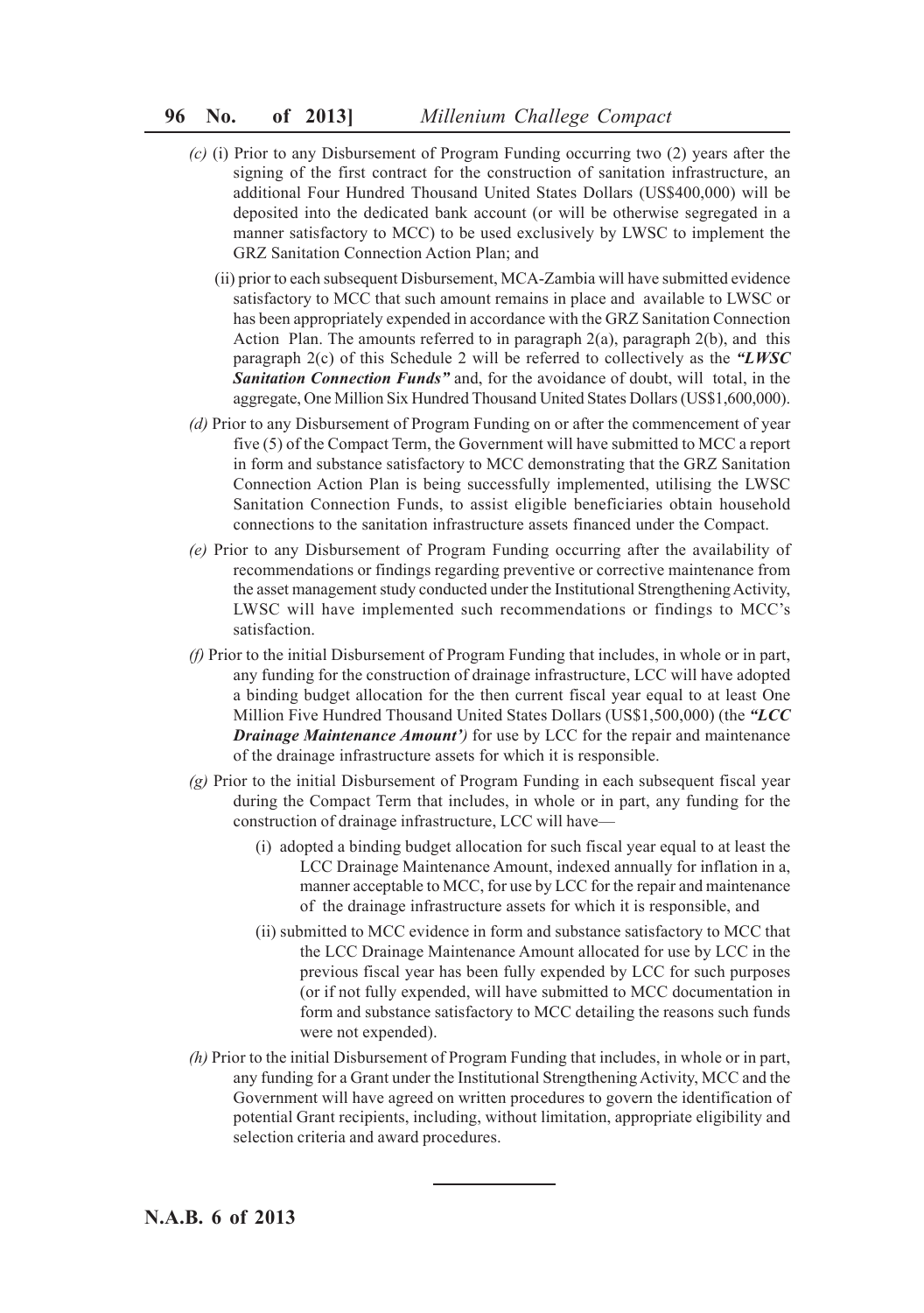*(c)* (i) Prior to any Disbursement of Program Funding occurring two (2) years after the signing of the first contract for the construction of sanitation infrastructure, an additional Four Hundred Thousand United States Dollars (US$400,000) will be deposited into the dedicated bank account (or will be otherwise segregated in a manner satisfactory to MCC) to be used exclusively by LWSC to implement the GRZ Sanitation Connection Action Plan; and

(ii) prior to each subsequent Disbursement, MCA-Zambia will have submitted evidence satisfactory to MCC that such amount remains in place and available to LWSC or has been appropriately expended in accordance with the GRZ Sanitation Connection Action Plan. The amounts referred to in paragraph 2(a), paragraph 2(b), and this paragraph 2(c) of this Schedule 2 will be referred to collectively as the ***"LWSC Sanitation Connection Funds"*** and, for the avoidance of doubt, will total, in the aggregate, One Million Six Hundred Thousand United States Dollars (US$1,600,000).

*(d)* Prior to any Disbursement of Program Funding on or after the commencement of year five (5) of the Compact Term, the Government will have submitted to MCC a report in form and substance satisfactory to MCC demonstrating that the GRZ Sanitation Connection Action Plan is being successfully implemented, utilising the LWSC Sanitation Connection Funds, to assist eligible beneficiaries obtain household connections to the sanitation infrastructure assets financed under the Compact.

*(e)* Prior to any Disbursement of Program Funding occurring after the availability of recommendations or findings regarding preventive or corrective maintenance from the asset management study conducted under the Institutional Strengthening Activity, LWSC will have implemented such recommendations or findings to MCC's satisfaction.

*(f)* Prior to the initial Disbursement of Program Funding that includes, in whole or in part, any funding for the construction of drainage infrastructure, LCC will have adopted a binding budget allocation for the then current fiscal year equal to at least One Million Five Hundred Thousand United States Dollars (US$1,500,000) (the ***"LCC Drainage Maintenance Amount')*** for use by LCC for the repair and maintenance of the drainage infrastructure assets for which it is responsible.

*(g)* Prior to the initial Disbursement of Program Funding in each subsequent fiscal year during the Compact Term that includes, in whole or in part, any funding for the construction of drainage infrastructure, LCC will have—

(i) adopted a binding budget allocation for such fiscal year equal to at least the LCC Drainage Maintenance Amount, indexed annually for inflation in a, manner acceptable to MCC, for use by LCC for the repair and maintenance of the drainage infrastructure assets for which it is responsible, and

(ii) submitted to MCC evidence in form and substance satisfactory to MCC that the LCC Drainage Maintenance Amount allocated for use by LCC in the previous fiscal year has been fully expended by LCC for such purposes (or if not fully expended, will have submitted to MCC documentation in form and substance satisfactory to MCC detailing the reasons such funds were not expended).

*(h)* Prior to the initial Disbursement of Program Funding that includes, in whole or in part, any funding for a Grant under the Institutional Strengthening Activity, MCC and the Government will have agreed on written procedures to govern the identification of potential Grant recipients, including, without limitation, appropriate eligibility and selection criteria and award procedures.

---

**N.A.B. 6 of 2013**